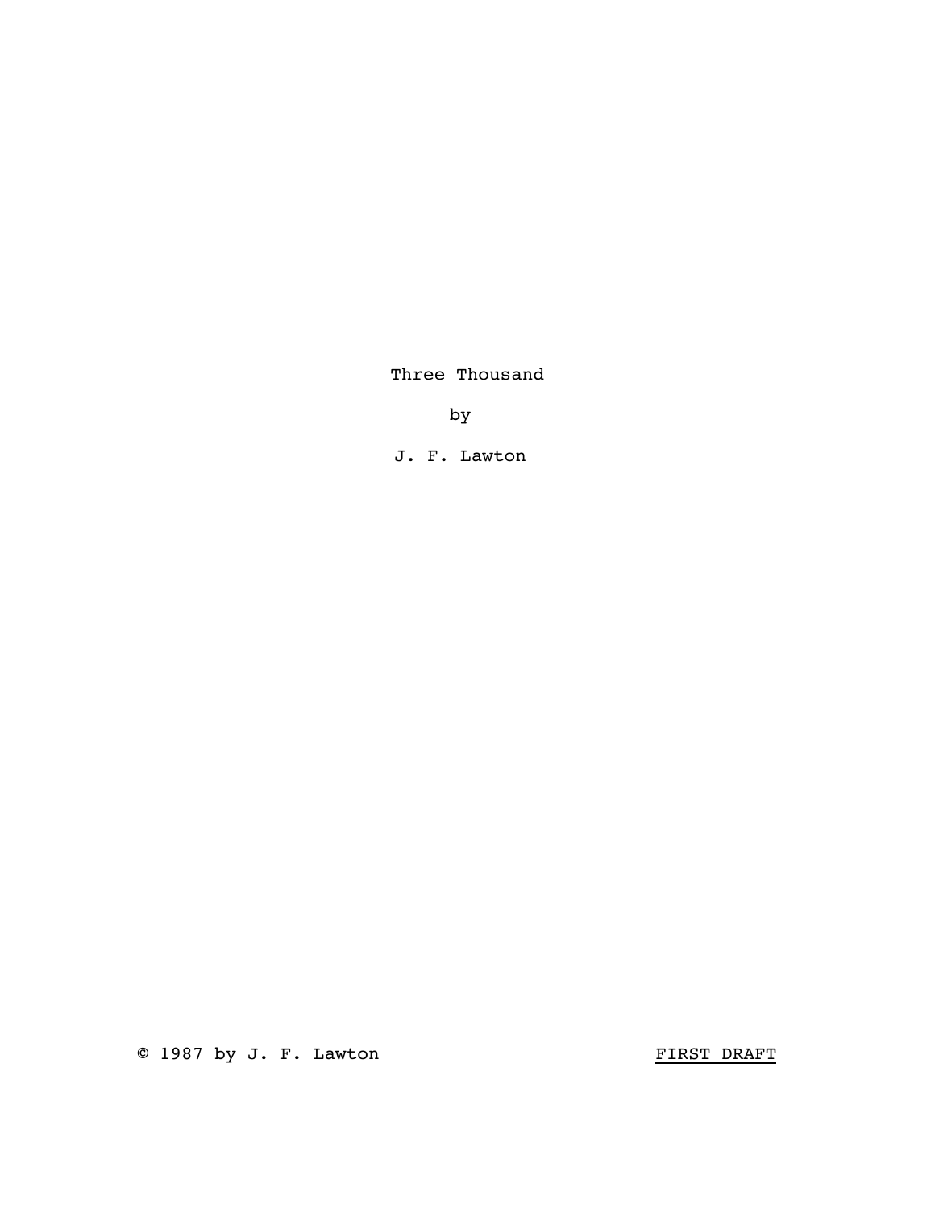<u>Three Thousand</u>

by

J. F. Lawton

© 1987 by J. F. Lawton

<u>FIRST DRAFT</u>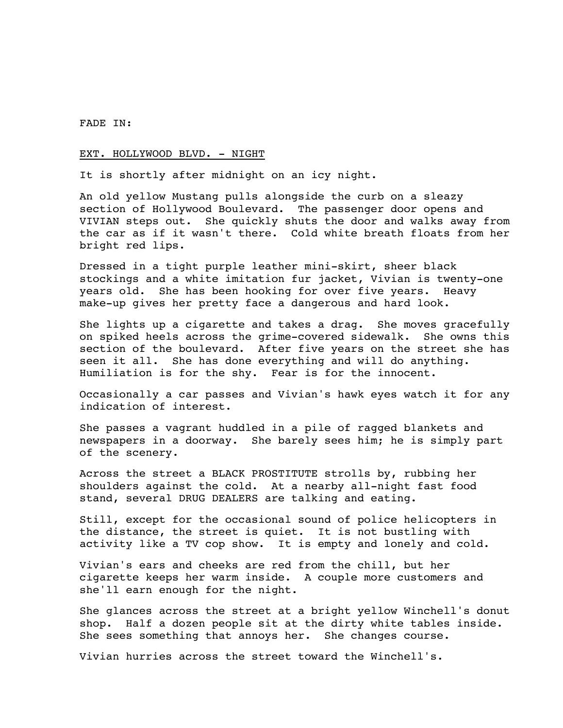FADE IN:

EXT. HOLLYWOOD BLVD. - NIGHT

It is shortly after midnight on an icy night.

An old yellow Mustang pulls alongside the curb on a sleazy section of Hollywood Boulevard. The passenger door opens and VIVIAN steps out. She quickly shuts the door and walks away from the car as if it wasn't there. Cold white breath floats from her bright red lips.

Dressed in a tight purple leather mini-skirt, sheer black stockings and a white imitation fur jacket, Vivian is twenty-one years old. She has been hooking for over five years. Heavy make-up gives her pretty face a dangerous and hard look.

She lights up a cigarette and takes a drag. She moves gracefully on spiked heels across the grime-covered sidewalk. She owns this section of the boulevard. After five years on the street she has seen it all. She has done everything and will do anything. Humiliation is for the shy. Fear is for the innocent.

Occasionally a car passes and Vivian's hawk eyes watch it for any indication of interest.

She passes a vagrant huddled in a pile of ragged blankets and newspapers in a doorway. She barely sees him; he is simply part of the scenery.

Across the street a BLACK PROSTITUTE strolls by, rubbing her shoulders against the cold. At a nearby all-night fast food stand, several DRUG DEALERS are talking and eating.

Still, except for the occasional sound of police helicopters in the distance, the street is quiet. It is not bustling with activity like a TV cop show. It is empty and lonely and cold.

Vivian's ears and cheeks are red from the chill, but her cigarette keeps her warm inside. A couple more customers and she'll earn enough for the night.

She glances across the street at a bright yellow Winchell's donut shop. Half a dozen people sit at the dirty white tables inside. She sees something that annoys her. She changes course.

Vivian hurries across the street toward the Winchell's.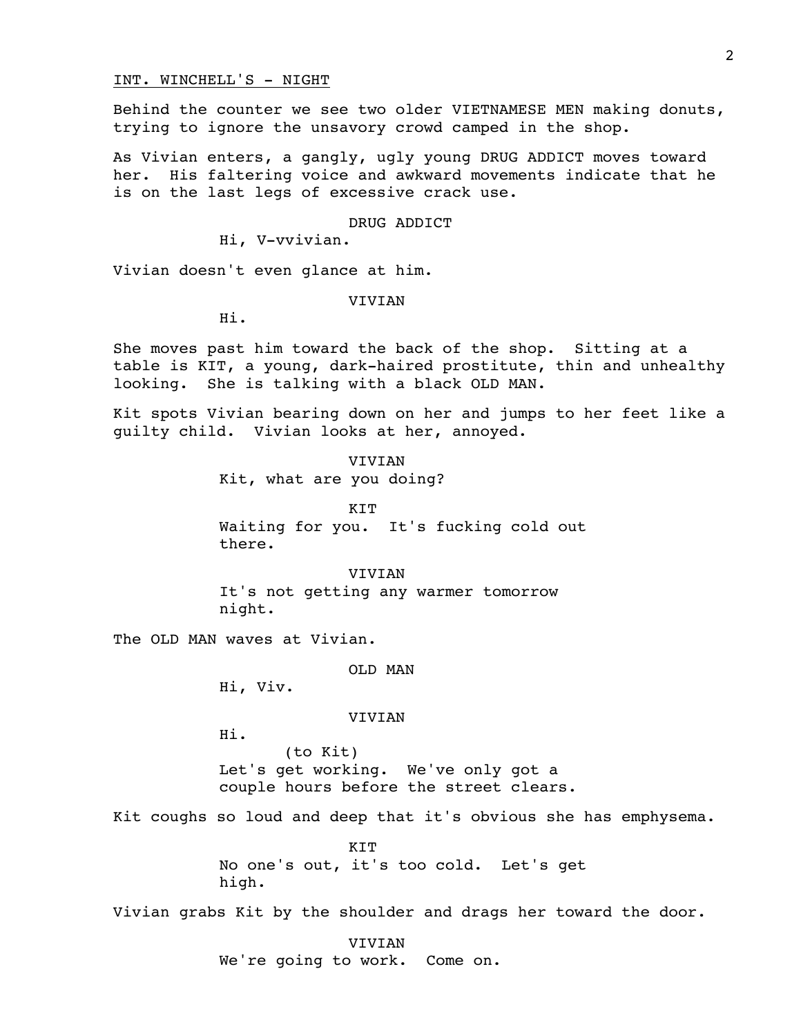INT. WINCHELL'S - NIGHT

Behind the counter we see two older VIETNAMESE MEN making donuts, trying to ignore the unsavory crowd camped in the shop.

As Vivian enters, a gangly, ugly young DRUG ADDICT moves toward her. His faltering voice and awkward movements indicate that he is on the last legs of excessive crack use.

DRUG ADDICT
Hi, V-vvivian.

Vivian doesn't even glance at him.

VIVIAN
Hi.

She moves past him toward the back of the shop. Sitting at a table is KIT, a young, dark-haired prostitute, thin and unhealthy looking. She is talking with a black OLD MAN.

Kit spots Vivian bearing down on her and jumps to her feet like a guilty child. Vivian looks at her, annoyed.

VIVIAN
Kit, what are you doing?

KIT
Waiting for you. It's fucking cold out there.

VIVIAN
It's not getting any warmer tomorrow night.

The OLD MAN waves at Vivian.

OLD MAN
Hi, Viv.

VIVIAN
Hi.
(to Kit)
Let's get working. We've only got a couple hours before the street clears.

Kit coughs so loud and deep that it's obvious she has emphysema.

KIT
No one's out, it's too cold. Let's get high.

Vivian grabs Kit by the shoulder and drags her toward the door.

VIVIAN
We're going to work. Come on.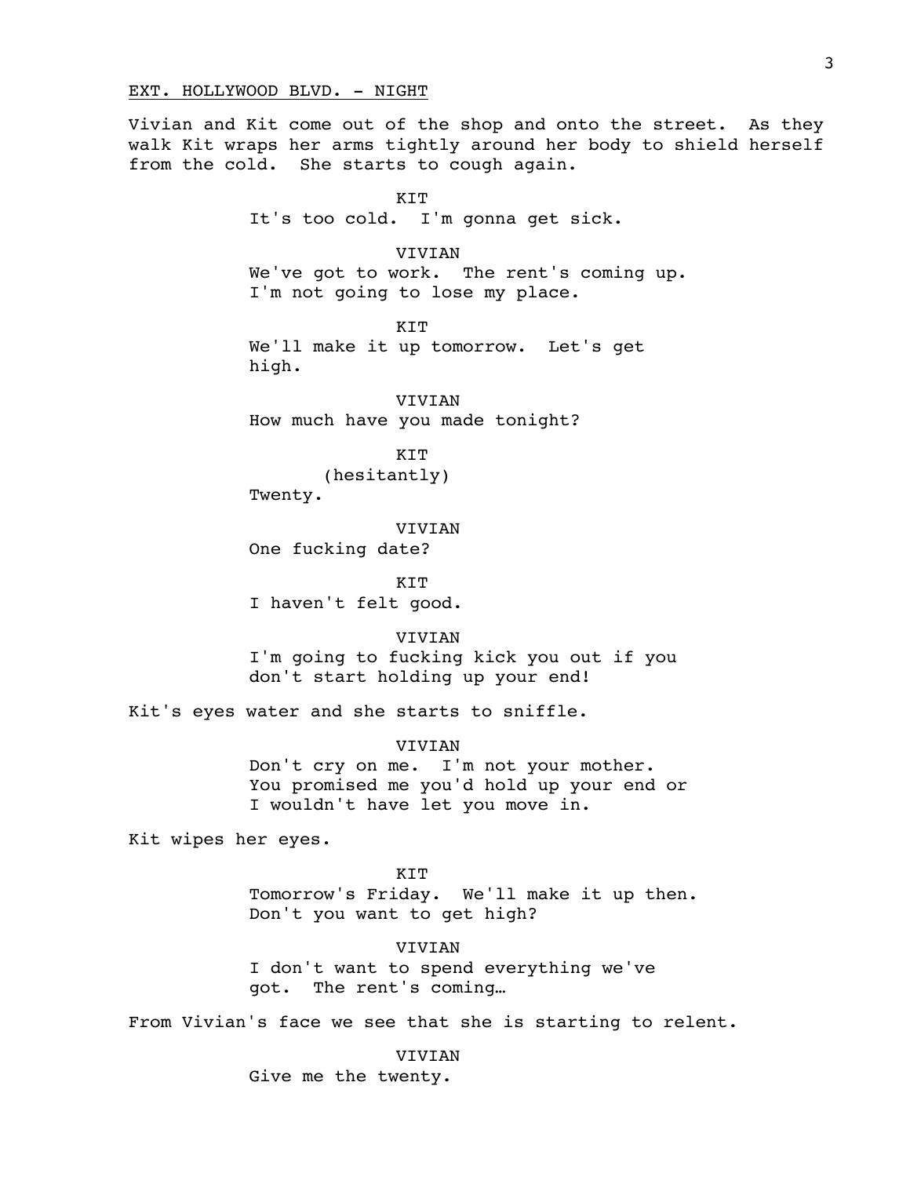EXT. HOLLYWOOD BLVD. - NIGHT

Vivian and Kit come out of the shop and onto the street. As they walk Kit wraps her arms tightly around her body to shield herself from the cold. She starts to cough again.

KIT
It's too cold. I'm gonna get sick.

VIVIAN
We've got to work. The rent's coming up. I'm not going to lose my place.

KIT
We'll make it up tomorrow. Let's get high.

VIVIAN
How much have you made tonight?

KIT
(hesitantly)
Twenty.

VIVIAN
One fucking date?

KIT
I haven't felt good.

VIVIAN
I'm going to fucking kick you out if you don't start holding up your end!

Kit's eyes water and she starts to sniffle.

VIVIAN
Don't cry on me. I'm not your mother. You promised me you'd hold up your end or I wouldn't have let you move in.

Kit wipes her eyes.

KIT
Tomorrow's Friday. We'll make it up then. Don't you want to get high?

VIVIAN
I don't want to spend everything we've got. The rent's coming…

From Vivian's face we see that she is starting to relent.

VIVIAN
Give me the twenty.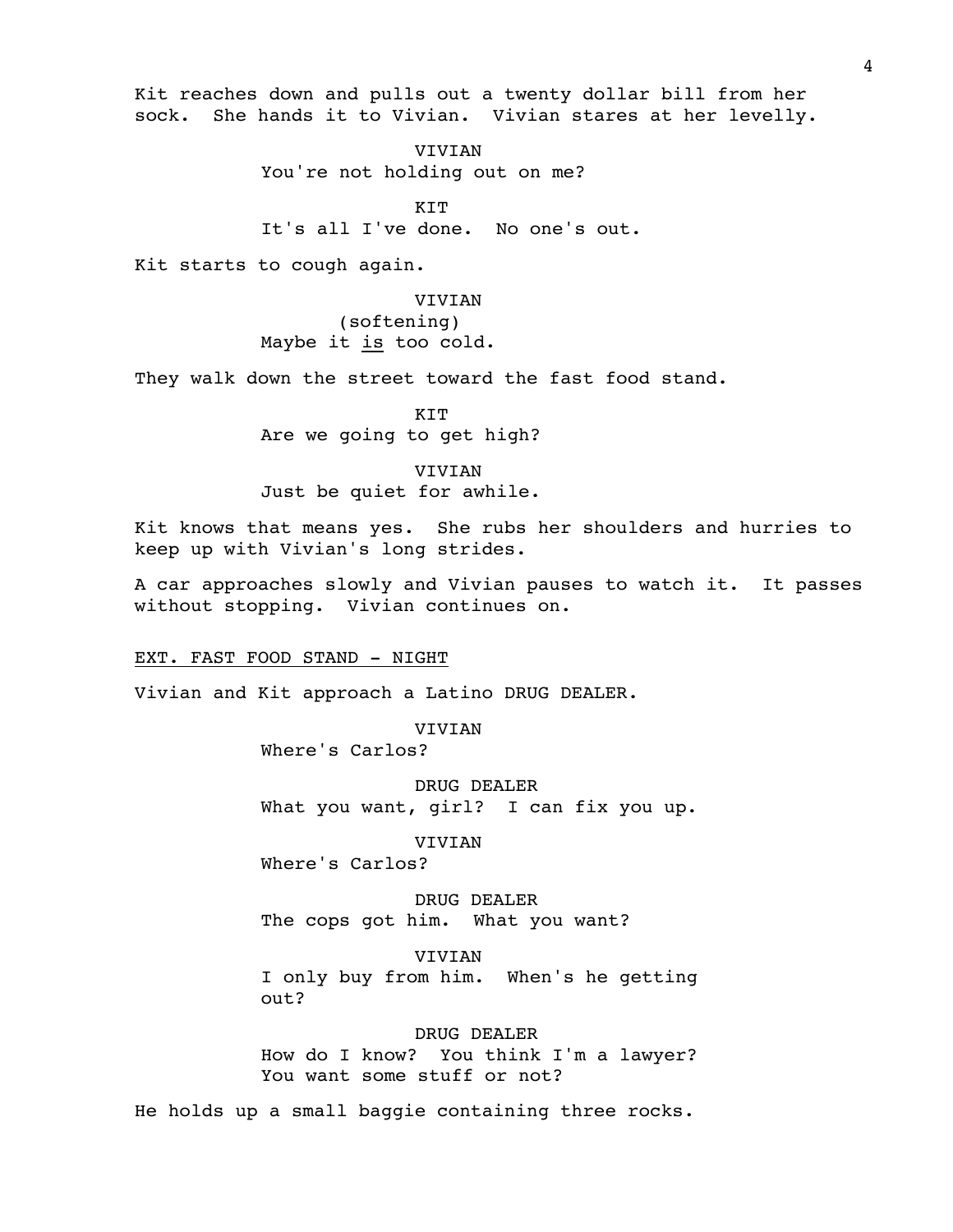Kit reaches down and pulls out a twenty dollar bill from her sock. She hands it to Vivian. Vivian stares at her levelly.

VIVIAN
You're not holding out on me?

KIT
It's all I've done. No one's out.

Kit starts to cough again.

VIVIAN
(softening)
Maybe it _is_ too cold.

They walk down the street toward the fast food stand.

KIT
Are we going to get high?

VIVIAN
Just be quiet for awhile.

Kit knows that means yes. She rubs her shoulders and hurries to keep up with Vivian's long strides.

A car approaches slowly and Vivian pauses to watch it. It passes without stopping. Vivian continues on.

EXT. FAST FOOD STAND - NIGHT

Vivian and Kit approach a Latino DRUG DEALER.

VIVIAN
Where's Carlos?

DRUG DEALER
What you want, girl? I can fix you up.

VIVIAN
Where's Carlos?

DRUG DEALER
The cops got him. What you want?

VIVIAN
I only buy from him. When's he getting out?

DRUG DEALER
How do I know? You think I'm a lawyer? You want some stuff or not?

He holds up a small baggie containing three rocks.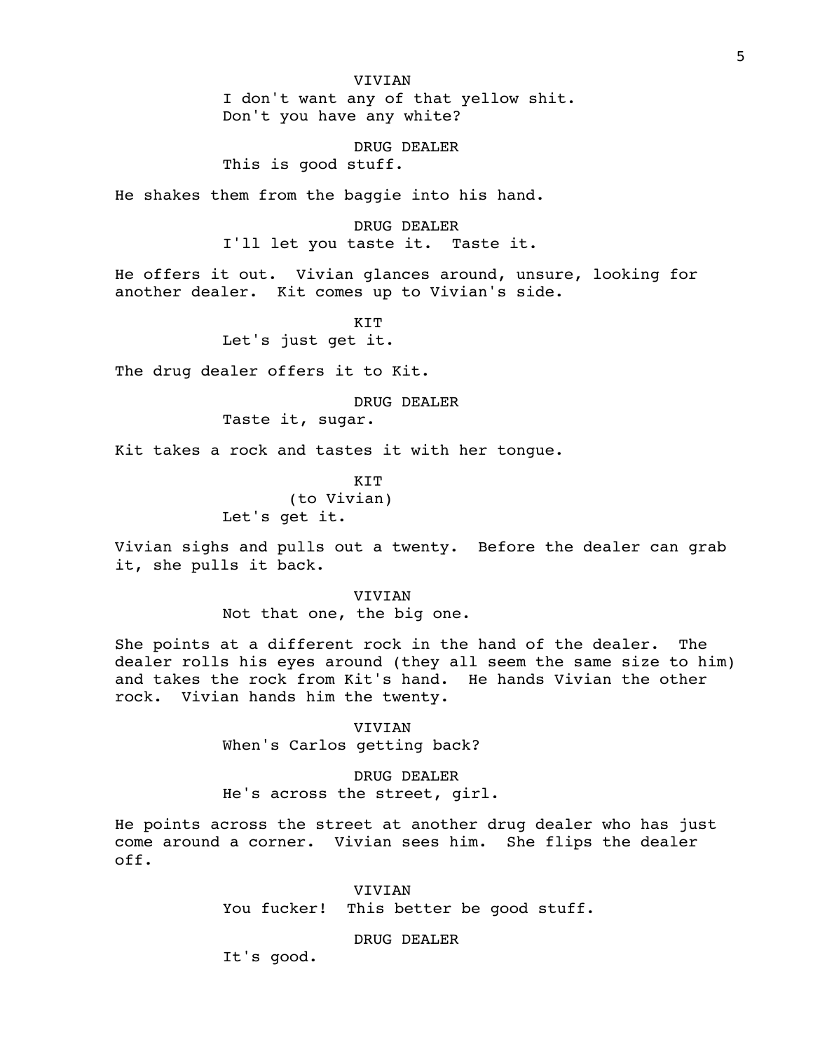VIVIAN
I don't want any of that yellow shit.
Don't you have any white?

DRUG DEALER
This is good stuff.

He shakes them from the baggie into his hand.

DRUG DEALER
I'll let you taste it.  Taste it.

He offers it out.  Vivian glances around, unsure, looking for another dealer.  Kit comes up to Vivian's side.

KIT
Let's just get it.

The drug dealer offers it to Kit.

DRUG DEALER
Taste it, sugar.

Kit takes a rock and tastes it with her tongue.

KIT
(to Vivian)
Let's get it.

Vivian sighs and pulls out a twenty.  Before the dealer can grab it, she pulls it back.

VIVIAN
Not that one, the big one.

She points at a different rock in the hand of the dealer.  The dealer rolls his eyes around (they all seem the same size to him) and takes the rock from Kit's hand.  He hands Vivian the other rock.  Vivian hands him the twenty.

VIVIAN
When's Carlos getting back?

DRUG DEALER
He's across the street, girl.

He points across the street at another drug dealer who has just come around a corner.  Vivian sees him.  She flips the dealer off.

VIVIAN
You fucker!  This better be good stuff.

DRUG DEALER
It's good.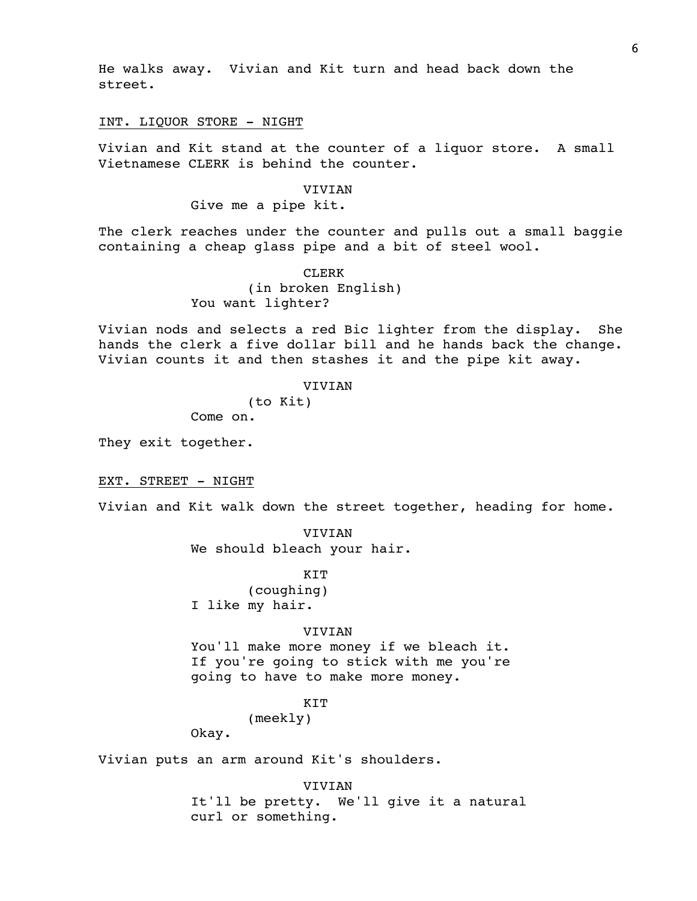He walks away. Vivian and Kit turn and head back down the street.

INT. LIQUOR STORE - NIGHT

Vivian and Kit stand at the counter of a liquor store. A small Vietnamese CLERK is behind the counter.

VIVIAN
Give me a pipe kit.

The clerk reaches under the counter and pulls out a small baggie containing a cheap glass pipe and a bit of steel wool.

CLERK
(in broken English)
You want lighter?

Vivian nods and selects a red Bic lighter from the display. She hands the clerk a five dollar bill and he hands back the change. Vivian counts it and then stashes it and the pipe kit away.

VIVIAN
(to Kit)
Come on.

They exit together.

EXT. STREET - NIGHT

Vivian and Kit walk down the street together, heading for home.

VIVIAN
We should bleach your hair.

KIT
(coughing)
I like my hair.

VIVIAN
You'll make more money if we bleach it. If you're going to stick with me you're going to have to make more money.

KIT
(meekly)
Okay.

Vivian puts an arm around Kit's shoulders.

VIVIAN
It'll be pretty. We'll give it a natural curl or something.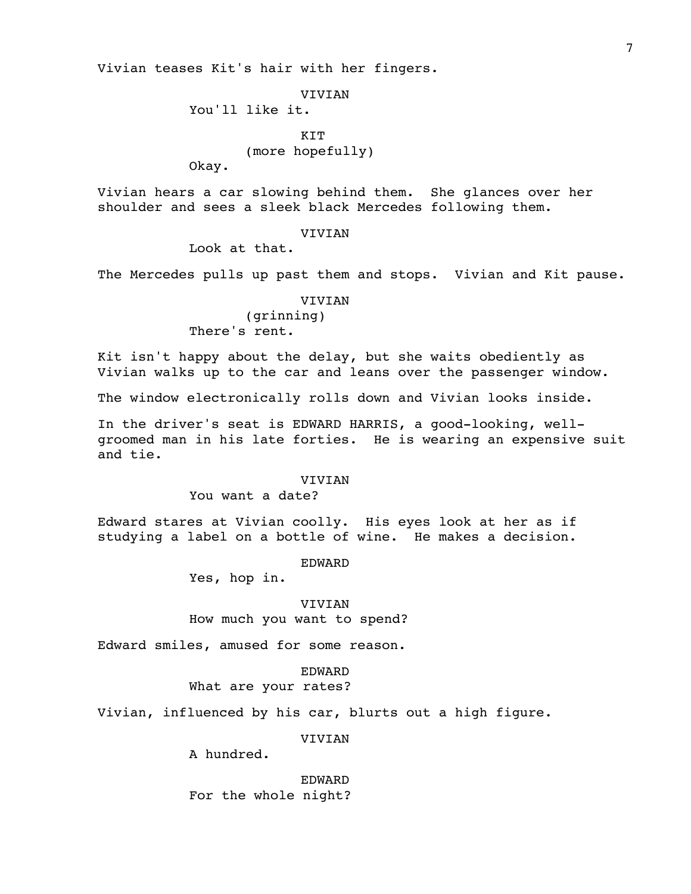Vivian teases Kit's hair with her fingers.

VIVIAN

You'll like it.

KIT

(more hopefully)

Okay.

Vivian hears a car slowing behind them. She glances over her shoulder and sees a sleek black Mercedes following them.

VIVIAN

Look at that.

The Mercedes pulls up past them and stops. Vivian and Kit pause.

VIVIAN

(grinning)

There's rent.

Kit isn't happy about the delay, but she waits obediently as Vivian walks up to the car and leans over the passenger window.

The window electronically rolls down and Vivian looks inside.

In the driver's seat is EDWARD HARRIS, a good-looking, well-groomed man in his late forties. He is wearing an expensive suit and tie.

VIVIAN

You want a date?

Edward stares at Vivian coolly. His eyes look at her as if studying a label on a bottle of wine. He makes a decision.

EDWARD

Yes, hop in.

VIVIAN

How much you want to spend?

Edward smiles, amused for some reason.

EDWARD

What are your rates?

Vivian, influenced by his car, blurts out a high figure.

VIVIAN

A hundred.

EDWARD

For the whole night?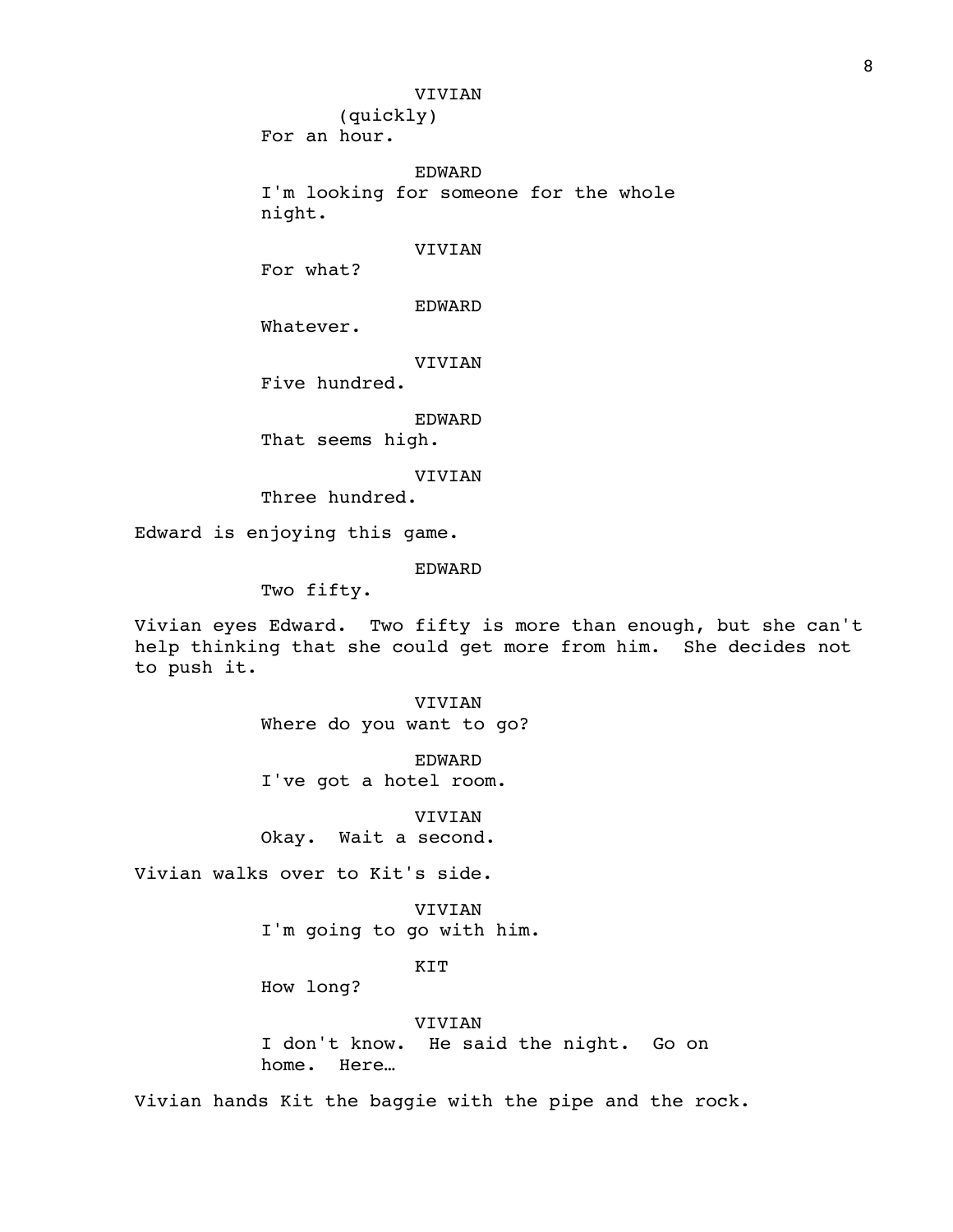VIVIAN
(quickly)
For an hour.

EDWARD
I'm looking for someone for the whole night.

VIVIAN
For what?

EDWARD
Whatever.

VIVIAN
Five hundred.

EDWARD
That seems high.

VIVIAN
Three hundred.

Edward is enjoying this game.

EDWARD
Two fifty.

Vivian eyes Edward. Two fifty is more than enough, but she can't help thinking that she could get more from him. She decides not to push it.

VIVIAN
Where do you want to go?

EDWARD
I've got a hotel room.

VIVIAN
Okay. Wait a second.

Vivian walks over to Kit's side.

VIVIAN
I'm going to go with him.

KIT
How long?

VIVIAN
I don't know. He said the night. Go on home. Here…

Vivian hands Kit the baggie with the pipe and the rock.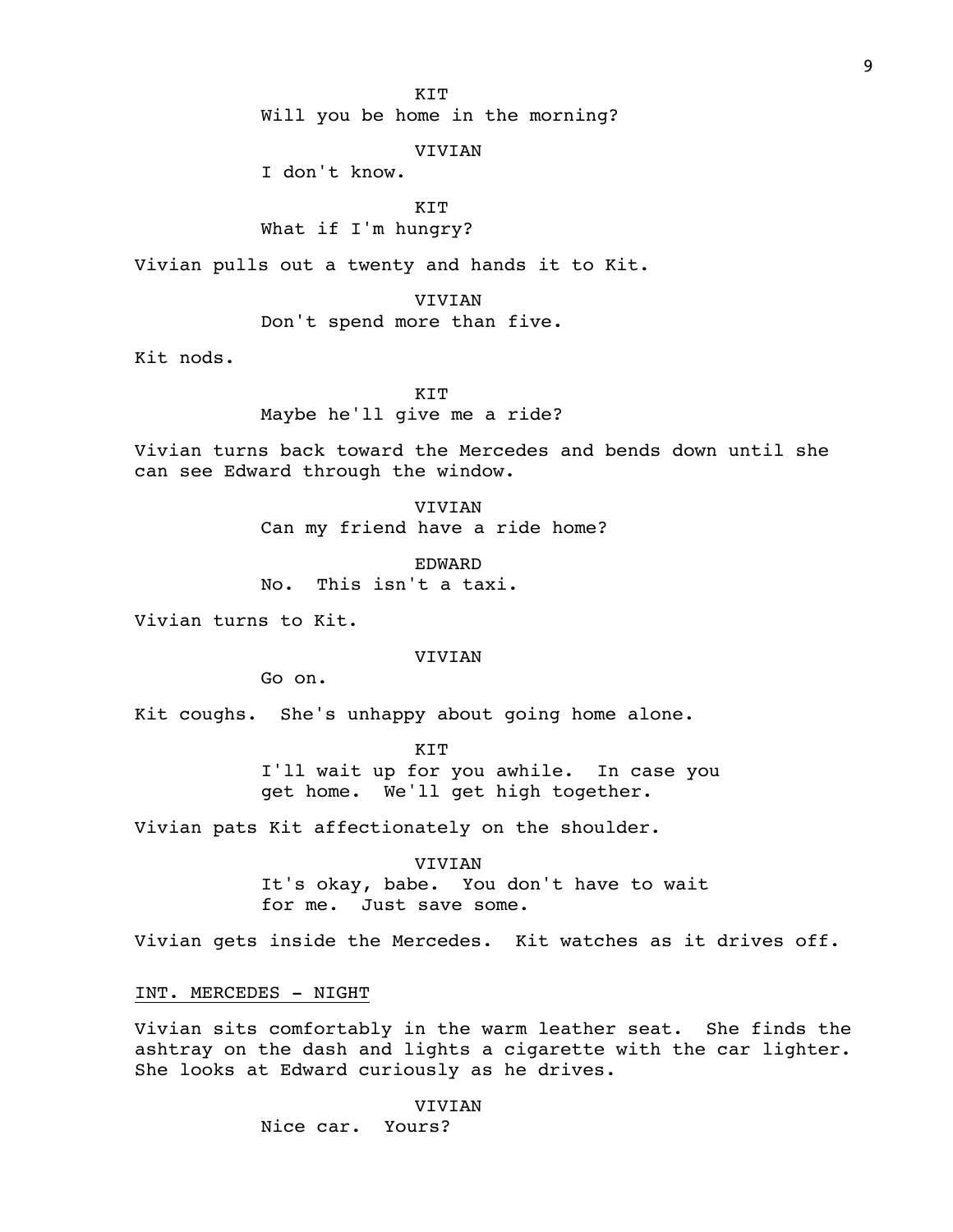KIT
Will you be home in the morning?

VIVIAN
I don't know.

KIT
What if I'm hungry?

Vivian pulls out a twenty and hands it to Kit.

VIVIAN
Don't spend more than five.

Kit nods.

KIT
Maybe he'll give me a ride?

Vivian turns back toward the Mercedes and bends down until she can see Edward through the window.

VIVIAN
Can my friend have a ride home?

EDWARD
No. This isn't a taxi.

Vivian turns to Kit.

VIVIAN
Go on.

Kit coughs. She's unhappy about going home alone.

KIT
I'll wait up for you awhile. In case you get home. We'll get high together.

Vivian pats Kit affectionately on the shoulder.

VIVIAN
It's okay, babe. You don't have to wait for me. Just save some.

Vivian gets inside the Mercedes. Kit watches as it drives off.

INT. MERCEDES - NIGHT

Vivian sits comfortably in the warm leather seat. She finds the ashtray on the dash and lights a cigarette with the car lighter. She looks at Edward curiously as he drives.

VIVIAN
Nice car. Yours?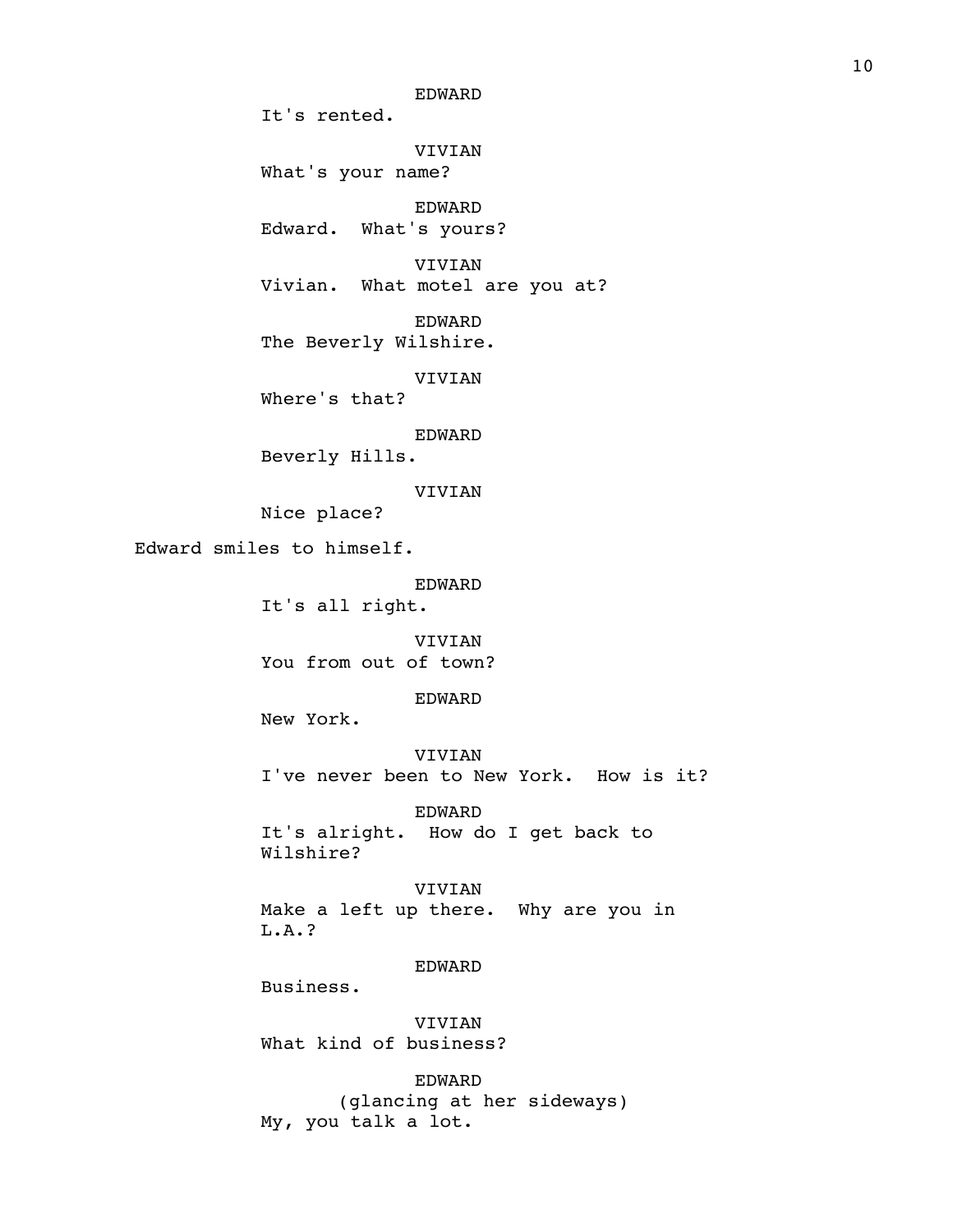EDWARD
It's rented.

VIVIAN
What's your name?

EDWARD
Edward. What's yours?

VIVIAN
Vivian. What motel are you at?

EDWARD
The Beverly Wilshire.

VIVIAN
Where's that?

EDWARD
Beverly Hills.

VIVIAN
Nice place?

Edward smiles to himself.

EDWARD
It's all right.

VIVIAN
You from out of town?

EDWARD
New York.

VIVIAN
I've never been to New York. How is it?

EDWARD
It's alright. How do I get back to Wilshire?

VIVIAN
Make a left up there. Why are you in L.A.?

EDWARD
Business.

VIVIAN
What kind of business?

EDWARD
(glancing at her sideways)
My, you talk a lot.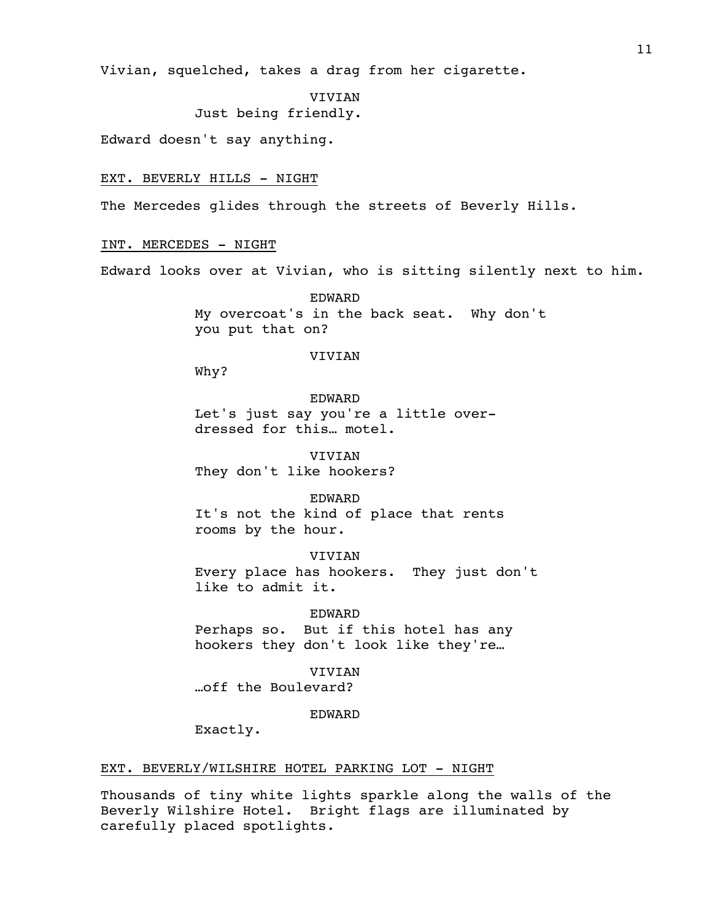Vivian, squelched, takes a drag from her cigarette.

VIVIAN
Just being friendly.

Edward doesn't say anything.

EXT. BEVERLY HILLS - NIGHT

The Mercedes glides through the streets of Beverly Hills.

INT. MERCEDES - NIGHT

Edward looks over at Vivian, who is sitting silently next to him.

EDWARD
My overcoat's in the back seat. Why don't you put that on?

VIVIAN
Why?

EDWARD
Let's just say you're a little over-dressed for this… motel.

VIVIAN
They don't like hookers?

EDWARD
It's not the kind of place that rents rooms by the hour.

VIVIAN
Every place has hookers. They just don't like to admit it.

EDWARD
Perhaps so. But if this hotel has any hookers they don't look like they're…

VIVIAN
…off the Boulevard?

EDWARD
Exactly.

EXT. BEVERLY/WILSHIRE HOTEL PARKING LOT - NIGHT

Thousands of tiny white lights sparkle along the walls of the Beverly Wilshire Hotel. Bright flags are illuminated by carefully placed spotlights.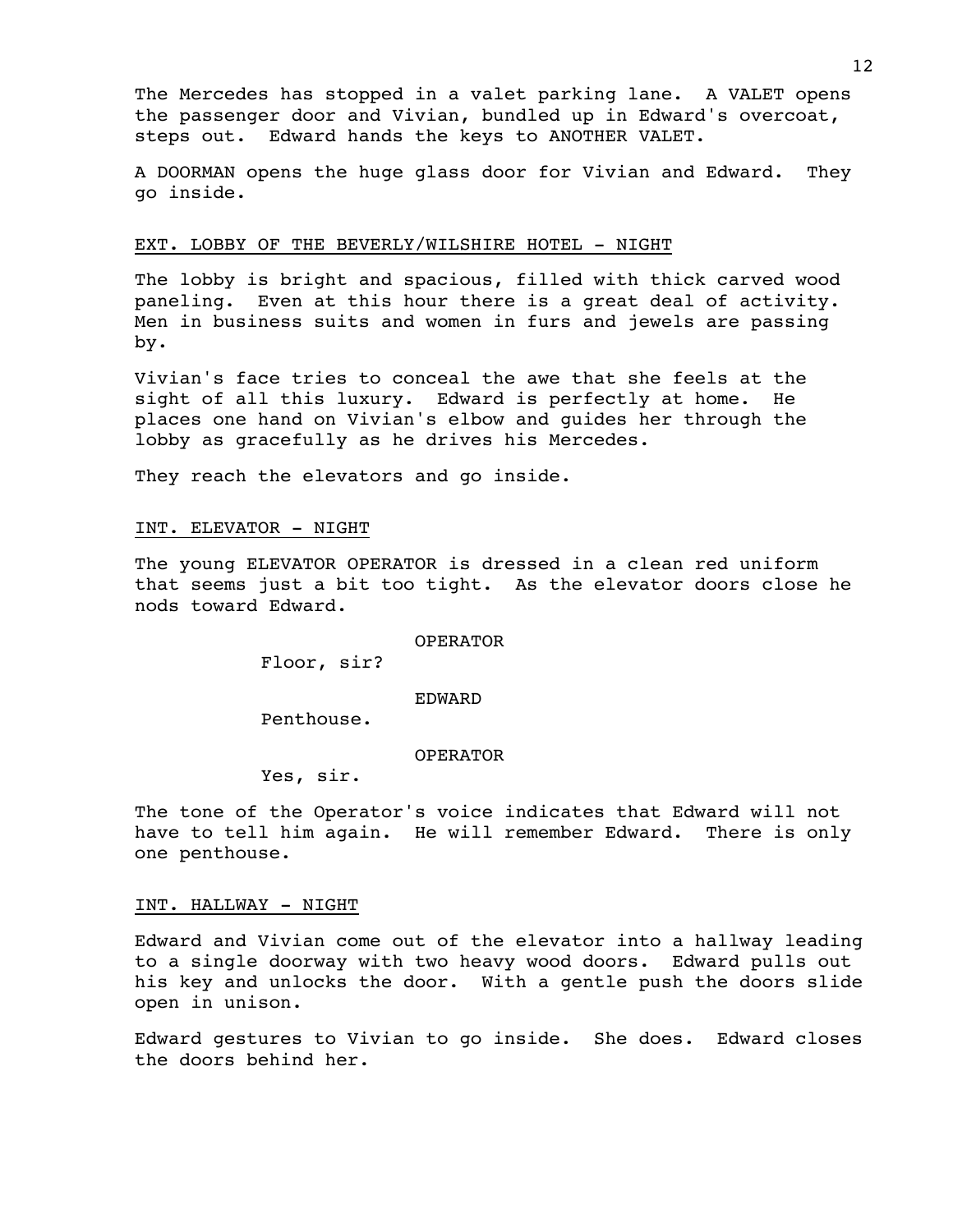The Mercedes has stopped in a valet parking lane. A VALET opens the passenger door and Vivian, bundled up in Edward's overcoat, steps out. Edward hands the keys to ANOTHER VALET.

A DOORMAN opens the huge glass door for Vivian and Edward. They go inside.

EXT. LOBBY OF THE BEVERLY/WILSHIRE HOTEL - NIGHT

The lobby is bright and spacious, filled with thick carved wood paneling. Even at this hour there is a great deal of activity. Men in business suits and women in furs and jewels are passing by.

Vivian's face tries to conceal the awe that she feels at the sight of all this luxury. Edward is perfectly at home. He places one hand on Vivian's elbow and guides her through the lobby as gracefully as he drives his Mercedes.

They reach the elevators and go inside.

INT. ELEVATOR - NIGHT

The young ELEVATOR OPERATOR is dressed in a clean red uniform that seems just a bit too tight. As the elevator doors close he nods toward Edward.

OPERATOR

Floor, sir?

EDWARD

Penthouse.

OPERATOR

Yes, sir.

The tone of the Operator's voice indicates that Edward will not have to tell him again. He will remember Edward. There is only one penthouse.

INT. HALLWAY - NIGHT

Edward and Vivian come out of the elevator into a hallway leading to a single doorway with two heavy wood doors. Edward pulls out his key and unlocks the door. With a gentle push the doors slide open in unison.

Edward gestures to Vivian to go inside. She does. Edward closes the doors behind her.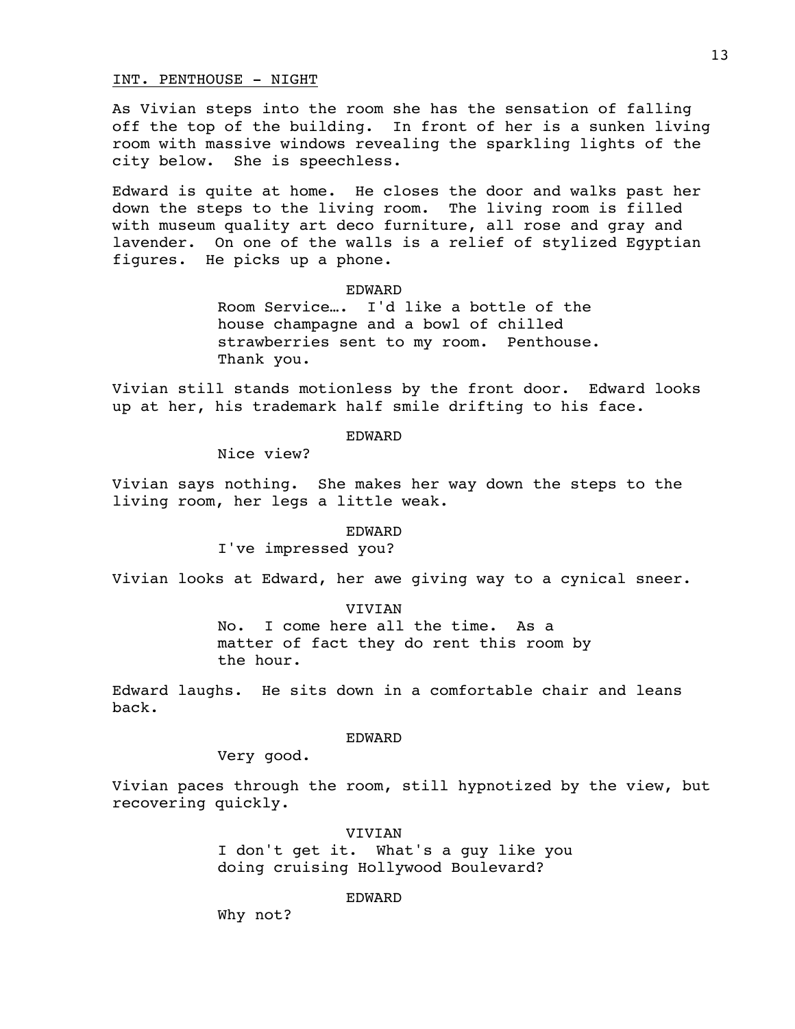INT. PENTHOUSE - NIGHT

As Vivian steps into the room she has the sensation of falling off the top of the building. In front of her is a sunken living room with massive windows revealing the sparkling lights of the city below. She is speechless.

Edward is quite at home. He closes the door and walks past her down the steps to the living room. The living room is filled with museum quality art deco furniture, all rose and gray and lavender. On one of the walls is a relief of stylized Egyptian figures. He picks up a phone.

EDWARD

Room Service…. I'd like a bottle of the house champagne and a bowl of chilled strawberries sent to my room. Penthouse. Thank you.

Vivian still stands motionless by the front door. Edward looks up at her, his trademark half smile drifting to his face.

EDWARD

Nice view?

Vivian says nothing. She makes her way down the steps to the living room, her legs a little weak.

EDWARD

I've impressed you?

Vivian looks at Edward, her awe giving way to a cynical sneer.

VIVIAN

No. I come here all the time. As a matter of fact they do rent this room by the hour.

Edward laughs. He sits down in a comfortable chair and leans back.

EDWARD

Very good.

Vivian paces through the room, still hypnotized by the view, but recovering quickly.

VIVIAN

I don't get it. What's a guy like you doing cruising Hollywood Boulevard?

EDWARD

Why not?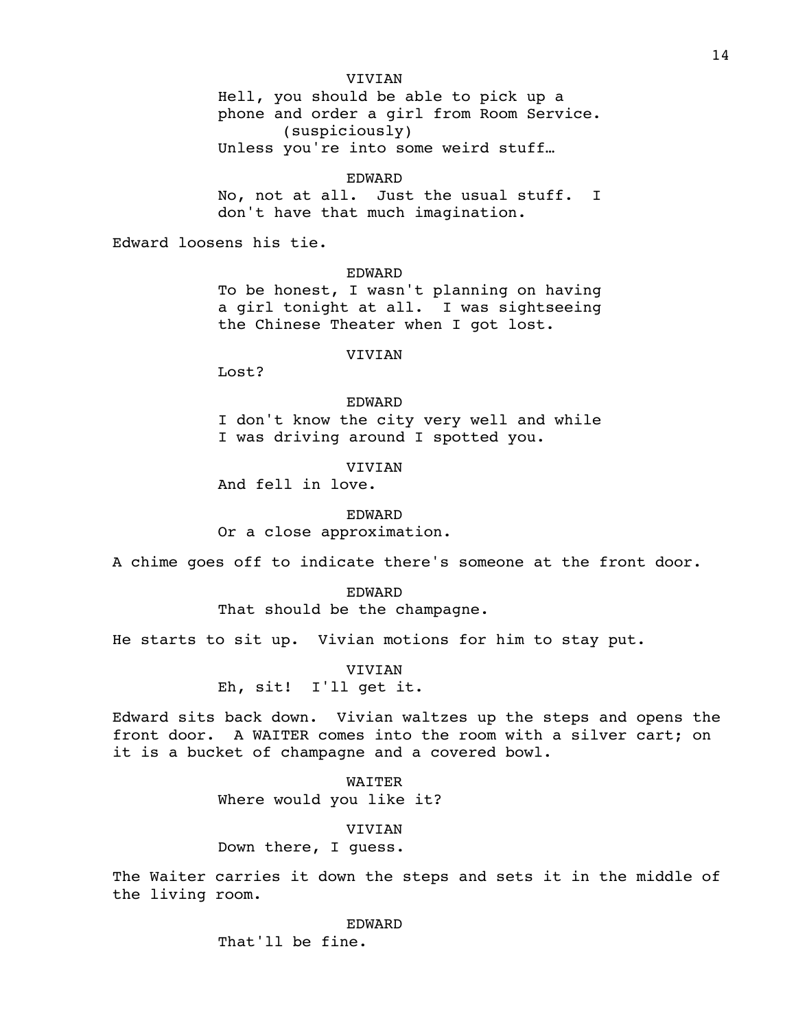VIVIAN

Hell, you should be able to pick up a phone and order a girl from Room Service.

(suspiciously)

Unless you're into some weird stuff…

EDWARD

No, not at all. Just the usual stuff. I don't have that much imagination.

Edward loosens his tie.

EDWARD

To be honest, I wasn't planning on having a girl tonight at all. I was sightseeing the Chinese Theater when I got lost.

VIVIAN

Lost?

EDWARD

I don't know the city very well and while I was driving around I spotted you.

VIVIAN

And fell in love.

EDWARD

Or a close approximation.

A chime goes off to indicate there's someone at the front door.

EDWARD

That should be the champagne.

He starts to sit up. Vivian motions for him to stay put.

VIVIAN

Eh, sit! I'll get it.

Edward sits back down. Vivian waltzes up the steps and opens the front door. A WAITER comes into the room with a silver cart; on it is a bucket of champagne and a covered bowl.

WAITER

Where would you like it?

VIVIAN

Down there, I guess.

The Waiter carries it down the steps and sets it in the middle of the living room.

EDWARD

That'll be fine.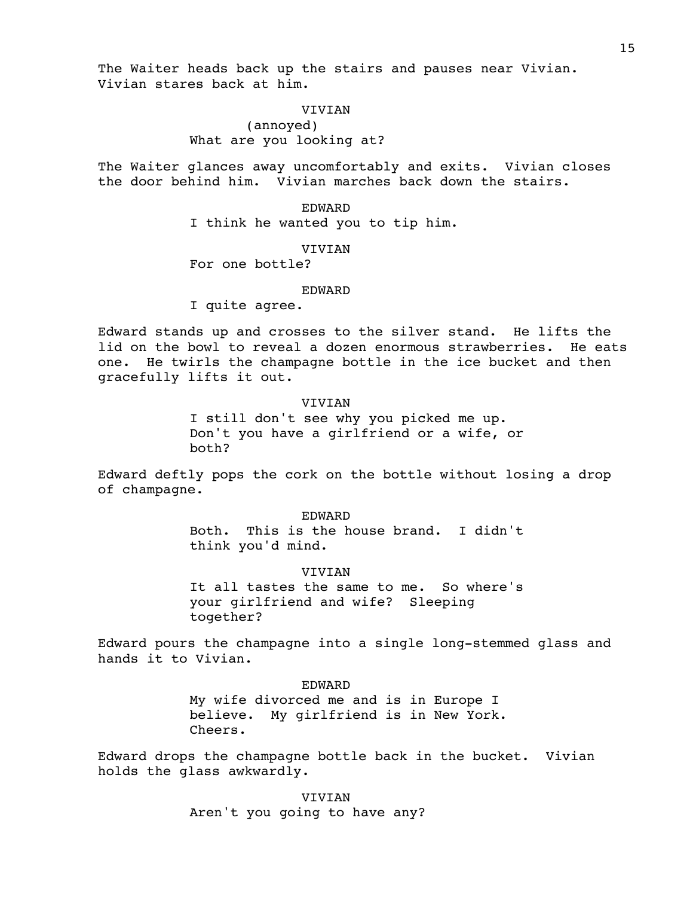The Waiter heads back up the stairs and pauses near Vivian. Vivian stares back at him.

VIVIAN
(annoyed)
What are you looking at?

The Waiter glances away uncomfortably and exits. Vivian closes the door behind him. Vivian marches back down the stairs.

EDWARD
I think he wanted you to tip him.

VIVIAN
For one bottle?

EDWARD
I quite agree.

Edward stands up and crosses to the silver stand. He lifts the lid on the bowl to reveal a dozen enormous strawberries. He eats one. He twirls the champagne bottle in the ice bucket and then gracefully lifts it out.

VIVIAN
I still don't see why you picked me up. Don't you have a girlfriend or a wife, or both?

Edward deftly pops the cork on the bottle without losing a drop of champagne.

EDWARD
Both. This is the house brand. I didn't think you'd mind.

VIVIAN
It all tastes the same to me. So where's your girlfriend and wife? Sleeping together?

Edward pours the champagne into a single long-stemmed glass and hands it to Vivian.

EDWARD
My wife divorced me and is in Europe I believe. My girlfriend is in New York. Cheers.

Edward drops the champagne bottle back in the bucket. Vivian holds the glass awkwardly.

VIVIAN
Aren't you going to have any?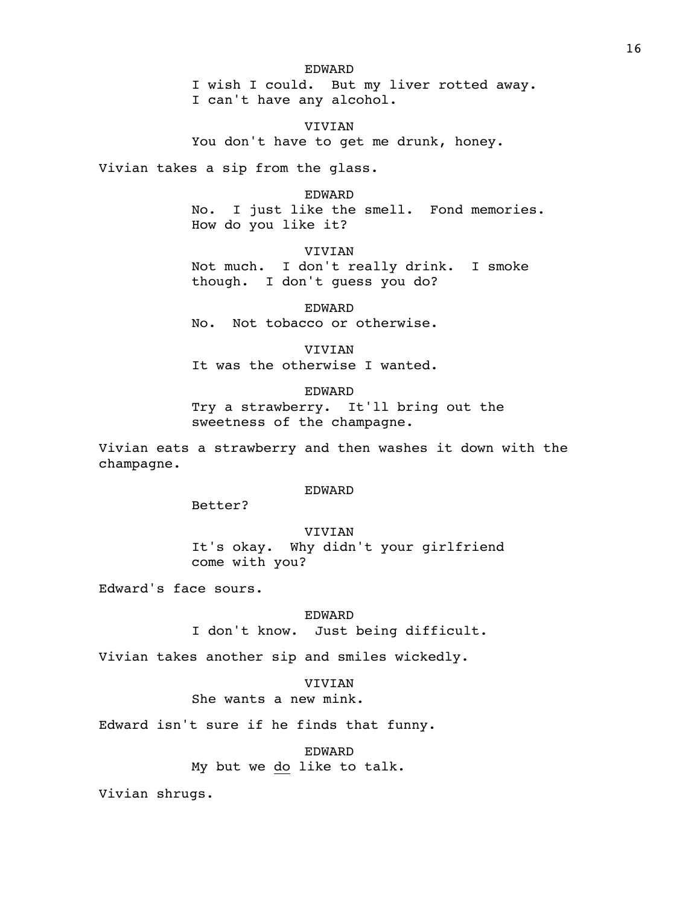EDWARD

I wish I could. But my liver rotted away. I can't have any alcohol.

VIVIAN

You don't have to get me drunk, honey.

Vivian takes a sip from the glass.

EDWARD

No. I just like the smell. Fond memories. How do you like it?

VIVIAN

Not much. I don't really drink. I smoke though. I don't guess you do?

EDWARD

No. Not tobacco or otherwise.

VIVIAN

It was the otherwise I wanted.

EDWARD

Try a strawberry. It'll bring out the sweetness of the champagne.

Vivian eats a strawberry and then washes it down with the champagne.

EDWARD

Better?

VIVIAN

It's okay. Why didn't your girlfriend come with you?

Edward's face sours.

EDWARD

I don't know. Just being difficult.

Vivian takes another sip and smiles wickedly.

VIVIAN

She wants a new mink.

Edward isn't sure if he finds that funny.

EDWARD

My but we <u>do</u> like to talk.

Vivian shrugs.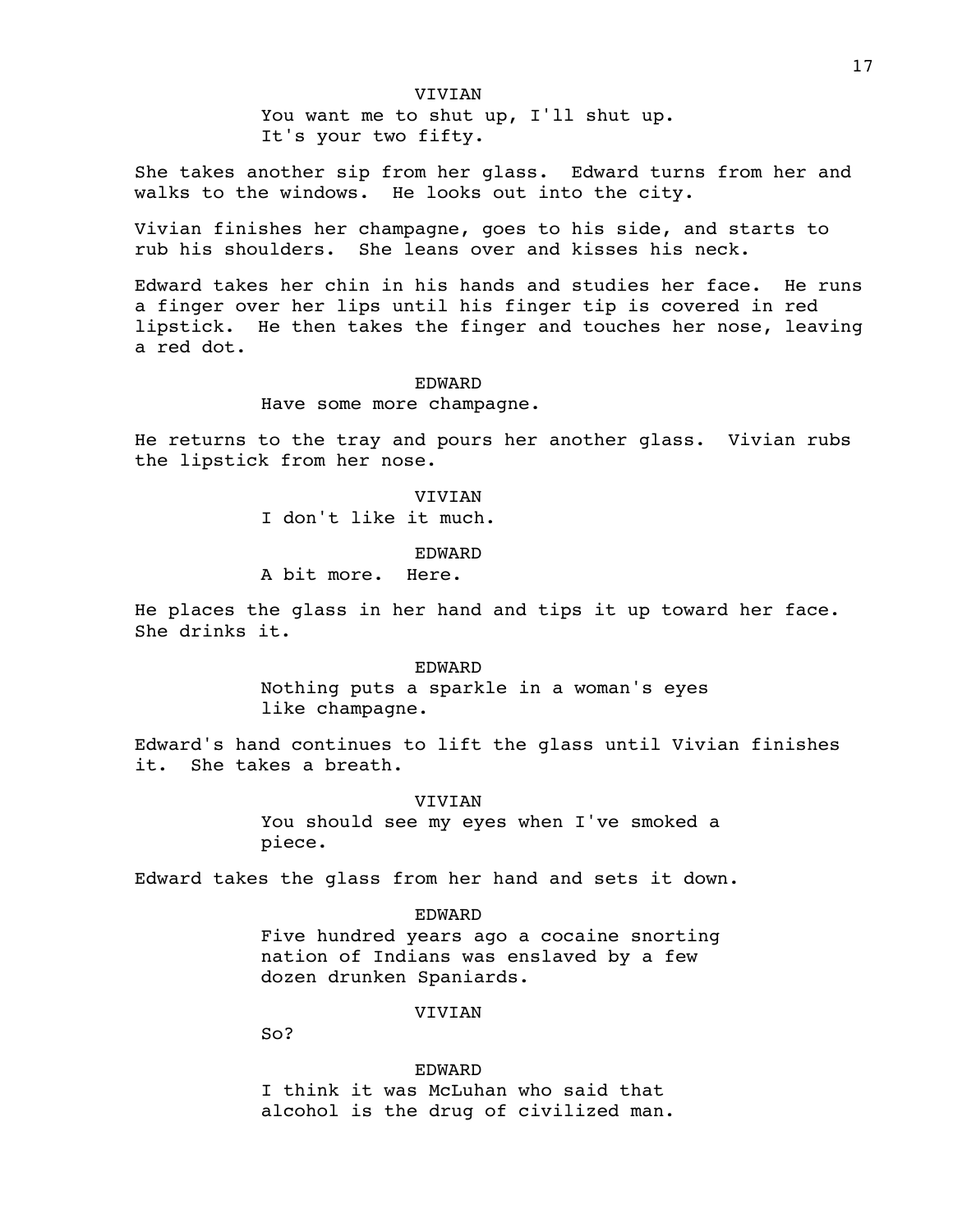VIVIAN

You want me to shut up, I'll shut up. It's your two fifty.

She takes another sip from her glass. Edward turns from her and walks to the windows. He looks out into the city.

Vivian finishes her champagne, goes to his side, and starts to rub his shoulders. She leans over and kisses his neck.

Edward takes her chin in his hands and studies her face. He runs a finger over her lips until his finger tip is covered in red lipstick. He then takes the finger and touches her nose, leaving a red dot.

EDWARD

Have some more champagne.

He returns to the tray and pours her another glass. Vivian rubs the lipstick from her nose.

VIVIAN

I don't like it much.

EDWARD

A bit more. Here.

He places the glass in her hand and tips it up toward her face. She drinks it.

EDWARD

Nothing puts a sparkle in a woman's eyes like champagne.

Edward's hand continues to lift the glass until Vivian finishes it. She takes a breath.

VIVIAN

You should see my eyes when I've smoked a piece.

Edward takes the glass from her hand and sets it down.

EDWARD

Five hundred years ago a cocaine snorting nation of Indians was enslaved by a few dozen drunken Spaniards.

VIVIAN

So?

EDWARD

I think it was McLuhan who said that alcohol is the drug of civilized man.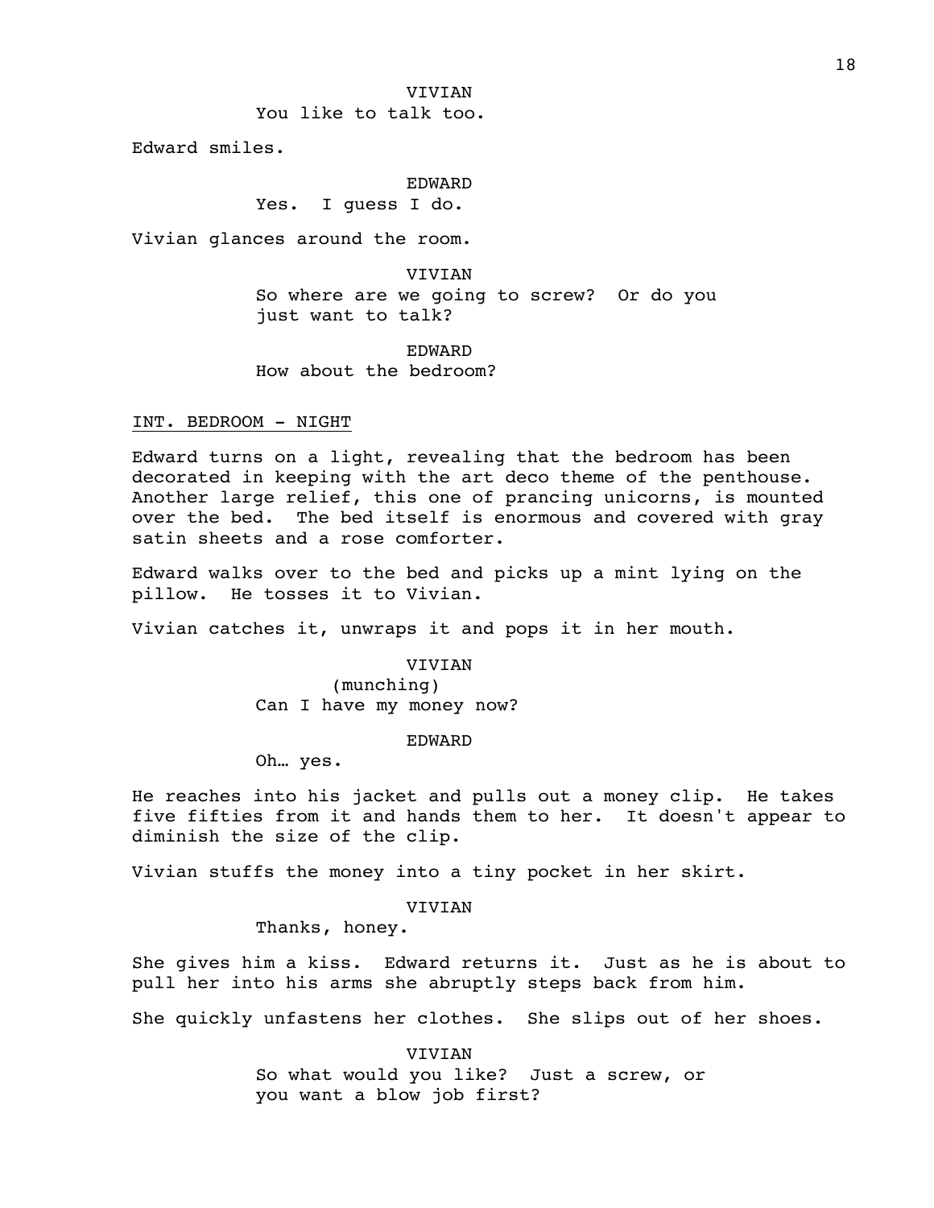VIVIAN
You like to talk too.

Edward smiles.

EDWARD
Yes. I guess I do.

Vivian glances around the room.

VIVIAN
So where are we going to screw? Or do you just want to talk?

EDWARD
How about the bedroom?

INT. BEDROOM - NIGHT

Edward turns on a light, revealing that the bedroom has been decorated in keeping with the art deco theme of the penthouse. Another large relief, this one of prancing unicorns, is mounted over the bed. The bed itself is enormous and covered with gray satin sheets and a rose comforter.

Edward walks over to the bed and picks up a mint lying on the pillow. He tosses it to Vivian.

Vivian catches it, unwraps it and pops it in her mouth.

VIVIAN
(munching)
Can I have my money now?

EDWARD
Oh… yes.

He reaches into his jacket and pulls out a money clip. He takes five fifties from it and hands them to her. It doesn't appear to diminish the size of the clip.

Vivian stuffs the money into a tiny pocket in her skirt.

VIVIAN
Thanks, honey.

She gives him a kiss. Edward returns it. Just as he is about to pull her into his arms she abruptly steps back from him.

She quickly unfastens her clothes. She slips out of her shoes.

VIVIAN
So what would you like? Just a screw, or you want a blow job first?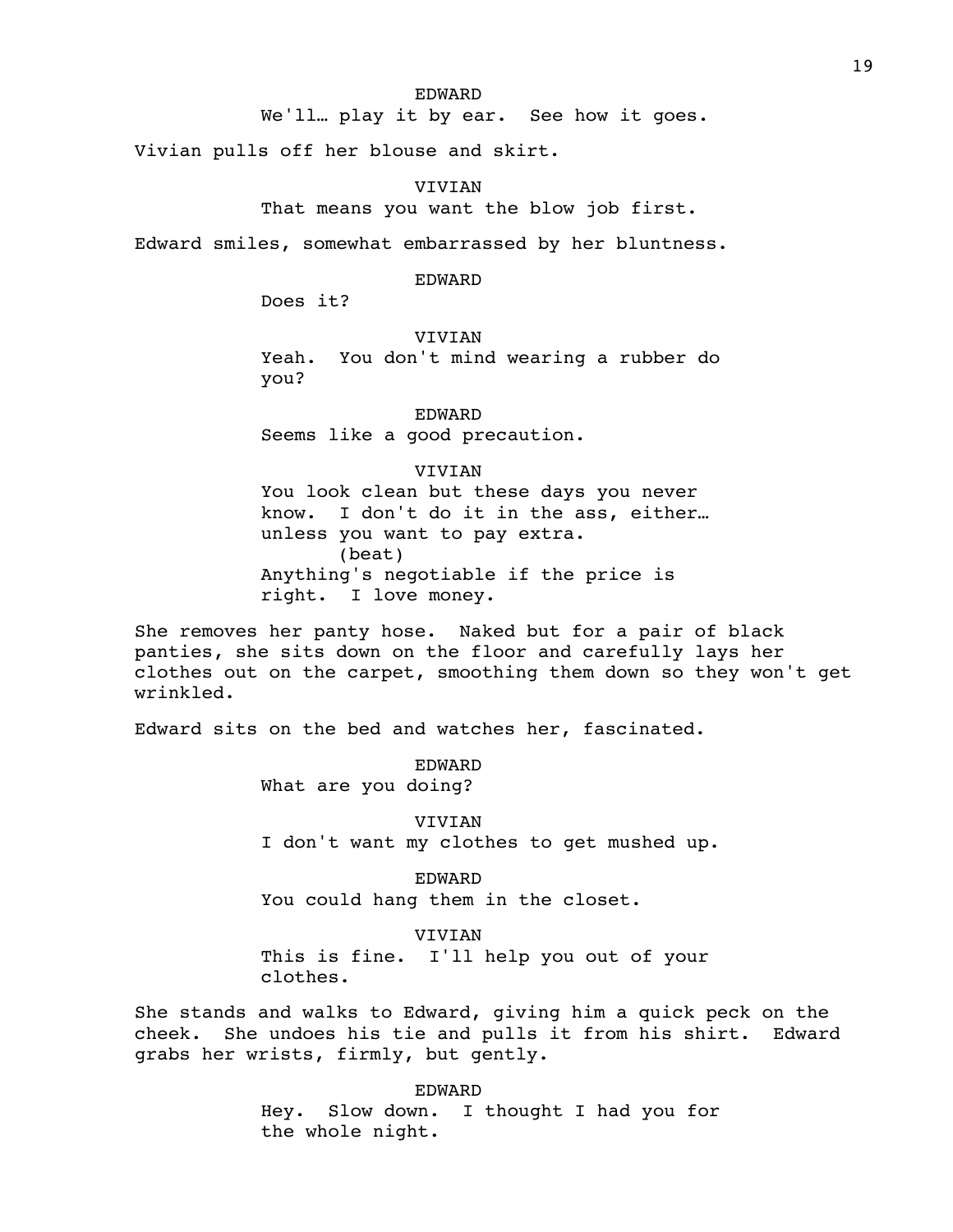EDWARD

We'll… play it by ear. See how it goes.

Vivian pulls off her blouse and skirt.

VIVIAN

That means you want the blow job first.

Edward smiles, somewhat embarrassed by her bluntness.

EDWARD

Does it?

VIVIAN

Yeah. You don't mind wearing a rubber do you?

EDWARD

Seems like a good precaution.

VIVIAN

You look clean but these days you never know. I don't do it in the ass, either… unless you want to pay extra.

(beat)

Anything's negotiable if the price is right. I love money.

She removes her panty hose. Naked but for a pair of black panties, she sits down on the floor and carefully lays her clothes out on the carpet, smoothing them down so they won't get wrinkled.

Edward sits on the bed and watches her, fascinated.

EDWARD

What are you doing?

VIVIAN

I don't want my clothes to get mushed up.

EDWARD

You could hang them in the closet.

VIVIAN

This is fine. I'll help you out of your clothes.

She stands and walks to Edward, giving him a quick peck on the cheek. She undoes his tie and pulls it from his shirt. Edward grabs her wrists, firmly, but gently.

EDWARD

Hey. Slow down. I thought I had you for the whole night.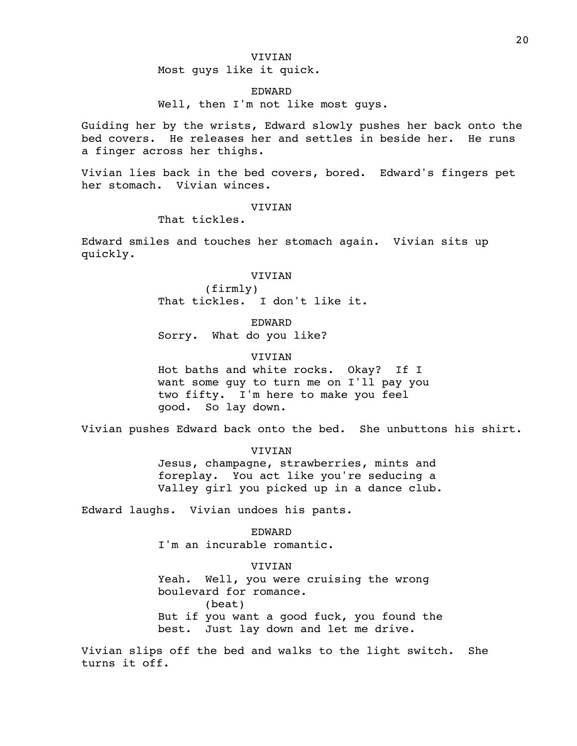VIVIAN

Most guys like it quick.

EDWARD

Well, then I'm not like most guys.

Guiding her by the wrists, Edward slowly pushes her back onto the bed covers. He releases her and settles in beside her. He runs a finger across her thighs.

Vivian lies back in the bed covers, bored. Edward's fingers pet her stomach. Vivian winces.

VIVIAN

That tickles.

Edward smiles and touches her stomach again. Vivian sits up quickly.

VIVIAN

(firmly)

That tickles. I don't like it.

EDWARD

Sorry. What do you like?

VIVIAN

Hot baths and white rocks. Okay? If I want some guy to turn me on I'll pay you two fifty. I'm here to make you feel good. So lay down.

Vivian pushes Edward back onto the bed. She unbuttons his shirt.

VIVIAN

Jesus, champagne, strawberries, mints and foreplay. You act like you're seducing a Valley girl you picked up in a dance club.

Edward laughs. Vivian undoes his pants.

EDWARD

I'm an incurable romantic.

VIVIAN

Yeah. Well, you were cruising the wrong boulevard for romance.

(beat)

But if you want a good fuck, you found the best. Just lay down and let me drive.

Vivian slips off the bed and walks to the light switch. She turns it off.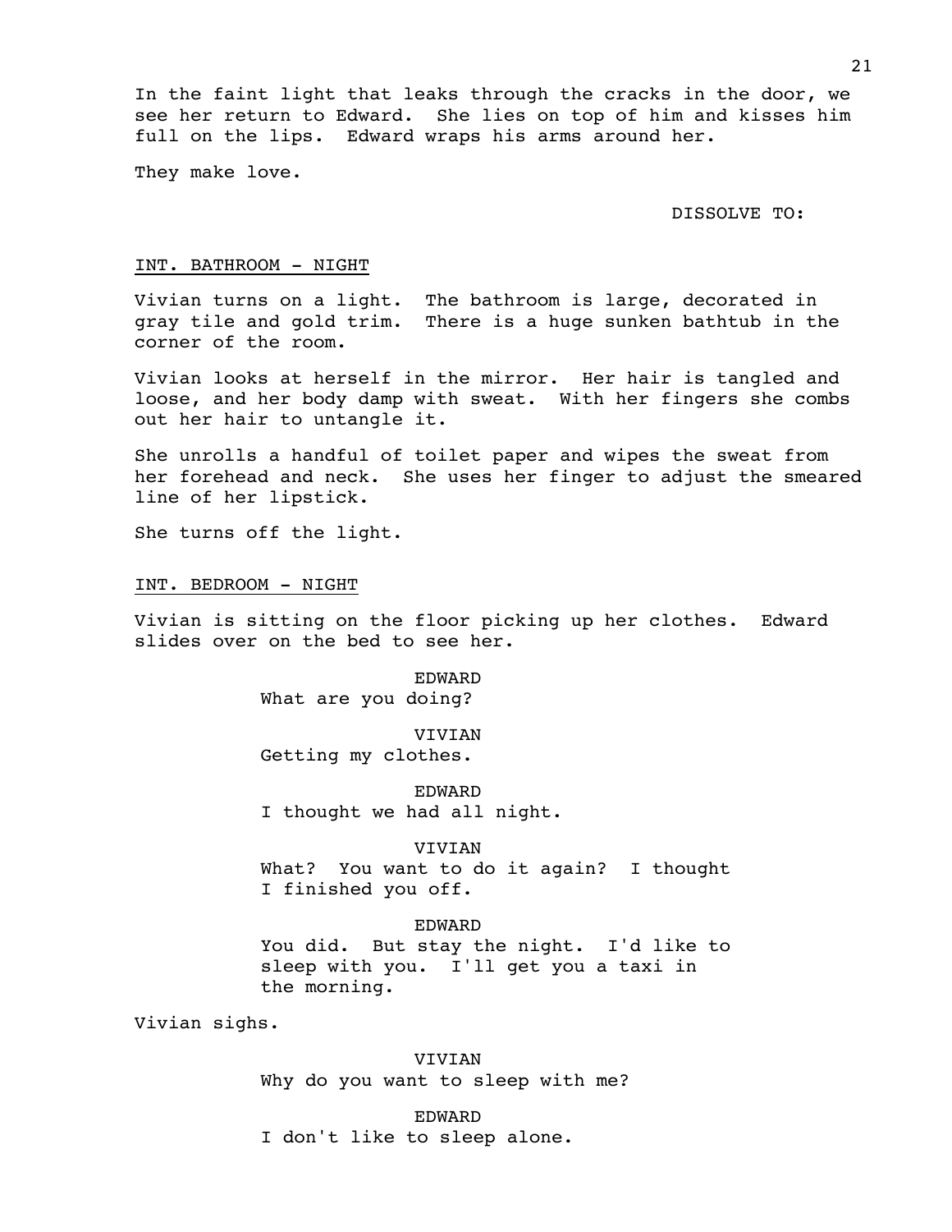In the faint light that leaks through the cracks in the door, we see her return to Edward. She lies on top of him and kisses him full on the lips. Edward wraps his arms around her.

They make love.

DISSOLVE TO:

INT. BATHROOM - NIGHT

Vivian turns on a light. The bathroom is large, decorated in gray tile and gold trim. There is a huge sunken bathtub in the corner of the room.

Vivian looks at herself in the mirror. Her hair is tangled and loose, and her body damp with sweat. With her fingers she combs out her hair to untangle it.

She unrolls a handful of toilet paper and wipes the sweat from her forehead and neck. She uses her finger to adjust the smeared line of her lipstick.

She turns off the light.

INT. BEDROOM - NIGHT

Vivian is sitting on the floor picking up her clothes. Edward slides over on the bed to see her.

EDWARD
What are you doing?

VIVIAN
Getting my clothes.

EDWARD
I thought we had all night.

VIVIAN
What? You want to do it again? I thought I finished you off.

EDWARD
You did. But stay the night. I'd like to sleep with you. I'll get you a taxi in the morning.

Vivian sighs.

VIVIAN
Why do you want to sleep with me?

EDWARD
I don't like to sleep alone.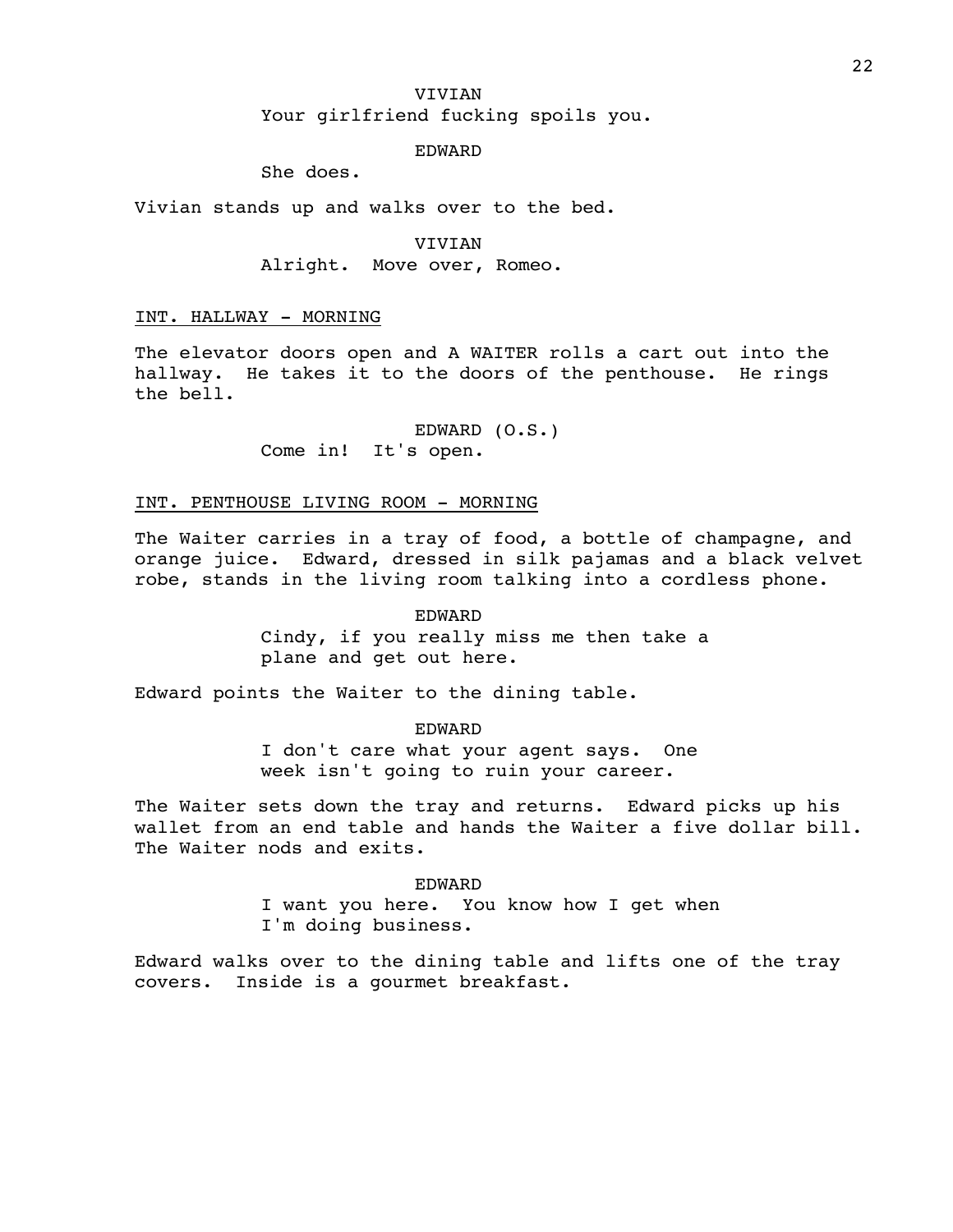VIVIAN
Your girlfriend fucking spoils you.

EDWARD
She does.

Vivian stands up and walks over to the bed.

VIVIAN
Alright. Move over, Romeo.

INT. HALLWAY - MORNING

The elevator doors open and A WAITER rolls a cart out into the hallway. He takes it to the doors of the penthouse. He rings the bell.

EDWARD (O.S.)
Come in! It's open.

INT. PENTHOUSE LIVING ROOM - MORNING

The Waiter carries in a tray of food, a bottle of champagne, and orange juice. Edward, dressed in silk pajamas and a black velvet robe, stands in the living room talking into a cordless phone.

EDWARD
Cindy, if you really miss me then take a plane and get out here.

Edward points the Waiter to the dining table.

EDWARD
I don't care what your agent says. One week isn't going to ruin your career.

The Waiter sets down the tray and returns. Edward picks up his wallet from an end table and hands the Waiter a five dollar bill. The Waiter nods and exits.

EDWARD
I want you here. You know how I get when I'm doing business.

Edward walks over to the dining table and lifts one of the tray covers. Inside is a gourmet breakfast.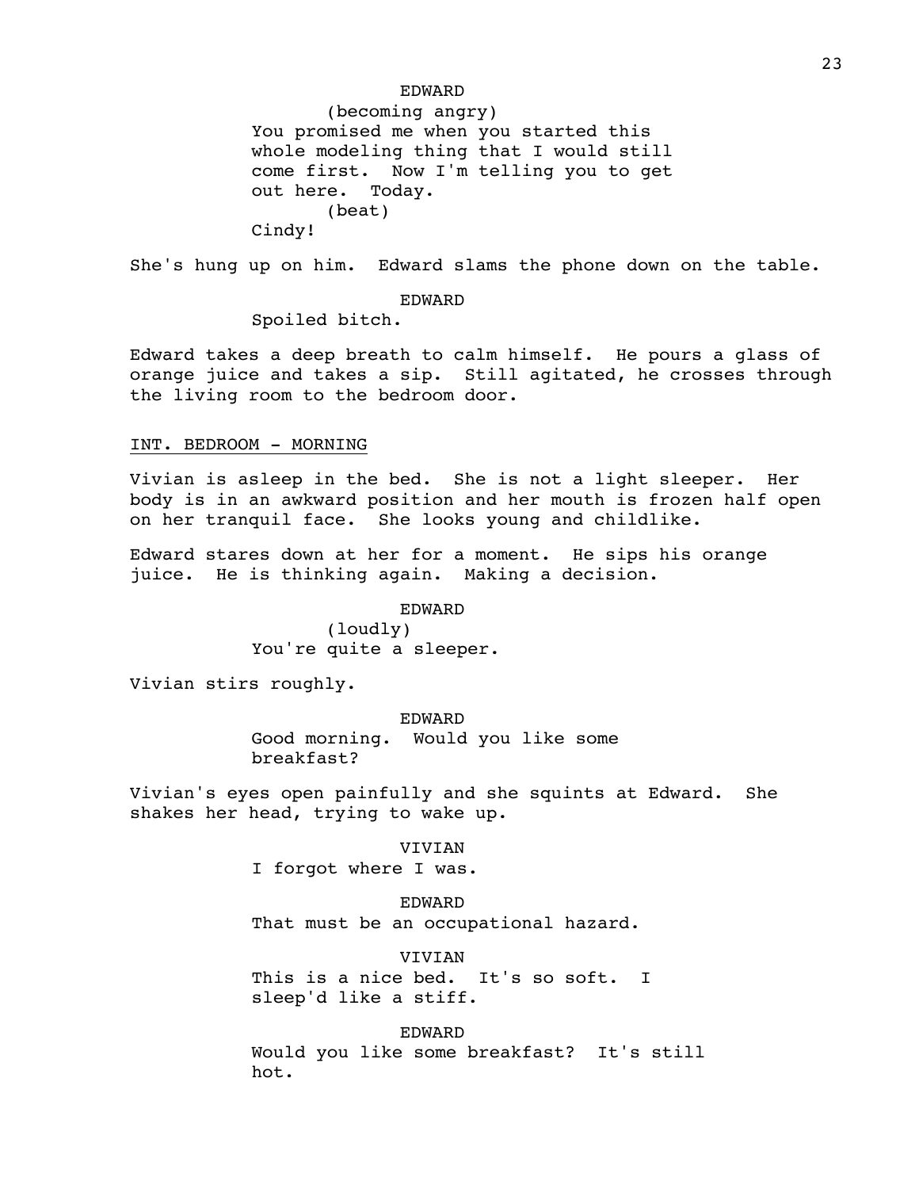EDWARD
(becoming angry)
You promised me when you started this whole modeling thing that I would still come first. Now I'm telling you to get out here. Today.
(beat)
Cindy!

She's hung up on him. Edward slams the phone down on the table.

EDWARD
Spoiled bitch.

Edward takes a deep breath to calm himself. He pours a glass of orange juice and takes a sip. Still agitated, he crosses through the living room to the bedroom door.

INT. BEDROOM - MORNING

Vivian is asleep in the bed. She is not a light sleeper. Her body is in an awkward position and her mouth is frozen half open on her tranquil face. She looks young and childlike.

Edward stares down at her for a moment. He sips his orange juice. He is thinking again. Making a decision.

EDWARD
(loudly)
You're quite a sleeper.

Vivian stirs roughly.

EDWARD
Good morning. Would you like some breakfast?

Vivian's eyes open painfully and she squints at Edward. She shakes her head, trying to wake up.

VIVIAN
I forgot where I was.

EDWARD
That must be an occupational hazard.

VIVIAN
This is a nice bed. It's so soft. I sleep'd like a stiff.

EDWARD
Would you like some breakfast? It's still hot.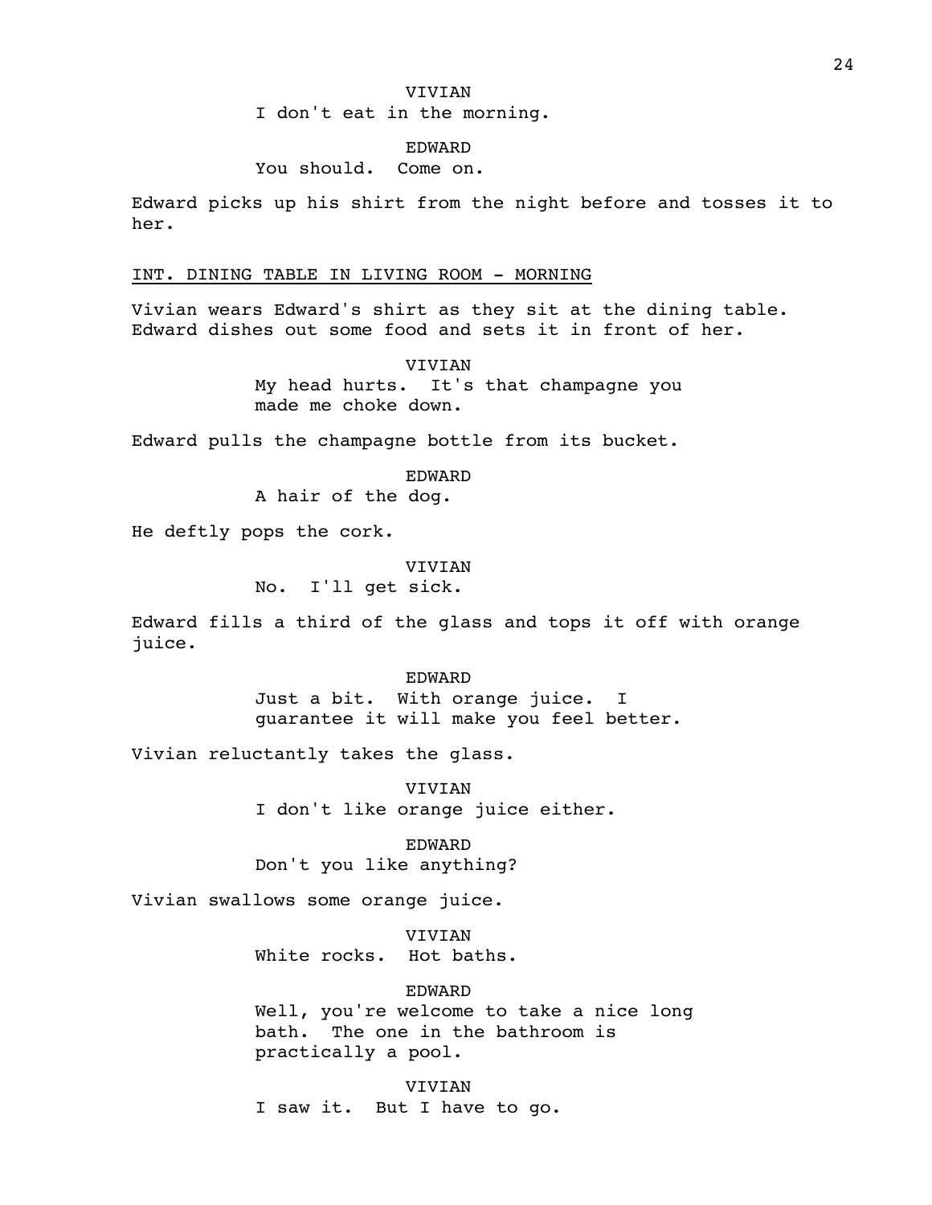VIVIAN
I don't eat in the morning.

EDWARD
You should. Come on.

Edward picks up his shirt from the night before and tosses it to her.

INT. DINING TABLE IN LIVING ROOM - MORNING

Vivian wears Edward's shirt as they sit at the dining table. Edward dishes out some food and sets it in front of her.

VIVIAN
My head hurts. It's that champagne you made me choke down.

Edward pulls the champagne bottle from its bucket.

EDWARD
A hair of the dog.

He deftly pops the cork.

VIVIAN
No. I'll get sick.

Edward fills a third of the glass and tops it off with orange juice.

EDWARD
Just a bit. With orange juice. I guarantee it will make you feel better.

Vivian reluctantly takes the glass.

VIVIAN
I don't like orange juice either.

EDWARD
Don't you like anything?

Vivian swallows some orange juice.

VIVIAN
White rocks. Hot baths.

EDWARD
Well, you're welcome to take a nice long bath. The one in the bathroom is practically a pool.

VIVIAN
I saw it. But I have to go.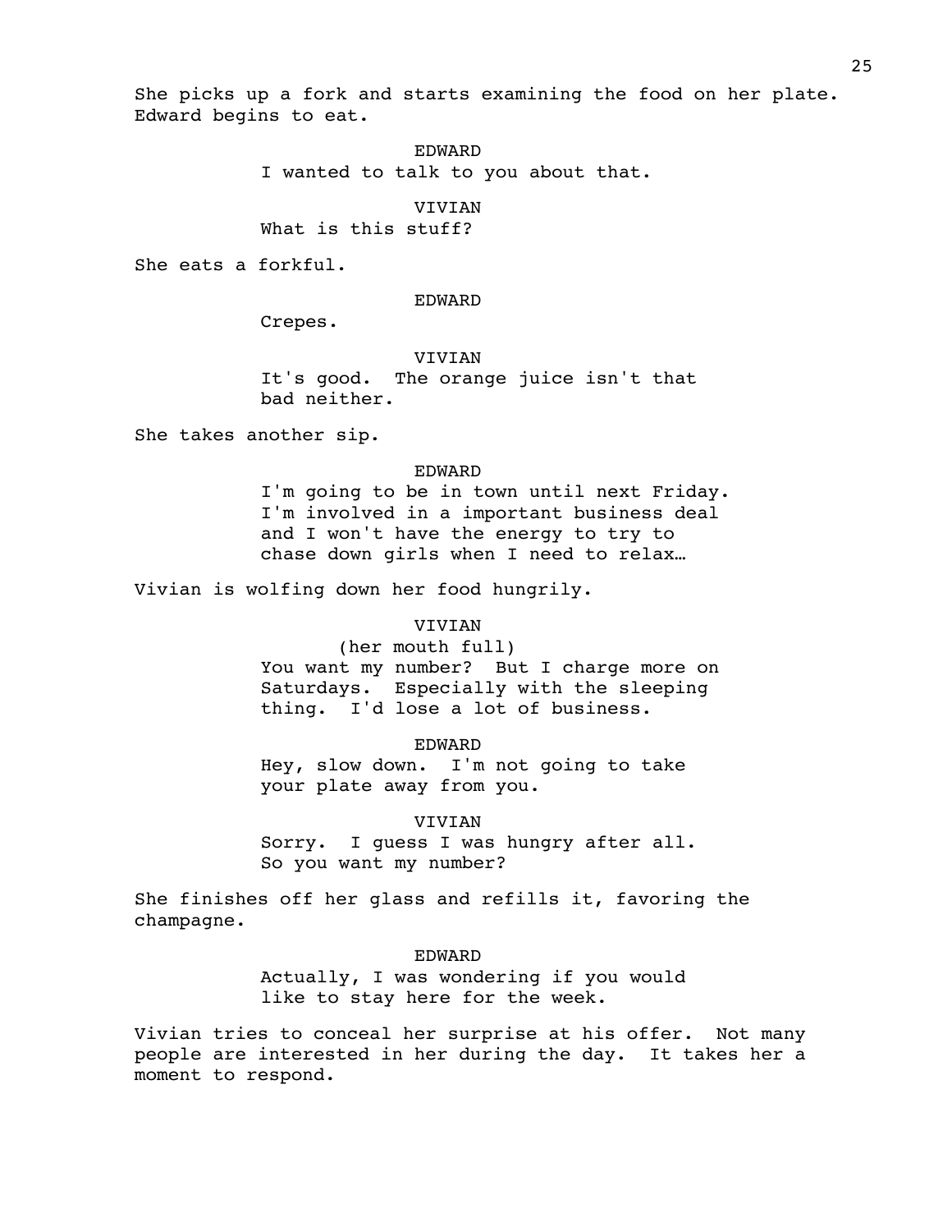She picks up a fork and starts examining the food on her plate. Edward begins to eat.

EDWARD

I wanted to talk to you about that.

VIVIAN

What is this stuff?

She eats a forkful.

EDWARD

Crepes.

VIVIAN

It's good. The orange juice isn't that bad neither.

She takes another sip.

EDWARD

I'm going to be in town until next Friday. I'm involved in a important business deal and I won't have the energy to try to chase down girls when I need to relax…

Vivian is wolfing down her food hungrily.

VIVIAN

(her mouth full)

You want my number? But I charge more on Saturdays. Especially with the sleeping thing. I'd lose a lot of business.

EDWARD

Hey, slow down. I'm not going to take your plate away from you.

VIVIAN

Sorry. I guess I was hungry after all. So you want my number?

She finishes off her glass and refills it, favoring the champagne.

EDWARD

Actually, I was wondering if you would like to stay here for the week.

Vivian tries to conceal her surprise at his offer. Not many people are interested in her during the day. It takes her a moment to respond.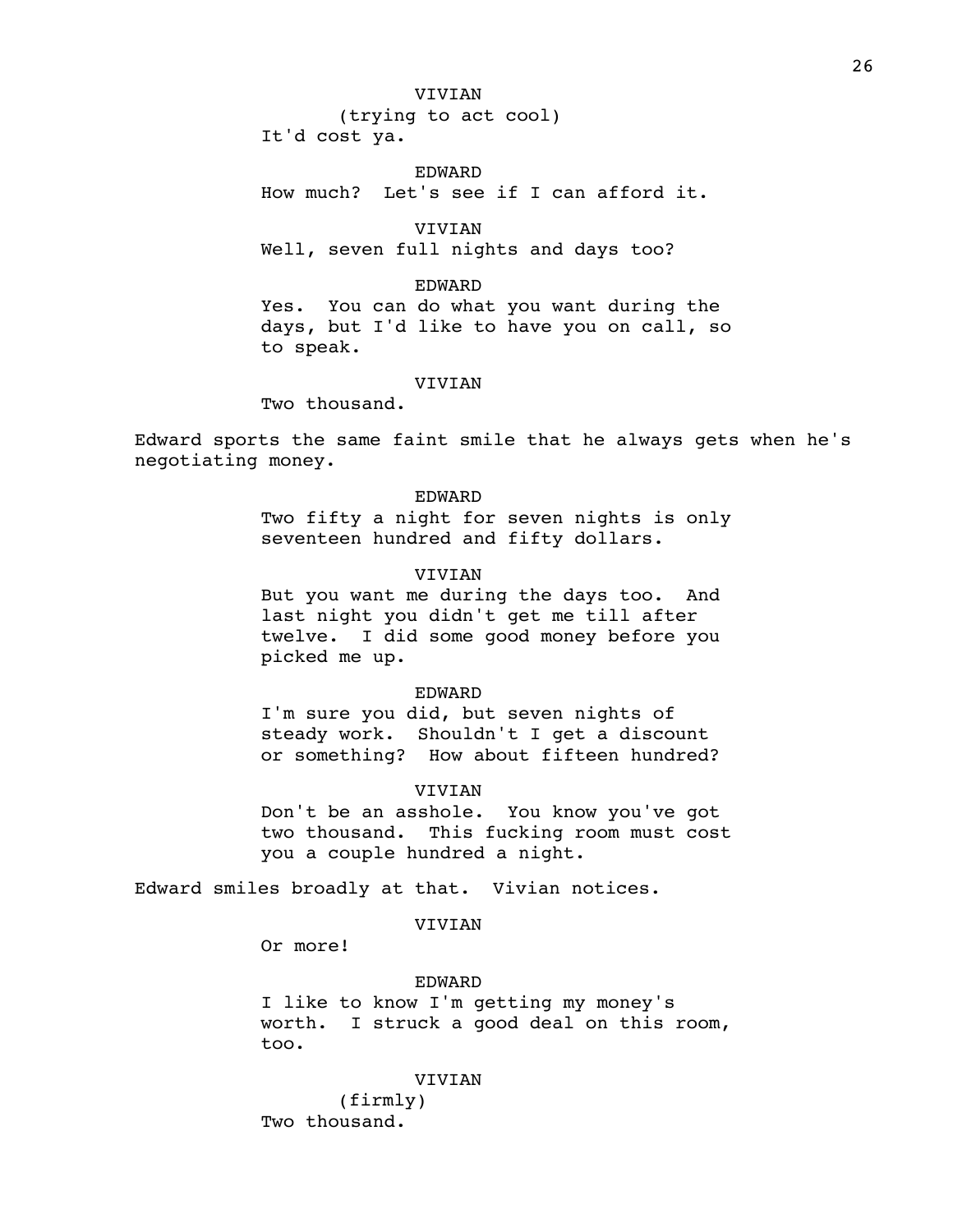VIVIAN
(trying to act cool)
It'd cost ya.

EDWARD
How much? Let's see if I can afford it.

VIVIAN
Well, seven full nights and days too?

EDWARD
Yes. You can do what you want during the days, but I'd like to have you on call, so to speak.

VIVIAN
Two thousand.

Edward sports the same faint smile that he always gets when he's negotiating money.

EDWARD
Two fifty a night for seven nights is only seventeen hundred and fifty dollars.

VIVIAN
But you want me during the days too. And last night you didn't get me till after twelve. I did some good money before you picked me up.

EDWARD
I'm sure you did, but seven nights of steady work. Shouldn't I get a discount or something? How about fifteen hundred?

VIVIAN
Don't be an asshole. You know you've got two thousand. This fucking room must cost you a couple hundred a night.

Edward smiles broadly at that. Vivian notices.

VIVIAN
Or more!

EDWARD
I like to know I'm getting my money's worth. I struck a good deal on this room, too.

VIVIAN
(firmly)
Two thousand.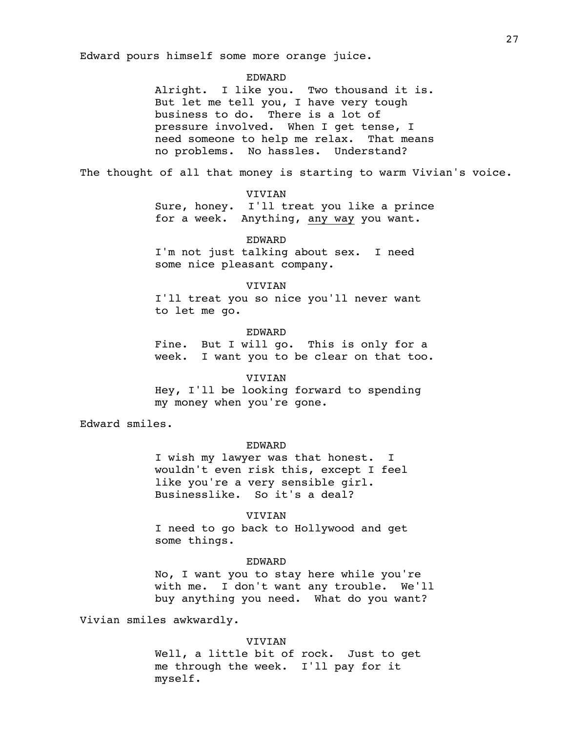Edward pours himself some more orange juice.

EDWARD
Alright. I like you. Two thousand it is. But let me tell you, I have very tough business to do. There is a lot of pressure involved. When I get tense, I need someone to help me relax. That means no problems. No hassles. Understand?

The thought of all that money is starting to warm Vivian's voice.

VIVIAN
Sure, honey. I'll treat you like a prince for a week. Anything, <u>any way</u> you want.

EDWARD
I'm not just talking about sex. I need some nice pleasant company.

VIVIAN
I'll treat you so nice you'll never want to let me go.

EDWARD
Fine. But I will go. This is only for a week. I want you to be clear on that too.

VIVIAN
Hey, I'll be looking forward to spending my money when you're gone.

Edward smiles.

EDWARD
I wish my lawyer was that honest. I wouldn't even risk this, except I feel like you're a very sensible girl. Businesslike. So it's a deal?

VIVIAN
I need to go back to Hollywood and get some things.

EDWARD
No, I want you to stay here while you're with me. I don't want any trouble. We'll buy anything you need. What do you want?

Vivian smiles awkwardly.

VIVIAN
Well, a little bit of rock. Just to get me through the week. I'll pay for it myself.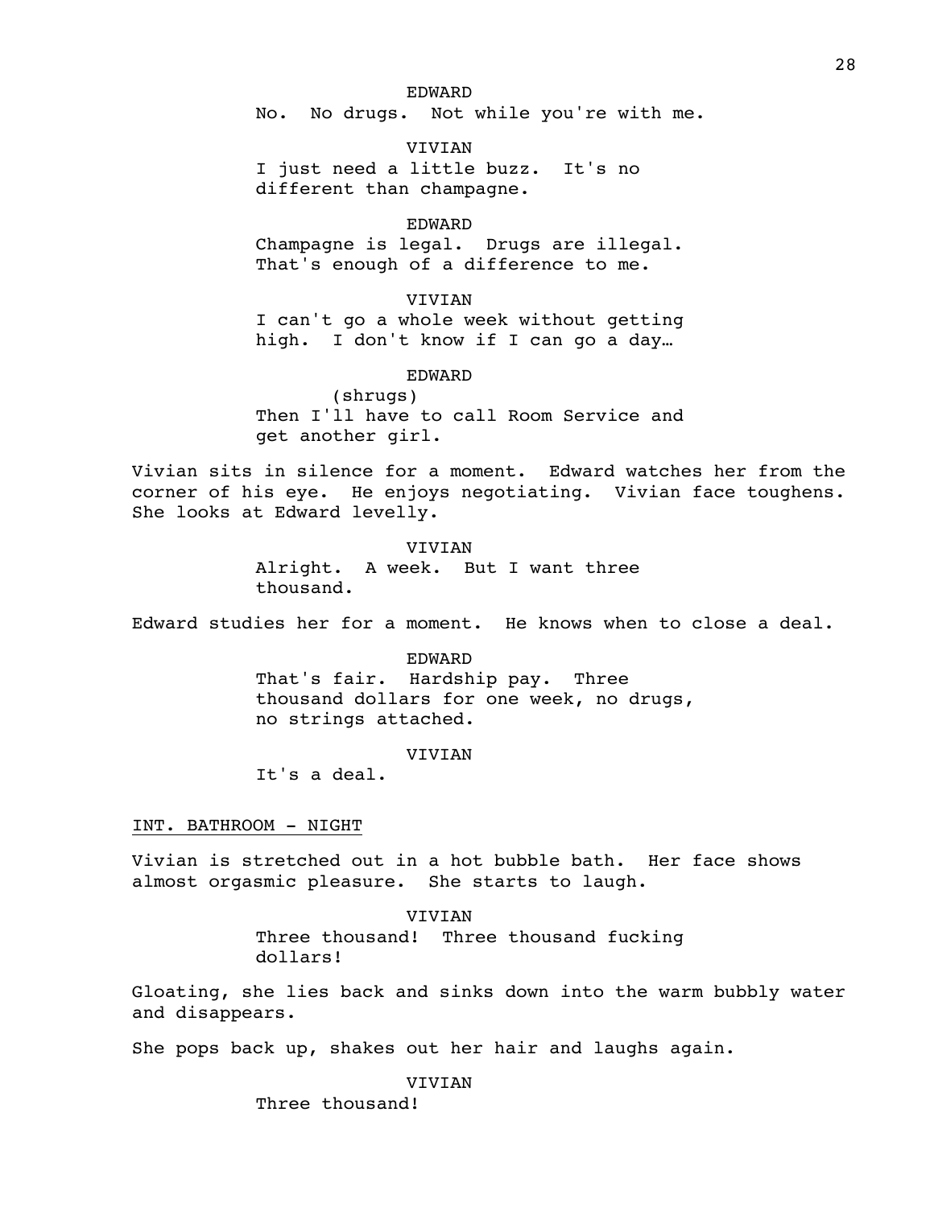EDWARD

No. No drugs. Not while you're with me.

VIVIAN

I just need a little buzz. It's no different than champagne.

EDWARD

Champagne is legal. Drugs are illegal. That's enough of a difference to me.

VIVIAN

I can't go a whole week without getting high. I don't know if I can go a day…

EDWARD

(shrugs)

Then I'll have to call Room Service and get another girl.

Vivian sits in silence for a moment. Edward watches her from the corner of his eye. He enjoys negotiating. Vivian face toughens. She looks at Edward levelly.

VIVIAN

Alright. A week. But I want three thousand.

Edward studies her for a moment. He knows when to close a deal.

EDWARD

That's fair. Hardship pay. Three thousand dollars for one week, no drugs, no strings attached.

VIVIAN

It's a deal.

INT. BATHROOM - NIGHT

Vivian is stretched out in a hot bubble bath. Her face shows almost orgasmic pleasure. She starts to laugh.

VIVIAN

Three thousand! Three thousand fucking dollars!

Gloating, she lies back and sinks down into the warm bubbly water and disappears.

She pops back up, shakes out her hair and laughs again.

VIVIAN

Three thousand!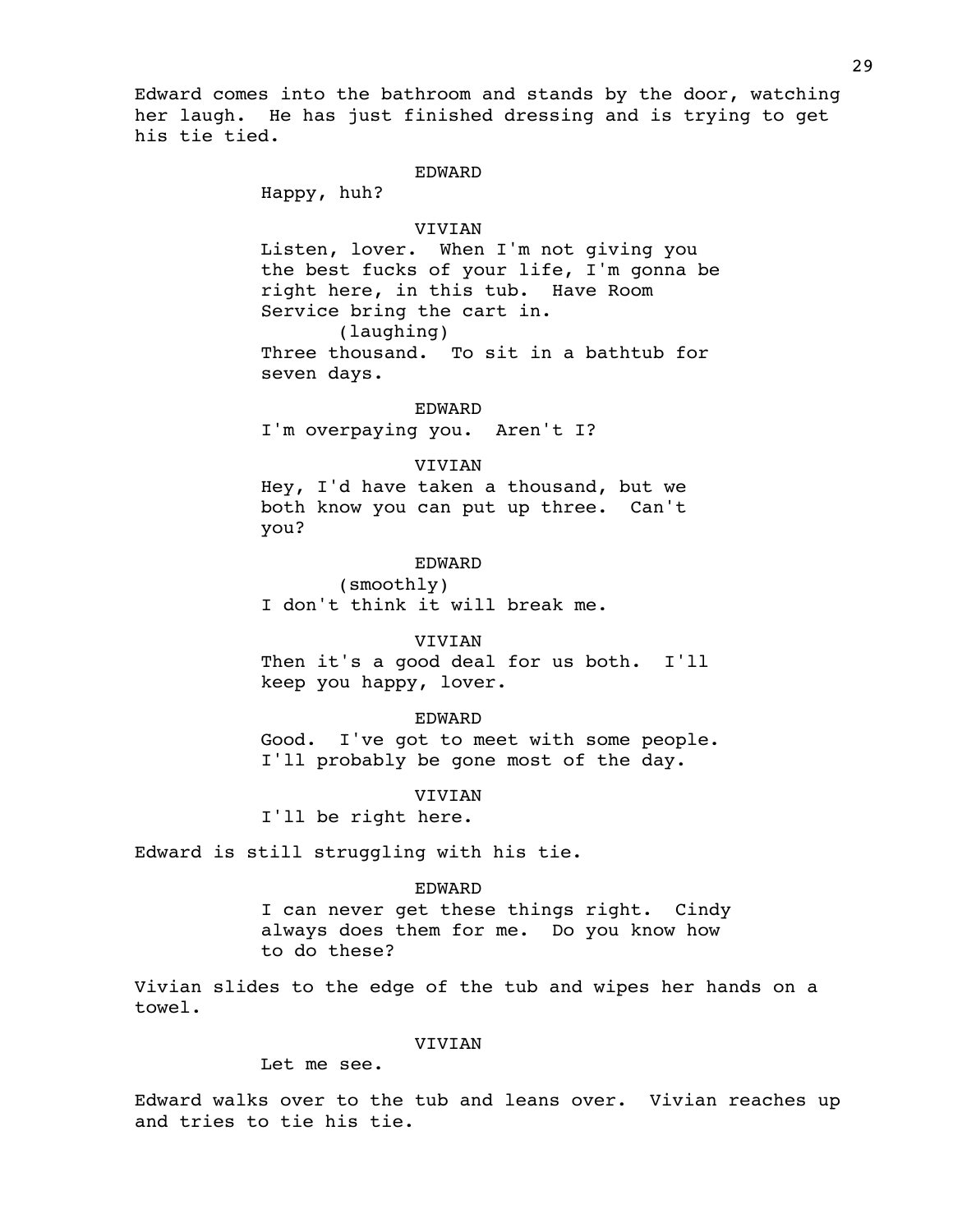Edward comes into the bathroom and stands by the door, watching her laugh. He has just finished dressing and is trying to get his tie tied.

EDWARD
Happy, huh?

VIVIAN
Listen, lover. When I'm not giving you the best fucks of your life, I'm gonna be right here, in this tub. Have Room Service bring the cart in.
(laughing)
Three thousand. To sit in a bathtub for seven days.

EDWARD
I'm overpaying you. Aren't I?

VIVIAN
Hey, I'd have taken a thousand, but we both know you can put up three. Can't you?

EDWARD
(smoothly)
I don't think it will break me.

VIVIAN
Then it's a good deal for us both. I'll keep you happy, lover.

EDWARD
Good. I've got to meet with some people. I'll probably be gone most of the day.

VIVIAN
I'll be right here.

Edward is still struggling with his tie.

EDWARD
I can never get these things right. Cindy always does them for me. Do you know how to do these?

Vivian slides to the edge of the tub and wipes her hands on a towel.

VIVIAN
Let me see.

Edward walks over to the tub and leans over. Vivian reaches up and tries to tie his tie.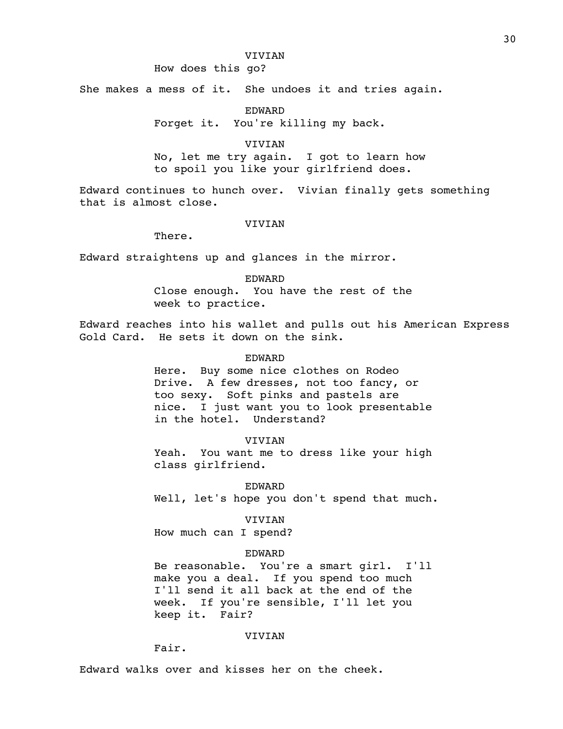VIVIAN

How does this go?

She makes a mess of it. She undoes it and tries again.

EDWARD

Forget it. You're killing my back.

VIVIAN

No, let me try again. I got to learn how to spoil you like your girlfriend does.

Edward continues to hunch over. Vivian finally gets something that is almost close.

VIVIAN

There.

Edward straightens up and glances in the mirror.

EDWARD

Close enough. You have the rest of the week to practice.

Edward reaches into his wallet and pulls out his American Express Gold Card. He sets it down on the sink.

EDWARD

Here. Buy some nice clothes on Rodeo Drive. A few dresses, not too fancy, or too sexy. Soft pinks and pastels are nice. I just want you to look presentable in the hotel. Understand?

VIVIAN

Yeah. You want me to dress like your high class girlfriend.

EDWARD

Well, let's hope you don't spend that much.

VIVIAN

How much can I spend?

EDWARD

Be reasonable. You're a smart girl. I'll make you a deal. If you spend too much I'll send it all back at the end of the week. If you're sensible, I'll let you keep it. Fair?

VIVIAN

Fair.

Edward walks over and kisses her on the cheek.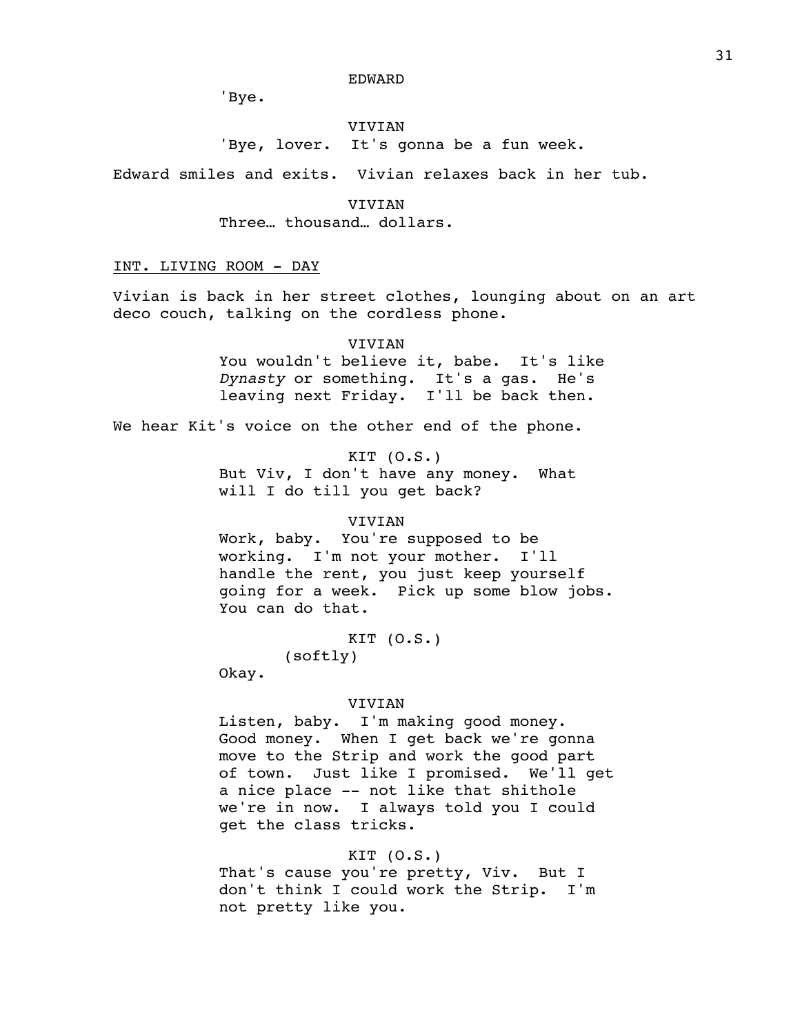EDWARD

'Bye.

VIVIAN

'Bye, lover. It's gonna be a fun week.

Edward smiles and exits. Vivian relaxes back in her tub.

VIVIAN

Three… thousand… dollars.

INT. LIVING ROOM - DAY

Vivian is back in her street clothes, lounging about on an art deco couch, talking on the cordless phone.

VIVIAN

You wouldn't believe it, babe. It's like *Dynasty* or something. It's a gas. He's leaving next Friday. I'll be back then.

We hear Kit's voice on the other end of the phone.

KIT (O.S.)

But Viv, I don't have any money. What will I do till you get back?

VIVIAN

Work, baby. You're supposed to be working. I'm not your mother. I'll handle the rent, you just keep yourself going for a week. Pick up some blow jobs. You can do that.

KIT (O.S.)

(softly)

Okay.

VIVIAN

Listen, baby. I'm making good money. Good money. When I get back we're gonna move to the Strip and work the good part of town. Just like I promised. We'll get a nice place -- not like that shithole we're in now. I always told you I could get the class tricks.

KIT (O.S.)

That's cause you're pretty, Viv. But I don't think I could work the Strip. I'm not pretty like you.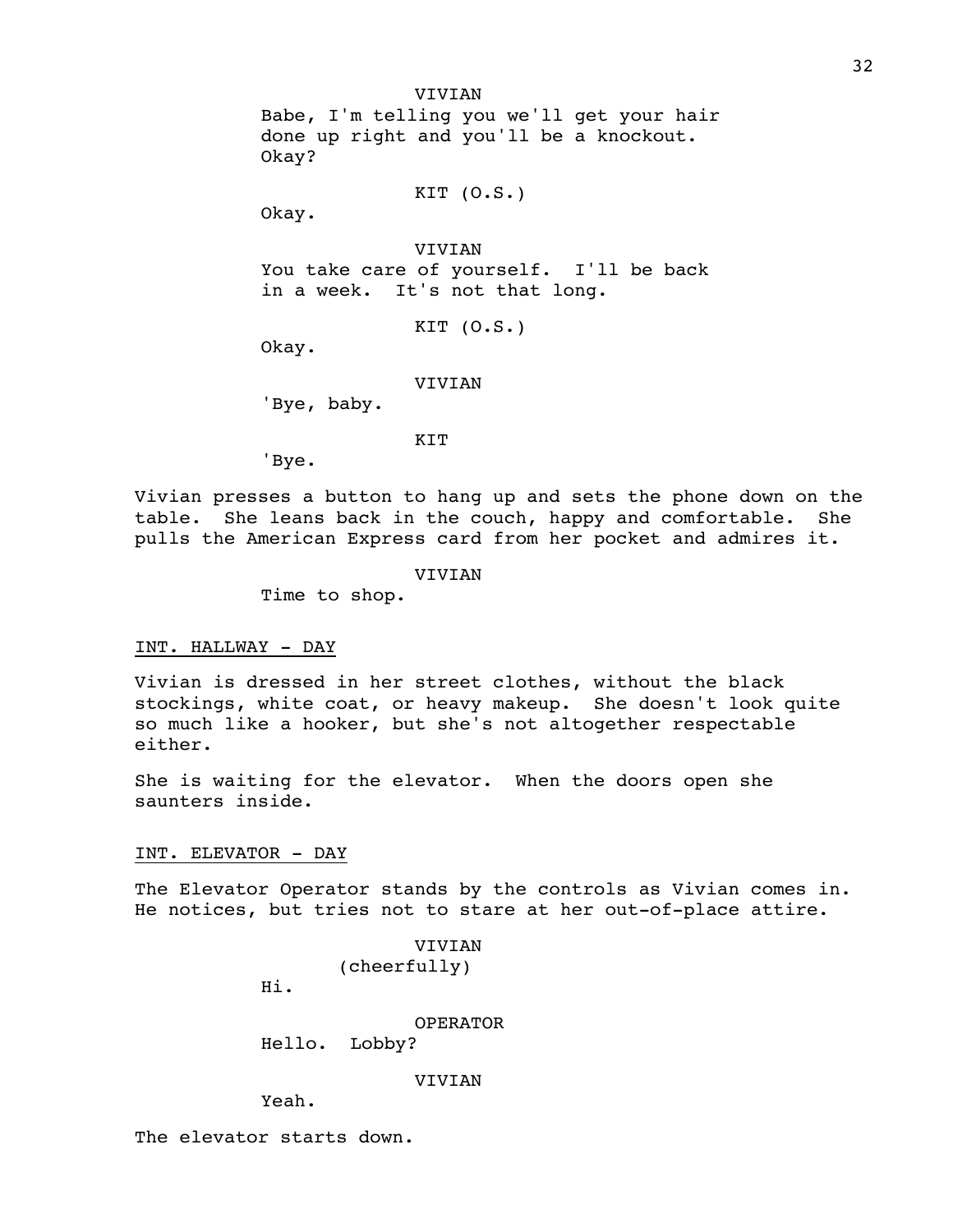VIVIAN
Babe, I'm telling you we'll get your hair done up right and you'll be a knockout. Okay?

KIT (O.S.)
Okay.

VIVIAN
You take care of yourself. I'll be back in a week. It's not that long.

KIT (O.S.)
Okay.

VIVIAN
'Bye, baby.

KIT
'Bye.

Vivian presses a button to hang up and sets the phone down on the table. She leans back in the couch, happy and comfortable. She pulls the American Express card from her pocket and admires it.

VIVIAN
Time to shop.

INT. HALLWAY - DAY

Vivian is dressed in her street clothes, without the black stockings, white coat, or heavy makeup. She doesn't look quite so much like a hooker, but she's not altogether respectable either.

She is waiting for the elevator. When the doors open she saunters inside.

INT. ELEVATOR - DAY

The Elevator Operator stands by the controls as Vivian comes in. He notices, but tries not to stare at her out-of-place attire.

VIVIAN
(cheerfully)
Hi.

OPERATOR
Hello. Lobby?

VIVIAN
Yeah.

The elevator starts down.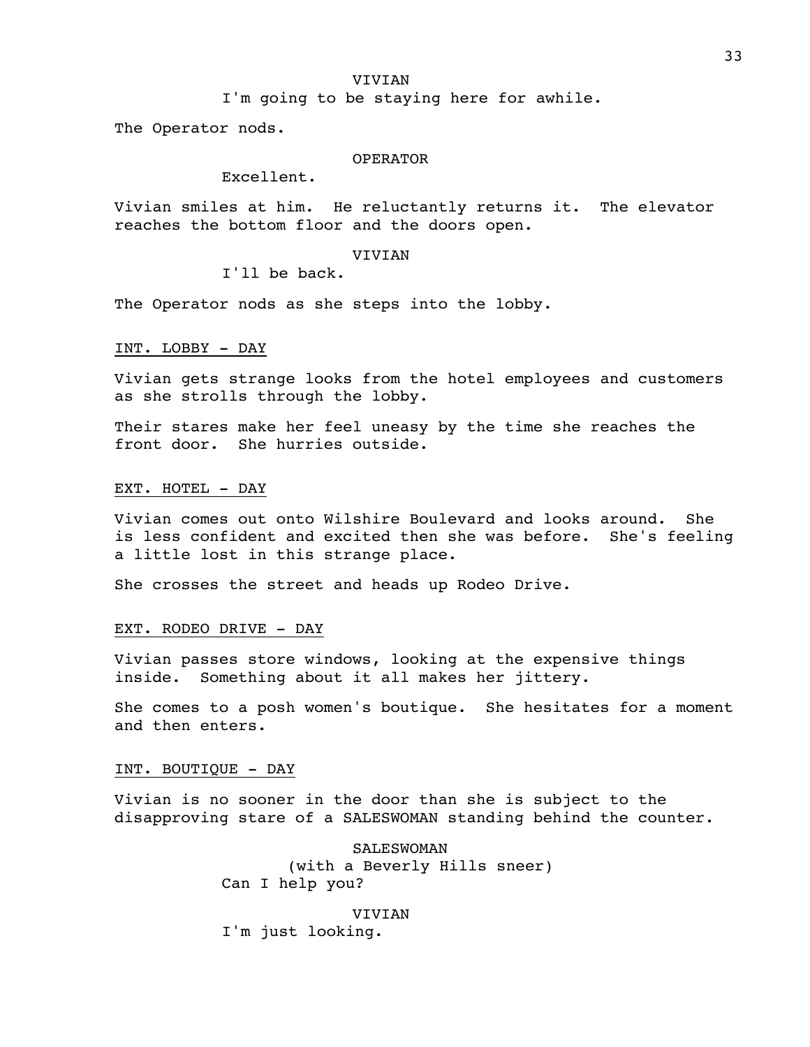VIVIAN

I'm going to be staying here for awhile.

The Operator nods.

OPERATOR

Excellent.

Vivian smiles at him. He reluctantly returns it. The elevator reaches the bottom floor and the doors open.

VIVIAN

I'll be back.

The Operator nods as she steps into the lobby.

INT. LOBBY - DAY

Vivian gets strange looks from the hotel employees and customers as she strolls through the lobby.

Their stares make her feel uneasy by the time she reaches the front door. She hurries outside.

EXT. HOTEL - DAY

Vivian comes out onto Wilshire Boulevard and looks around. She is less confident and excited then she was before. She's feeling a little lost in this strange place.

She crosses the street and heads up Rodeo Drive.

EXT. RODEO DRIVE - DAY

Vivian passes store windows, looking at the expensive things inside. Something about it all makes her jittery.

She comes to a posh women's boutique. She hesitates for a moment and then enters.

INT. BOUTIQUE - DAY

Vivian is no sooner in the door than she is subject to the disapproving stare of a SALESWOMAN standing behind the counter.

SALESWOMAN

(with a Beverly Hills sneer)

Can I help you?

VIVIAN

I'm just looking.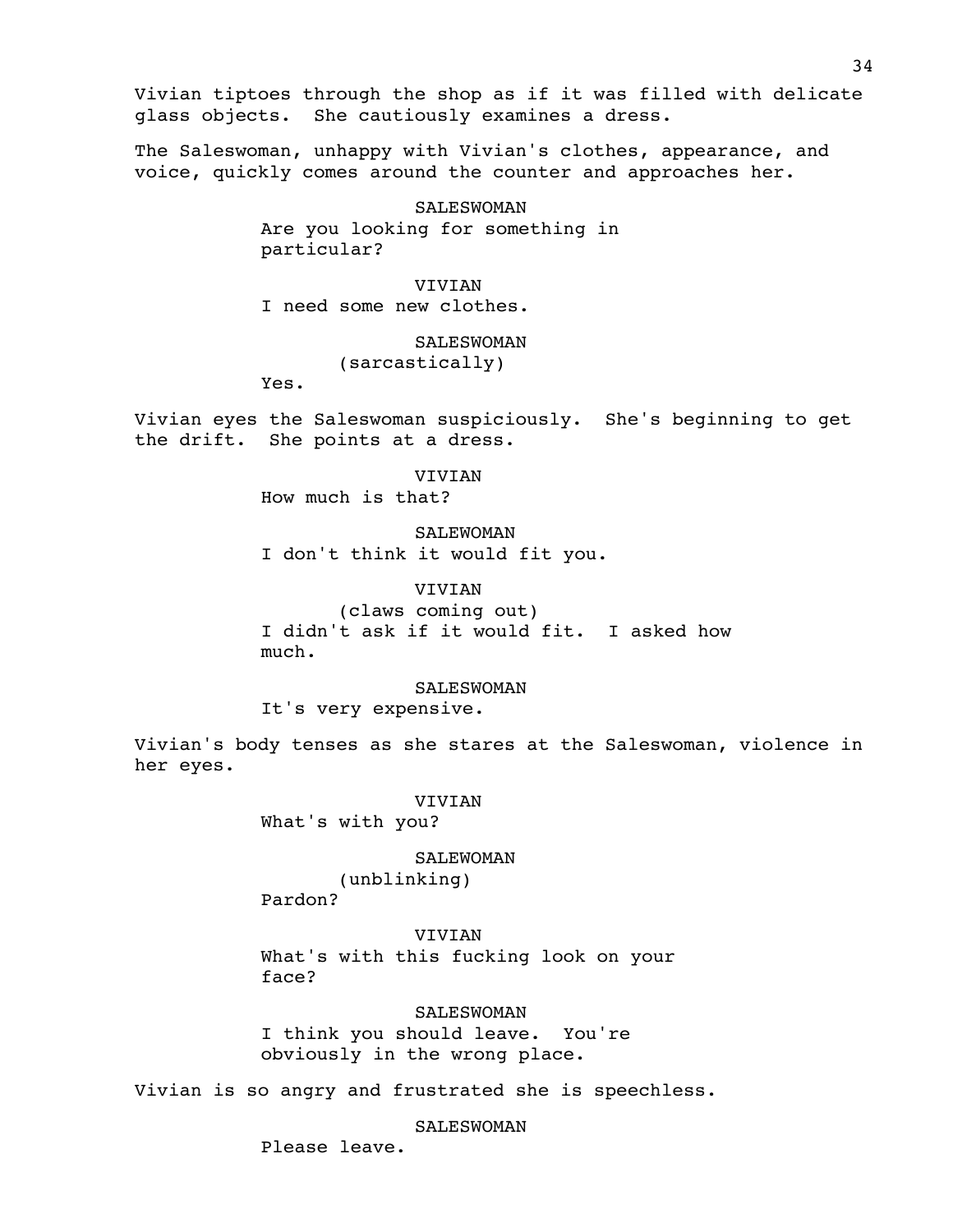Vivian tiptoes through the shop as if it was filled with delicate glass objects. She cautiously examines a dress.

The Saleswoman, unhappy with Vivian's clothes, appearance, and voice, quickly comes around the counter and approaches her.

SALESWOMAN
Are you looking for something in particular?

VIVIAN
I need some new clothes.

SALESWOMAN
(sarcastically)
Yes.

Vivian eyes the Saleswoman suspiciously. She's beginning to get the drift. She points at a dress.

VIVIAN
How much is that?

SALEWOMAN
I don't think it would fit you.

VIVIAN
(claws coming out)
I didn't ask if it would fit. I asked how much.

SALESWOMAN
It's very expensive.

Vivian's body tenses as she stares at the Saleswoman, violence in her eyes.

VIVIAN
What's with you?

SALEWOMAN
(unblinking)
Pardon?

VIVIAN
What's with this fucking look on your face?

SALESWOMAN
I think you should leave. You're obviously in the wrong place.

Vivian is so angry and frustrated she is speechless.

SALESWOMAN
Please leave.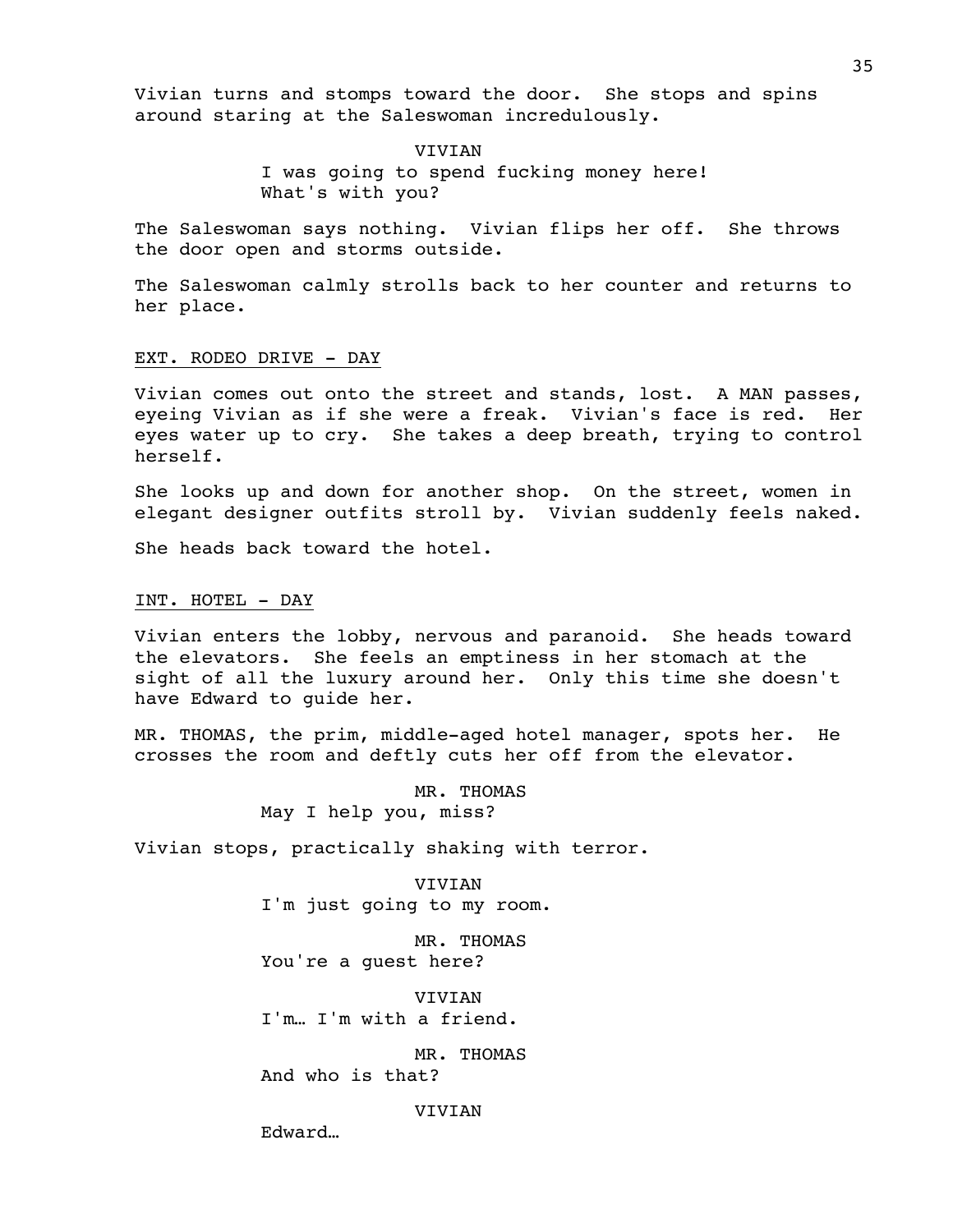Vivian turns and stomps toward the door. She stops and spins around staring at the Saleswoman incredulously.

VIVIAN
I was going to spend fucking money here! What's with you?

The Saleswoman says nothing. Vivian flips her off. She throws the door open and storms outside.

The Saleswoman calmly strolls back to her counter and returns to her place.

EXT. RODEO DRIVE - DAY

Vivian comes out onto the street and stands, lost. A MAN passes, eyeing Vivian as if she were a freak. Vivian's face is red. Her eyes water up to cry. She takes a deep breath, trying to control herself.

She looks up and down for another shop. On the street, women in elegant designer outfits stroll by. Vivian suddenly feels naked.

She heads back toward the hotel.

INT. HOTEL - DAY

Vivian enters the lobby, nervous and paranoid. She heads toward the elevators. She feels an emptiness in her stomach at the sight of all the luxury around her. Only this time she doesn't have Edward to guide her.

MR. THOMAS, the prim, middle-aged hotel manager, spots her. He crosses the room and deftly cuts her off from the elevator.

MR. THOMAS
May I help you, miss?

Vivian stops, practically shaking with terror.

VIVIAN
I'm just going to my room.

MR. THOMAS
You're a guest here?

VIVIAN
I'm… I'm with a friend.

MR. THOMAS
And who is that?

VIVIAN
Edward…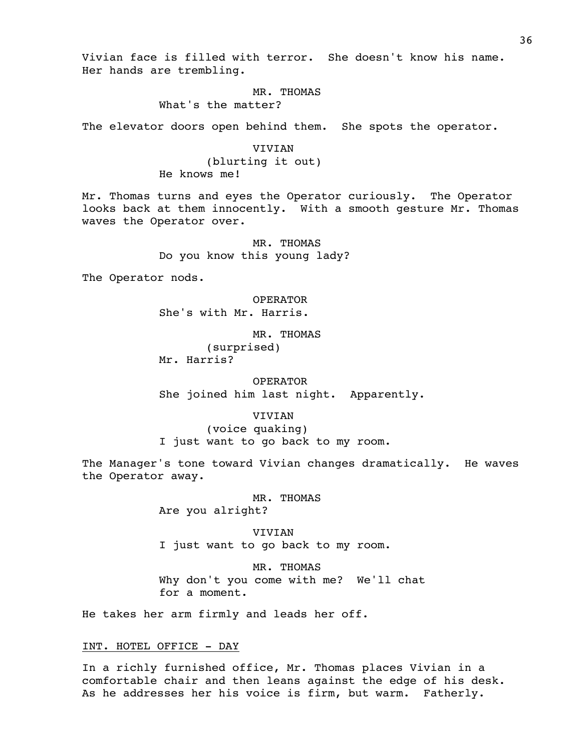Vivian face is filled with terror. She doesn't know his name. Her hands are trembling.

MR. THOMAS
What's the matter?

The elevator doors open behind them. She spots the operator.

VIVIAN
(blurting it out)
He knows me!

Mr. Thomas turns and eyes the Operator curiously. The Operator looks back at them innocently. With a smooth gesture Mr. Thomas waves the Operator over.

MR. THOMAS
Do you know this young lady?

The Operator nods.

OPERATOR
She's with Mr. Harris.

MR. THOMAS
(surprised)
Mr. Harris?

OPERATOR
She joined him last night. Apparently.

VIVIAN
(voice quaking)
I just want to go back to my room.

The Manager's tone toward Vivian changes dramatically. He waves the Operator away.

MR. THOMAS
Are you alright?

VIVIAN
I just want to go back to my room.

MR. THOMAS
Why don't you come with me? We'll chat for a moment.

He takes her arm firmly and leads her off.

INT. HOTEL OFFICE - DAY

In a richly furnished office, Mr. Thomas places Vivian in a comfortable chair and then leans against the edge of his desk. As he addresses her his voice is firm, but warm. Fatherly.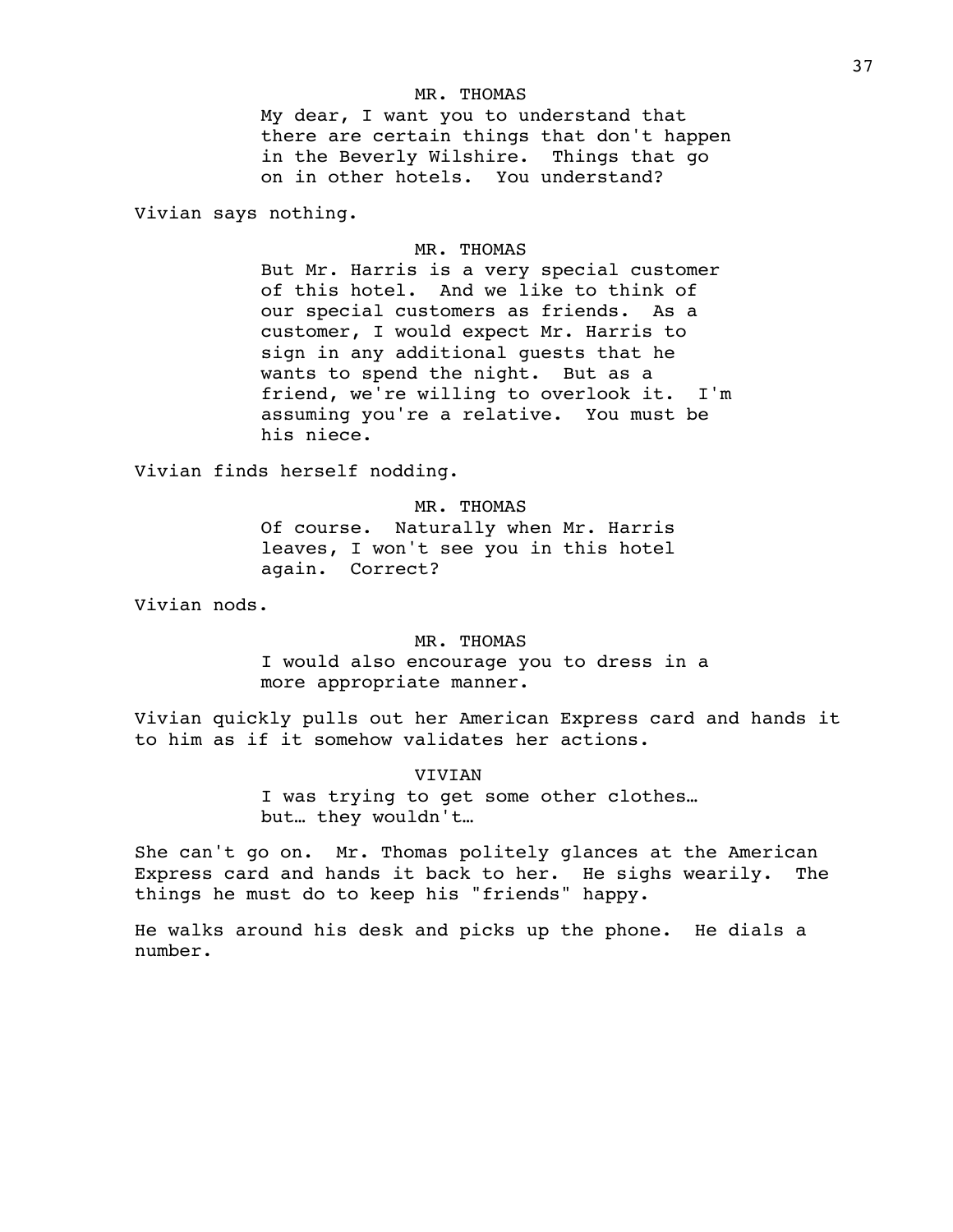MR. THOMAS

My dear, I want you to understand that there are certain things that don't happen in the Beverly Wilshire. Things that go on in other hotels. You understand?

Vivian says nothing.

MR. THOMAS

But Mr. Harris is a very special customer of this hotel. And we like to think of our special customers as friends. As a customer, I would expect Mr. Harris to sign in any additional guests that he wants to spend the night. But as a friend, we're willing to overlook it. I'm assuming you're a relative. You must be his niece.

Vivian finds herself nodding.

MR. THOMAS

Of course. Naturally when Mr. Harris leaves, I won't see you in this hotel again. Correct?

Vivian nods.

MR. THOMAS

I would also encourage you to dress in a more appropriate manner.

Vivian quickly pulls out her American Express card and hands it to him as if it somehow validates her actions.

VIVIAN

I was trying to get some other clothes… but… they wouldn't…

She can't go on. Mr. Thomas politely glances at the American Express card and hands it back to her. He sighs wearily. The things he must do to keep his "friends" happy.

He walks around his desk and picks up the phone. He dials a number.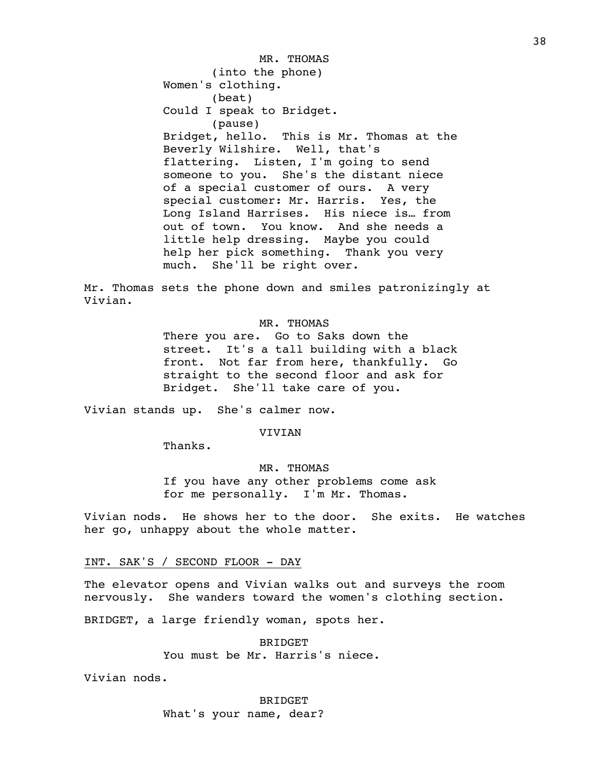MR. THOMAS

(into the phone)

Women's clothing.

(beat)

Could I speak to Bridget.

(pause)

Bridget, hello. This is Mr. Thomas at the Beverly Wilshire. Well, that's flattering. Listen, I'm going to send someone to you. She's the distant niece of a special customer of ours. A very special customer: Mr. Harris. Yes, the Long Island Harrises. His niece is… from out of town. You know. And she needs a little help dressing. Maybe you could help her pick something. Thank you very much. She'll be right over.

Mr. Thomas sets the phone down and smiles patronizingly at Vivian.

MR. THOMAS

There you are. Go to Saks down the street. It's a tall building with a black front. Not far from here, thankfully. Go straight to the second floor and ask for Bridget. She'll take care of you.

Vivian stands up. She's calmer now.

VIVIAN

Thanks.

MR. THOMAS

If you have any other problems come ask for me personally. I'm Mr. Thomas.

Vivian nods. He shows her to the door. She exits. He watches her go, unhappy about the whole matter.

INT. SAK'S / SECOND FLOOR - DAY

The elevator opens and Vivian walks out and surveys the room nervously. She wanders toward the women's clothing section.

BRIDGET, a large friendly woman, spots her.

BRIDGET

You must be Mr. Harris's niece.

Vivian nods.

BRIDGET

What's your name, dear?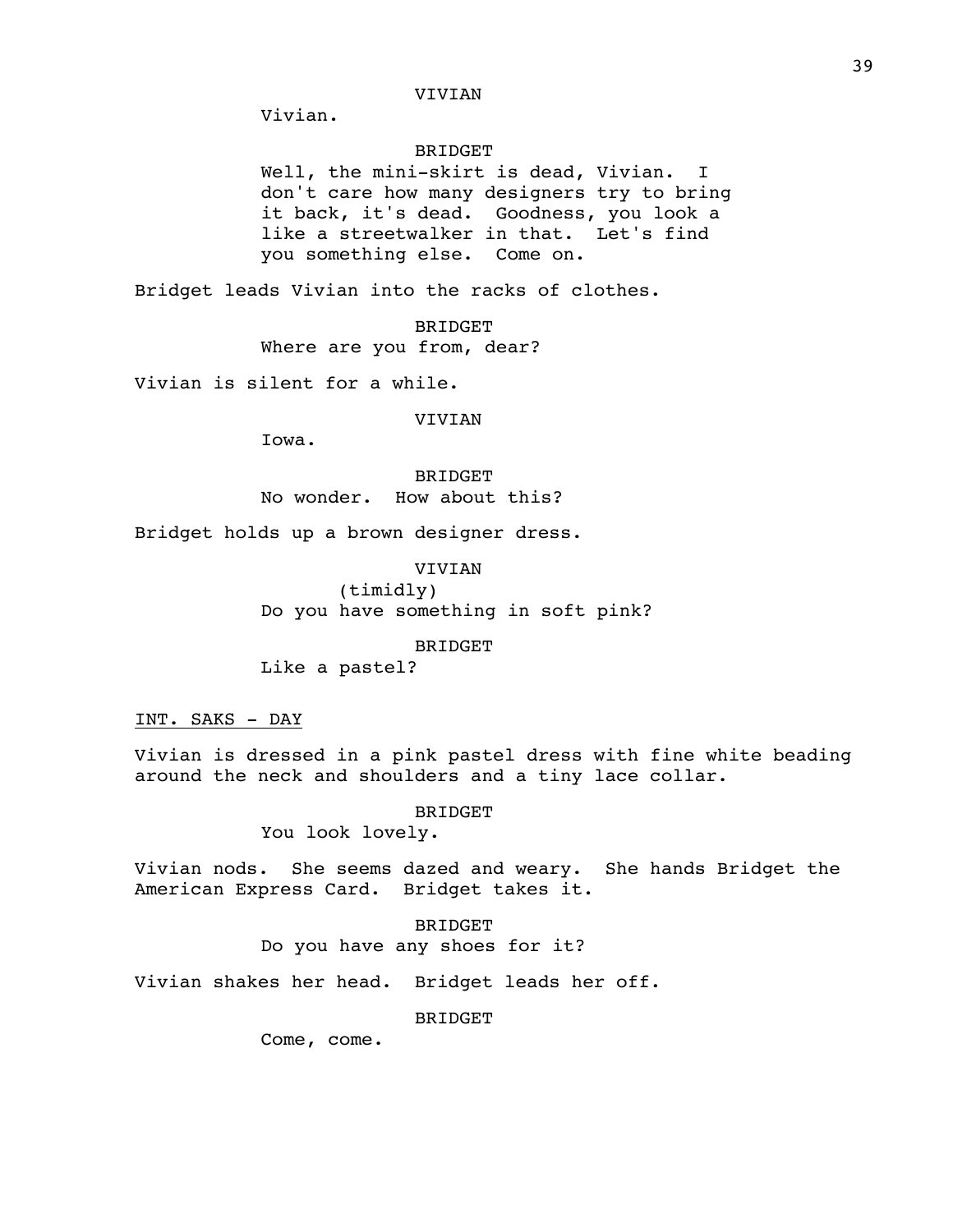VIVIAN

Vivian.

BRIDGET

Well, the mini-skirt is dead, Vivian. I don't care how many designers try to bring it back, it's dead. Goodness, you look a like a streetwalker in that. Let's find you something else. Come on.

Bridget leads Vivian into the racks of clothes.

BRIDGET

Where are you from, dear?

Vivian is silent for a while.

VIVIAN

Iowa.

BRIDGET

No wonder. How about this?

Bridget holds up a brown designer dress.

VIVIAN

(timidly)

Do you have something in soft pink?

BRIDGET

Like a pastel?

INT. SAKS - DAY

Vivian is dressed in a pink pastel dress with fine white beading around the neck and shoulders and a tiny lace collar.

BRIDGET

You look lovely.

Vivian nods. She seems dazed and weary. She hands Bridget the American Express Card. Bridget takes it.

BRIDGET

Do you have any shoes for it?

Vivian shakes her head. Bridget leads her off.

BRIDGET

Come, come.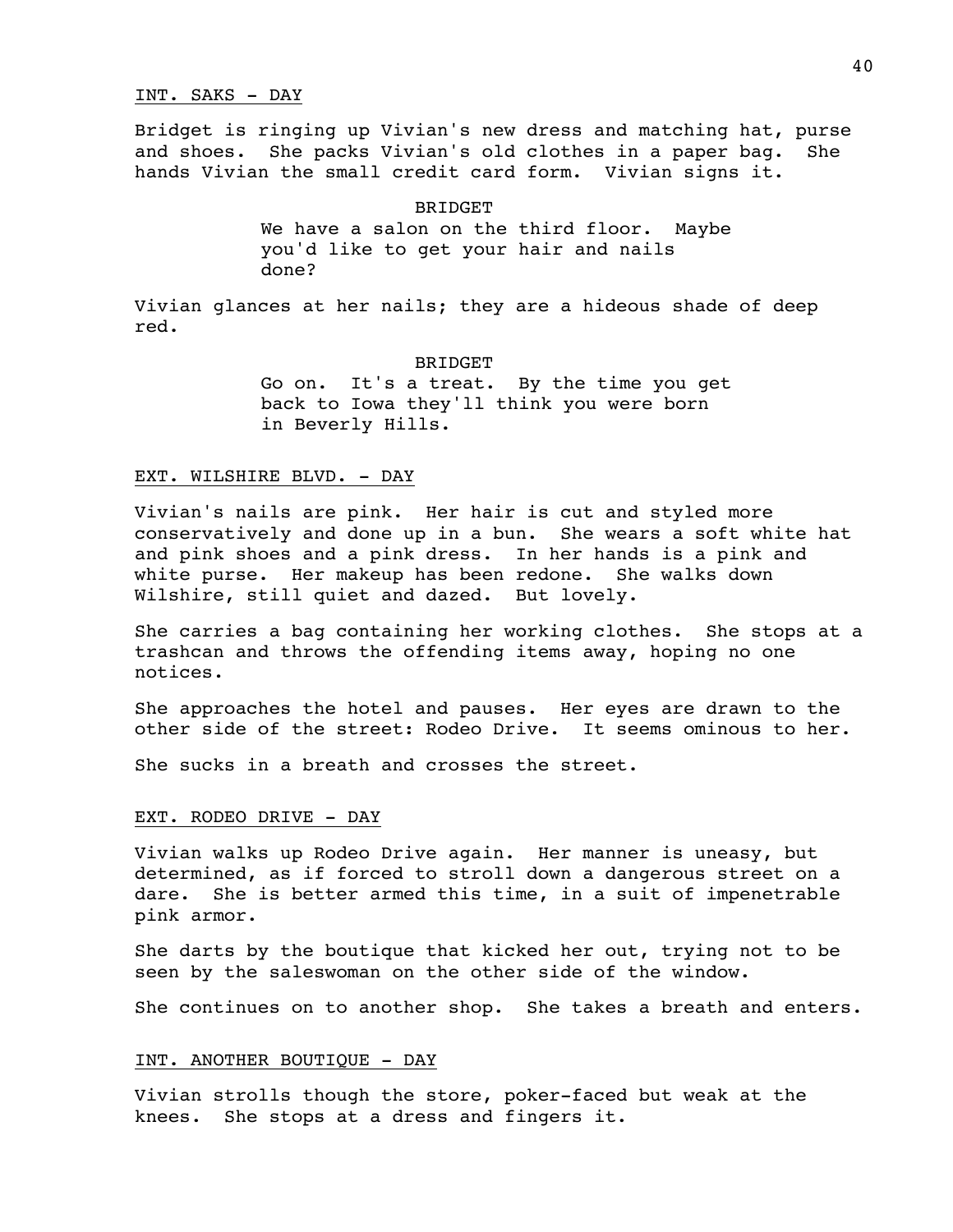INT. SAKS - DAY

Bridget is ringing up Vivian's new dress and matching hat, purse and shoes. She packs Vivian's old clothes in a paper bag. She hands Vivian the small credit card form. Vivian signs it.

BRIDGET

We have a salon on the third floor. Maybe you'd like to get your hair and nails done?

Vivian glances at her nails; they are a hideous shade of deep red.

BRIDGET

Go on. It's a treat. By the time you get back to Iowa they'll think you were born in Beverly Hills.

EXT. WILSHIRE BLVD. - DAY

Vivian's nails are pink. Her hair is cut and styled more conservatively and done up in a bun. She wears a soft white hat and pink shoes and a pink dress. In her hands is a pink and white purse. Her makeup has been redone. She walks down Wilshire, still quiet and dazed. But lovely.

She carries a bag containing her working clothes. She stops at a trashcan and throws the offending items away, hoping no one notices.

She approaches the hotel and pauses. Her eyes are drawn to the other side of the street: Rodeo Drive. It seems ominous to her.

She sucks in a breath and crosses the street.

EXT. RODEO DRIVE - DAY

Vivian walks up Rodeo Drive again. Her manner is uneasy, but determined, as if forced to stroll down a dangerous street on a dare. She is better armed this time, in a suit of impenetrable pink armor.

She darts by the boutique that kicked her out, trying not to be seen by the saleswoman on the other side of the window.

She continues on to another shop. She takes a breath and enters.

INT. ANOTHER BOUTIQUE - DAY

Vivian strolls though the store, poker-faced but weak at the knees. She stops at a dress and fingers it.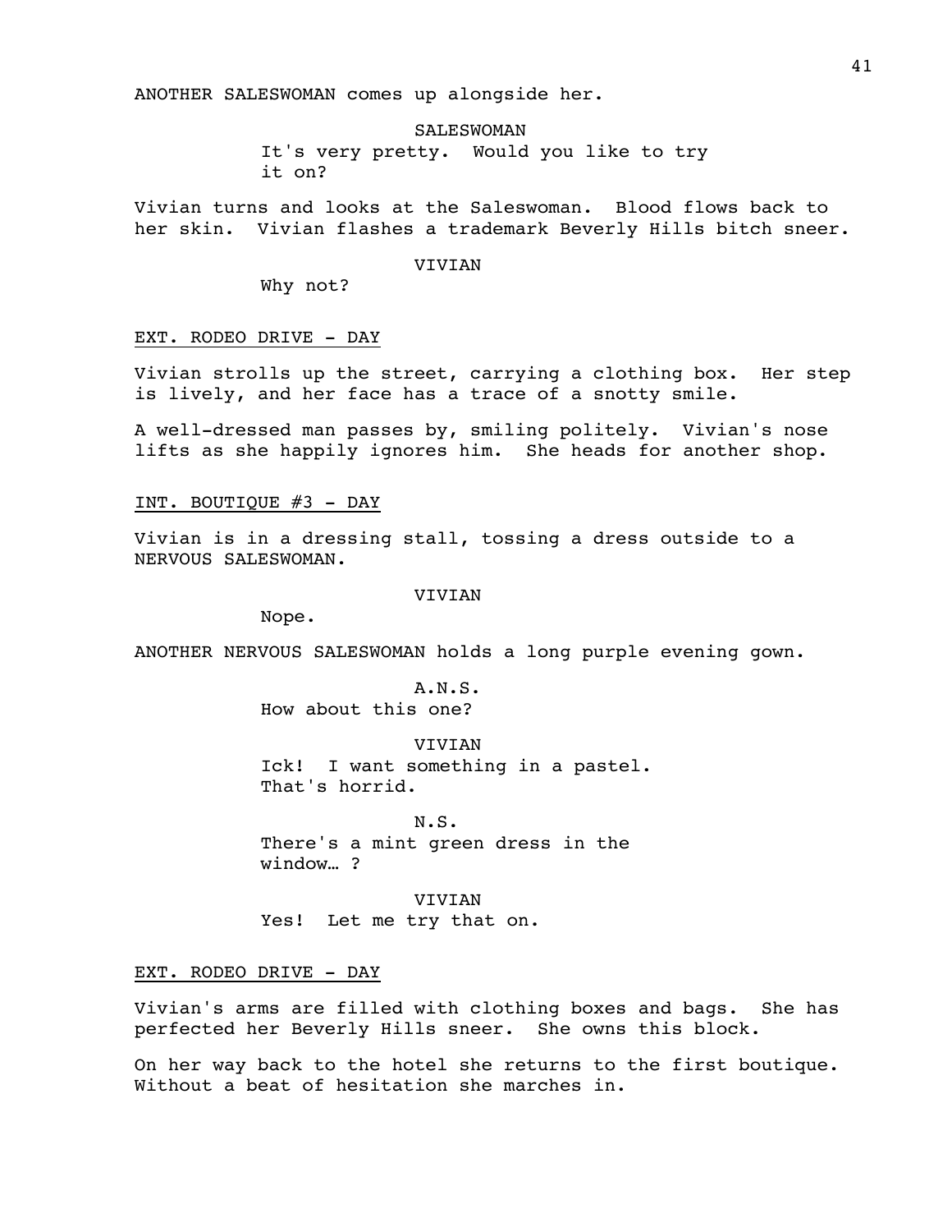ANOTHER SALESWOMAN comes up alongside her.

SALESWOMAN
It's very pretty. Would you like to try it on?

Vivian turns and looks at the Saleswoman. Blood flows back to her skin. Vivian flashes a trademark Beverly Hills bitch sneer.

VIVIAN
Why not?

EXT. RODEO DRIVE - DAY

Vivian strolls up the street, carrying a clothing box. Her step is lively, and her face has a trace of a snotty smile.

A well-dressed man passes by, smiling politely. Vivian's nose lifts as she happily ignores him. She heads for another shop.

INT. BOUTIQUE #3 - DAY

Vivian is in a dressing stall, tossing a dress outside to a NERVOUS SALESWOMAN.

VIVIAN
Nope.

ANOTHER NERVOUS SALESWOMAN holds a long purple evening gown.

A.N.S.
How about this one?

VIVIAN
Ick! I want something in a pastel. That's horrid.

N.S.
There's a mint green dress in the window… ?

VIVIAN
Yes! Let me try that on.

EXT. RODEO DRIVE - DAY

Vivian's arms are filled with clothing boxes and bags. She has perfected her Beverly Hills sneer. She owns this block.

On her way back to the hotel she returns to the first boutique. Without a beat of hesitation she marches in.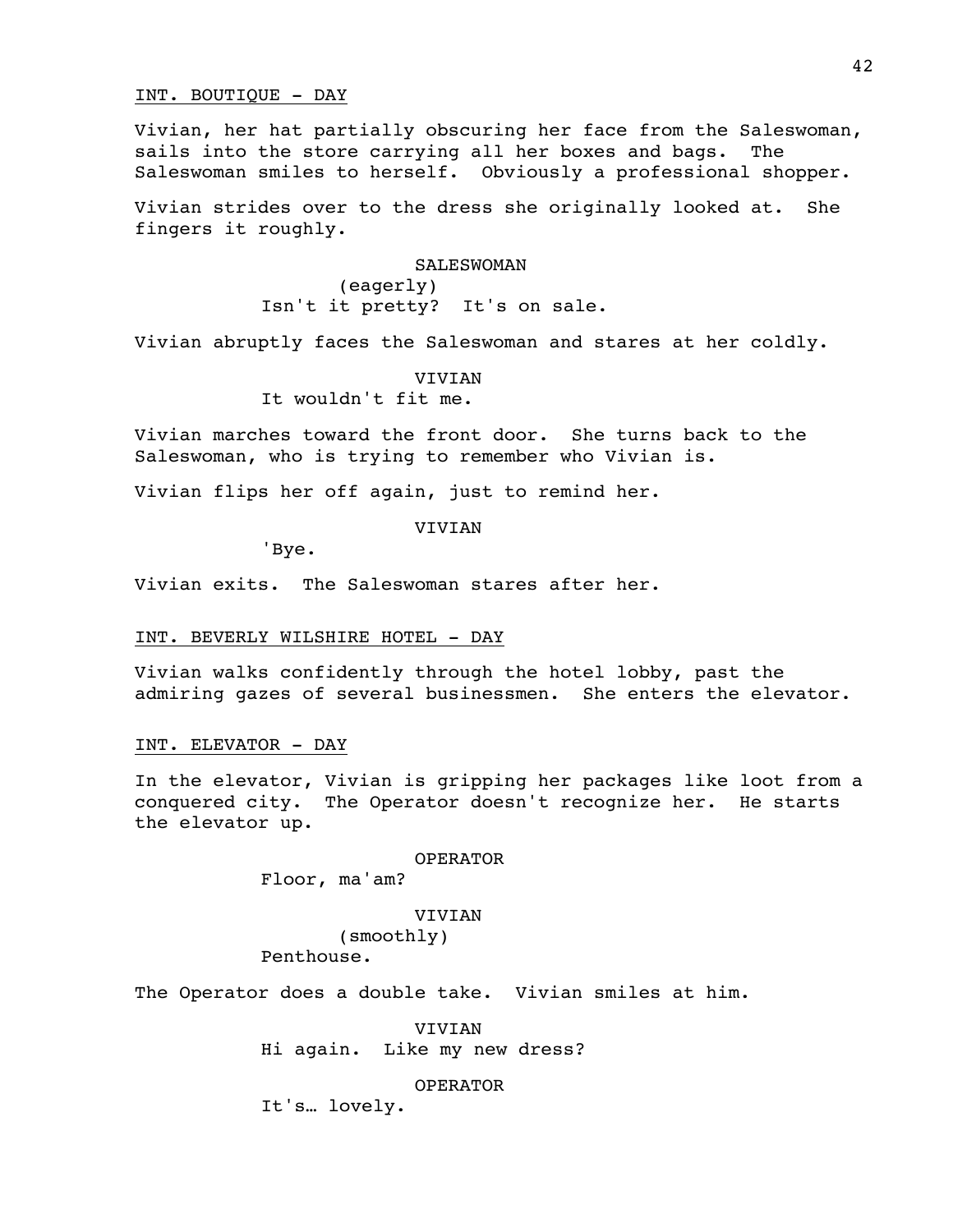INT. BOUTIQUE - DAY

Vivian, her hat partially obscuring her face from the Saleswoman, sails into the store carrying all her boxes and bags. The Saleswoman smiles to herself. Obviously a professional shopper.

Vivian strides over to the dress she originally looked at. She fingers it roughly.

SALESWOMAN
(eagerly)
Isn't it pretty? It's on sale.

Vivian abruptly faces the Saleswoman and stares at her coldly.

VIVIAN
It wouldn't fit me.

Vivian marches toward the front door. She turns back to the Saleswoman, who is trying to remember who Vivian is.

Vivian flips her off again, just to remind her.

VIVIAN
'Bye.

Vivian exits. The Saleswoman stares after her.

INT. BEVERLY WILSHIRE HOTEL - DAY

Vivian walks confidently through the hotel lobby, past the admiring gazes of several businessmen. She enters the elevator.

INT. ELEVATOR - DAY

In the elevator, Vivian is gripping her packages like loot from a conquered city. The Operator doesn't recognize her. He starts the elevator up.

OPERATOR
Floor, ma'am?

VIVIAN
(smoothly)
Penthouse.

The Operator does a double take. Vivian smiles at him.

VIVIAN
Hi again. Like my new dress?

OPERATOR
It's… lovely.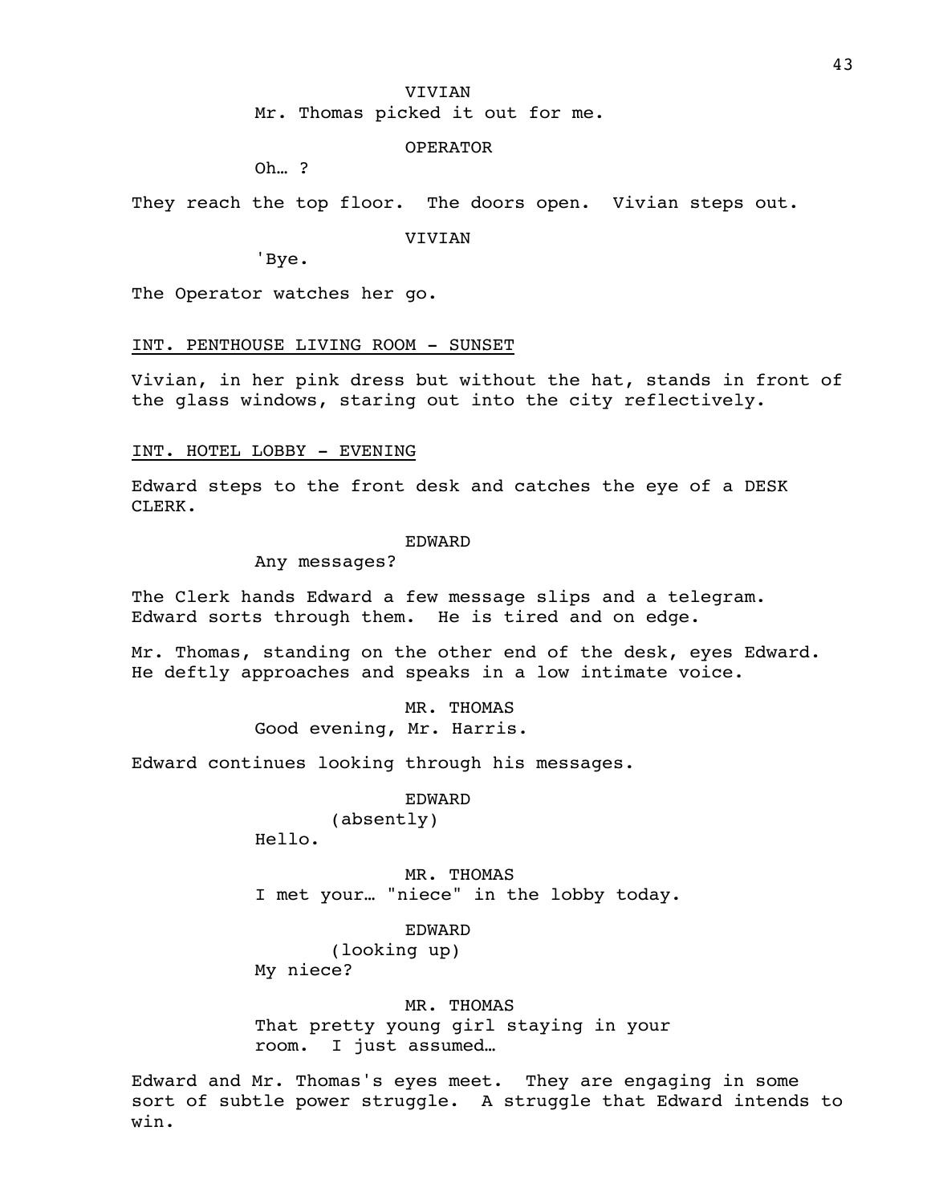VIVIAN

Mr. Thomas picked it out for me.

OPERATOR

Oh… ?

They reach the top floor. The doors open. Vivian steps out.

VIVIAN

'Bye.

The Operator watches her go.

INT. PENTHOUSE LIVING ROOM - SUNSET

Vivian, in her pink dress but without the hat, stands in front of the glass windows, staring out into the city reflectively.

INT. HOTEL LOBBY - EVENING

Edward steps to the front desk and catches the eye of a DESK CLERK.

EDWARD

Any messages?

The Clerk hands Edward a few message slips and a telegram. Edward sorts through them. He is tired and on edge.

Mr. Thomas, standing on the other end of the desk, eyes Edward. He deftly approaches and speaks in a low intimate voice.

MR. THOMAS

Good evening, Mr. Harris.

Edward continues looking through his messages.

EDWARD

(absently)

Hello.

MR. THOMAS

I met your… "niece" in the lobby today.

EDWARD

(looking up)

My niece?

MR. THOMAS

That pretty young girl staying in your room. I just assumed…

Edward and Mr. Thomas's eyes meet. They are engaging in some sort of subtle power struggle. A struggle that Edward intends to win.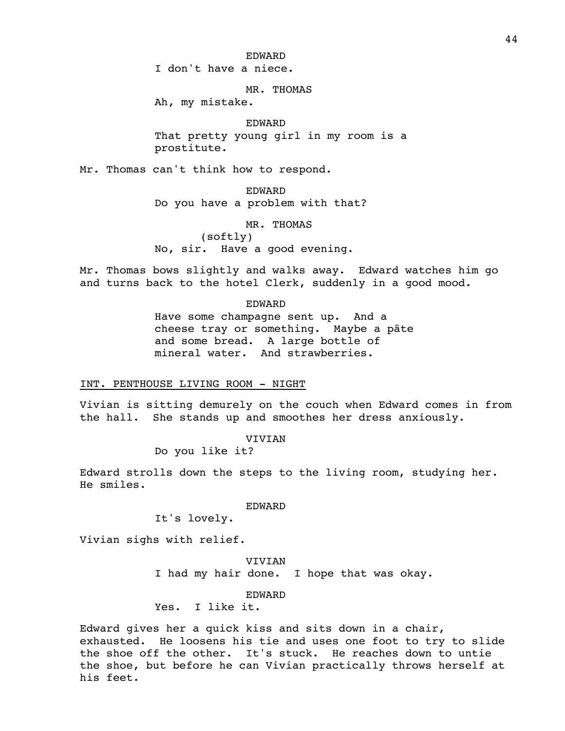EDWARD

I don't have a niece.

MR. THOMAS

Ah, my mistake.

EDWARD

That pretty young girl in my room is a prostitute.

Mr. Thomas can't think how to respond.

EDWARD

Do you have a problem with that?

MR. THOMAS

(softly)

No, sir. Have a good evening.

Mr. Thomas bows slightly and walks away. Edward watches him go and turns back to the hotel Clerk, suddenly in a good mood.

EDWARD

Have some champagne sent up. And a cheese tray or something. Maybe a pâte and some bread. A large bottle of mineral water. And strawberries.

INT. PENTHOUSE LIVING ROOM - NIGHT

Vivian is sitting demurely on the couch when Edward comes in from the hall. She stands up and smoothes her dress anxiously.

VIVIAN

Do you like it?

Edward strolls down the steps to the living room, studying her. He smiles.

EDWARD

It's lovely.

Vivian sighs with relief.

VIVIAN

I had my hair done. I hope that was okay.

EDWARD

Yes. I like it.

Edward gives her a quick kiss and sits down in a chair, exhausted. He loosens his tie and uses one foot to try to slide the shoe off the other. It's stuck. He reaches down to untie the shoe, but before he can Vivian practically throws herself at his feet.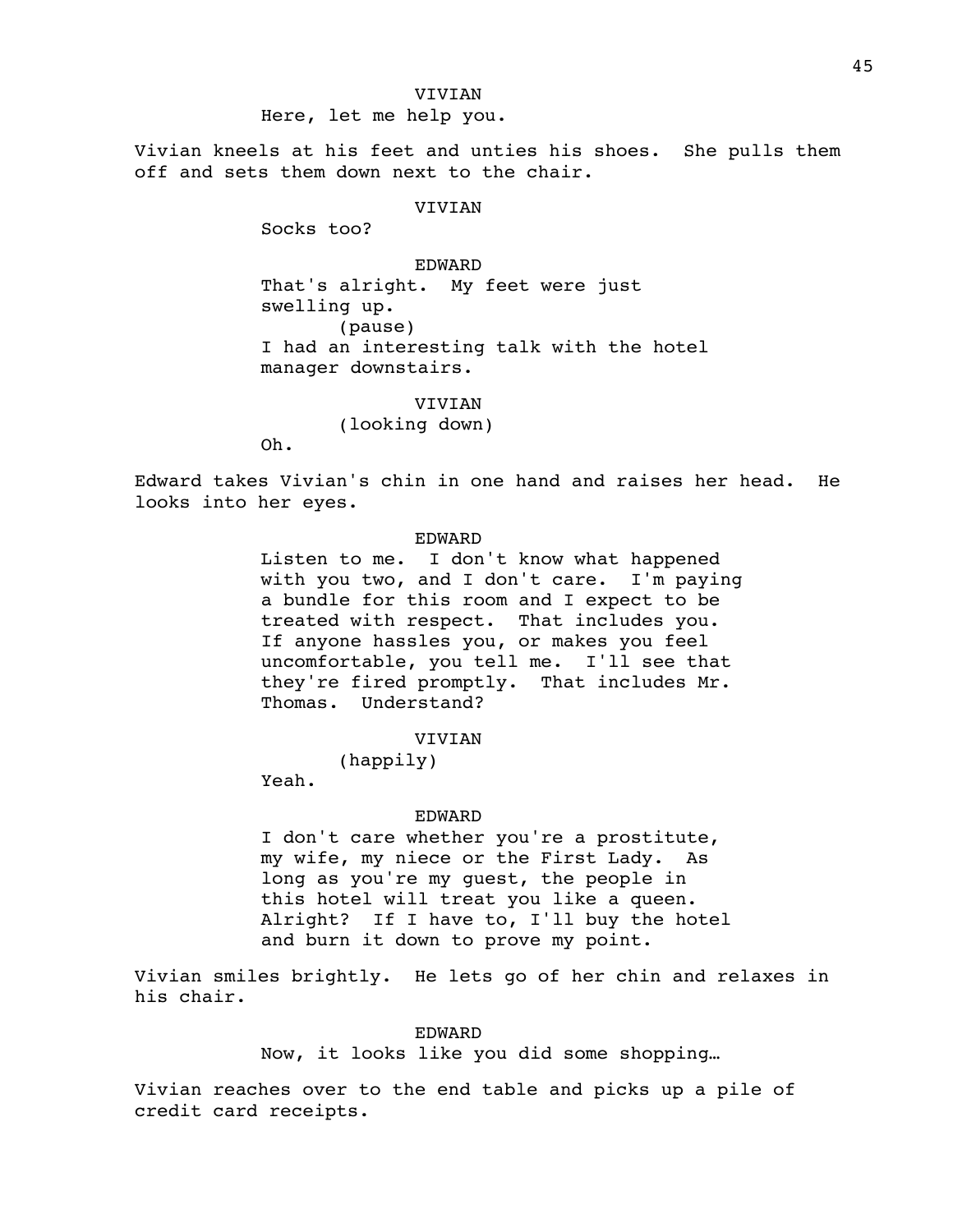VIVIAN

Here, let me help you.

Vivian kneels at his feet and unties his shoes. She pulls them off and sets them down next to the chair.

VIVIAN

Socks too?

EDWARD

That's alright. My feet were just swelling up.

(pause)

I had an interesting talk with the hotel manager downstairs.

VIVIAN

(looking down)

Oh.

Edward takes Vivian's chin in one hand and raises her head. He looks into her eyes.

EDWARD

Listen to me. I don't know what happened with you two, and I don't care. I'm paying a bundle for this room and I expect to be treated with respect. That includes you. If anyone hassles you, or makes you feel uncomfortable, you tell me. I'll see that they're fired promptly. That includes Mr. Thomas. Understand?

VIVIAN

(happily)

Yeah.

EDWARD

I don't care whether you're a prostitute, my wife, my niece or the First Lady. As long as you're my guest, the people in this hotel will treat you like a queen. Alright? If I have to, I'll buy the hotel and burn it down to prove my point.

Vivian smiles brightly. He lets go of her chin and relaxes in his chair.

EDWARD

Now, it looks like you did some shopping…

Vivian reaches over to the end table and picks up a pile of credit card receipts.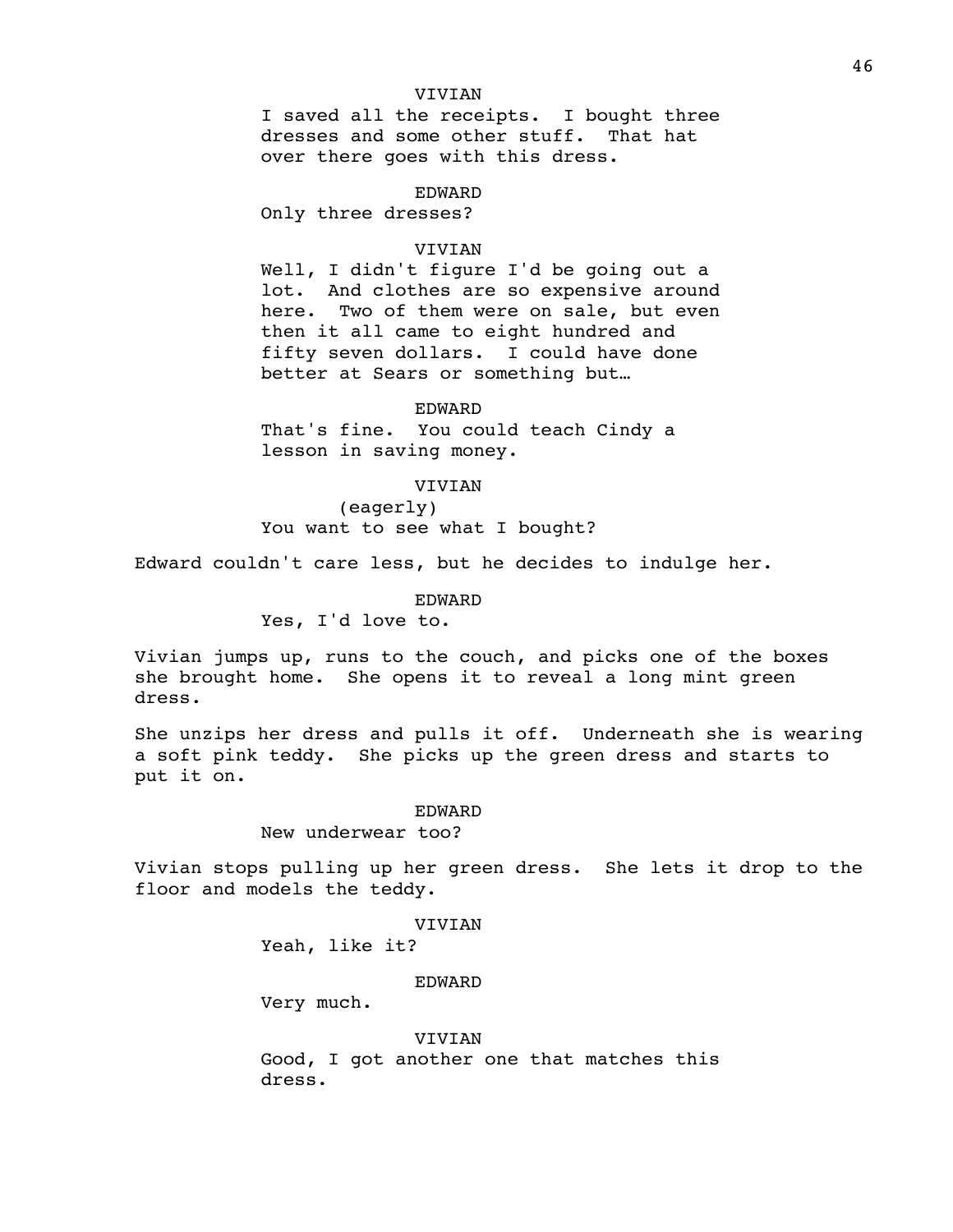VIVIAN

I saved all the receipts. I bought three dresses and some other stuff. That hat over there goes with this dress.

EDWARD

Only three dresses?

VIVIAN

Well, I didn't figure I'd be going out a lot. And clothes are so expensive around here. Two of them were on sale, but even then it all came to eight hundred and fifty seven dollars. I could have done better at Sears or something but…

EDWARD

That's fine. You could teach Cindy a lesson in saving money.

VIVIAN

(eagerly)

You want to see what I bought?

Edward couldn't care less, but he decides to indulge her.

EDWARD

Yes, I'd love to.

Vivian jumps up, runs to the couch, and picks one of the boxes she brought home. She opens it to reveal a long mint green dress.

She unzips her dress and pulls it off. Underneath she is wearing a soft pink teddy. She picks up the green dress and starts to put it on.

EDWARD

New underwear too?

Vivian stops pulling up her green dress. She lets it drop to the floor and models the teddy.

VIVIAN

Yeah, like it?

EDWARD

Very much.

VIVIAN

Good, I got another one that matches this dress.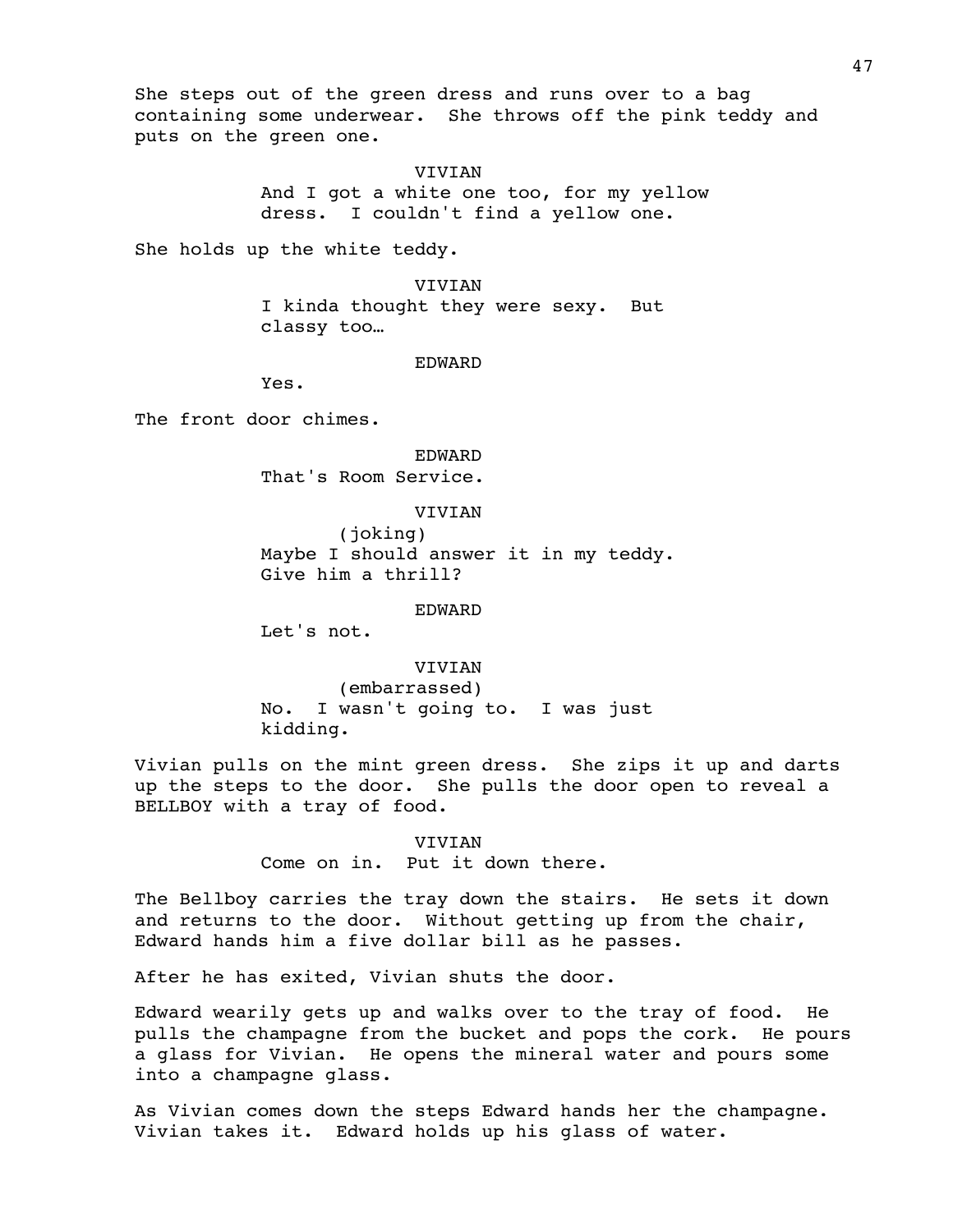She steps out of the green dress and runs over to a bag containing some underwear. She throws off the pink teddy and puts on the green one.

VIVIAN

And I got a white one too, for my yellow dress. I couldn't find a yellow one.

She holds up the white teddy.

VIVIAN

I kinda thought they were sexy. But classy too…

EDWARD

Yes.

The front door chimes.

EDWARD

That's Room Service.

VIVIAN

(joking)

Maybe I should answer it in my teddy. Give him a thrill?

EDWARD

Let's not.

VIVIAN

(embarrassed)

No. I wasn't going to. I was just kidding.

Vivian pulls on the mint green dress. She zips it up and darts up the steps to the door. She pulls the door open to reveal a BELLBOY with a tray of food.

VIVIAN

Come on in. Put it down there.

The Bellboy carries the tray down the stairs. He sets it down and returns to the door. Without getting up from the chair, Edward hands him a five dollar bill as he passes.

After he has exited, Vivian shuts the door.

Edward wearily gets up and walks over to the tray of food. He pulls the champagne from the bucket and pops the cork. He pours a glass for Vivian. He opens the mineral water and pours some into a champagne glass.

As Vivian comes down the steps Edward hands her the champagne. Vivian takes it. Edward holds up his glass of water.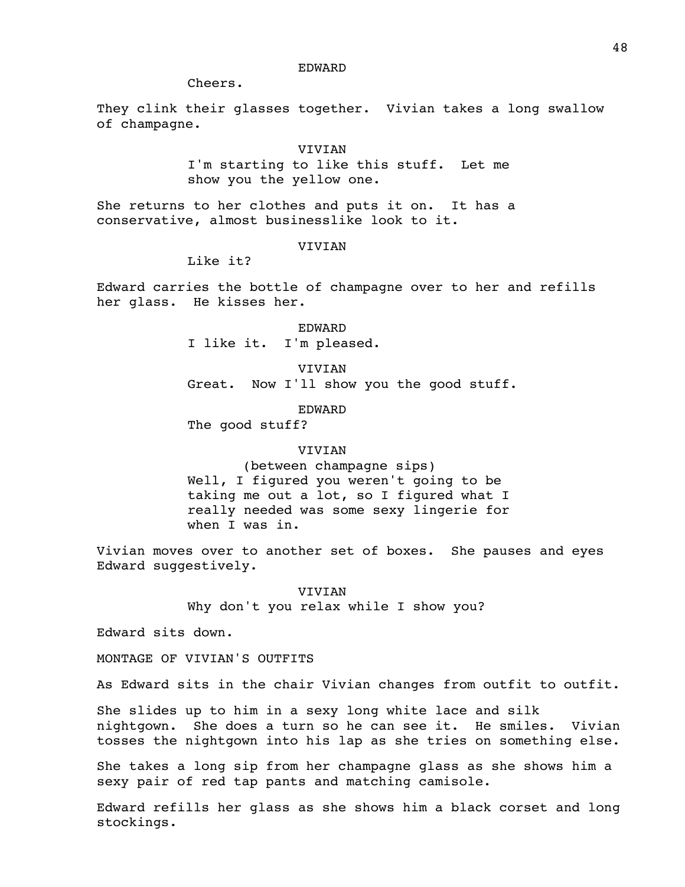EDWARD

Cheers.

They clink their glasses together. Vivian takes a long swallow of champagne.

VIVIAN

I'm starting to like this stuff. Let me show you the yellow one.

She returns to her clothes and puts it on. It has a conservative, almost businesslike look to it.

VIVIAN

Like it?

Edward carries the bottle of champagne over to her and refills her glass. He kisses her.

EDWARD

I like it. I'm pleased.

VIVIAN

Great. Now I'll show you the good stuff.

EDWARD

The good stuff?

VIVIAN

(between champagne sips)

Well, I figured you weren't going to be taking me out a lot, so I figured what I really needed was some sexy lingerie for when I was in.

Vivian moves over to another set of boxes. She pauses and eyes Edward suggestively.

VIVIAN

Why don't you relax while I show you?

Edward sits down.

MONTAGE OF VIVIAN'S OUTFITS

As Edward sits in the chair Vivian changes from outfit to outfit.

She slides up to him in a sexy long white lace and silk nightgown. She does a turn so he can see it. He smiles. Vivian tosses the nightgown into his lap as she tries on something else.

She takes a long sip from her champagne glass as she shows him a sexy pair of red tap pants and matching camisole.

Edward refills her glass as she shows him a black corset and long stockings.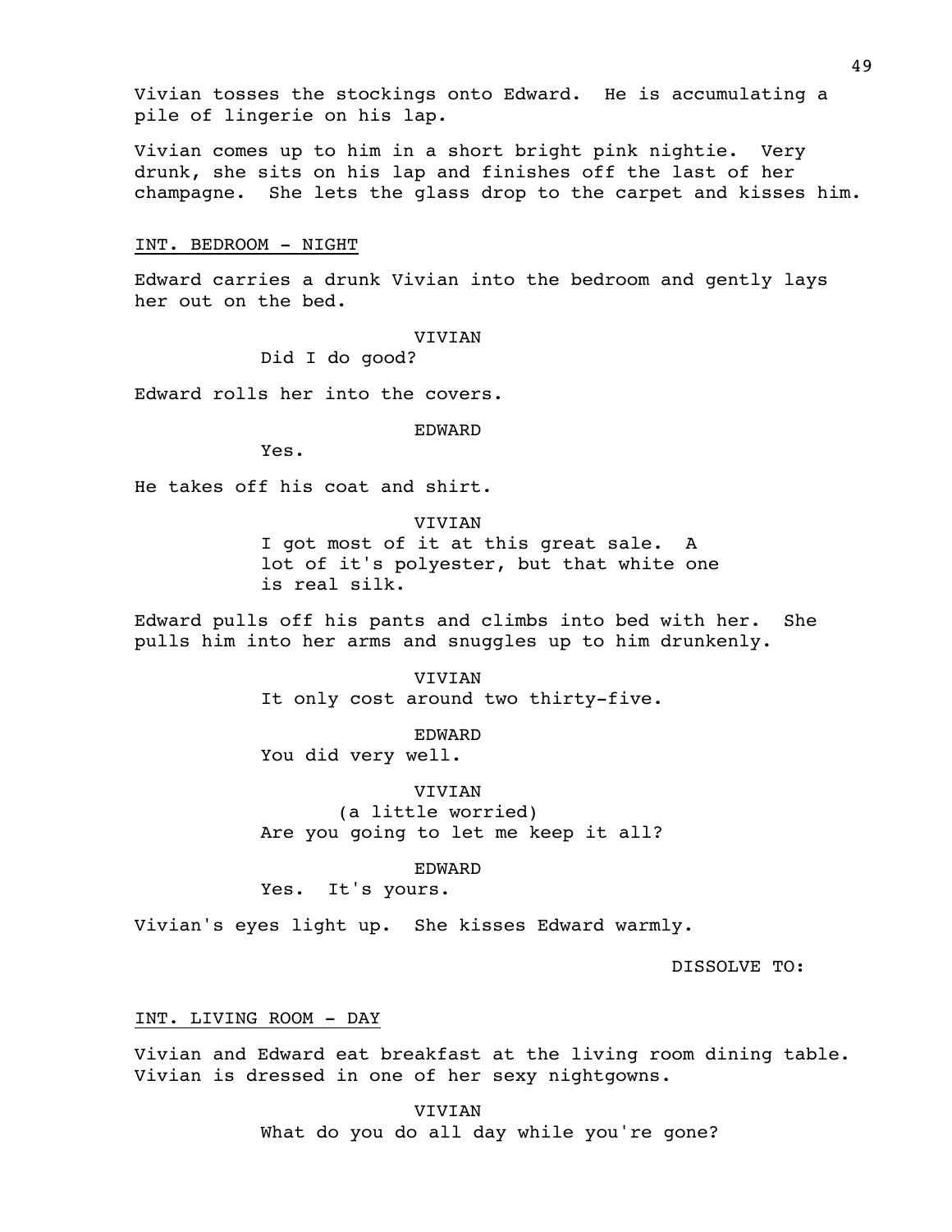Vivian tosses the stockings onto Edward. He is accumulating a pile of lingerie on his lap.

Vivian comes up to him in a short bright pink nightie. Very drunk, she sits on his lap and finishes off the last of her champagne. She lets the glass drop to the carpet and kisses him.

INT. BEDROOM - NIGHT

Edward carries a drunk Vivian into the bedroom and gently lays her out on the bed.

VIVIAN
Did I do good?

Edward rolls her into the covers.

EDWARD
Yes.

He takes off his coat and shirt.

VIVIAN
I got most of it at this great sale. A lot of it's polyester, but that white one is real silk.

Edward pulls off his pants and climbs into bed with her. She pulls him into her arms and snuggles up to him drunkenly.

VIVIAN
It only cost around two thirty-five.

EDWARD
You did very well.

VIVIAN
(a little worried)
Are you going to let me keep it all?

EDWARD
Yes. It's yours.

Vivian's eyes light up. She kisses Edward warmly.

DISSOLVE TO:

INT. LIVING ROOM - DAY

Vivian and Edward eat breakfast at the living room dining table. Vivian is dressed in one of her sexy nightgowns.

VIVIAN
What do you do all day while you're gone?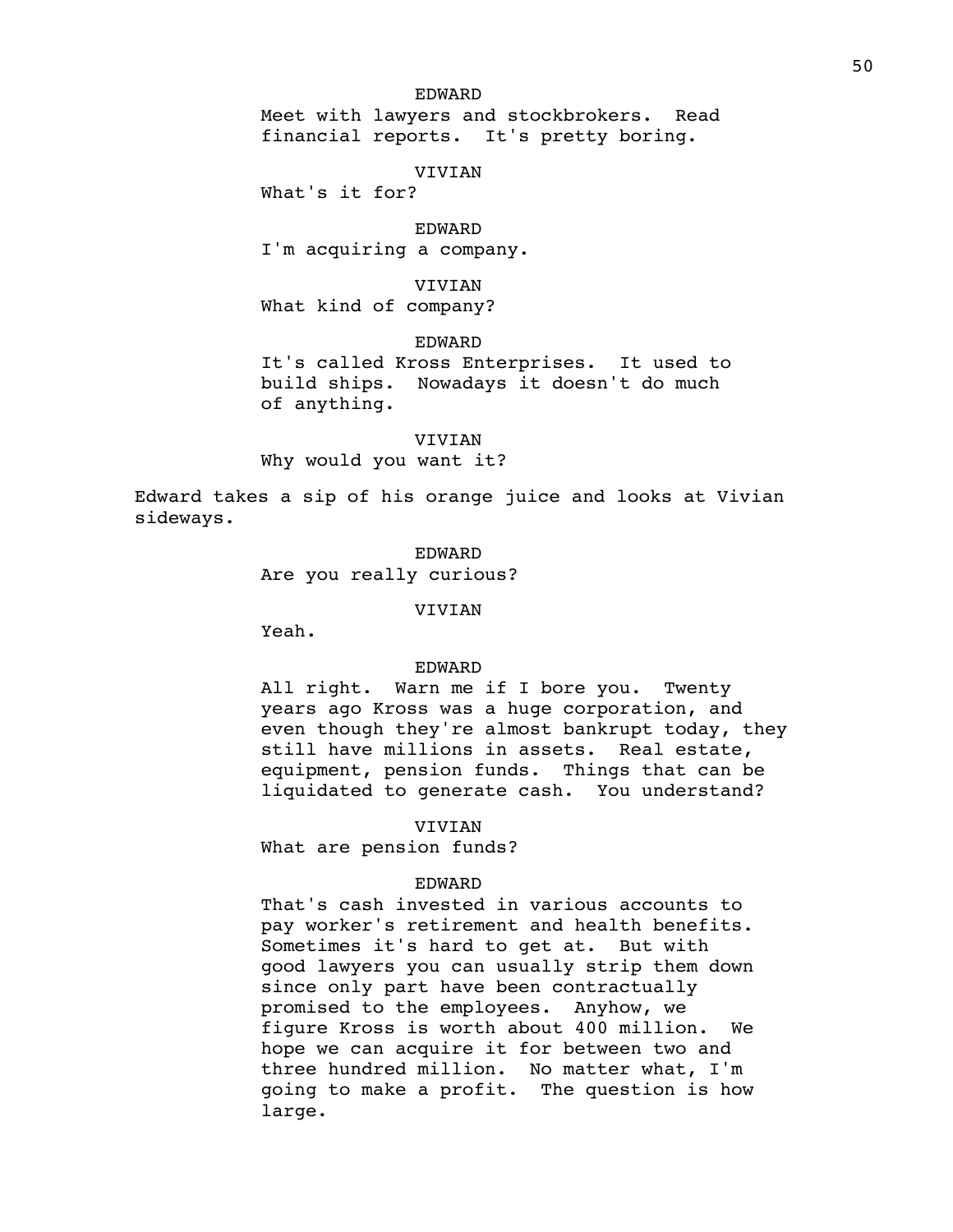EDWARD

Meet with lawyers and stockbrokers. Read financial reports. It's pretty boring.

VIVIAN

What's it for?

EDWARD

I'm acquiring a company.

VIVIAN

What kind of company?

EDWARD

It's called Kross Enterprises. It used to build ships. Nowadays it doesn't do much of anything.

VIVIAN

Why would you want it?

Edward takes a sip of his orange juice and looks at Vivian sideways.

EDWARD

Are you really curious?

VIVIAN

Yeah.

EDWARD

All right. Warn me if I bore you. Twenty years ago Kross was a huge corporation, and even though they're almost bankrupt today, they still have millions in assets. Real estate, equipment, pension funds. Things that can be liquidated to generate cash. You understand?

VIVIAN

What are pension funds?

EDWARD

That's cash invested in various accounts to pay worker's retirement and health benefits. Sometimes it's hard to get at. But with good lawyers you can usually strip them down since only part have been contractually promised to the employees. Anyhow, we figure Kross is worth about 400 million. We hope we can acquire it for between two and three hundred million. No matter what, I'm going to make a profit. The question is how large.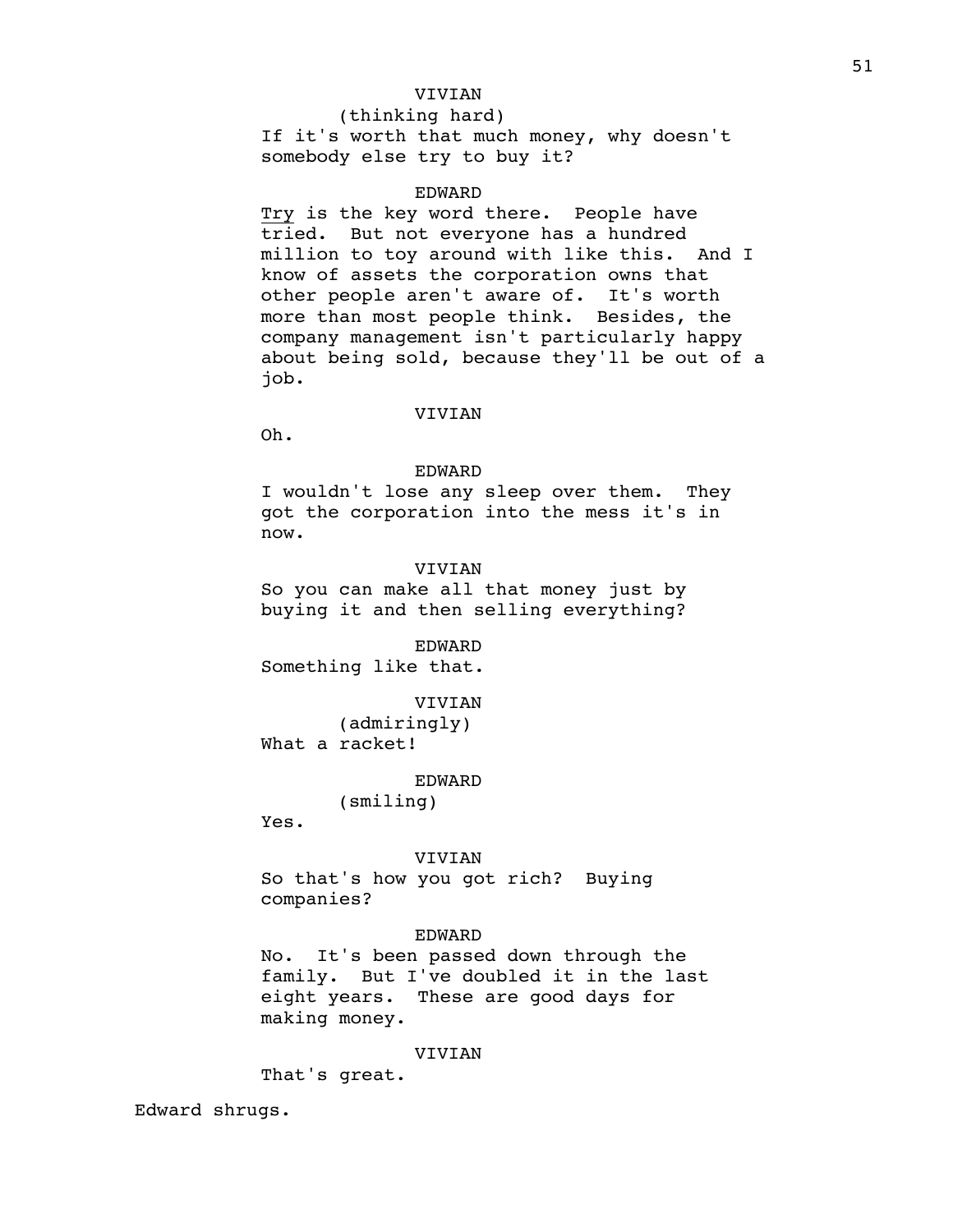VIVIAN

(thinking hard)

If it's worth that much money, why doesn't somebody else try to buy it?

EDWARD

<u>Try</u> is the key word there. People have tried. But not everyone has a hundred million to toy around with like this. And I know of assets the corporation owns that other people aren't aware of. It's worth more than most people think. Besides, the company management isn't particularly happy about being sold, because they'll be out of a job.

VIVIAN

Oh.

EDWARD

I wouldn't lose any sleep over them. They got the corporation into the mess it's in now.

VIVIAN

So you can make all that money just by buying it and then selling everything?

EDWARD

Something like that.

VIVIAN

(admiringly)

What a racket!

EDWARD

(smiling)

Yes.

VIVIAN

So that's how you got rich? Buying companies?

EDWARD

No. It's been passed down through the family. But I've doubled it in the last eight years. These are good days for making money.

VIVIAN

That's great.

Edward shrugs.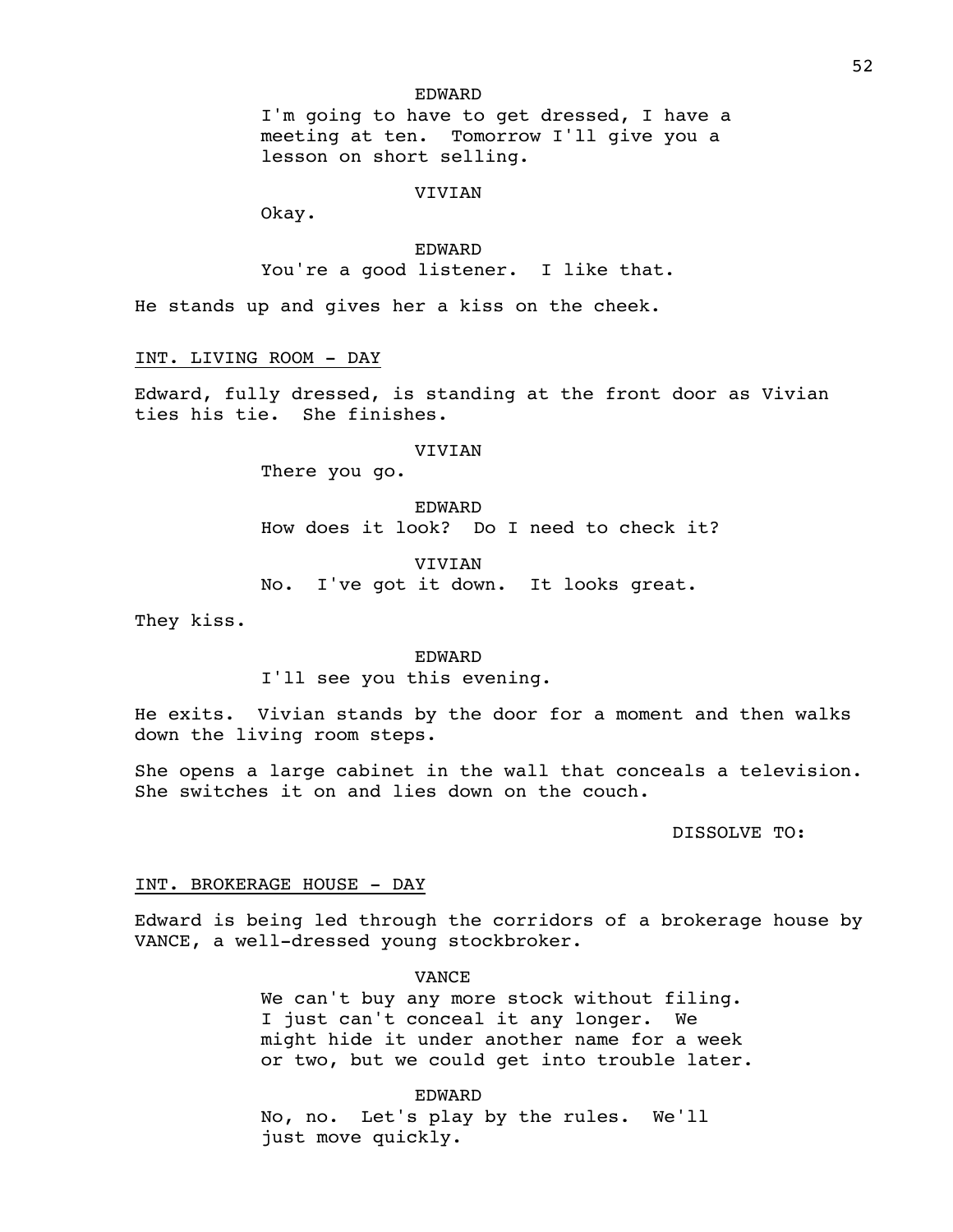EDWARD

I'm going to have to get dressed, I have a meeting at ten. Tomorrow I'll give you a lesson on short selling.

VIVIAN

Okay.

EDWARD

You're a good listener. I like that.

He stands up and gives her a kiss on the cheek.

INT. LIVING ROOM - DAY

Edward, fully dressed, is standing at the front door as Vivian ties his tie. She finishes.

VIVIAN

There you go.

EDWARD

How does it look? Do I need to check it?

VIVIAN

No. I've got it down. It looks great.

They kiss.

EDWARD

I'll see you this evening.

He exits. Vivian stands by the door for a moment and then walks down the living room steps.

She opens a large cabinet in the wall that conceals a television. She switches it on and lies down on the couch.

DISSOLVE TO:

INT. BROKERAGE HOUSE - DAY

Edward is being led through the corridors of a brokerage house by VANCE, a well-dressed young stockbroker.

VANCE

We can't buy any more stock without filing. I just can't conceal it any longer. We might hide it under another name for a week or two, but we could get into trouble later.

EDWARD

No, no. Let's play by the rules. We'll just move quickly.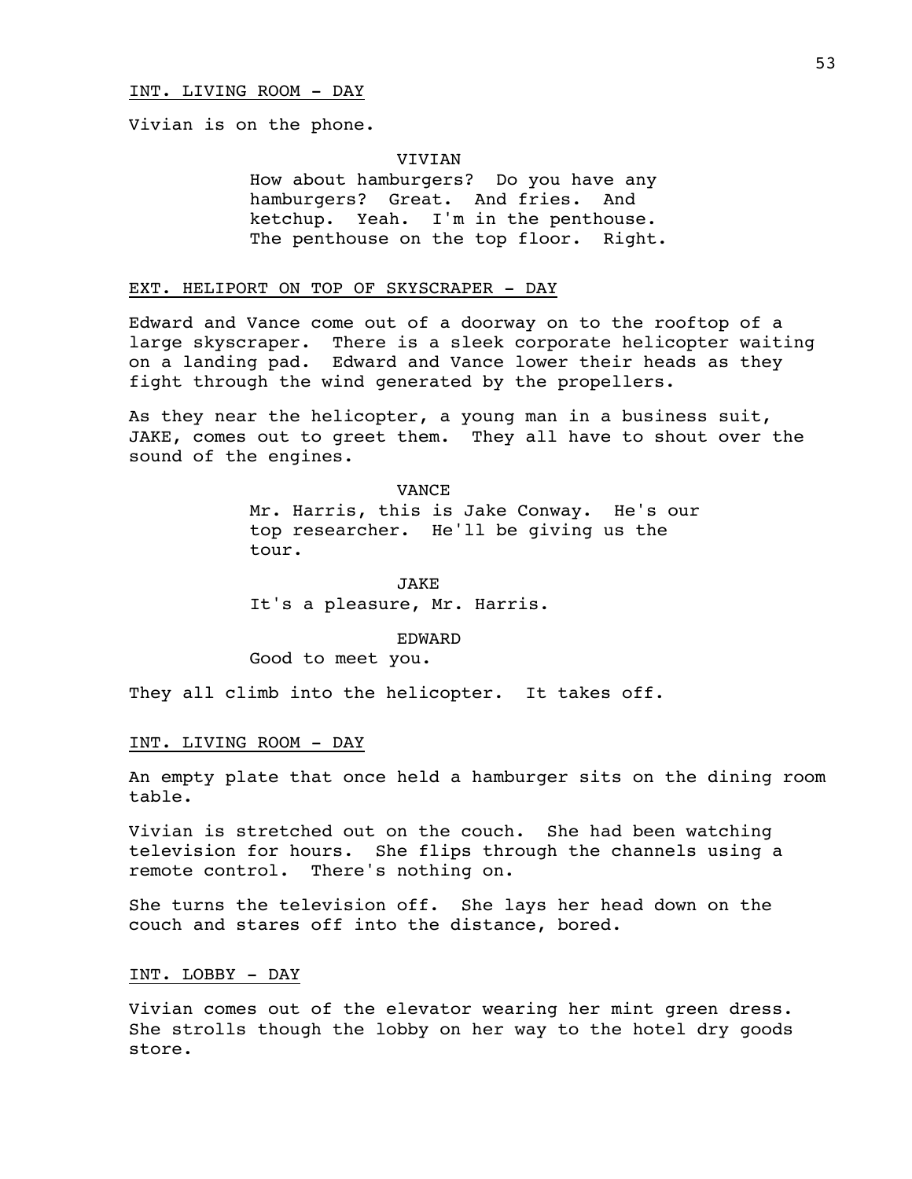INT. LIVING ROOM - DAY

Vivian is on the phone.

VIVIAN

How about hamburgers? Do you have any hamburgers? Great. And fries. And ketchup. Yeah. I'm in the penthouse. The penthouse on the top floor. Right.

EXT. HELIPORT ON TOP OF SKYSCRAPER - DAY

Edward and Vance come out of a doorway on to the rooftop of a large skyscraper. There is a sleek corporate helicopter waiting on a landing pad. Edward and Vance lower their heads as they fight through the wind generated by the propellers.

As they near the helicopter, a young man in a business suit, JAKE, comes out to greet them. They all have to shout over the sound of the engines.

VANCE

Mr. Harris, this is Jake Conway. He's our top researcher. He'll be giving us the tour.

JAKE

It's a pleasure, Mr. Harris.

EDWARD

Good to meet you.

They all climb into the helicopter. It takes off.

INT. LIVING ROOM - DAY

An empty plate that once held a hamburger sits on the dining room table.

Vivian is stretched out on the couch. She had been watching television for hours. She flips through the channels using a remote control. There's nothing on.

She turns the television off. She lays her head down on the couch and stares off into the distance, bored.

INT. LOBBY - DAY

Vivian comes out of the elevator wearing her mint green dress. She strolls though the lobby on her way to the hotel dry goods store.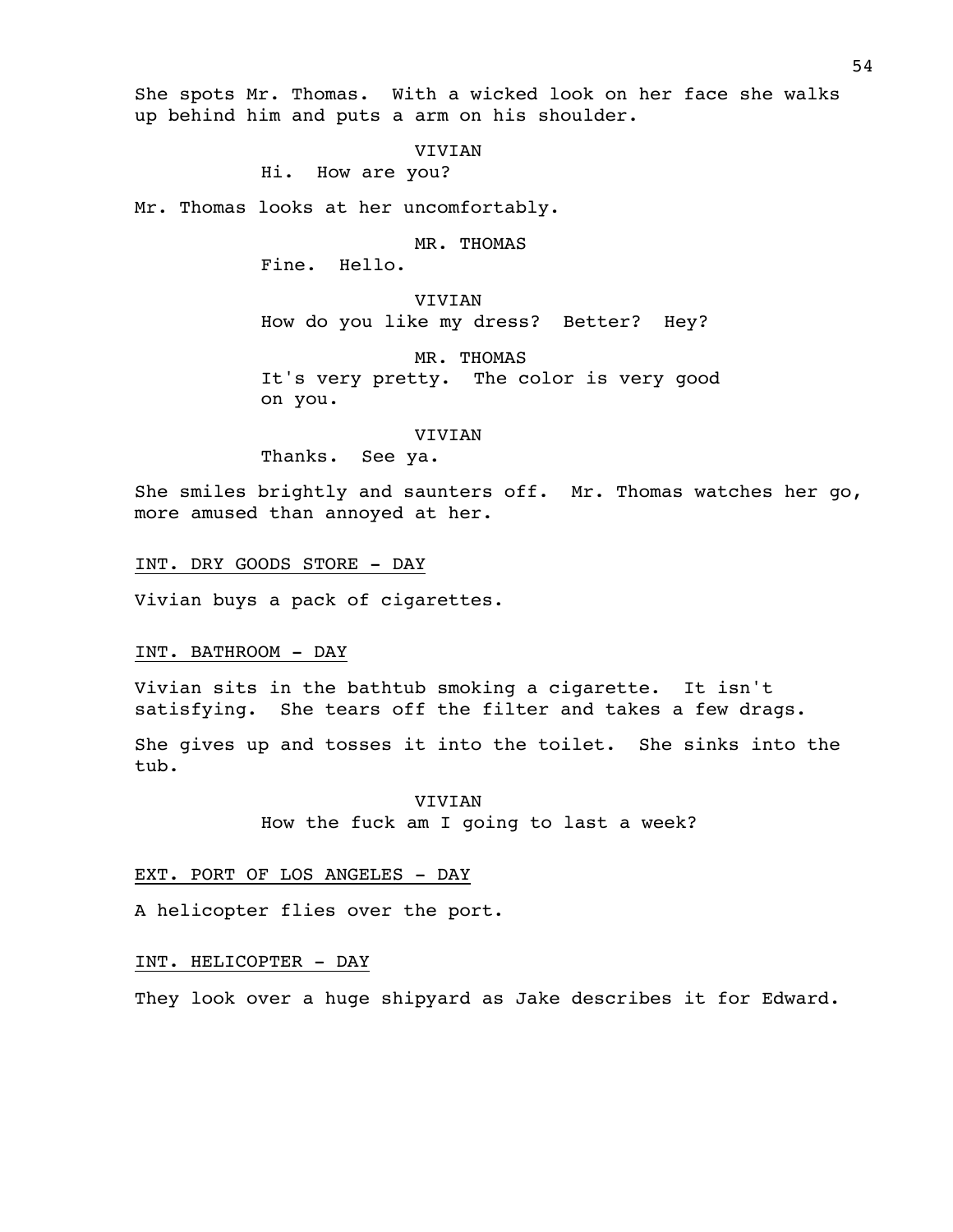She spots Mr. Thomas. With a wicked look on her face she walks up behind him and puts a arm on his shoulder.

VIVIAN
Hi. How are you?

Mr. Thomas looks at her uncomfortably.

MR. THOMAS
Fine. Hello.

VIVIAN
How do you like my dress? Better? Hey?

MR. THOMAS
It's very pretty. The color is very good on you.

VIVIAN
Thanks. See ya.

She smiles brightly and saunters off. Mr. Thomas watches her go, more amused than annoyed at her.

INT. DRY GOODS STORE - DAY

Vivian buys a pack of cigarettes.

INT. BATHROOM - DAY

Vivian sits in the bathtub smoking a cigarette. It isn't satisfying. She tears off the filter and takes a few drags.

She gives up and tosses it into the toilet. She sinks into the tub.

VIVIAN
How the fuck am I going to last a week?

EXT. PORT OF LOS ANGELES - DAY

A helicopter flies over the port.

INT. HELICOPTER - DAY

They look over a huge shipyard as Jake describes it for Edward.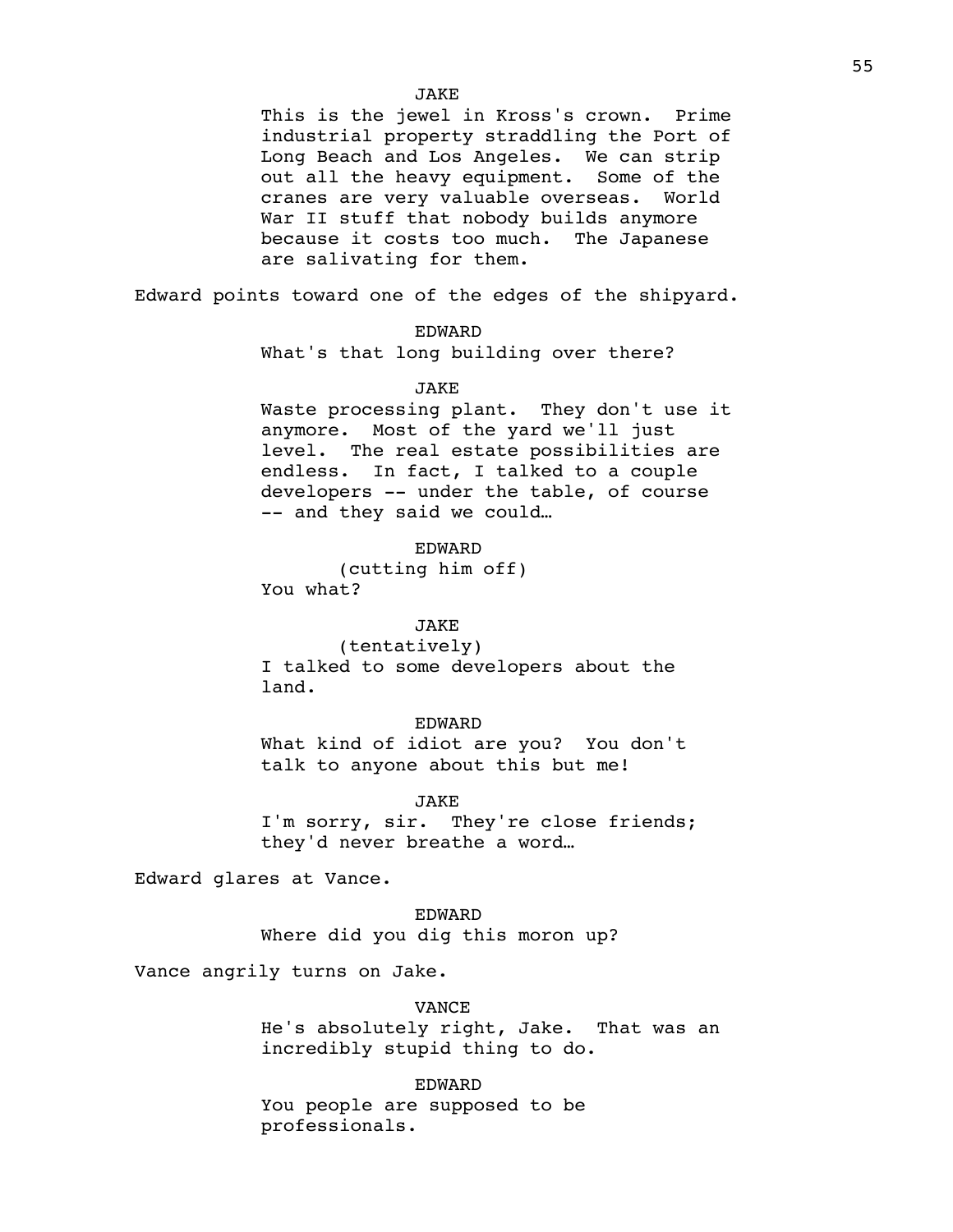JAKE

This is the jewel in Kross's crown. Prime industrial property straddling the Port of Long Beach and Los Angeles. We can strip out all the heavy equipment. Some of the cranes are very valuable overseas. World War II stuff that nobody builds anymore because it costs too much. The Japanese are salivating for them.

Edward points toward one of the edges of the shipyard.

EDWARD

What's that long building over there?

JAKE

Waste processing plant. They don't use it anymore. Most of the yard we'll just level. The real estate possibilities are endless. In fact, I talked to a couple developers -- under the table, of course -- and they said we could…

EDWARD

(cutting him off)

You what?

JAKE

(tentatively)

I talked to some developers about the land.

EDWARD

What kind of idiot are you? You don't talk to anyone about this but me!

JAKE

I'm sorry, sir. They're close friends; they'd never breathe a word…

Edward glares at Vance.

EDWARD

Where did you dig this moron up?

Vance angrily turns on Jake.

VANCE

He's absolutely right, Jake. That was an incredibly stupid thing to do.

EDWARD

You people are supposed to be professionals.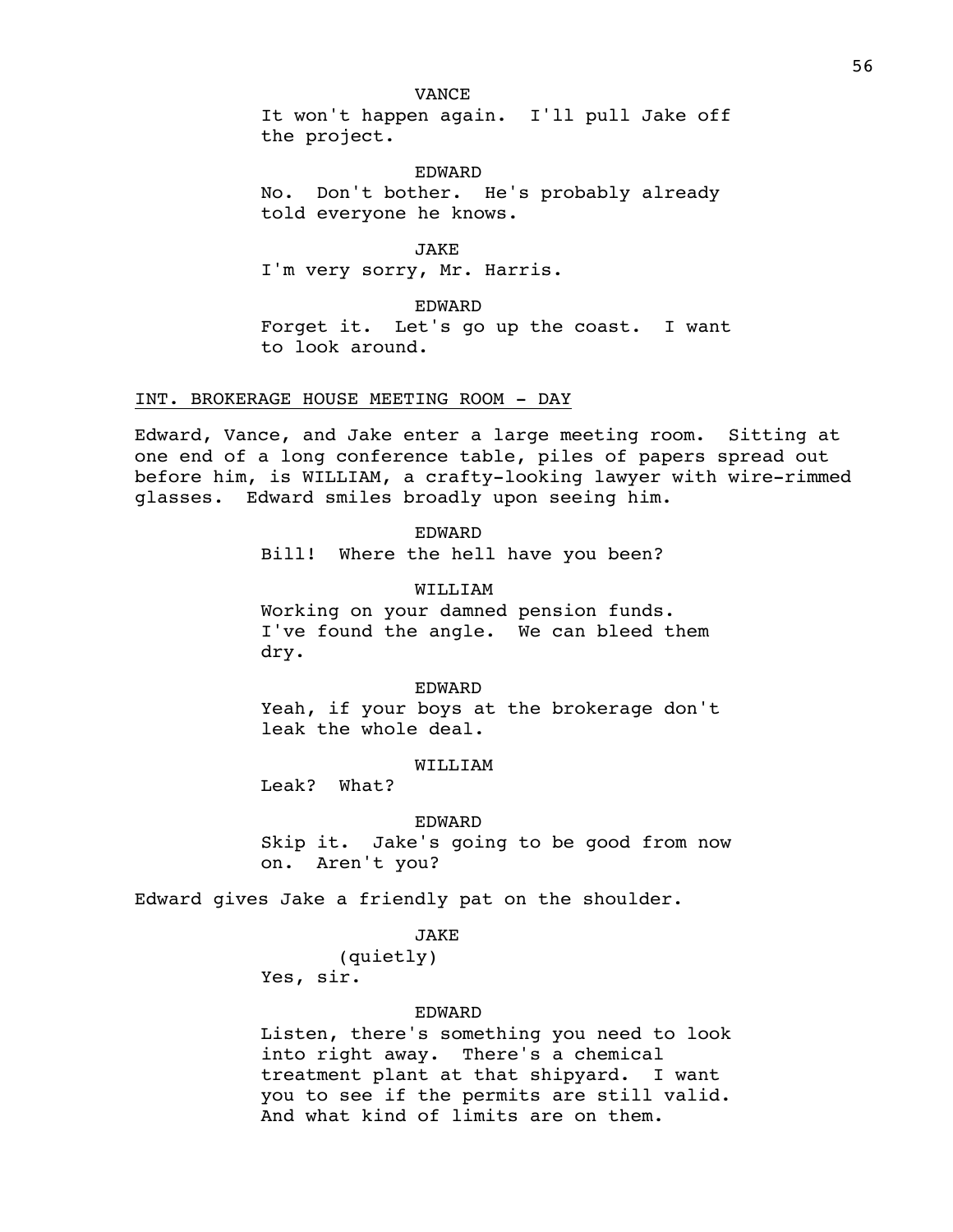VANCE

It won't happen again. I'll pull Jake off the project.

EDWARD

No. Don't bother. He's probably already told everyone he knows.

JAKE

I'm very sorry, Mr. Harris.

EDWARD

Forget it. Let's go up the coast. I want to look around.

INT. BROKERAGE HOUSE MEETING ROOM - DAY

Edward, Vance, and Jake enter a large meeting room. Sitting at one end of a long conference table, piles of papers spread out before him, is WILLIAM, a crafty-looking lawyer with wire-rimmed glasses. Edward smiles broadly upon seeing him.

EDWARD

Bill! Where the hell have you been?

WILLIAM

Working on your damned pension funds. I've found the angle. We can bleed them dry.

EDWARD

Yeah, if your boys at the brokerage don't leak the whole deal.

WILLIAM

Leak? What?

EDWARD

Skip it. Jake's going to be good from now on. Aren't you?

Edward gives Jake a friendly pat on the shoulder.

JAKE

(quietly)

Yes, sir.

EDWARD

Listen, there's something you need to look into right away. There's a chemical treatment plant at that shipyard. I want you to see if the permits are still valid. And what kind of limits are on them.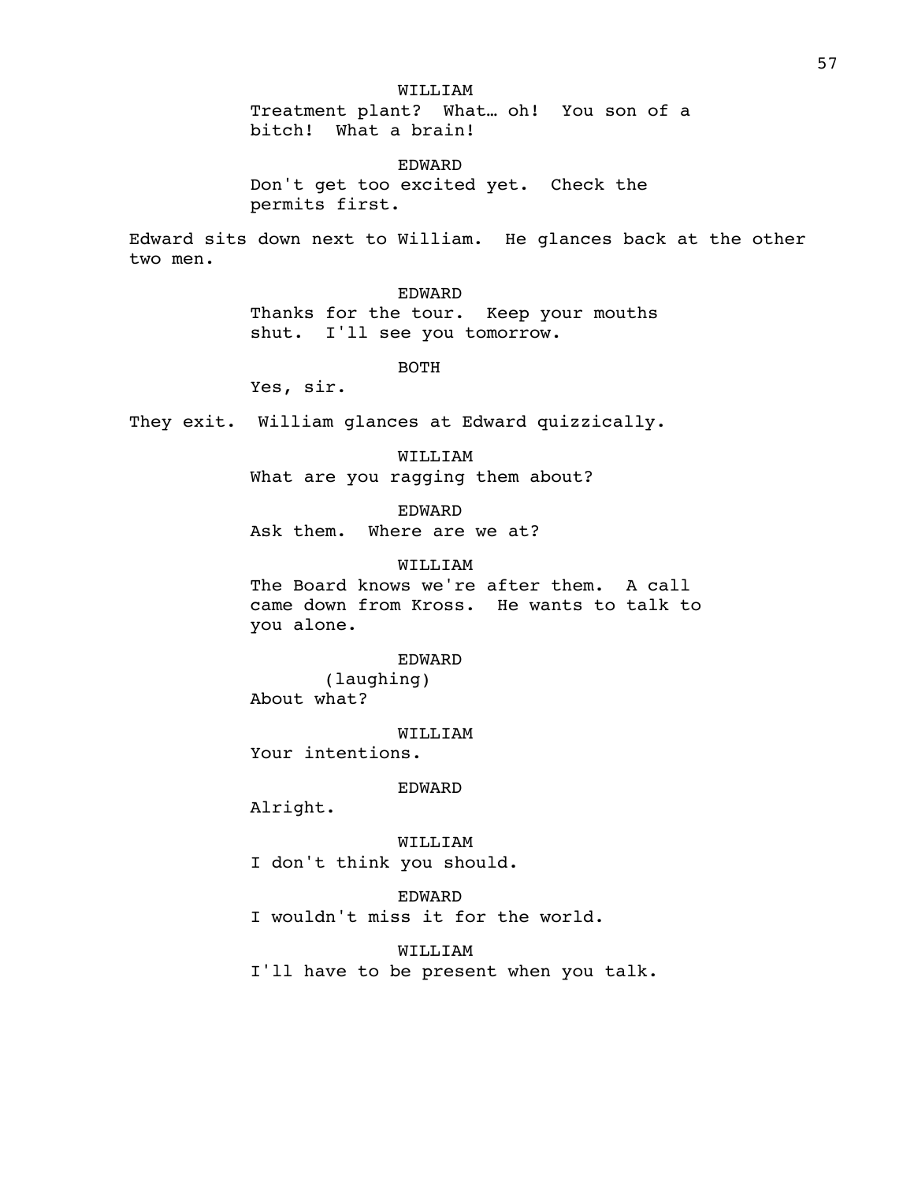WILLIAM

Treatment plant? What… oh! You son of a bitch! What a brain!

EDWARD

Don't get too excited yet. Check the permits first.

Edward sits down next to William. He glances back at the other two men.

EDWARD

Thanks for the tour. Keep your mouths shut. I'll see you tomorrow.

BOTH

Yes, sir.

They exit. William glances at Edward quizzically.

WILLIAM

What are you ragging them about?

EDWARD

Ask them. Where are we at?

WILLIAM

The Board knows we're after them. A call came down from Kross. He wants to talk to you alone.

EDWARD

(laughing)

About what?

WILLIAM

Your intentions.

EDWARD

Alright.

WILLIAM

I don't think you should.

EDWARD

I wouldn't miss it for the world.

WILLIAM

I'll have to be present when you talk.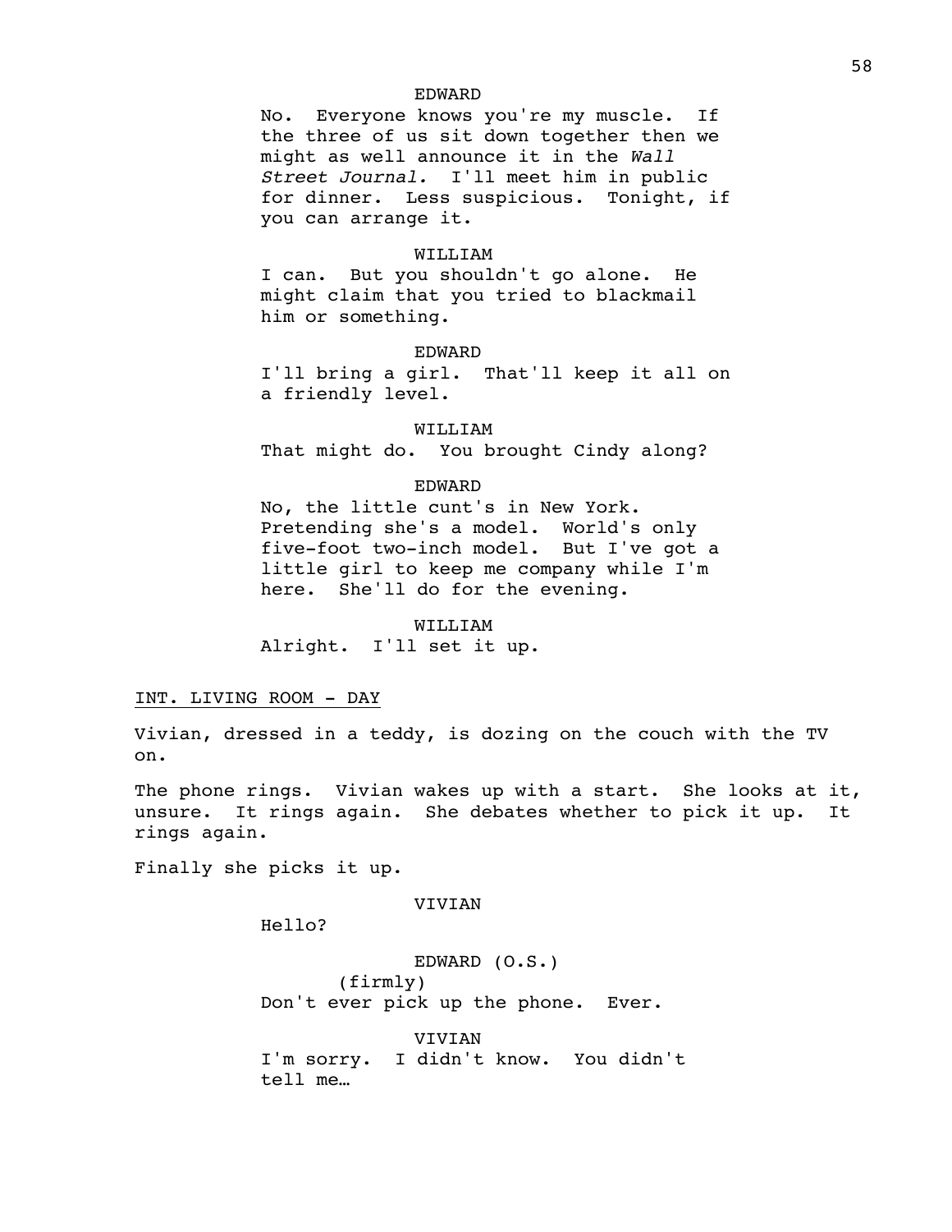EDWARD

No. Everyone knows you're my muscle. If the three of us sit down together then we might as well announce it in the *Wall Street Journal.* I'll meet him in public for dinner. Less suspicious. Tonight, if you can arrange it.

WILLIAM

I can. But you shouldn't go alone. He might claim that you tried to blackmail him or something.

EDWARD

I'll bring a girl. That'll keep it all on a friendly level.

WILLIAM

That might do. You brought Cindy along?

EDWARD

No, the little cunt's in New York. Pretending she's a model. World's only five-foot two-inch model. But I've got a little girl to keep me company while I'm here. She'll do for the evening.

WILLIAM

Alright. I'll set it up.

INT. LIVING ROOM - DAY

Vivian, dressed in a teddy, is dozing on the couch with the TV on.

The phone rings. Vivian wakes up with a start. She looks at it, unsure. It rings again. She debates whether to pick it up. It rings again.

Finally she picks it up.

VIVIAN

Hello?

EDWARD (O.S.)

(firmly)

Don't ever pick up the phone. Ever.

VIVIAN

I'm sorry. I didn't know. You didn't tell me…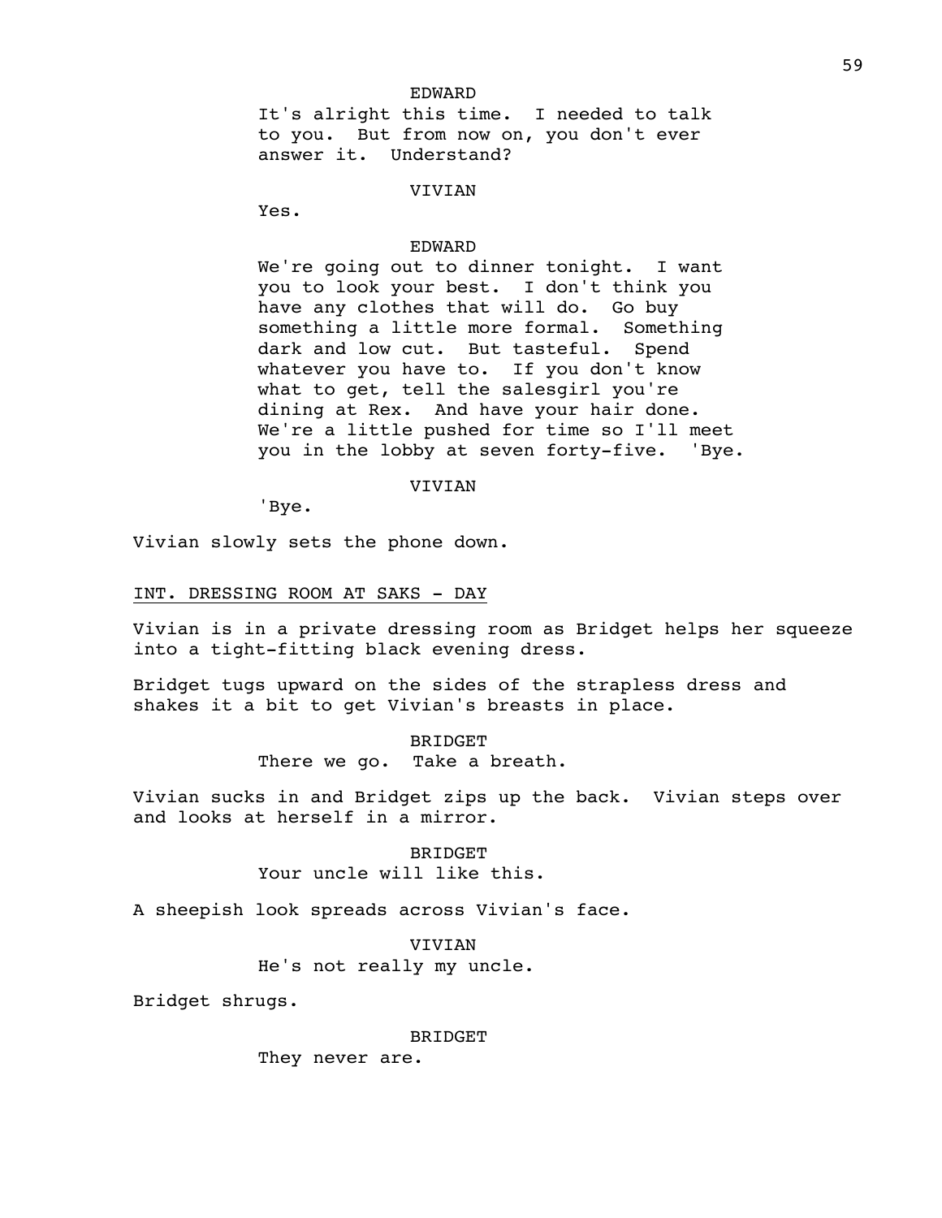EDWARD

It's alright this time. I needed to talk to you. But from now on, you don't ever answer it. Understand?

VIVIAN

Yes.

EDWARD

We're going out to dinner tonight. I want you to look your best. I don't think you have any clothes that will do. Go buy something a little more formal. Something dark and low cut. But tasteful. Spend whatever you have to. If you don't know what to get, tell the salesgirl you're dining at Rex. And have your hair done. We're a little pushed for time so I'll meet you in the lobby at seven forty-five. 'Bye.

VIVIAN

'Bye.

Vivian slowly sets the phone down.

INT. DRESSING ROOM AT SAKS - DAY

Vivian is in a private dressing room as Bridget helps her squeeze into a tight-fitting black evening dress.

Bridget tugs upward on the sides of the strapless dress and shakes it a bit to get Vivian's breasts in place.

BRIDGET

There we go. Take a breath.

Vivian sucks in and Bridget zips up the back. Vivian steps over and looks at herself in a mirror.

BRIDGET

Your uncle will like this.

A sheepish look spreads across Vivian's face.

VIVIAN

He's not really my uncle.

Bridget shrugs.

BRIDGET

They never are.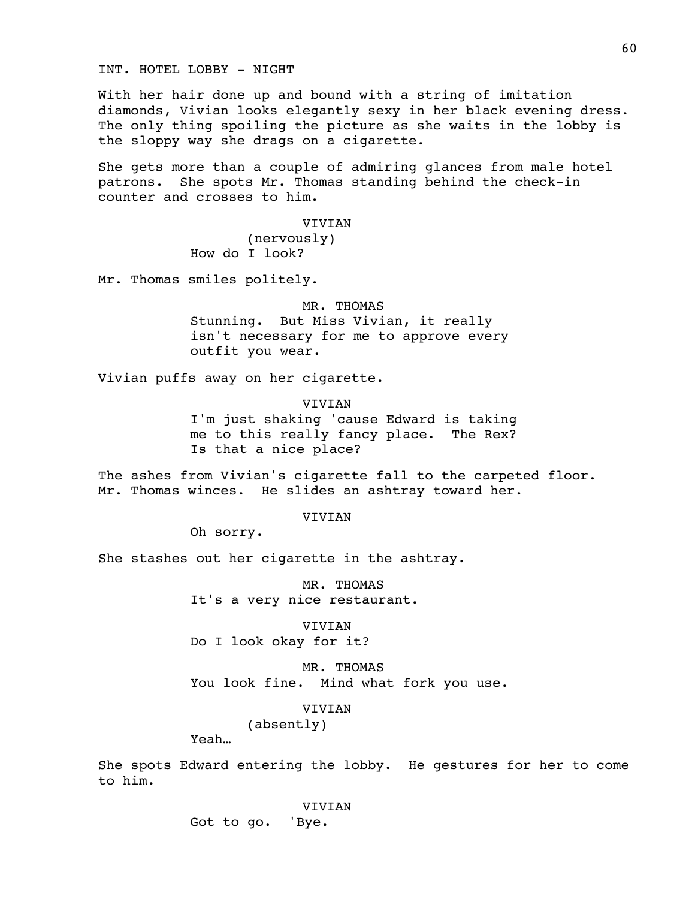INT. HOTEL LOBBY - NIGHT

With her hair done up and bound with a string of imitation diamonds, Vivian looks elegantly sexy in her black evening dress. The only thing spoiling the picture as she waits in the lobby is the sloppy way she drags on a cigarette.

She gets more than a couple of admiring glances from male hotel patrons. She spots Mr. Thomas standing behind the check-in counter and crosses to him.

VIVIAN
(nervously)
How do I look?

Mr. Thomas smiles politely.

MR. THOMAS
Stunning. But Miss Vivian, it really isn't necessary for me to approve every outfit you wear.

Vivian puffs away on her cigarette.

VIVIAN
I'm just shaking 'cause Edward is taking me to this really fancy place. The Rex? Is that a nice place?

The ashes from Vivian's cigarette fall to the carpeted floor. Mr. Thomas winces. He slides an ashtray toward her.

VIVIAN
Oh sorry.

She stashes out her cigarette in the ashtray.

MR. THOMAS
It's a very nice restaurant.

VIVIAN
Do I look okay for it?

MR. THOMAS
You look fine. Mind what fork you use.

VIVIAN
(absently)
Yeah…

She spots Edward entering the lobby. He gestures for her to come to him.

VIVIAN
Got to go. 'Bye.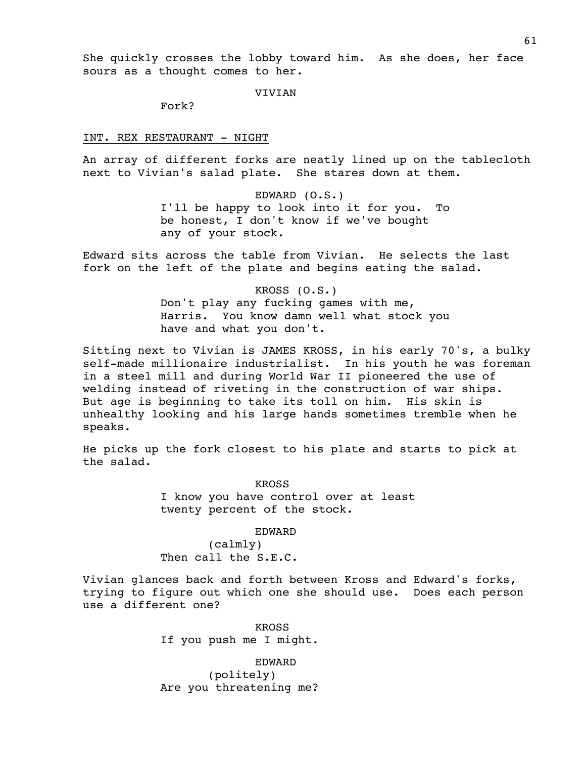She quickly crosses the lobby toward him. As she does, her face sours as a thought comes to her.

VIVIAN

Fork?

INT. REX RESTAURANT - NIGHT

An array of different forks are neatly lined up on the tablecloth next to Vivian's salad plate. She stares down at them.

EDWARD (O.S.)

I'll be happy to look into it for you. To be honest, I don't know if we've bought any of your stock.

Edward sits across the table from Vivian. He selects the last fork on the left of the plate and begins eating the salad.

KROSS (O.S.)

Don't play any fucking games with me, Harris. You know damn well what stock you have and what you don't.

Sitting next to Vivian is JAMES KROSS, in his early 70's, a bulky self-made millionaire industrialist. In his youth he was foreman in a steel mill and during World War II pioneered the use of welding instead of riveting in the construction of war ships. But age is beginning to take its toll on him. His skin is unhealthy looking and his large hands sometimes tremble when he speaks.

He picks up the fork closest to his plate and starts to pick at the salad.

KROSS

I know you have control over at least twenty percent of the stock.

EDWARD

(calmly)

Then call the S.E.C.

Vivian glances back and forth between Kross and Edward's forks, trying to figure out which one she should use. Does each person use a different one?

KROSS

If you push me I might.

EDWARD

(politely)

Are you threatening me?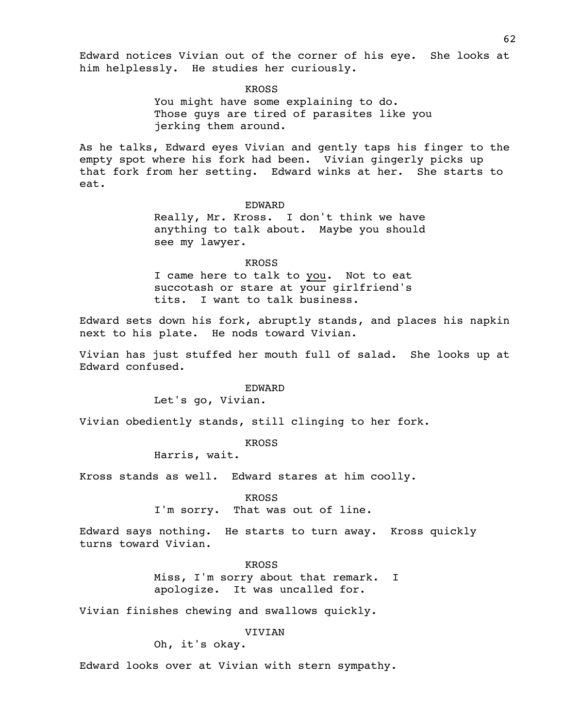Edward notices Vivian out of the corner of his eye. She looks at him helplessly. He studies her curiously.

KROSS

You might have some explaining to do. Those guys are tired of parasites like you jerking them around.

As he talks, Edward eyes Vivian and gently taps his finger to the empty spot where his fork had been. Vivian gingerly picks up that fork from her setting. Edward winks at her. She starts to eat.

EDWARD

Really, Mr. Kross. I don't think we have anything to talk about. Maybe you should see my lawyer.

KROSS

I came here to talk to <u>you</u>. Not to eat succotash or stare at your girlfriend's tits. I want to talk business.

Edward sets down his fork, abruptly stands, and places his napkin next to his plate. He nods toward Vivian.

Vivian has just stuffed her mouth full of salad. She looks up at Edward confused.

EDWARD

Let's go, Vivian.

Vivian obediently stands, still clinging to her fork.

KROSS

Harris, wait.

Kross stands as well. Edward stares at him coolly.

KROSS

I'm sorry. That was out of line.

Edward says nothing. He starts to turn away. Kross quickly turns toward Vivian.

KROSS

Miss, I'm sorry about that remark. I apologize. It was uncalled for.

Vivian finishes chewing and swallows quickly.

VIVIAN

Oh, it's okay.

Edward looks over at Vivian with stern sympathy.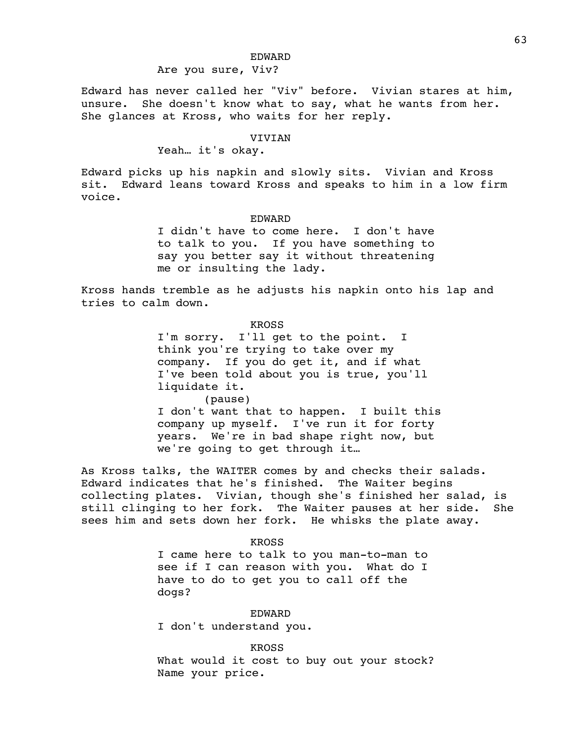EDWARD

Are you sure, Viv?

Edward has never called her "Viv" before. Vivian stares at him, unsure. She doesn't know what to say, what he wants from her. She glances at Kross, who waits for her reply.

VIVIAN

Yeah… it's okay.

Edward picks up his napkin and slowly sits. Vivian and Kross sit. Edward leans toward Kross and speaks to him in a low firm voice.

EDWARD

I didn't have to come here. I don't have to talk to you. If you have something to say you better say it without threatening me or insulting the lady.

Kross hands tremble as he adjusts his napkin onto his lap and tries to calm down.

KROSS

I'm sorry. I'll get to the point. I think you're trying to take over my company. If you do get it, and if what I've been told about you is true, you'll liquidate it.

(pause)

I don't want that to happen. I built this company up myself. I've run it for forty years. We're in bad shape right now, but we're going to get through it…

As Kross talks, the WAITER comes by and checks their salads. Edward indicates that he's finished. The Waiter begins collecting plates. Vivian, though she's finished her salad, is still clinging to her fork. The Waiter pauses at her side. She sees him and sets down her fork. He whisks the plate away.

KROSS

I came here to talk to you man-to-man to see if I can reason with you. What do I have to do to get you to call off the dogs?

EDWARD

I don't understand you.

KROSS

What would it cost to buy out your stock? Name your price.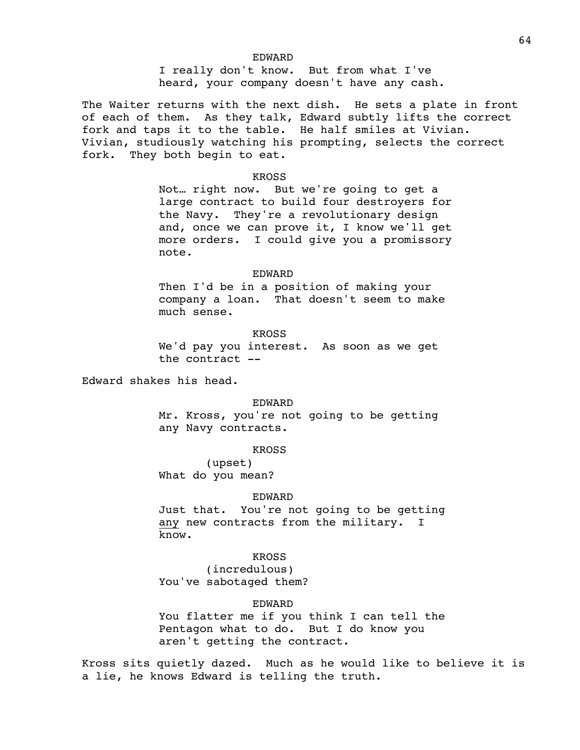EDWARD

I really don't know. But from what I've heard, your company doesn't have any cash.

The Waiter returns with the next dish. He sets a plate in front of each of them. As they talk, Edward subtly lifts the correct fork and taps it to the table. He half smiles at Vivian. Vivian, studiously watching his prompting, selects the correct fork. They both begin to eat.

KROSS

Not… right now. But we're going to get a large contract to build four destroyers for the Navy. They're a revolutionary design and, once we can prove it, I know we'll get more orders. I could give you a promissory note.

EDWARD

Then I'd be in a position of making your company a loan. That doesn't seem to make much sense.

KROSS

We'd pay you interest. As soon as we get the contract --

Edward shakes his head.

EDWARD

Mr. Kross, you're not going to be getting any Navy contracts.

KROSS

(upset)

What do you mean?

EDWARD

Just that. You're not going to be getting <u>any</u> new contracts from the military. I know.

KROSS

(incredulous)

You've sabotaged them?

EDWARD

You flatter me if you think I can tell the Pentagon what to do. But I do know you aren't getting the contract.

Kross sits quietly dazed. Much as he would like to believe it is a lie, he knows Edward is telling the truth.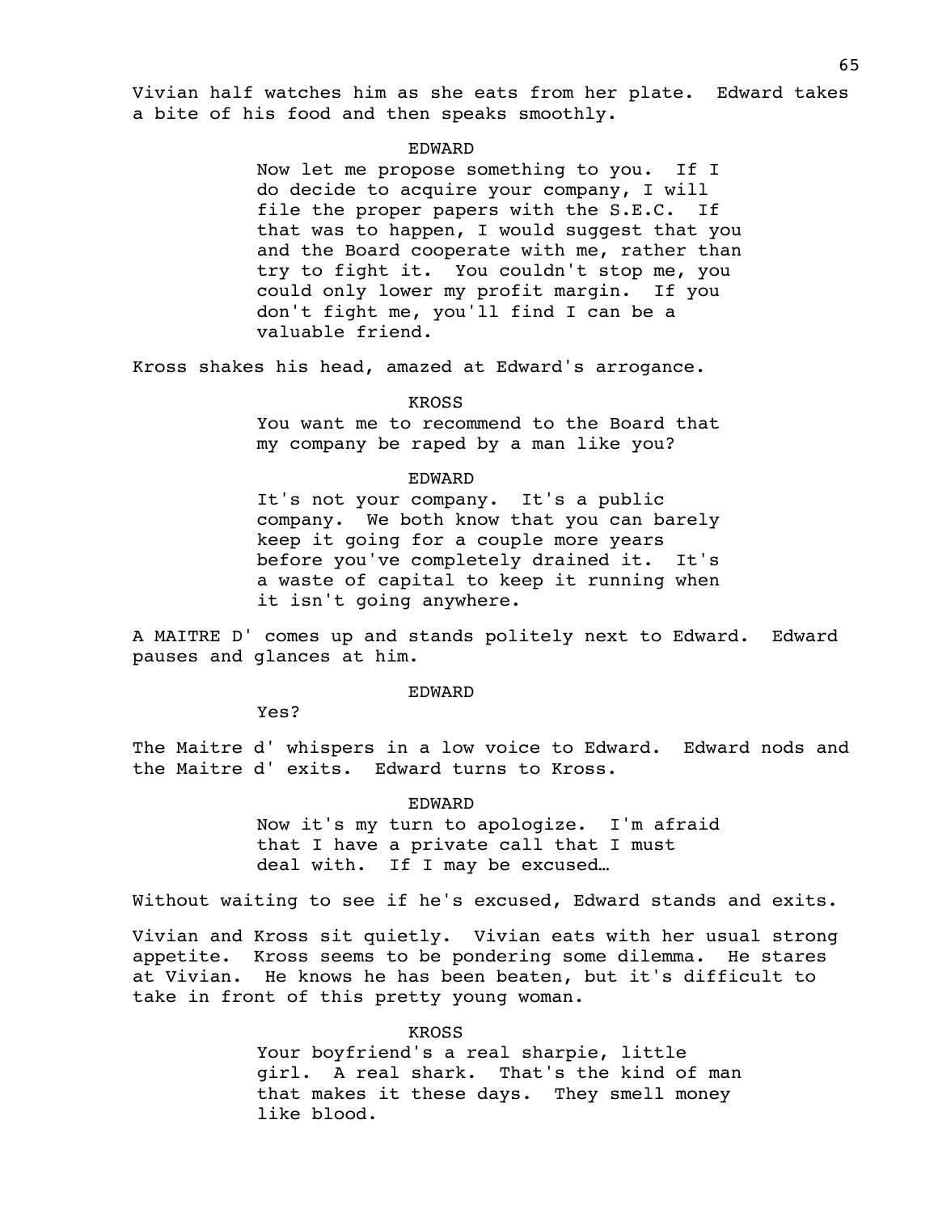Vivian half watches him as she eats from her plate. Edward takes a bite of his food and then speaks smoothly.

EDWARD

Now let me propose something to you. If I do decide to acquire your company, I will file the proper papers with the S.E.C. If that was to happen, I would suggest that you and the Board cooperate with me, rather than try to fight it. You couldn't stop me, you could only lower my profit margin. If you don't fight me, you'll find I can be a valuable friend.

Kross shakes his head, amazed at Edward's arrogance.

KROSS

You want me to recommend to the Board that my company be raped by a man like you?

EDWARD

It's not your company. It's a public company. We both know that you can barely keep it going for a couple more years before you've completely drained it. It's a waste of capital to keep it running when it isn't going anywhere.

A MAITRE D' comes up and stands politely next to Edward. Edward pauses and glances at him.

EDWARD

Yes?

The Maitre d' whispers in a low voice to Edward. Edward nods and the Maitre d' exits. Edward turns to Kross.

EDWARD

Now it's my turn to apologize. I'm afraid that I have a private call that I must deal with. If I may be excused…

Without waiting to see if he's excused, Edward stands and exits.

Vivian and Kross sit quietly. Vivian eats with her usual strong appetite. Kross seems to be pondering some dilemma. He stares at Vivian. He knows he has been beaten, but it's difficult to take in front of this pretty young woman.

KROSS

Your boyfriend's a real sharpie, little girl. A real shark. That's the kind of man that makes it these days. They smell money like blood.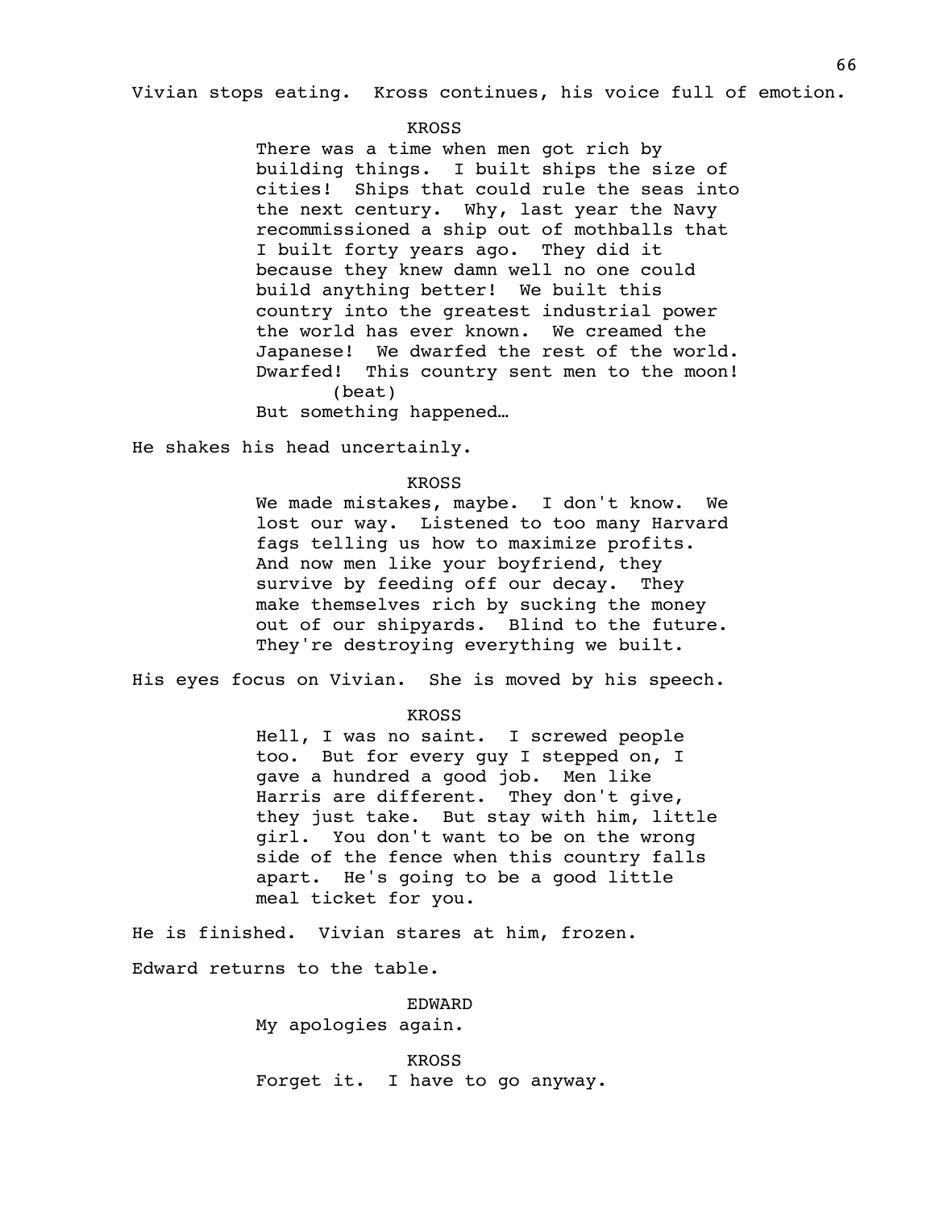Vivian stops eating. Kross continues, his voice full of emotion.

KROSS

There was a time when men got rich by building things. I built ships the size of cities! Ships that could rule the seas into the next century. Why, last year the Navy recommissioned a ship out of mothballs that I built forty years ago. They did it because they knew damn well no one could build anything better! We built this country into the greatest industrial power the world has ever known. We creamed the Japanese! We dwarfed the rest of the world. Dwarfed! This country sent men to the moon!

(beat)

But something happened…

He shakes his head uncertainly.

KROSS

We made mistakes, maybe. I don't know. We lost our way. Listened to too many Harvard fags telling us how to maximize profits. And now men like your boyfriend, they survive by feeding off our decay. They make themselves rich by sucking the money out of our shipyards. Blind to the future. They're destroying everything we built.

His eyes focus on Vivian. She is moved by his speech.

KROSS

Hell, I was no saint. I screwed people too. But for every guy I stepped on, I gave a hundred a good job. Men like Harris are different. They don't give, they just take. But stay with him, little girl. You don't want to be on the wrong side of the fence when this country falls apart. He's going to be a good little meal ticket for you.

He is finished. Vivian stares at him, frozen.

Edward returns to the table.

EDWARD

My apologies again.

KROSS

Forget it. I have to go anyway.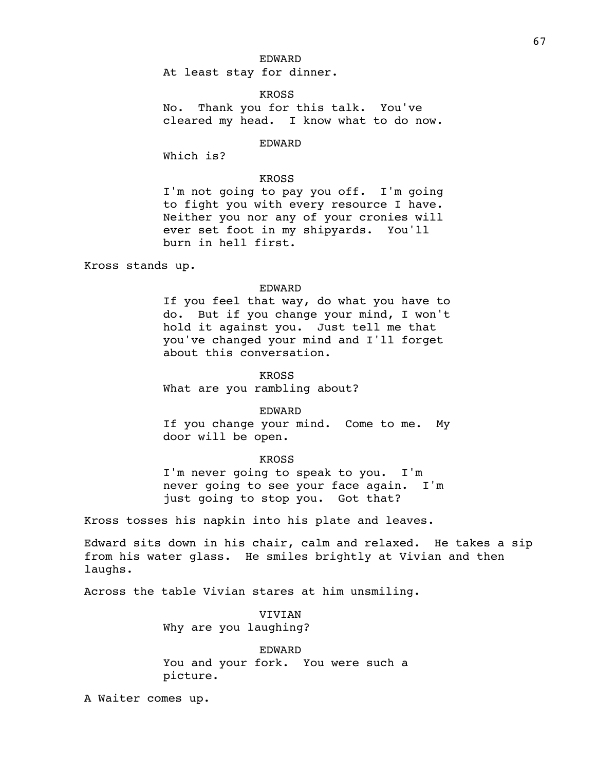EDWARD

At least stay for dinner.

KROSS

No. Thank you for this talk. You've cleared my head. I know what to do now.

EDWARD

Which is?

KROSS

I'm not going to pay you off. I'm going to fight you with every resource I have. Neither you nor any of your cronies will ever set foot in my shipyards. You'll burn in hell first.

Kross stands up.

EDWARD

If you feel that way, do what you have to do. But if you change your mind, I won't hold it against you. Just tell me that you've changed your mind and I'll forget about this conversation.

KROSS

What are you rambling about?

EDWARD

If you change your mind. Come to me. My door will be open.

KROSS

I'm never going to speak to you. I'm never going to see your face again. I'm just going to stop you. Got that?

Kross tosses his napkin into his plate and leaves.

Edward sits down in his chair, calm and relaxed. He takes a sip from his water glass. He smiles brightly at Vivian and then laughs.

Across the table Vivian stares at him unsmiling.

VIVIAN

Why are you laughing?

EDWARD

You and your fork. You were such a picture.

A Waiter comes up.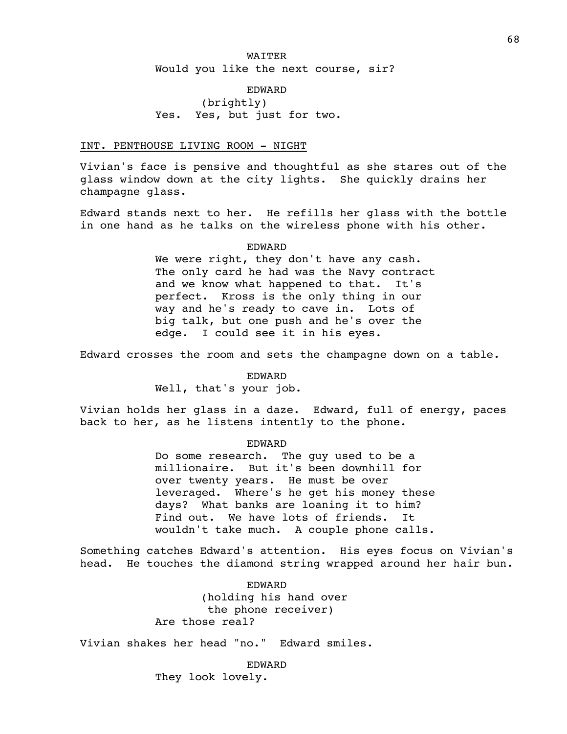WAITER

Would you like the next course, sir?

EDWARD

(brightly)

Yes. Yes, but just for two.

INT. PENTHOUSE LIVING ROOM - NIGHT

Vivian's face is pensive and thoughtful as she stares out of the glass window down at the city lights. She quickly drains her champagne glass.

Edward stands next to her. He refills her glass with the bottle in one hand as he talks on the wireless phone with his other.

EDWARD

We were right, they don't have any cash. The only card he had was the Navy contract and we know what happened to that. It's perfect. Kross is the only thing in our way and he's ready to cave in. Lots of big talk, but one push and he's over the edge. I could see it in his eyes.

Edward crosses the room and sets the champagne down on a table.

EDWARD

Well, that's your job.

Vivian holds her glass in a daze. Edward, full of energy, paces back to her, as he listens intently to the phone.

EDWARD

Do some research. The guy used to be a millionaire. But it's been downhill for over twenty years. He must be over leveraged. Where's he get his money these days? What banks are loaning it to him? Find out. We have lots of friends. It wouldn't take much. A couple phone calls.

Something catches Edward's attention. His eyes focus on Vivian's head. He touches the diamond string wrapped around her hair bun.

EDWARD

(holding his hand over the phone receiver)

Are those real?

Vivian shakes her head "no." Edward smiles.

EDWARD

They look lovely.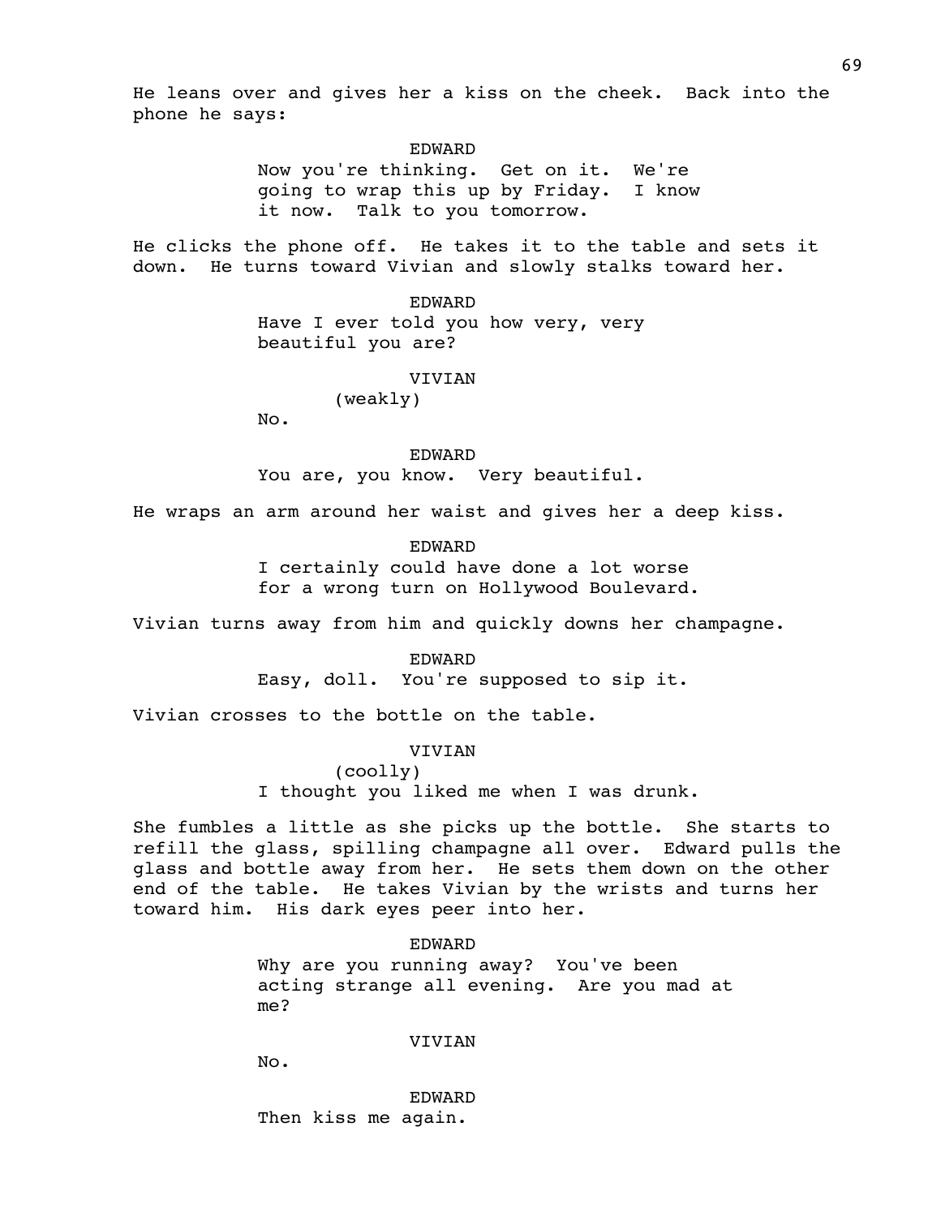He leans over and gives her a kiss on the cheek. Back into the phone he says:

EDWARD
Now you're thinking. Get on it. We're going to wrap this up by Friday. I know it now. Talk to you tomorrow.

He clicks the phone off. He takes it to the table and sets it down. He turns toward Vivian and slowly stalks toward her.

EDWARD
Have I ever told you how very, very beautiful you are?

VIVIAN
(weakly)
No.

EDWARD
You are, you know. Very beautiful.

He wraps an arm around her waist and gives her a deep kiss.

EDWARD
I certainly could have done a lot worse for a wrong turn on Hollywood Boulevard.

Vivian turns away from him and quickly downs her champagne.

EDWARD
Easy, doll. You're supposed to sip it.

Vivian crosses to the bottle on the table.

VIVIAN
(coolly)
I thought you liked me when I was drunk.

She fumbles a little as she picks up the bottle. She starts to refill the glass, spilling champagne all over. Edward pulls the glass and bottle away from her. He sets them down on the other end of the table. He takes Vivian by the wrists and turns her toward him. His dark eyes peer into her.

EDWARD
Why are you running away? You've been acting strange all evening. Are you mad at me?

VIVIAN
No.

EDWARD
Then kiss me again.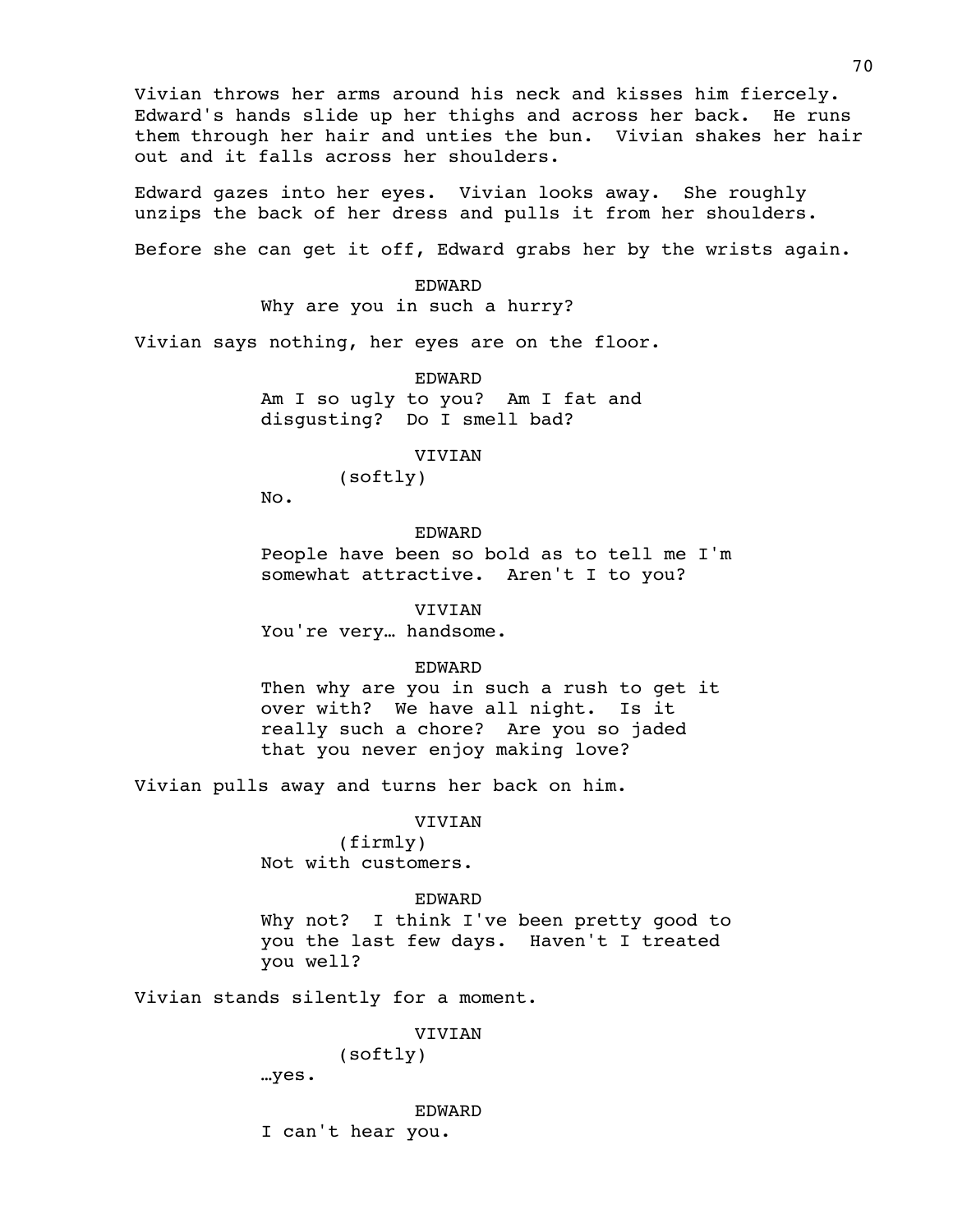Vivian throws her arms around his neck and kisses him fiercely. Edward's hands slide up her thighs and across her back. He runs them through her hair and unties the bun. Vivian shakes her hair out and it falls across her shoulders.

Edward gazes into her eyes. Vivian looks away. She roughly unzips the back of her dress and pulls it from her shoulders.

Before she can get it off, Edward grabs her by the wrists again.

EDWARD
Why are you in such a hurry?

Vivian says nothing, her eyes are on the floor.

EDWARD
Am I so ugly to you? Am I fat and disgusting? Do I smell bad?

VIVIAN
(softly)
No.

EDWARD
People have been so bold as to tell me I'm somewhat attractive. Aren't I to you?

VIVIAN
You're very… handsome.

EDWARD
Then why are you in such a rush to get it over with? We have all night. Is it really such a chore? Are you so jaded that you never enjoy making love?

Vivian pulls away and turns her back on him.

VIVIAN
(firmly)
Not with customers.

EDWARD
Why not? I think I've been pretty good to you the last few days. Haven't I treated you well?

Vivian stands silently for a moment.

VIVIAN
(softly)
…yes.

EDWARD
I can't hear you.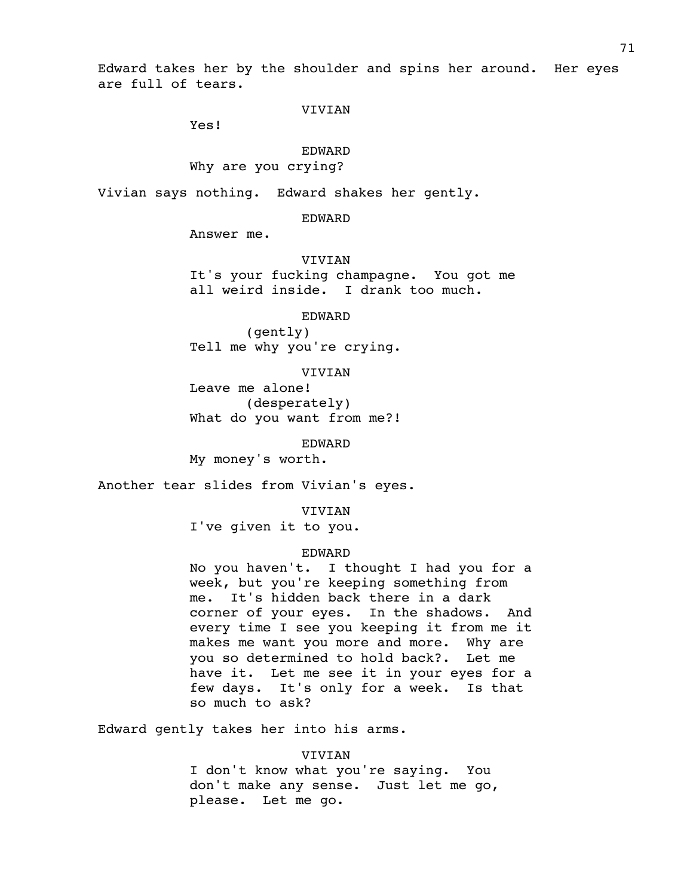Edward takes her by the shoulder and spins her around. Her eyes are full of tears.

VIVIAN

Yes!

EDWARD

Why are you crying?

Vivian says nothing. Edward shakes her gently.

EDWARD

Answer me.

VIVIAN

It's your fucking champagne. You got me all weird inside. I drank too much.

EDWARD

(gently)

Tell me why you're crying.

VIVIAN

Leave me alone!

(desperately)

What do you want from me?!

EDWARD

My money's worth.

Another tear slides from Vivian's eyes.

VIVIAN

I've given it to you.

EDWARD

No you haven't. I thought I had you for a week, but you're keeping something from me. It's hidden back there in a dark corner of your eyes. In the shadows. And every time I see you keeping it from me it makes me want you more and more. Why are you so determined to hold back?. Let me have it. Let me see it in your eyes for a few days. It's only for a week. Is that so much to ask?

Edward gently takes her into his arms.

VIVIAN

I don't know what you're saying. You don't make any sense. Just let me go, please. Let me go.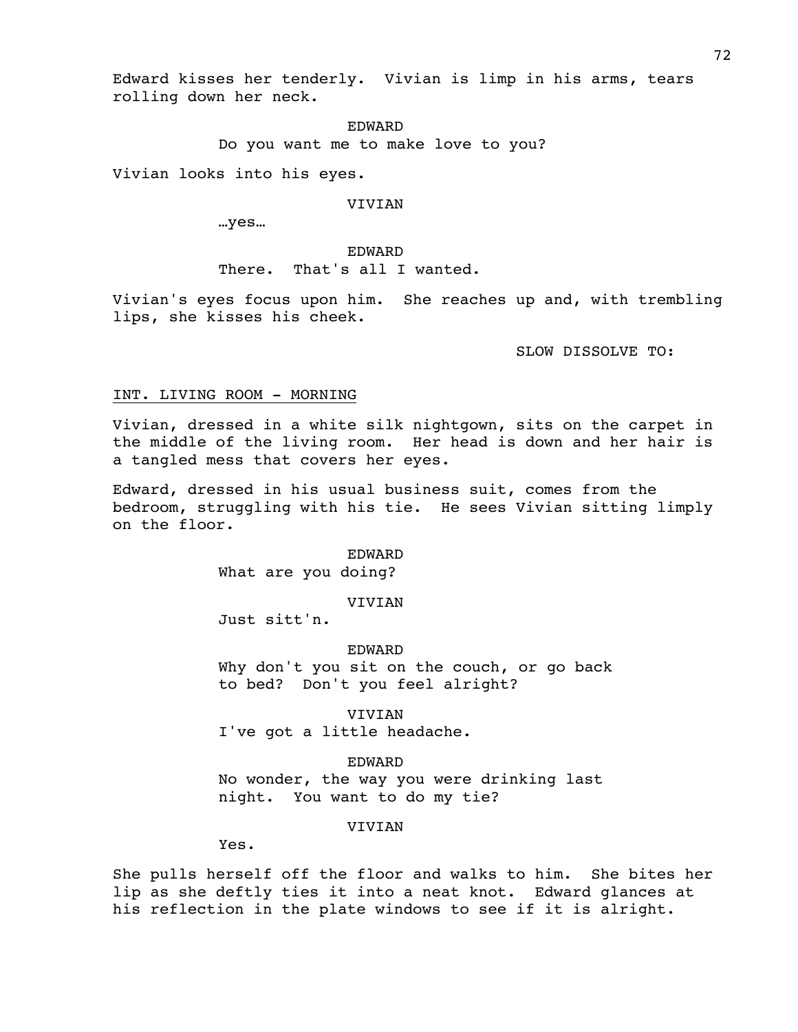Edward kisses her tenderly. Vivian is limp in his arms, tears rolling down her neck.

EDWARD
Do you want me to make love to you?

Vivian looks into his eyes.

VIVIAN
…yes…

EDWARD
There. That's all I wanted.

Vivian's eyes focus upon him. She reaches up and, with trembling lips, she kisses his cheek.

SLOW DISSOLVE TO:

INT. LIVING ROOM - MORNING

Vivian, dressed in a white silk nightgown, sits on the carpet in the middle of the living room. Her head is down and her hair is a tangled mess that covers her eyes.

Edward, dressed in his usual business suit, comes from the bedroom, struggling with his tie. He sees Vivian sitting limply on the floor.

EDWARD
What are you doing?

VIVIAN
Just sitt'n.

EDWARD
Why don't you sit on the couch, or go back to bed? Don't you feel alright?

VIVIAN
I've got a little headache.

EDWARD
No wonder, the way you were drinking last night. You want to do my tie?

VIVIAN
Yes.

She pulls herself off the floor and walks to him. She bites her lip as she deftly ties it into a neat knot. Edward glances at his reflection in the plate windows to see if it is alright.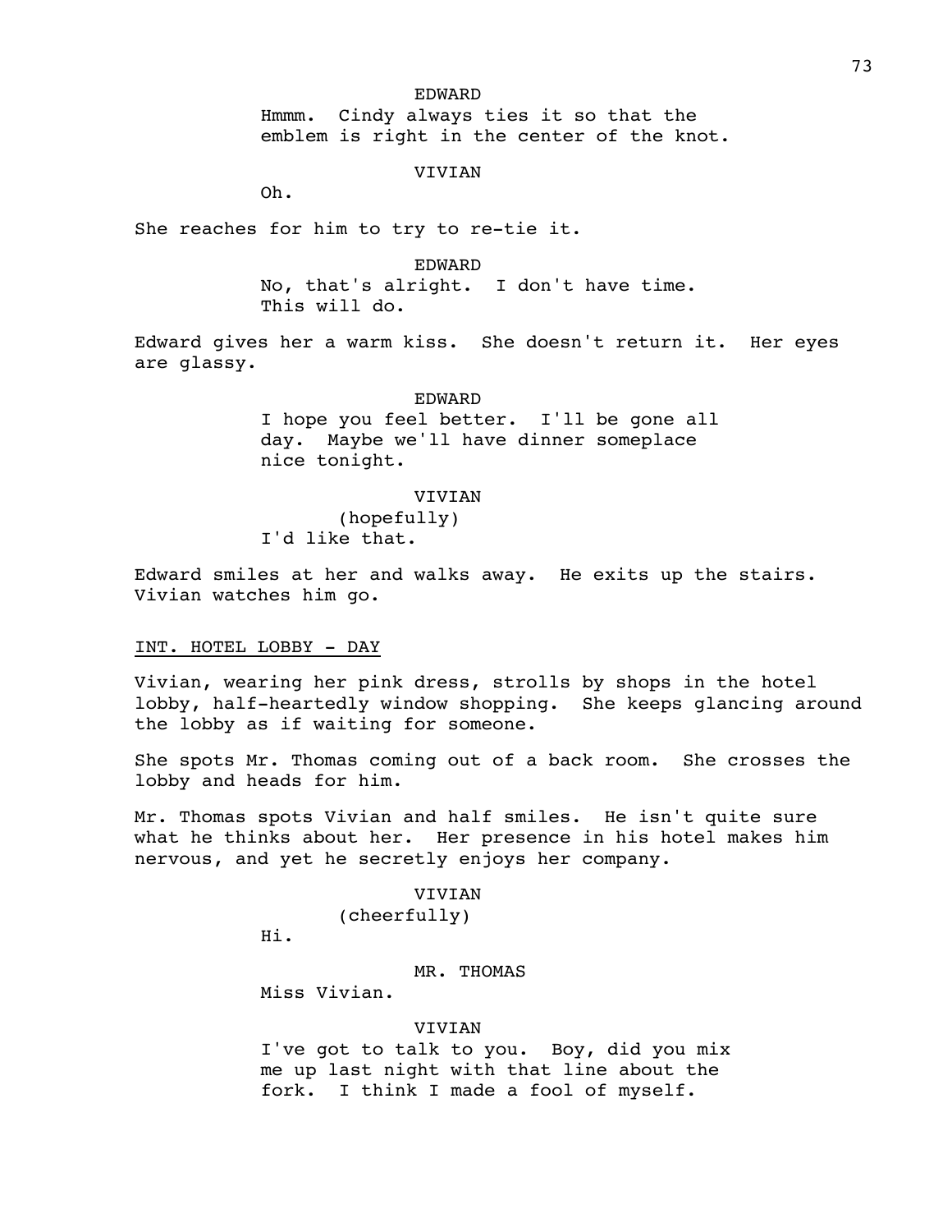EDWARD

Hmmm. Cindy always ties it so that the emblem is right in the center of the knot.

VIVIAN

Oh.

She reaches for him to try to re-tie it.

EDWARD

No, that's alright. I don't have time. This will do.

Edward gives her a warm kiss. She doesn't return it. Her eyes are glassy.

EDWARD

I hope you feel better. I'll be gone all day. Maybe we'll have dinner someplace nice tonight.

VIVIAN

(hopefully)

I'd like that.

Edward smiles at her and walks away. He exits up the stairs. Vivian watches him go.

INT. HOTEL LOBBY - DAY

Vivian, wearing her pink dress, strolls by shops in the hotel lobby, half-heartedly window shopping. She keeps glancing around the lobby as if waiting for someone.

She spots Mr. Thomas coming out of a back room. She crosses the lobby and heads for him.

Mr. Thomas spots Vivian and half smiles. He isn't quite sure what he thinks about her. Her presence in his hotel makes him nervous, and yet he secretly enjoys her company.

VIVIAN

(cheerfully)

Hi.

MR. THOMAS

Miss Vivian.

VIVIAN

I've got to talk to you. Boy, did you mix me up last night with that line about the fork. I think I made a fool of myself.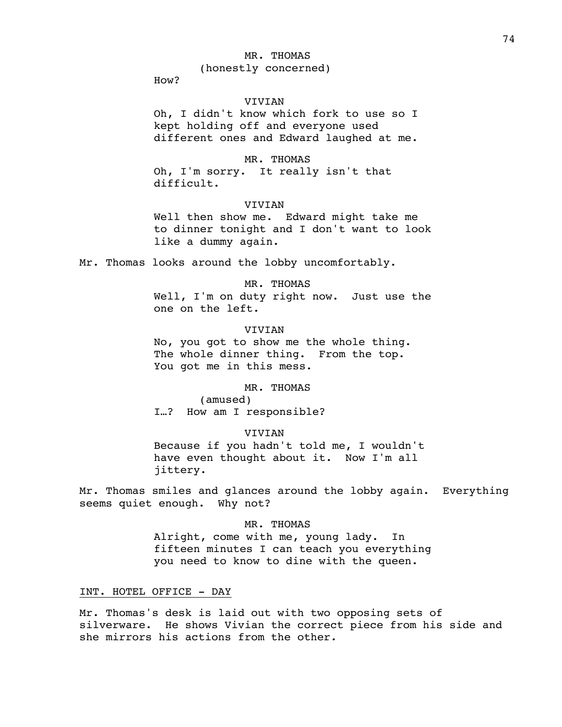MR. THOMAS
(honestly concerned)
How?

VIVIAN
Oh, I didn't know which fork to use so I kept holding off and everyone used different ones and Edward laughed at me.

MR. THOMAS
Oh, I'm sorry. It really isn't that difficult.

VIVIAN
Well then show me. Edward might take me to dinner tonight and I don't want to look like a dummy again.

Mr. Thomas looks around the lobby uncomfortably.

MR. THOMAS
Well, I'm on duty right now. Just use the one on the left.

VIVIAN
No, you got to show me the whole thing. The whole dinner thing. From the top. You got me in this mess.

MR. THOMAS
(amused)
I…? How am I responsible?

VIVIAN
Because if you hadn't told me, I wouldn't have even thought about it. Now I'm all jittery.

Mr. Thomas smiles and glances around the lobby again. Everything seems quiet enough. Why not?

MR. THOMAS
Alright, come with me, young lady. In fifteen minutes I can teach you everything you need to know to dine with the queen.

INT. HOTEL OFFICE - DAY

Mr. Thomas's desk is laid out with two opposing sets of silverware. He shows Vivian the correct piece from his side and she mirrors his actions from the other.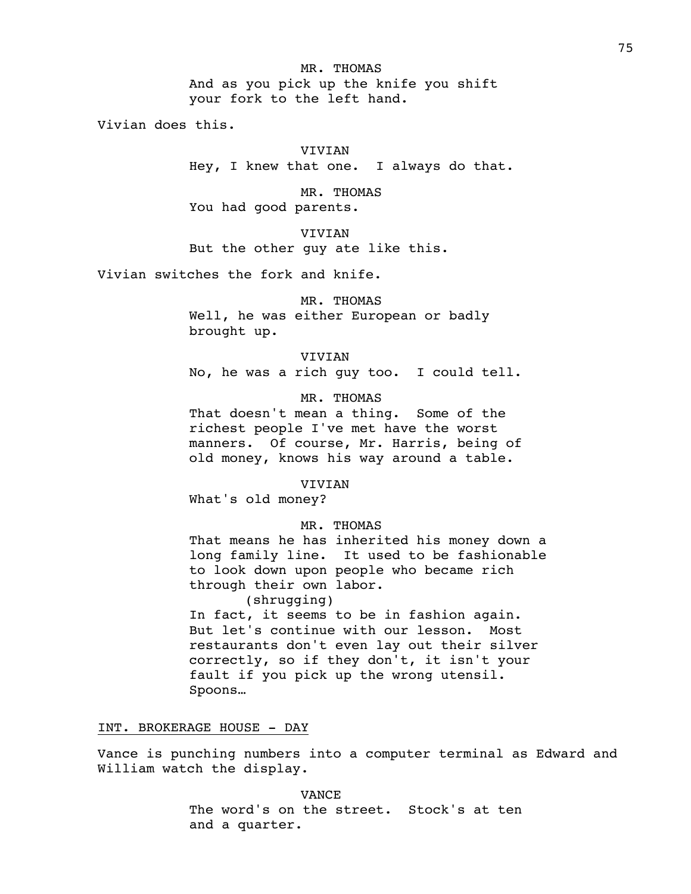MR. THOMAS
And as you pick up the knife you shift your fork to the left hand.

Vivian does this.

VIVIAN
Hey, I knew that one.  I always do that.

MR. THOMAS
You had good parents.

VIVIAN
But the other guy ate like this.

Vivian switches the fork and knife.

MR. THOMAS
Well, he was either European or badly brought up.

VIVIAN
No, he was a rich guy too.  I could tell.

MR. THOMAS
That doesn't mean a thing.  Some of the richest people I've met have the worst manners.  Of course, Mr. Harris, being of old money, knows his way around a table.

VIVIAN
What's old money?

MR. THOMAS
That means he has inherited his money down a long family line.  It used to be fashionable to look down upon people who became rich through their own labor.
(shrugging)
In fact, it seems to be in fashion again.  But let's continue with our lesson.  Most restaurants don't even lay out their silver correctly, so if they don't, it isn't your fault if you pick up the wrong utensil.  Spoons…

INT. BROKERAGE HOUSE - DAY

Vance is punching numbers into a computer terminal as Edward and William watch the display.

VANCE
The word's on the street.  Stock's at ten and a quarter.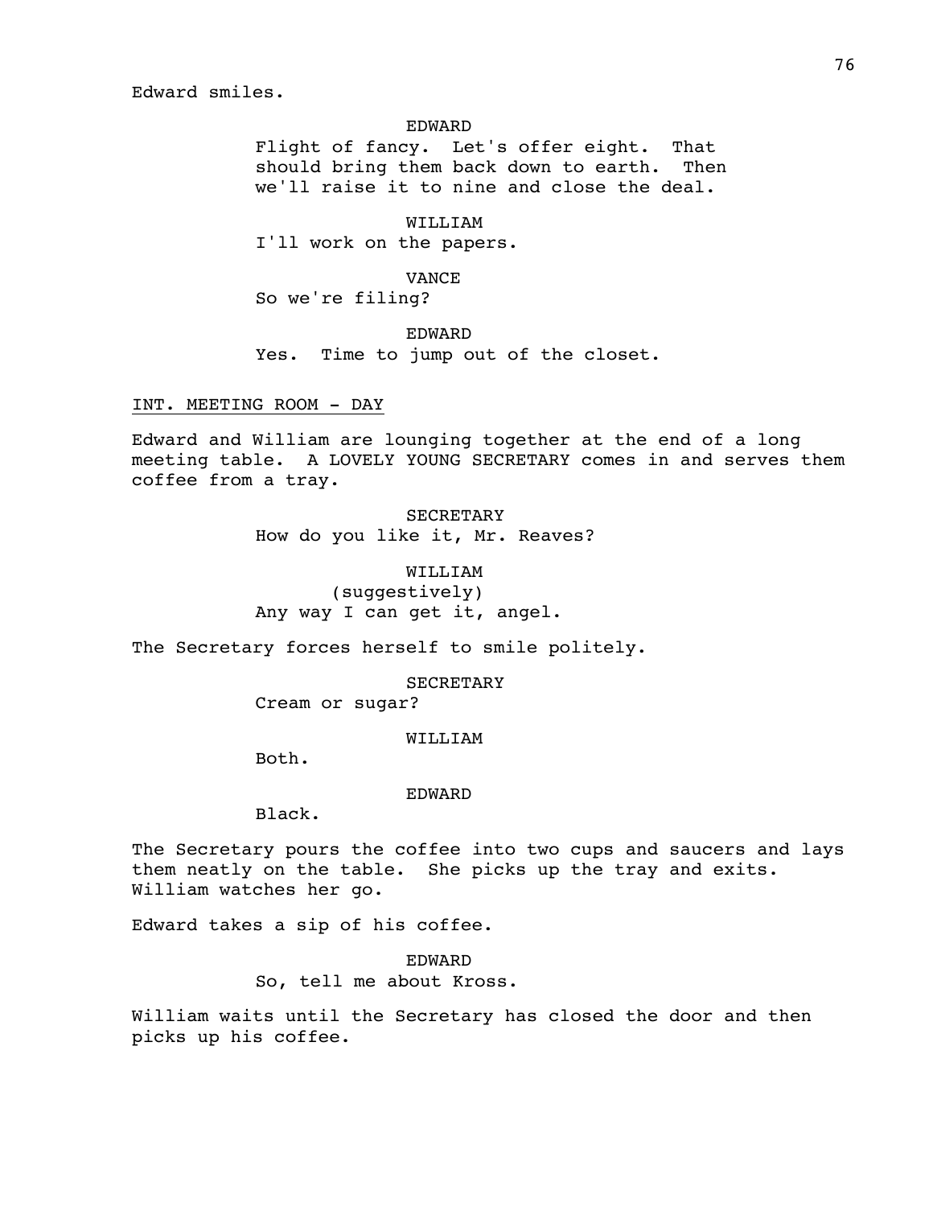Edward smiles.

EDWARD
Flight of fancy. Let's offer eight. That should bring them back down to earth. Then we'll raise it to nine and close the deal.

WILLIAM
I'll work on the papers.

VANCE
So we're filing?

EDWARD
Yes. Time to jump out of the closet.

INT. MEETING ROOM - DAY

Edward and William are lounging together at the end of a long meeting table. A LOVELY YOUNG SECRETARY comes in and serves them coffee from a tray.

SECRETARY
How do you like it, Mr. Reaves?

WILLIAM
(suggestively)
Any way I can get it, angel.

The Secretary forces herself to smile politely.

SECRETARY
Cream or sugar?

WILLIAM
Both.

EDWARD
Black.

The Secretary pours the coffee into two cups and saucers and lays them neatly on the table. She picks up the tray and exits. William watches her go.

Edward takes a sip of his coffee.

EDWARD
So, tell me about Kross.

William waits until the Secretary has closed the door and then picks up his coffee.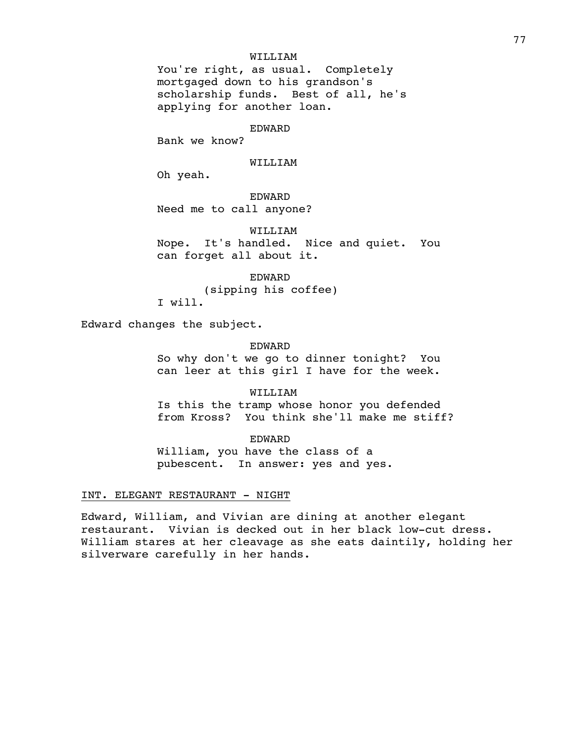WILLIAM

You're right, as usual. Completely mortgaged down to his grandson's scholarship funds. Best of all, he's applying for another loan.

EDWARD

Bank we know?

WILLIAM

Oh yeah.

EDWARD

Need me to call anyone?

WILLIAM

Nope. It's handled. Nice and quiet. You can forget all about it.

EDWARD

(sipping his coffee)

I will.

Edward changes the subject.

EDWARD

So why don't we go to dinner tonight? You can leer at this girl I have for the week.

WILLIAM

Is this the tramp whose honor you defended from Kross? You think she'll make me stiff?

EDWARD

William, you have the class of a pubescent. In answer: yes and yes.

INT. ELEGANT RESTAURANT - NIGHT

Edward, William, and Vivian are dining at another elegant restaurant. Vivian is decked out in her black low-cut dress. William stares at her cleavage as she eats daintily, holding her silverware carefully in her hands.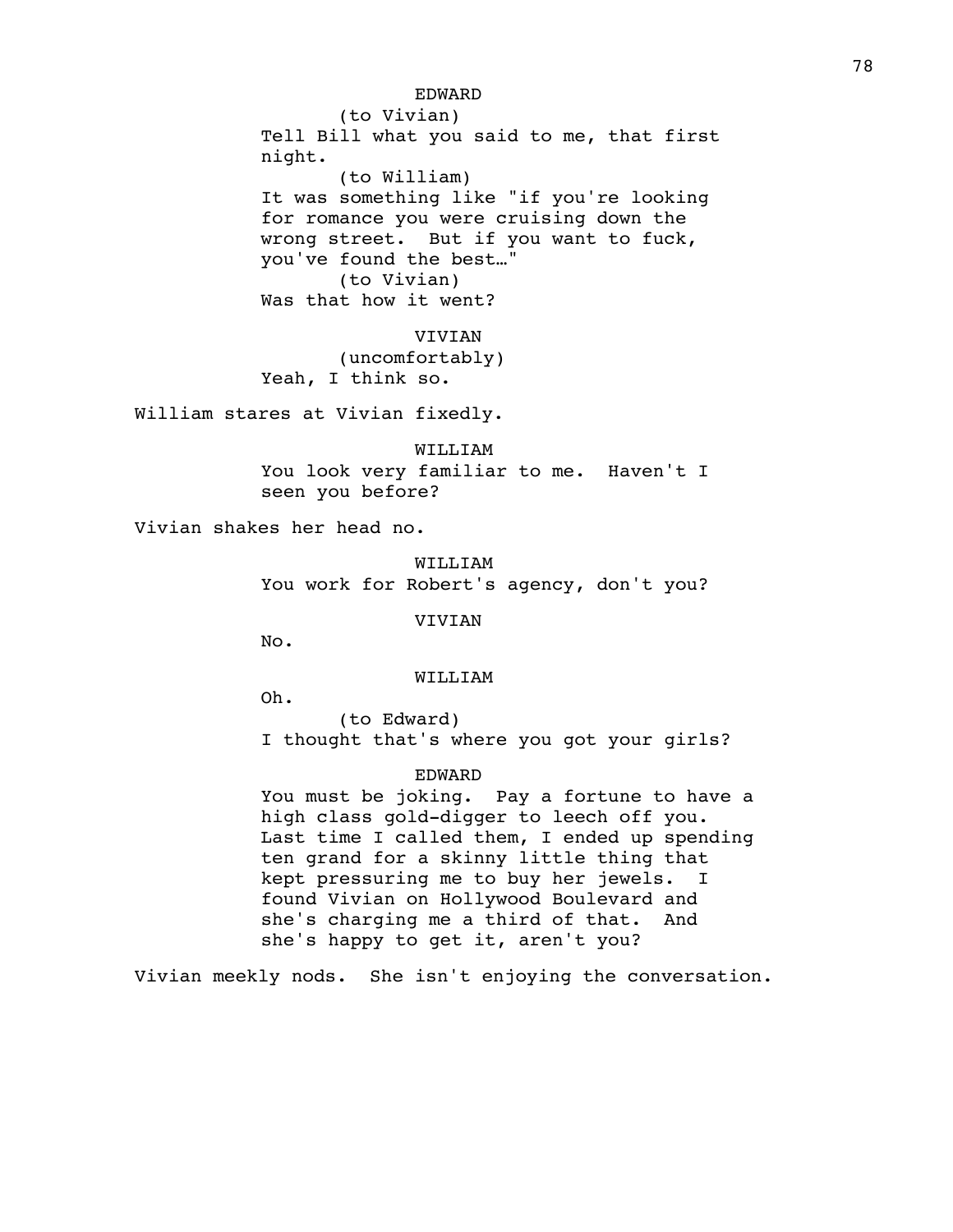EDWARD

(to Vivian)

Tell Bill what you said to me, that first night.

(to William)

It was something like "if you're looking for romance you were cruising down the wrong street. But if you want to fuck, you've found the best…"

(to Vivian)

Was that how it went?

VIVIAN

(uncomfortably)

Yeah, I think so.

William stares at Vivian fixedly.

WILLIAM

You look very familiar to me. Haven't I seen you before?

Vivian shakes her head no.

WILLIAM

You work for Robert's agency, don't you?

VIVIAN

No.

WILLIAM

Oh.

(to Edward)

I thought that's where you got your girls?

EDWARD

You must be joking. Pay a fortune to have a high class gold-digger to leech off you. Last time I called them, I ended up spending ten grand for a skinny little thing that kept pressuring me to buy her jewels. I found Vivian on Hollywood Boulevard and she's charging me a third of that. And she's happy to get it, aren't you?

Vivian meekly nods. She isn't enjoying the conversation.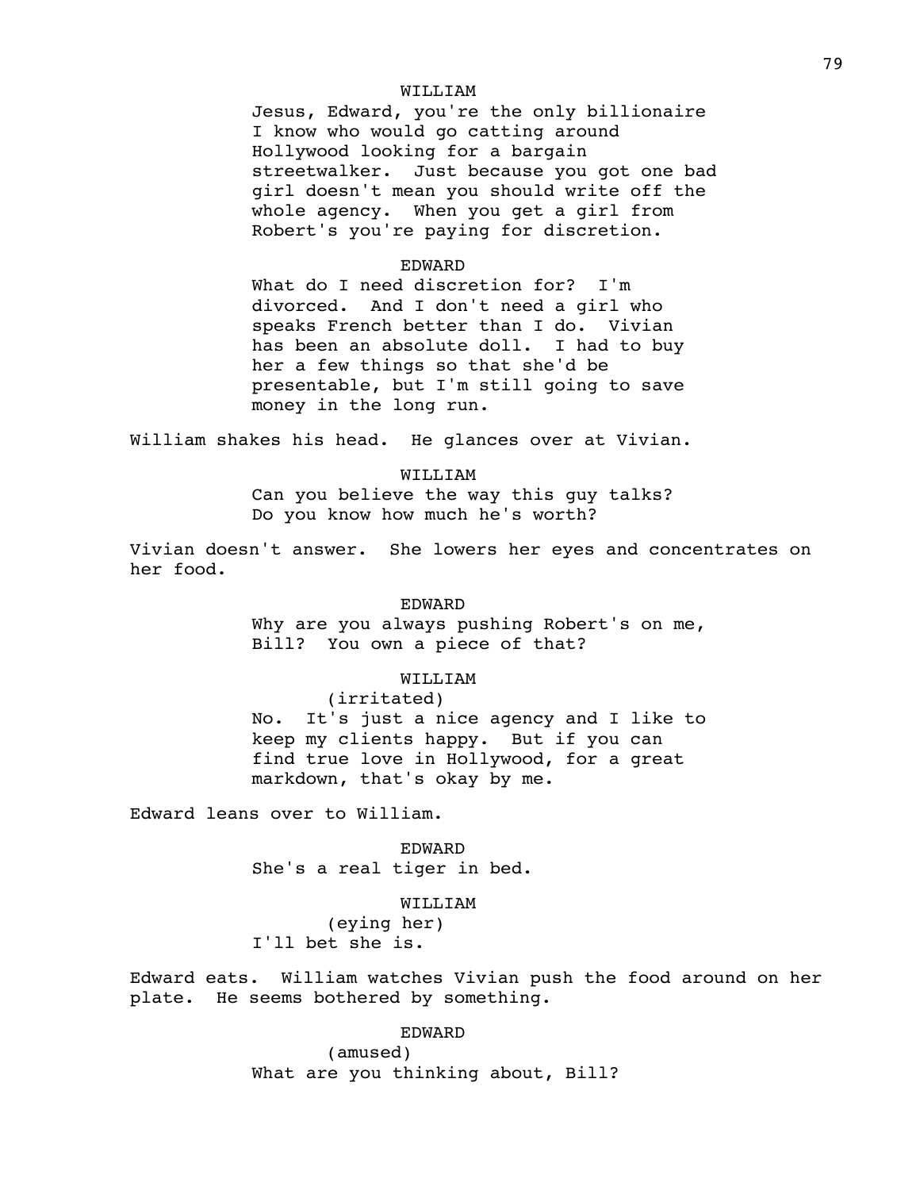WILLIAM

Jesus, Edward, you're the only billionaire I know who would go catting around Hollywood looking for a bargain streetwalker. Just because you got one bad girl doesn't mean you should write off the whole agency. When you get a girl from Robert's you're paying for discretion.

EDWARD

What do I need discretion for? I'm divorced. And I don't need a girl who speaks French better than I do. Vivian has been an absolute doll. I had to buy her a few things so that she'd be presentable, but I'm still going to save money in the long run.

William shakes his head. He glances over at Vivian.

WILLIAM

Can you believe the way this guy talks? Do you know how much he's worth?

Vivian doesn't answer. She lowers her eyes and concentrates on her food.

EDWARD

Why are you always pushing Robert's on me, Bill? You own a piece of that?

WILLIAM

(irritated)

No. It's just a nice agency and I like to keep my clients happy. But if you can find true love in Hollywood, for a great markdown, that's okay by me.

Edward leans over to William.

EDWARD

She's a real tiger in bed.

WILLIAM

(eying her)

I'll bet she is.

Edward eats. William watches Vivian push the food around on her plate. He seems bothered by something.

EDWARD

(amused)

What are you thinking about, Bill?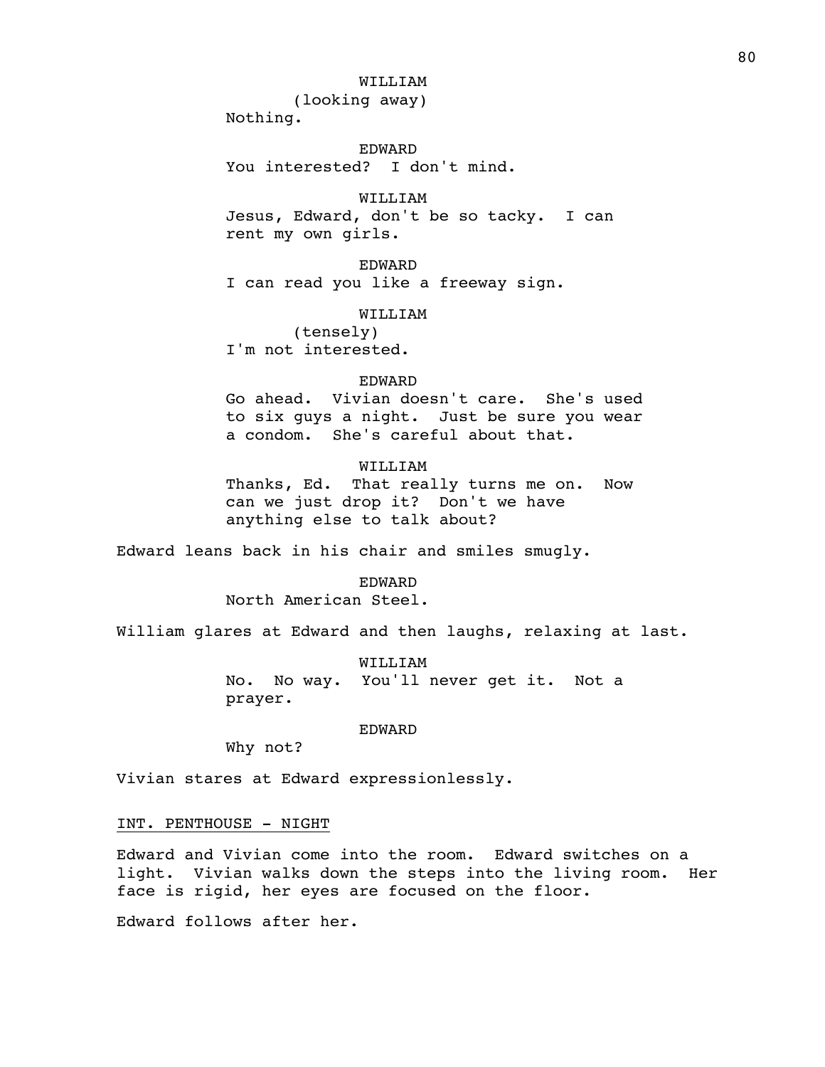WILLIAM
(looking away)
Nothing.

EDWARD
You interested? I don't mind.

WILLIAM
Jesus, Edward, don't be so tacky. I can rent my own girls.

EDWARD
I can read you like a freeway sign.

WILLIAM
(tensely)
I'm not interested.

EDWARD
Go ahead. Vivian doesn't care. She's used to six guys a night. Just be sure you wear a condom. She's careful about that.

WILLIAM
Thanks, Ed. That really turns me on. Now can we just drop it? Don't we have anything else to talk about?

Edward leans back in his chair and smiles smugly.

EDWARD
North American Steel.

William glares at Edward and then laughs, relaxing at last.

WILLIAM
No. No way. You'll never get it. Not a prayer.

EDWARD
Why not?

Vivian stares at Edward expressionlessly.

INT. PENTHOUSE - NIGHT

Edward and Vivian come into the room. Edward switches on a light. Vivian walks down the steps into the living room. Her face is rigid, her eyes are focused on the floor.

Edward follows after her.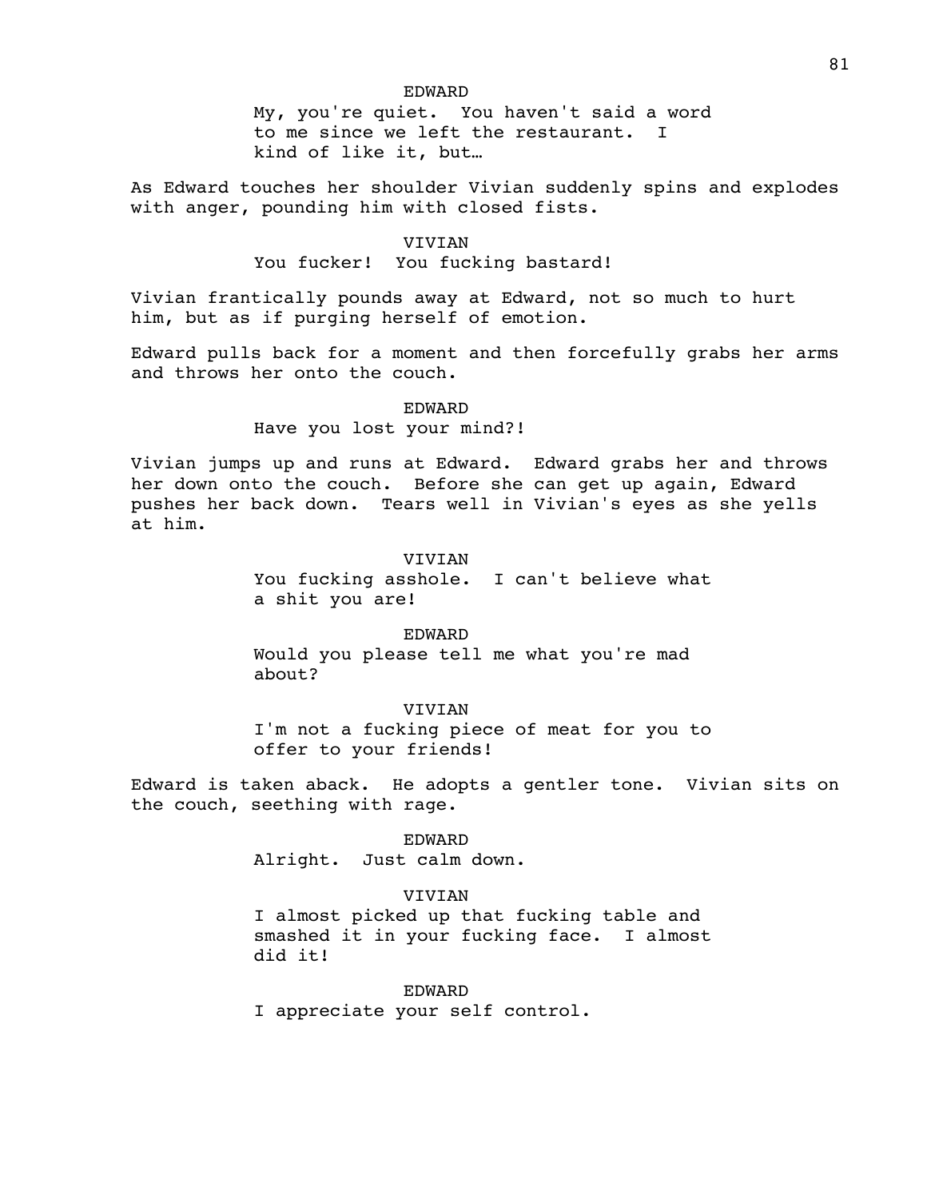EDWARD

My, you're quiet. You haven't said a word to me since we left the restaurant. I kind of like it, but…

As Edward touches her shoulder Vivian suddenly spins and explodes with anger, pounding him with closed fists.

VIVIAN

You fucker! You fucking bastard!

Vivian frantically pounds away at Edward, not so much to hurt him, but as if purging herself of emotion.

Edward pulls back for a moment and then forcefully grabs her arms and throws her onto the couch.

EDWARD

Have you lost your mind?!

Vivian jumps up and runs at Edward. Edward grabs her and throws her down onto the couch. Before she can get up again, Edward pushes her back down. Tears well in Vivian's eyes as she yells at him.

VIVIAN

You fucking asshole. I can't believe what a shit you are!

EDWARD

Would you please tell me what you're mad about?

VIVIAN

I'm not a fucking piece of meat for you to offer to your friends!

Edward is taken aback. He adopts a gentler tone. Vivian sits on the couch, seething with rage.

EDWARD

Alright. Just calm down.

VIVIAN

I almost picked up that fucking table and smashed it in your fucking face. I almost did it!

EDWARD

I appreciate your self control.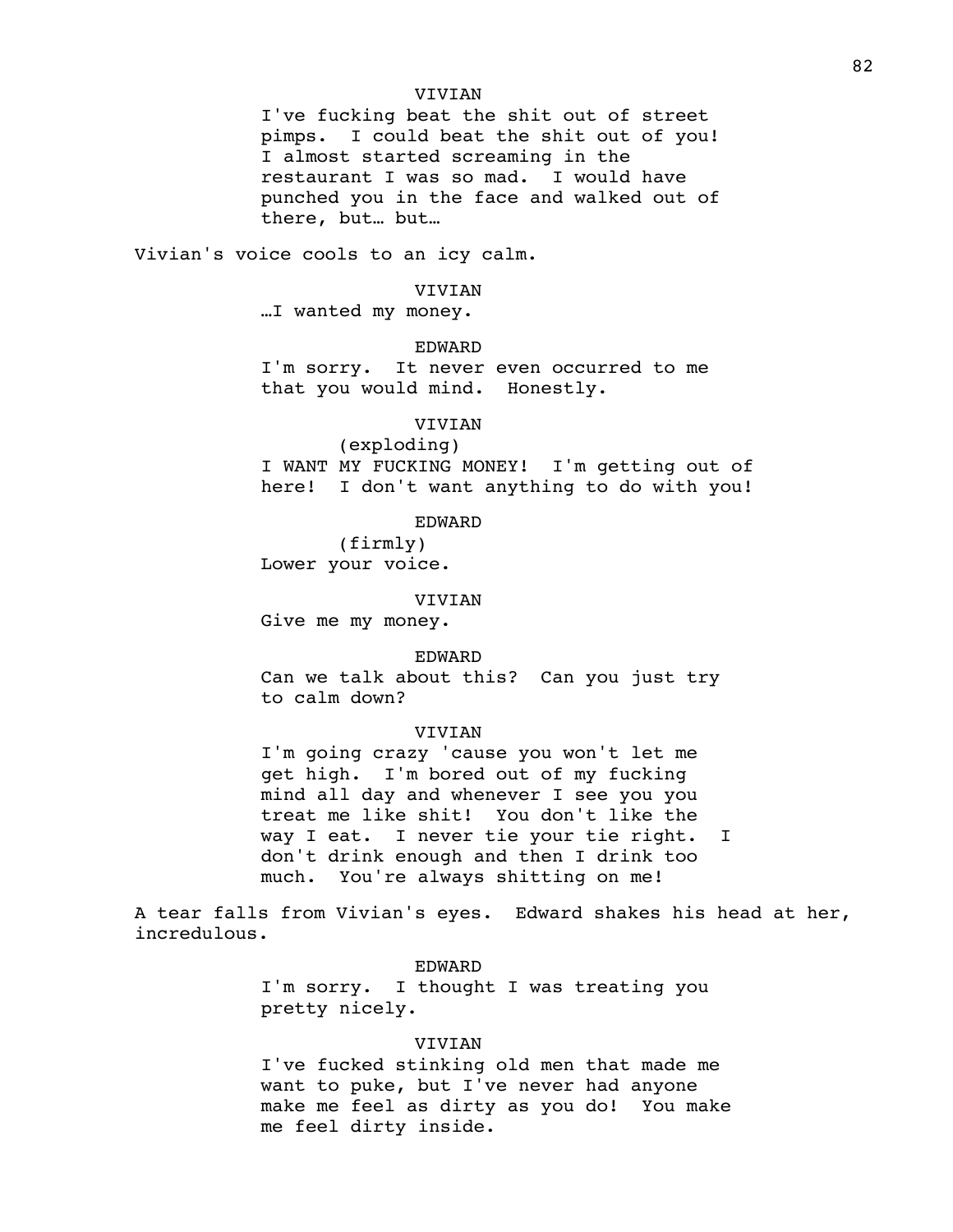VIVIAN

I've fucking beat the shit out of street pimps. I could beat the shit out of you! I almost started screaming in the restaurant I was so mad. I would have punched you in the face and walked out of there, but… but…

Vivian's voice cools to an icy calm.

VIVIAN

…I wanted my money.

EDWARD

I'm sorry. It never even occurred to me that you would mind. Honestly.

VIVIAN

(exploding)

I WANT MY FUCKING MONEY! I'm getting out of here! I don't want anything to do with you!

EDWARD

(firmly)

Lower your voice.

VIVIAN

Give me my money.

EDWARD

Can we talk about this? Can you just try to calm down?

VIVIAN

I'm going crazy 'cause you won't let me get high. I'm bored out of my fucking mind all day and whenever I see you you treat me like shit! You don't like the way I eat. I never tie your tie right. I don't drink enough and then I drink too much. You're always shitting on me!

A tear falls from Vivian's eyes. Edward shakes his head at her, incredulous.

EDWARD

I'm sorry. I thought I was treating you pretty nicely.

VIVIAN

I've fucked stinking old men that made me want to puke, but I've never had anyone make me feel as dirty as you do! You make me feel dirty inside.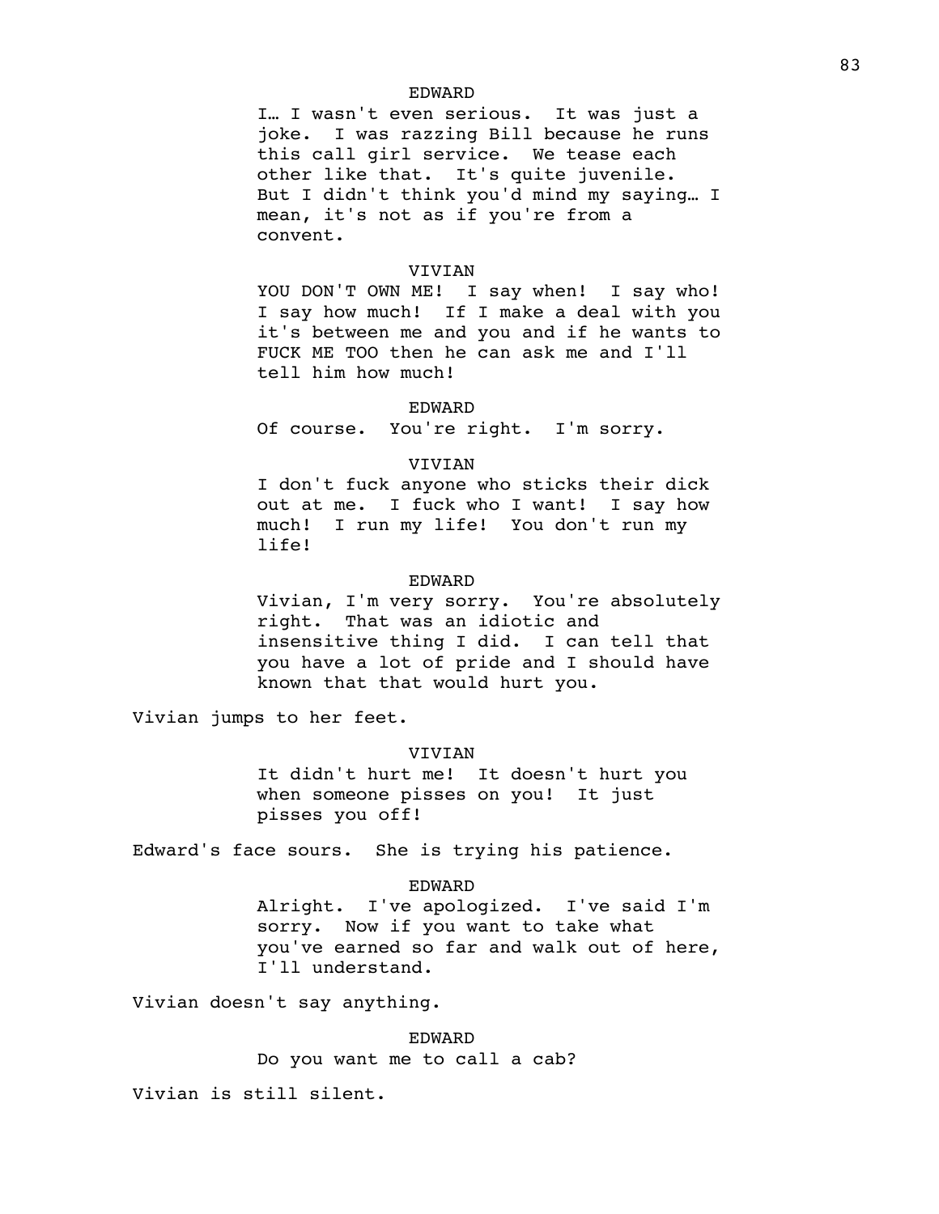EDWARD

I… I wasn't even serious. It was just a joke. I was razzing Bill because he runs this call girl service. We tease each other like that. It's quite juvenile. But I didn't think you'd mind my saying… I mean, it's not as if you're from a convent.

VIVIAN

YOU DON'T OWN ME! I say when! I say who! I say how much! If I make a deal with you it's between me and you and if he wants to FUCK ME TOO then he can ask me and I'll tell him how much!

EDWARD

Of course. You're right. I'm sorry.

VIVIAN

I don't fuck anyone who sticks their dick out at me. I fuck who I want! I say how much! I run my life! You don't run my life!

EDWARD

Vivian, I'm very sorry. You're absolutely right. That was an idiotic and insensitive thing I did. I can tell that you have a lot of pride and I should have known that that would hurt you.

Vivian jumps to her feet.

VIVIAN

It didn't hurt me! It doesn't hurt you when someone pisses on you! It just pisses you off!

Edward's face sours. She is trying his patience.

EDWARD

Alright. I've apologized. I've said I'm sorry. Now if you want to take what you've earned so far and walk out of here, I'll understand.

Vivian doesn't say anything.

EDWARD

Do you want me to call a cab?

Vivian is still silent.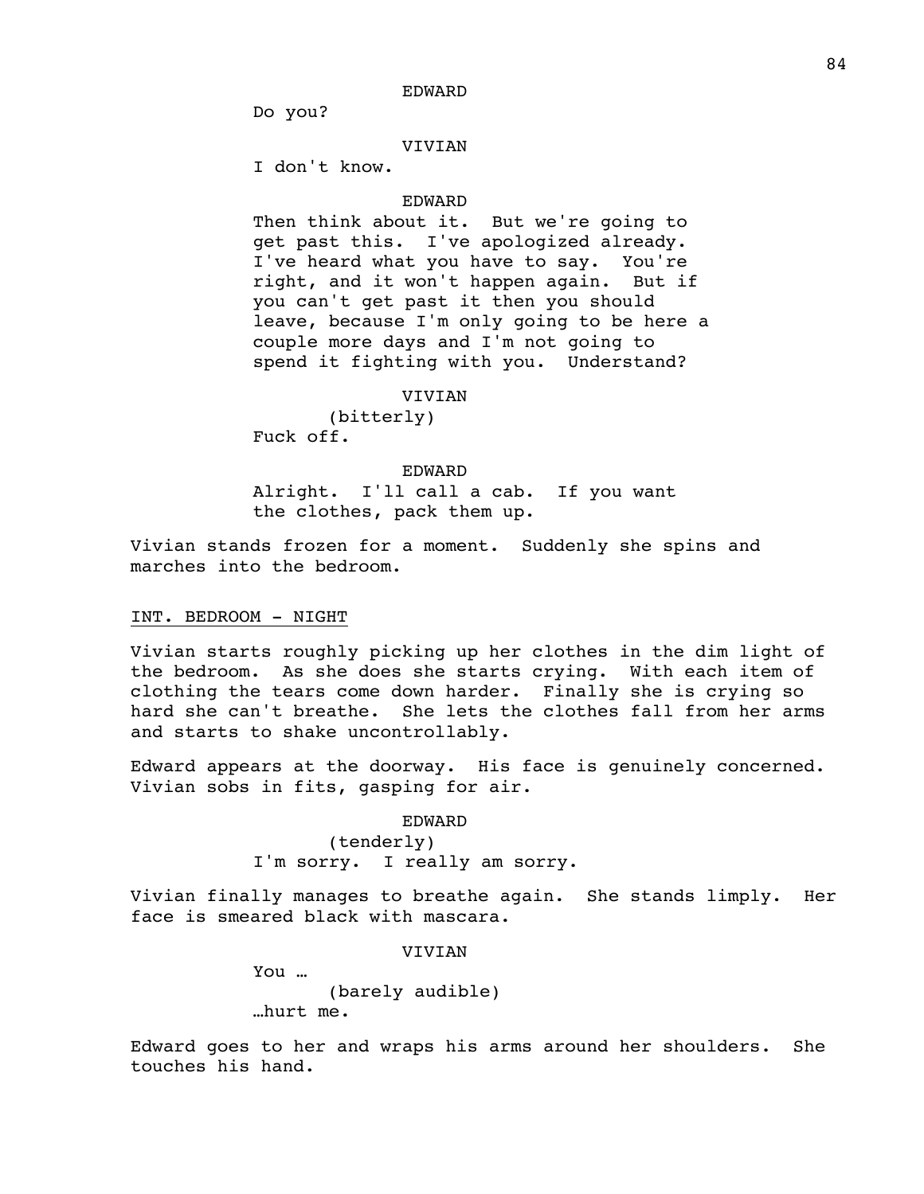EDWARD

Do you?

VIVIAN

I don't know.

EDWARD

Then think about it. But we're going to get past this. I've apologized already. I've heard what you have to say. You're right, and it won't happen again. But if you can't get past it then you should leave, because I'm only going to be here a couple more days and I'm not going to spend it fighting with you. Understand?

VIVIAN

(bitterly)

Fuck off.

EDWARD

Alright. I'll call a cab. If you want the clothes, pack them up.

Vivian stands frozen for a moment. Suddenly she spins and marches into the bedroom.

INT. BEDROOM - NIGHT

Vivian starts roughly picking up her clothes in the dim light of the bedroom. As she does she starts crying. With each item of clothing the tears come down harder. Finally she is crying so hard she can't breathe. She lets the clothes fall from her arms and starts to shake uncontrollably.

Edward appears at the doorway. His face is genuinely concerned. Vivian sobs in fits, gasping for air.

EDWARD

(tenderly)

I'm sorry. I really am sorry.

Vivian finally manages to breathe again. She stands limply. Her face is smeared black with mascara.

VIVIAN

You …

(barely audible)

…hurt me.

Edward goes to her and wraps his arms around her shoulders. She touches his hand.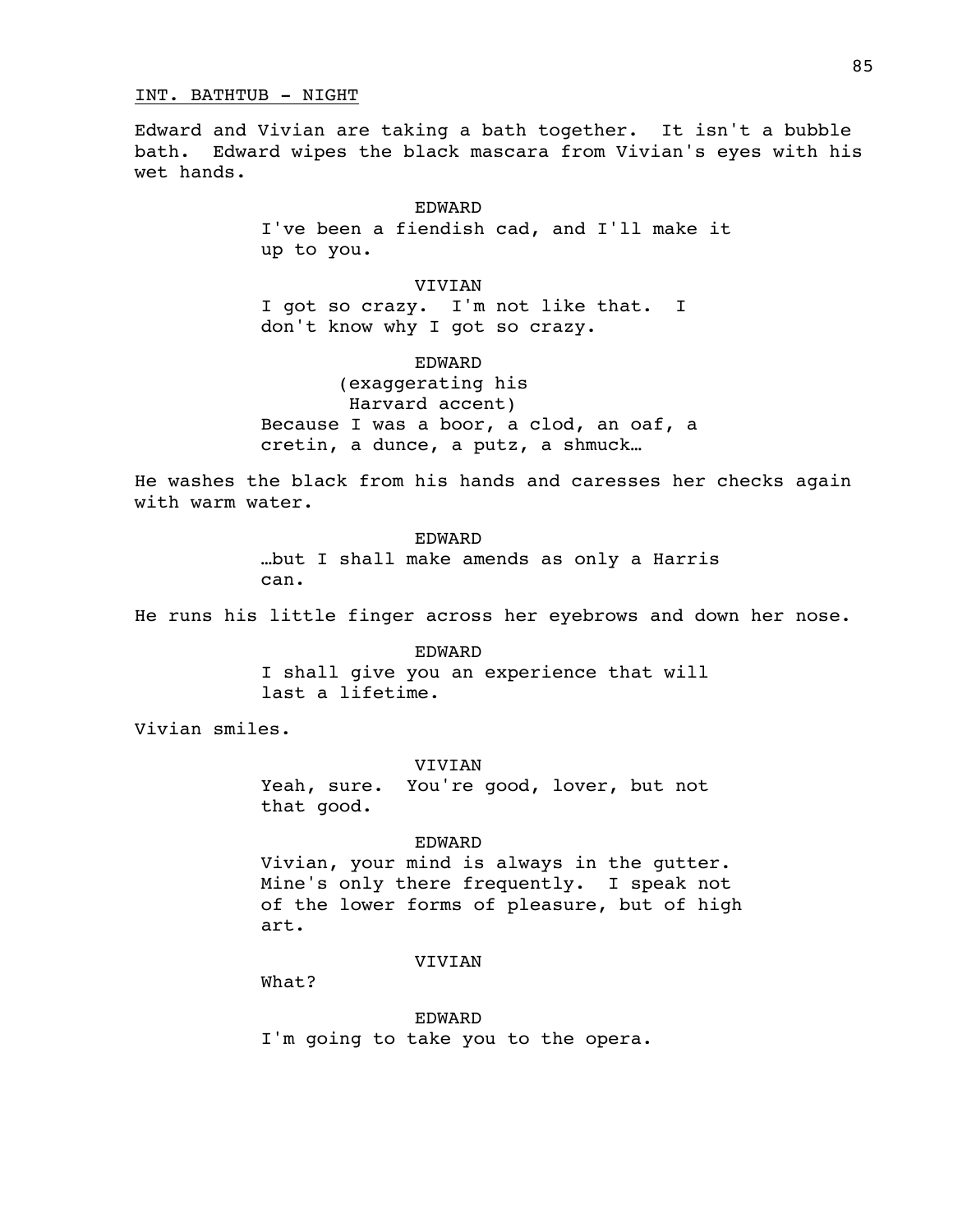INT. BATHTUB - NIGHT

Edward and Vivian are taking a bath together. It isn't a bubble bath. Edward wipes the black mascara from Vivian's eyes with his wet hands.

EDWARD
I've been a fiendish cad, and I'll make it up to you.

VIVIAN
I got so crazy. I'm not like that. I don't know why I got so crazy.

EDWARD
(exaggerating his Harvard accent)
Because I was a boor, a clod, an oaf, a cretin, a dunce, a putz, a shmuck…

He washes the black from his hands and caresses her checks again with warm water.

EDWARD
…but I shall make amends as only a Harris can.

He runs his little finger across her eyebrows and down her nose.

EDWARD
I shall give you an experience that will last a lifetime.

Vivian smiles.

VIVIAN
Yeah, sure. You're good, lover, but not that good.

EDWARD
Vivian, your mind is always in the gutter. Mine's only there frequently. I speak not of the lower forms of pleasure, but of high art.

VIVIAN
What?

EDWARD
I'm going to take you to the opera.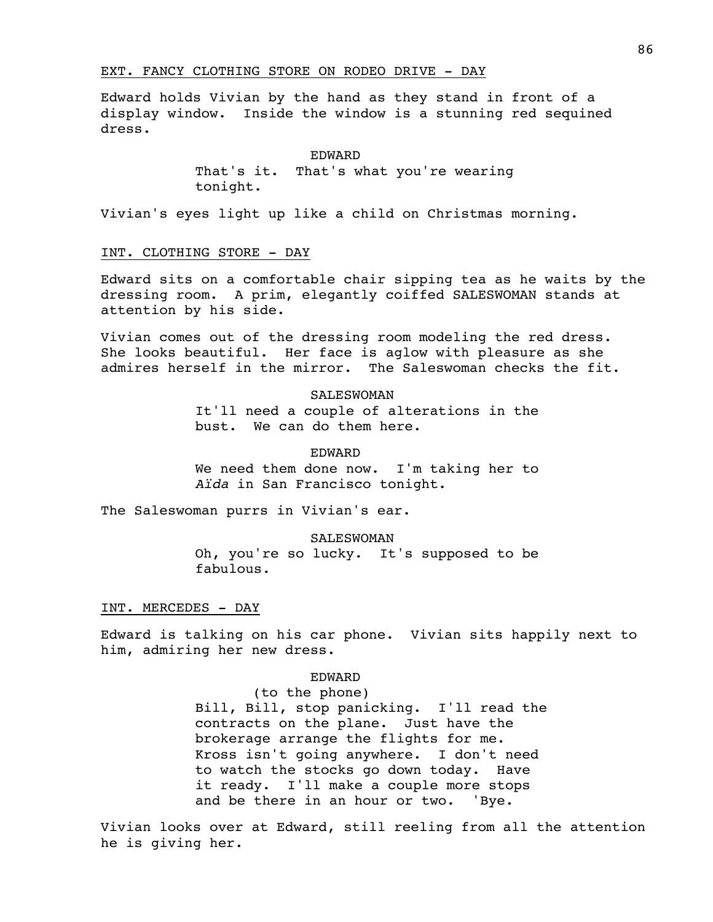EXT. FANCY CLOTHING STORE ON RODEO DRIVE - DAY

Edward holds Vivian by the hand as they stand in front of a display window. Inside the window is a stunning red sequined dress.

EDWARD
That's it. That's what you're wearing tonight.

Vivian's eyes light up like a child on Christmas morning.

INT. CLOTHING STORE - DAY

Edward sits on a comfortable chair sipping tea as he waits by the dressing room. A prim, elegantly coiffed SALESWOMAN stands at attention by his side.

Vivian comes out of the dressing room modeling the red dress. She looks beautiful. Her face is aglow with pleasure as she admires herself in the mirror. The Saleswoman checks the fit.

SALESWOMAN
It'll need a couple of alterations in the bust. We can do them here.

EDWARD
We need them done now. I'm taking her to *Aïda* in San Francisco tonight.

The Saleswoman purrs in Vivian's ear.

SALESWOMAN
Oh, you're so lucky. It's supposed to be fabulous.

INT. MERCEDES - DAY

Edward is talking on his car phone. Vivian sits happily next to him, admiring her new dress.

EDWARD
(to the phone)
Bill, Bill, stop panicking. I'll read the contracts on the plane. Just have the brokerage arrange the flights for me. Kross isn't going anywhere. I don't need to watch the stocks go down today. Have it ready. I'll make a couple more stops and be there in an hour or two. 'Bye.

Vivian looks over at Edward, still reeling from all the attention he is giving her.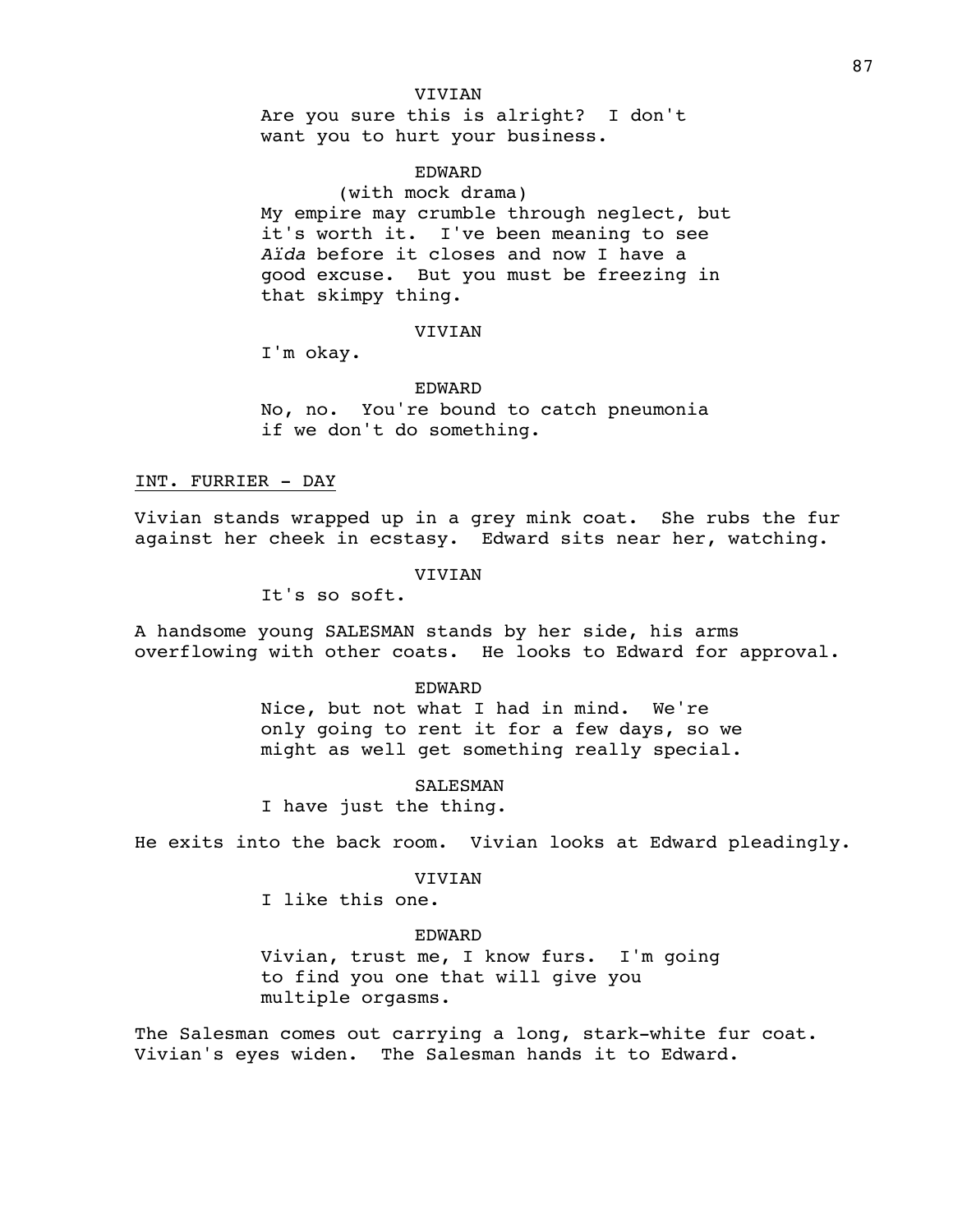VIVIAN

Are you sure this is alright? I don't want you to hurt your business.

EDWARD

(with mock drama)

My empire may crumble through neglect, but it's worth it. I've been meaning to see *Aïda* before it closes and now I have a good excuse. But you must be freezing in that skimpy thing.

VIVIAN

I'm okay.

EDWARD

No, no. You're bound to catch pneumonia if we don't do something.

<u>INT. FURRIER - DAY</u>

Vivian stands wrapped up in a grey mink coat. She rubs the fur against her cheek in ecstasy. Edward sits near her, watching.

VIVIAN

It's so soft.

A handsome young SALESMAN stands by her side, his arms overflowing with other coats. He looks to Edward for approval.

EDWARD

Nice, but not what I had in mind. We're only going to rent it for a few days, so we might as well get something really special.

SALESMAN

I have just the thing.

He exits into the back room. Vivian looks at Edward pleadingly.

VIVIAN

I like this one.

EDWARD

Vivian, trust me, I know furs. I'm going to find you one that will give you multiple orgasms.

The Salesman comes out carrying a long, stark-white fur coat. Vivian's eyes widen. The Salesman hands it to Edward.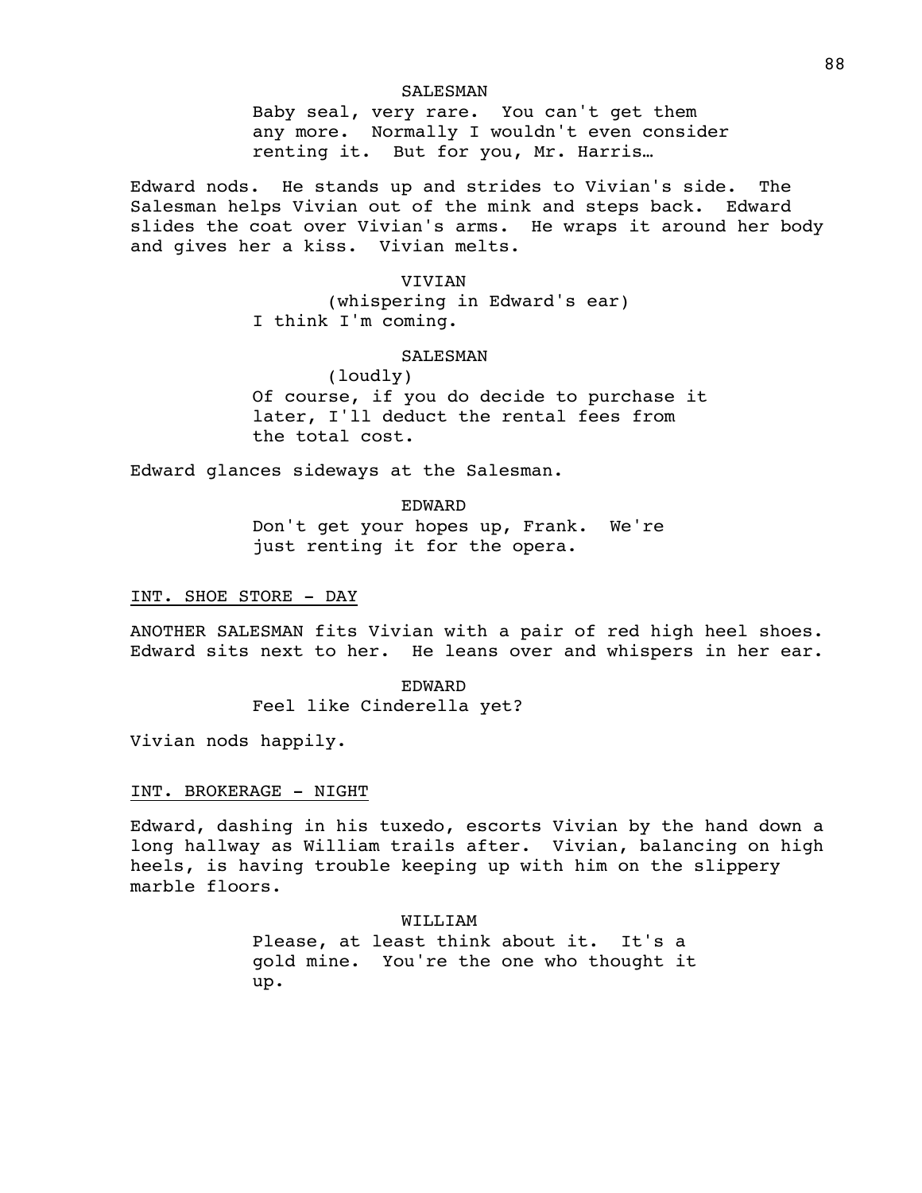SALESMAN

Baby seal, very rare. You can't get them any more. Normally I wouldn't even consider renting it. But for you, Mr. Harris…

Edward nods. He stands up and strides to Vivian's side. The Salesman helps Vivian out of the mink and steps back. Edward slides the coat over Vivian's arms. He wraps it around her body and gives her a kiss. Vivian melts.

VIVIAN

(whispering in Edward's ear)

I think I'm coming.

SALESMAN

(loudly)

Of course, if you do decide to purchase it later, I'll deduct the rental fees from the total cost.

Edward glances sideways at the Salesman.

EDWARD

Don't get your hopes up, Frank. We're just renting it for the opera.

INT. SHOE STORE - DAY

ANOTHER SALESMAN fits Vivian with a pair of red high heel shoes. Edward sits next to her. He leans over and whispers in her ear.

EDWARD

Feel like Cinderella yet?

Vivian nods happily.

INT. BROKERAGE - NIGHT

Edward, dashing in his tuxedo, escorts Vivian by the hand down a long hallway as William trails after. Vivian, balancing on high heels, is having trouble keeping up with him on the slippery marble floors.

WILLIAM

Please, at least think about it. It's a gold mine. You're the one who thought it up.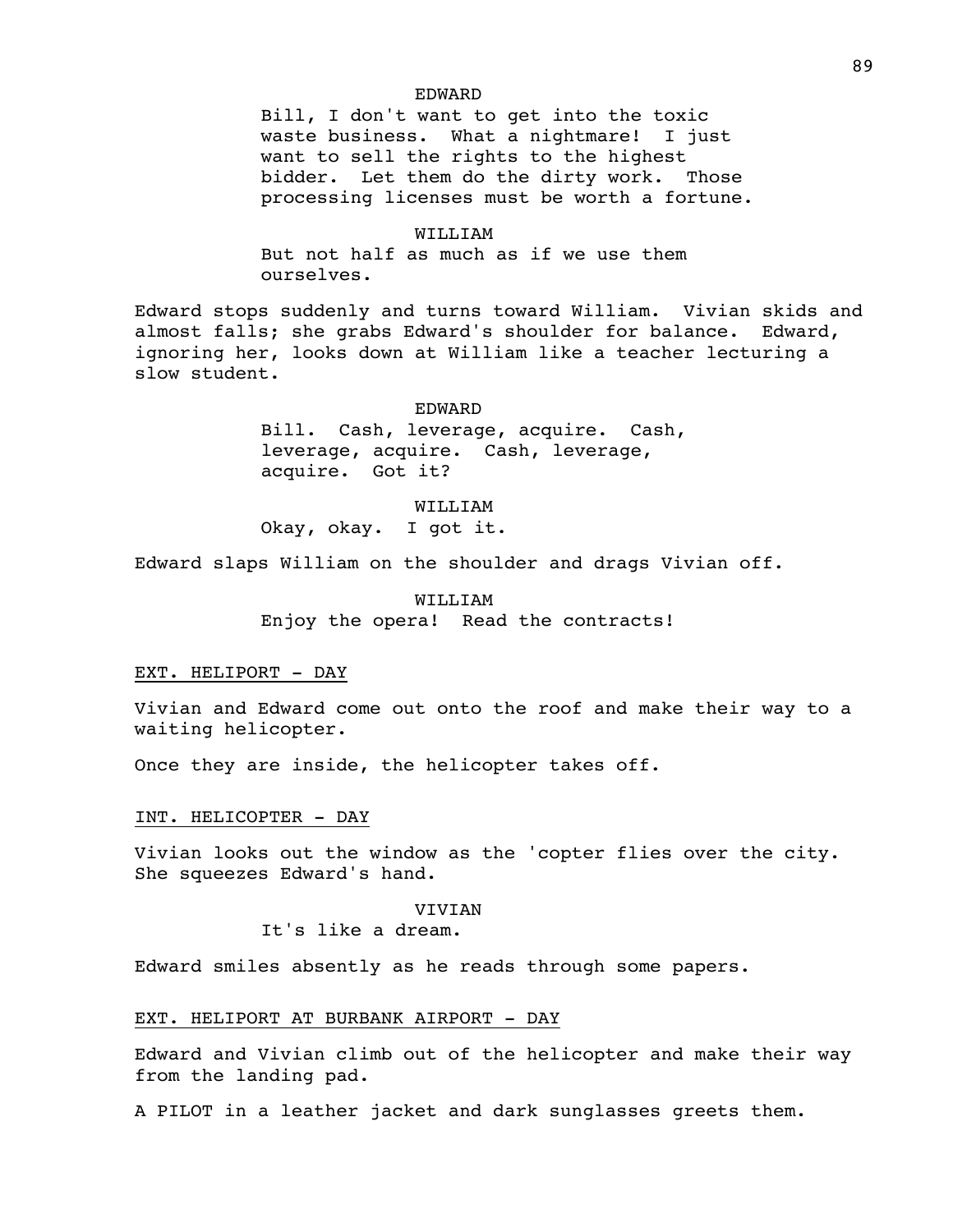EDWARD

Bill, I don't want to get into the toxic waste business. What a nightmare! I just want to sell the rights to the highest bidder. Let them do the dirty work. Those processing licenses must be worth a fortune.

WILLIAM

But not half as much as if we use them ourselves.

Edward stops suddenly and turns toward William. Vivian skids and almost falls; she grabs Edward's shoulder for balance. Edward, ignoring her, looks down at William like a teacher lecturing a slow student.

EDWARD

Bill. Cash, leverage, acquire. Cash, leverage, acquire. Cash, leverage, acquire. Got it?

WILLIAM

Okay, okay. I got it.

Edward slaps William on the shoulder and drags Vivian off.

WILLIAM

Enjoy the opera! Read the contracts!

EXT. HELIPORT - DAY

Vivian and Edward come out onto the roof and make their way to a waiting helicopter.

Once they are inside, the helicopter takes off.

INT. HELICOPTER - DAY

Vivian looks out the window as the 'copter flies over the city. She squeezes Edward's hand.

VIVIAN

It's like a dream.

Edward smiles absently as he reads through some papers.

EXT. HELIPORT AT BURBANK AIRPORT - DAY

Edward and Vivian climb out of the helicopter and make their way from the landing pad.

A PILOT in a leather jacket and dark sunglasses greets them.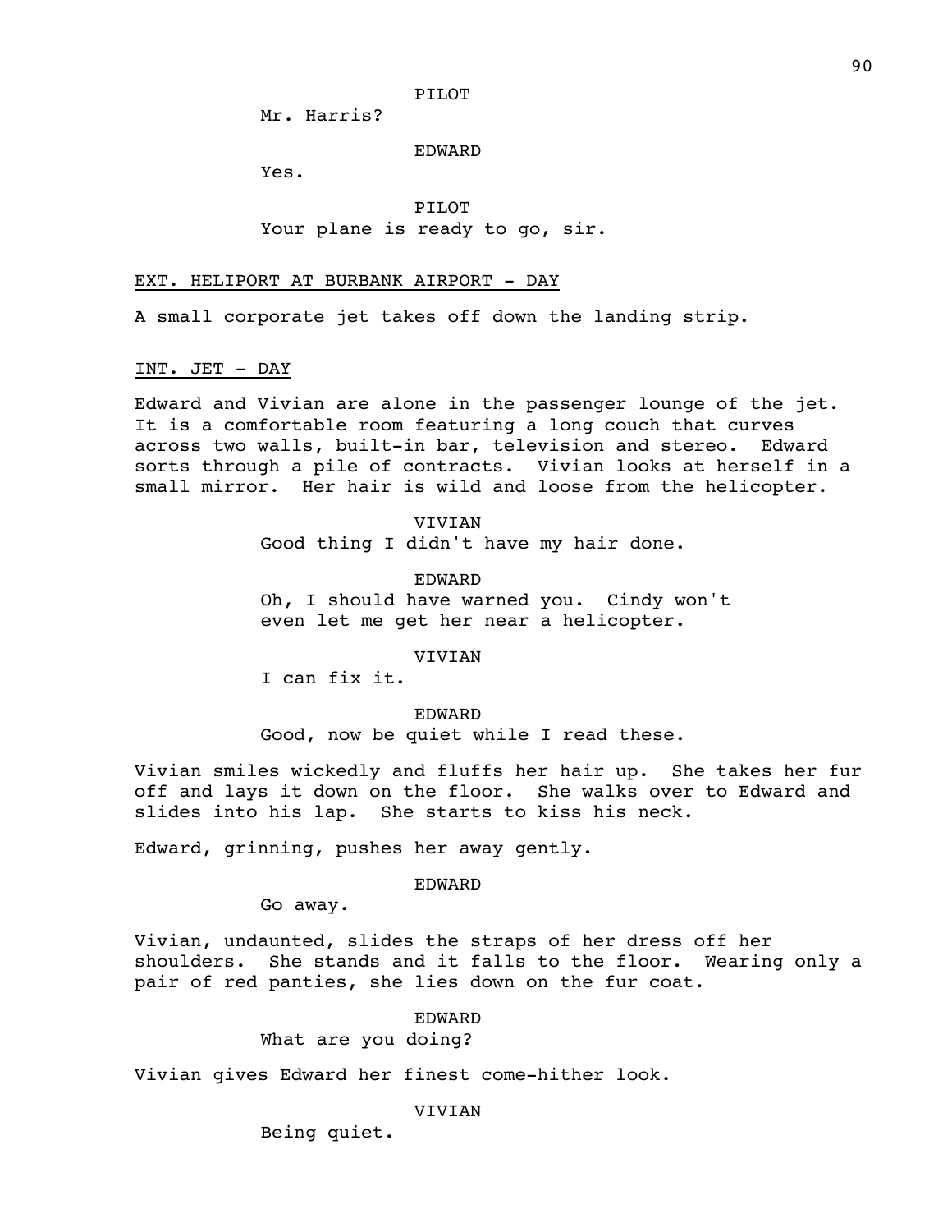PILOT

Mr. Harris?

EDWARD

Yes.

PILOT

Your plane is ready to go, sir.

EXT. HELIPORT AT BURBANK AIRPORT - DAY

A small corporate jet takes off down the landing strip.

INT. JET - DAY

Edward and Vivian are alone in the passenger lounge of the jet. It is a comfortable room featuring a long couch that curves across two walls, built-in bar, television and stereo. Edward sorts through a pile of contracts. Vivian looks at herself in a small mirror. Her hair is wild and loose from the helicopter.

VIVIAN

Good thing I didn't have my hair done.

EDWARD

Oh, I should have warned you. Cindy won't even let me get her near a helicopter.

VIVIAN

I can fix it.

EDWARD

Good, now be quiet while I read these.

Vivian smiles wickedly and fluffs her hair up. She takes her fur off and lays it down on the floor. She walks over to Edward and slides into his lap. She starts to kiss his neck.

Edward, grinning, pushes her away gently.

EDWARD

Go away.

Vivian, undaunted, slides the straps of her dress off her shoulders. She stands and it falls to the floor. Wearing only a pair of red panties, she lies down on the fur coat.

EDWARD

What are you doing?

Vivian gives Edward her finest come-hither look.

VIVIAN

Being quiet.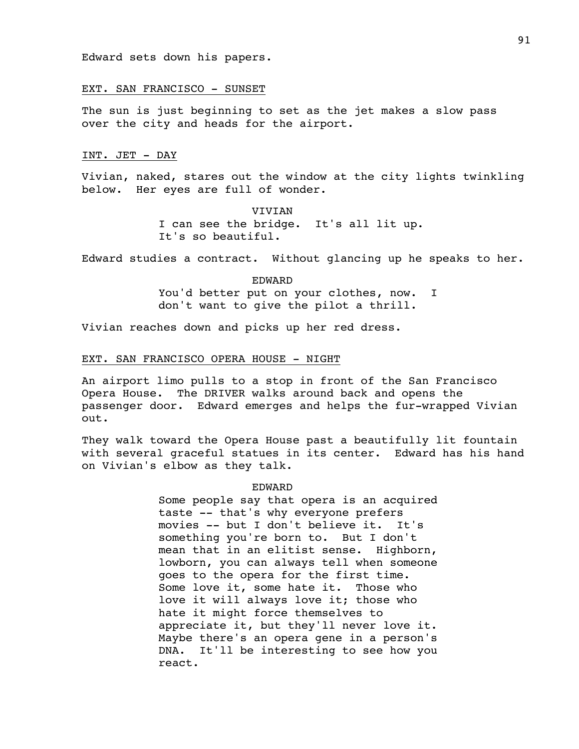Edward sets down his papers.

EXT. SAN FRANCISCO - SUNSET

The sun is just beginning to set as the jet makes a slow pass over the city and heads for the airport.

INT. JET - DAY

Vivian, naked, stares out the window at the city lights twinkling below. Her eyes are full of wonder.

VIVIAN
I can see the bridge. It's all lit up. It's so beautiful.

Edward studies a contract. Without glancing up he speaks to her.

EDWARD
You'd better put on your clothes, now. I don't want to give the pilot a thrill.

Vivian reaches down and picks up her red dress.

EXT. SAN FRANCISCO OPERA HOUSE - NIGHT

An airport limo pulls to a stop in front of the San Francisco Opera House. The DRIVER walks around back and opens the passenger door. Edward emerges and helps the fur-wrapped Vivian out.

They walk toward the Opera House past a beautifully lit fountain with several graceful statues in its center. Edward has his hand on Vivian's elbow as they talk.

EDWARD
Some people say that opera is an acquired taste -- that's why everyone prefers movies -- but I don't believe it. It's something you're born to. But I don't mean that in an elitist sense. Highborn, lowborn, you can always tell when someone goes to the opera for the first time. Some love it, some hate it. Those who love it will always love it; those who hate it might force themselves to appreciate it, but they'll never love it. Maybe there's an opera gene in a person's DNA. It'll be interesting to see how you react.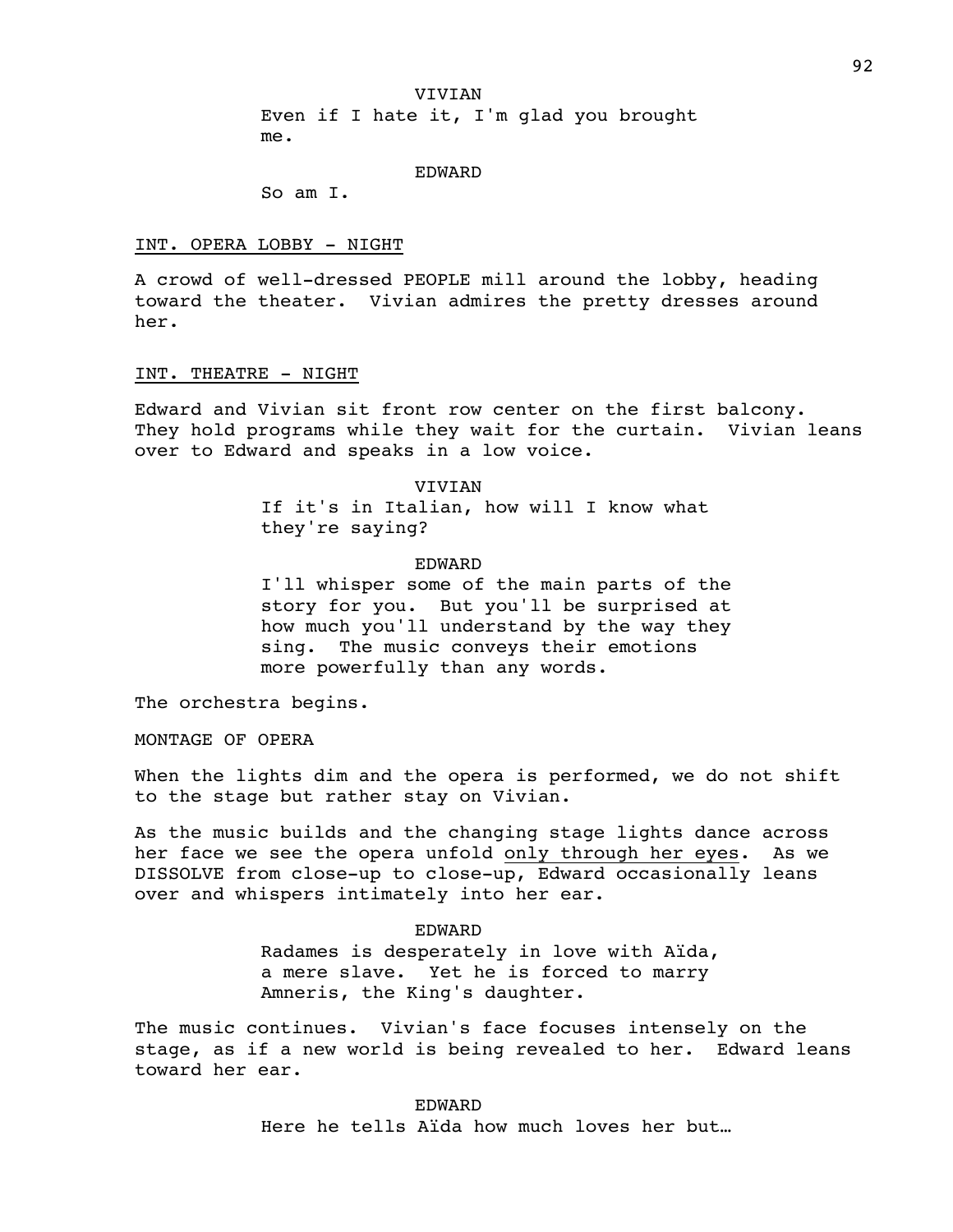VIVIAN

Even if I hate it, I'm glad you brought me.

EDWARD

So am I.

INT. OPERA LOBBY - NIGHT

A crowd of well-dressed PEOPLE mill around the lobby, heading toward the theater. Vivian admires the pretty dresses around her.

INT. THEATRE - NIGHT

Edward and Vivian sit front row center on the first balcony. They hold programs while they wait for the curtain. Vivian leans over to Edward and speaks in a low voice.

VIVIAN

If it's in Italian, how will I know what they're saying?

EDWARD

I'll whisper some of the main parts of the story for you. But you'll be surprised at how much you'll understand by the way they sing. The music conveys their emotions more powerfully than any words.

The orchestra begins.

MONTAGE OF OPERA

When the lights dim and the opera is performed, we do not shift to the stage but rather stay on Vivian.

As the music builds and the changing stage lights dance across her face we see the opera unfold only through her eyes. As we DISSOLVE from close-up to close-up, Edward occasionally leans over and whispers intimately into her ear.

EDWARD

Radames is desperately in love with Aïda, a mere slave. Yet he is forced to marry Amneris, the King's daughter.

The music continues. Vivian's face focuses intensely on the stage, as if a new world is being revealed to her. Edward leans toward her ear.

EDWARD

Here he tells Aïda how much loves her but…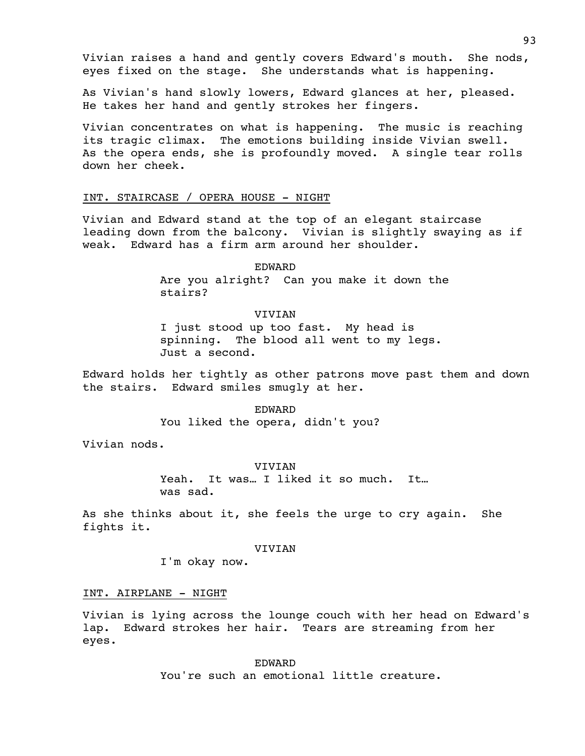Vivian raises a hand and gently covers Edward's mouth. She nods, eyes fixed on the stage. She understands what is happening.

As Vivian's hand slowly lowers, Edward glances at her, pleased. He takes her hand and gently strokes her fingers.

Vivian concentrates on what is happening. The music is reaching its tragic climax. The emotions building inside Vivian swell. As the opera ends, she is profoundly moved. A single tear rolls down her cheek.

INT. STAIRCASE / OPERA HOUSE - NIGHT

Vivian and Edward stand at the top of an elegant staircase leading down from the balcony. Vivian is slightly swaying as if weak. Edward has a firm arm around her shoulder.

EDWARD

Are you alright? Can you make it down the stairs?

VIVIAN

I just stood up too fast. My head is spinning. The blood all went to my legs. Just a second.

Edward holds her tightly as other patrons move past them and down the stairs. Edward smiles smugly at her.

EDWARD

You liked the opera, didn't you?

Vivian nods.

VIVIAN

Yeah. It was… I liked it so much. It… was sad.

As she thinks about it, she feels the urge to cry again. She fights it.

VIVIAN

I'm okay now.

INT. AIRPLANE - NIGHT

Vivian is lying across the lounge couch with her head on Edward's lap. Edward strokes her hair. Tears are streaming from her eyes.

EDWARD

You're such an emotional little creature.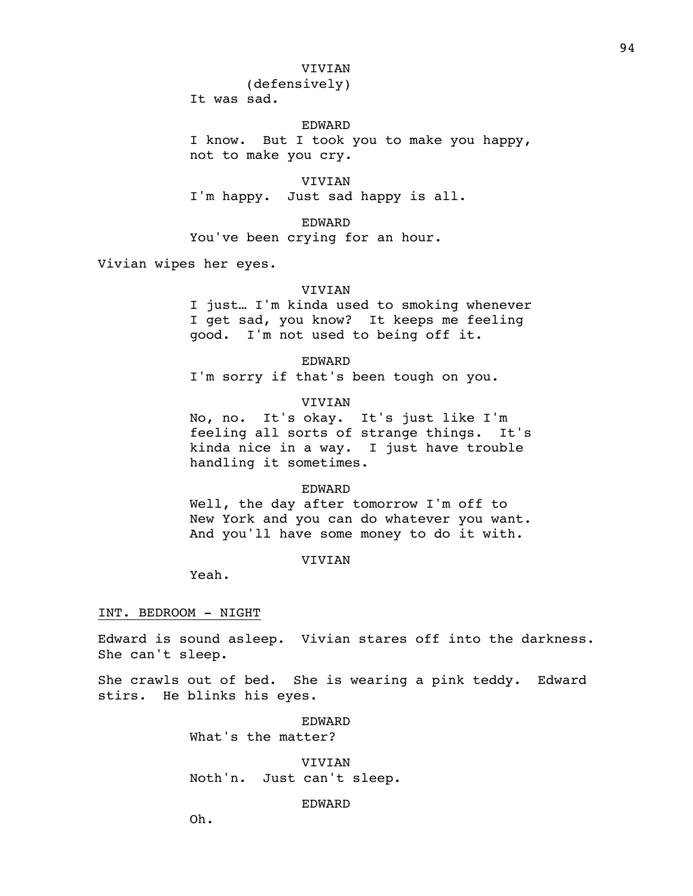VIVIAN
(defensively)
It was sad.

EDWARD
I know. But I took you to make you happy, not to make you cry.

VIVIAN
I'm happy. Just sad happy is all.

EDWARD
You've been crying for an hour.

Vivian wipes her eyes.

VIVIAN
I just… I'm kinda used to smoking whenever I get sad, you know? It keeps me feeling good. I'm not used to being off it.

EDWARD
I'm sorry if that's been tough on you.

VIVIAN
No, no. It's okay. It's just like I'm feeling all sorts of strange things. It's kinda nice in a way. I just have trouble handling it sometimes.

EDWARD
Well, the day after tomorrow I'm off to New York and you can do whatever you want. And you'll have some money to do it with.

VIVIAN
Yeah.

INT. BEDROOM - NIGHT

Edward is sound asleep. Vivian stares off into the darkness. She can't sleep.

She crawls out of bed. She is wearing a pink teddy. Edward stirs. He blinks his eyes.

EDWARD
What's the matter?

VIVIAN
Noth'n. Just can't sleep.

EDWARD
Oh.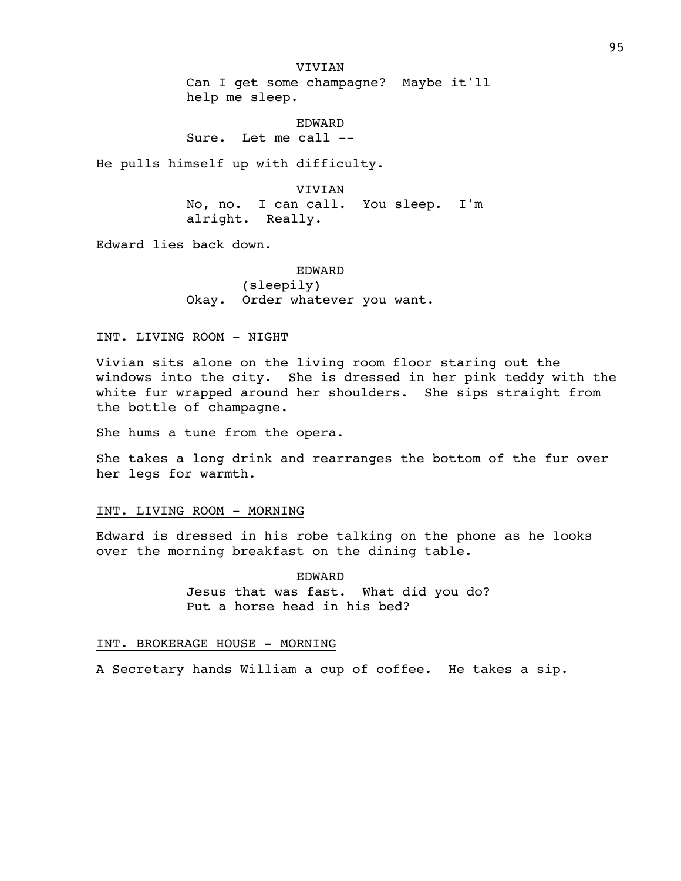VIVIAN

Can I get some champagne? Maybe it'll help me sleep.

EDWARD

Sure. Let me call --

He pulls himself up with difficulty.

VIVIAN

No, no. I can call. You sleep. I'm alright. Really.

Edward lies back down.

EDWARD

(sleepily)

Okay. Order whatever you want.

INT. LIVING ROOM - NIGHT

Vivian sits alone on the living room floor staring out the windows into the city. She is dressed in her pink teddy with the white fur wrapped around her shoulders. She sips straight from the bottle of champagne.

She hums a tune from the opera.

She takes a long drink and rearranges the bottom of the fur over her legs for warmth.

INT. LIVING ROOM - MORNING

Edward is dressed in his robe talking on the phone as he looks over the morning breakfast on the dining table.

EDWARD

Jesus that was fast. What did you do? Put a horse head in his bed?

INT. BROKERAGE HOUSE - MORNING

A Secretary hands William a cup of coffee. He takes a sip.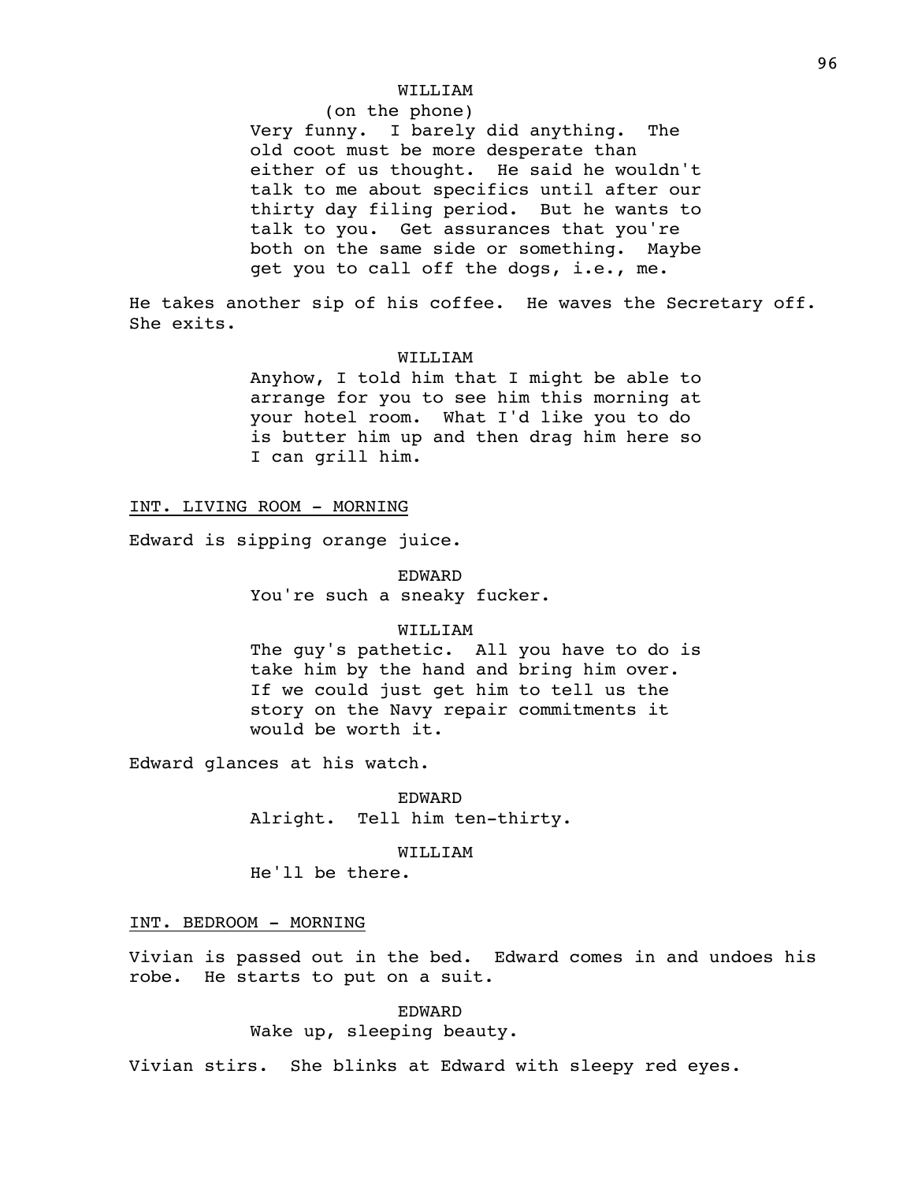WILLIAM

(on the phone)

Very funny. I barely did anything. The old coot must be more desperate than either of us thought. He said he wouldn't talk to me about specifics until after our thirty day filing period. But he wants to talk to you. Get assurances that you're both on the same side or something. Maybe get you to call off the dogs, i.e., me.

He takes another sip of his coffee. He waves the Secretary off. She exits.

WILLIAM

Anyhow, I told him that I might be able to arrange for you to see him this morning at your hotel room. What I'd like you to do is butter him up and then drag him here so I can grill him.

INT. LIVING ROOM - MORNING

Edward is sipping orange juice.

EDWARD

You're such a sneaky fucker.

WILLIAM

The guy's pathetic. All you have to do is take him by the hand and bring him over. If we could just get him to tell us the story on the Navy repair commitments it would be worth it.

Edward glances at his watch.

EDWARD

Alright. Tell him ten-thirty.

WILLIAM

He'll be there.

INT. BEDROOM - MORNING

Vivian is passed out in the bed. Edward comes in and undoes his robe. He starts to put on a suit.

EDWARD

Wake up, sleeping beauty.

Vivian stirs. She blinks at Edward with sleepy red eyes.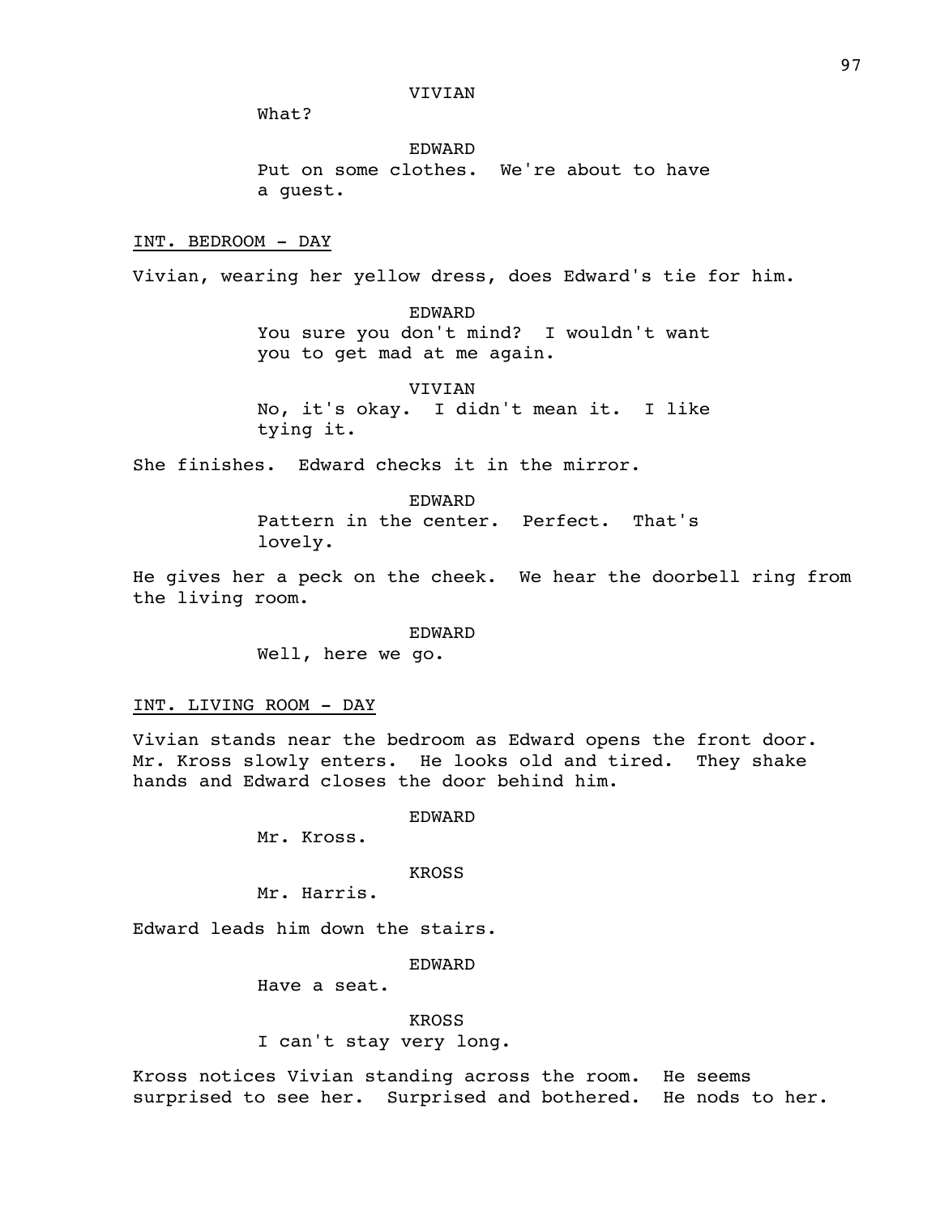VIVIAN

What?

EDWARD

Put on some clothes. We're about to have a guest.

INT. BEDROOM - DAY

Vivian, wearing her yellow dress, does Edward's tie for him.

EDWARD

You sure you don't mind? I wouldn't want you to get mad at me again.

VIVIAN

No, it's okay. I didn't mean it. I like tying it.

She finishes. Edward checks it in the mirror.

EDWARD

Pattern in the center. Perfect. That's lovely.

He gives her a peck on the cheek. We hear the doorbell ring from the living room.

EDWARD

Well, here we go.

INT. LIVING ROOM - DAY

Vivian stands near the bedroom as Edward opens the front door. Mr. Kross slowly enters. He looks old and tired. They shake hands and Edward closes the door behind him.

EDWARD

Mr. Kross.

KROSS

Mr. Harris.

Edward leads him down the stairs.

EDWARD

Have a seat.

KROSS

I can't stay very long.

Kross notices Vivian standing across the room. He seems surprised to see her. Surprised and bothered. He nods to her.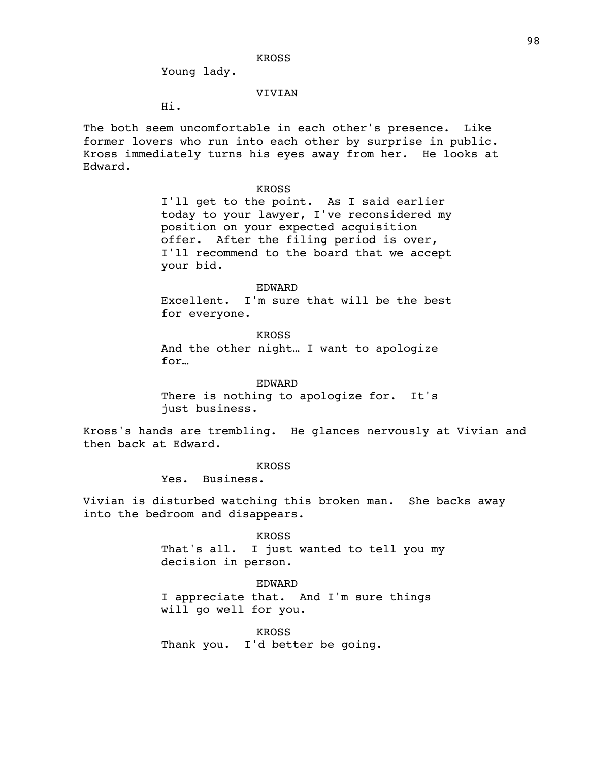KROSS

Young lady.

VIVIAN

Hi.

The both seem uncomfortable in each other's presence. Like former lovers who run into each other by surprise in public. Kross immediately turns his eyes away from her. He looks at Edward.

KROSS

I'll get to the point. As I said earlier today to your lawyer, I've reconsidered my position on your expected acquisition offer. After the filing period is over, I'll recommend to the board that we accept your bid.

EDWARD

Excellent. I'm sure that will be the best for everyone.

KROSS

And the other night… I want to apologize for…

EDWARD

There is nothing to apologize for. It's just business.

Kross's hands are trembling. He glances nervously at Vivian and then back at Edward.

KROSS

Yes. Business.

Vivian is disturbed watching this broken man. She backs away into the bedroom and disappears.

KROSS

That's all. I just wanted to tell you my decision in person.

EDWARD

I appreciate that. And I'm sure things will go well for you.

KROSS

Thank you. I'd better be going.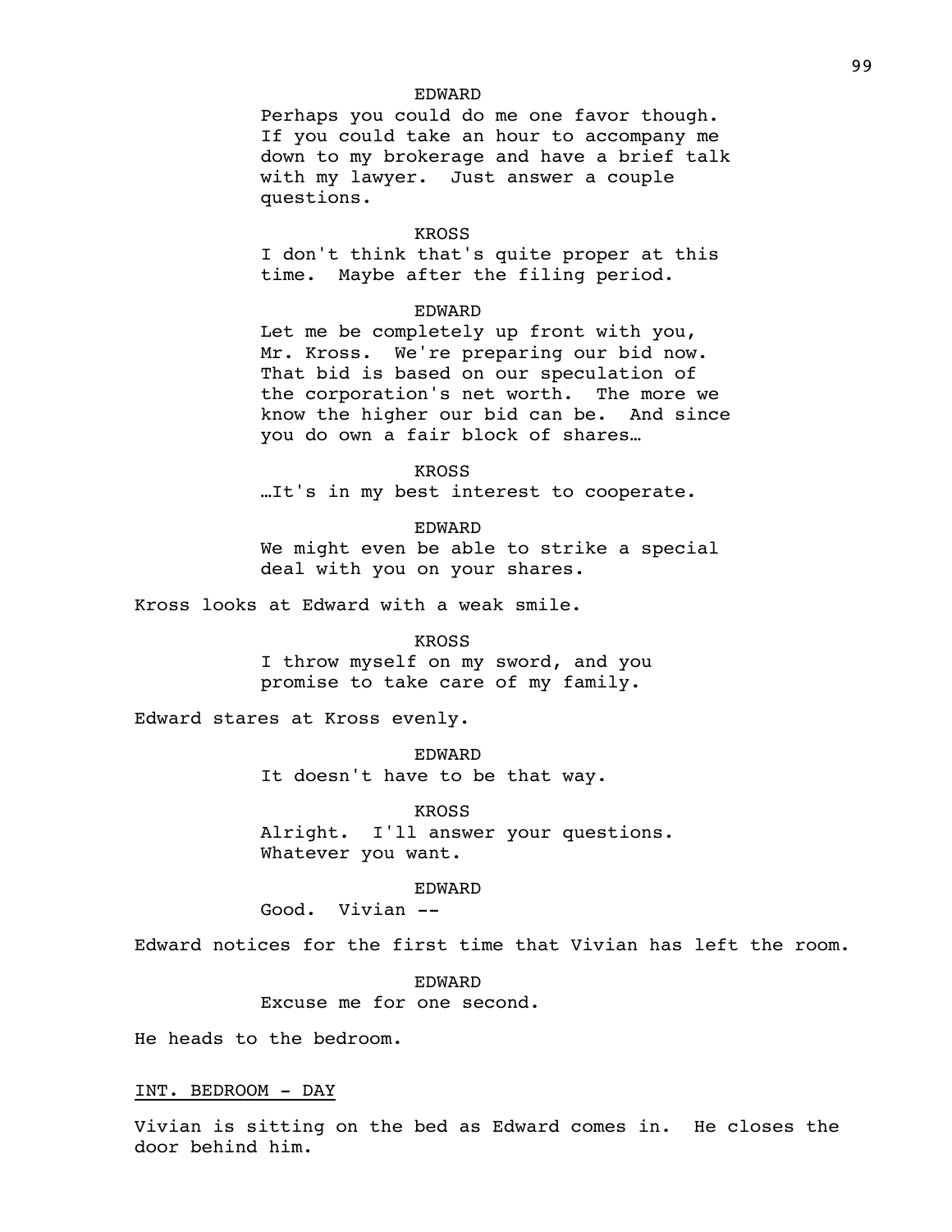EDWARD

Perhaps you could do me one favor though. If you could take an hour to accompany me down to my brokerage and have a brief talk with my lawyer. Just answer a couple questions.

KROSS

I don't think that's quite proper at this time. Maybe after the filing period.

EDWARD

Let me be completely up front with you, Mr. Kross. We're preparing our bid now. That bid is based on our speculation of the corporation's net worth. The more we know the higher our bid can be. And since you do own a fair block of shares…

KROSS

…It's in my best interest to cooperate.

EDWARD

We might even be able to strike a special deal with you on your shares.

Kross looks at Edward with a weak smile.

KROSS

I throw myself on my sword, and you promise to take care of my family.

Edward stares at Kross evenly.

EDWARD

It doesn't have to be that way.

KROSS

Alright. I'll answer your questions. Whatever you want.

EDWARD

Good. Vivian --

Edward notices for the first time that Vivian has left the room.

EDWARD

Excuse me for one second.

He heads to the bedroom.

INT. BEDROOM - DAY

Vivian is sitting on the bed as Edward comes in. He closes the door behind him.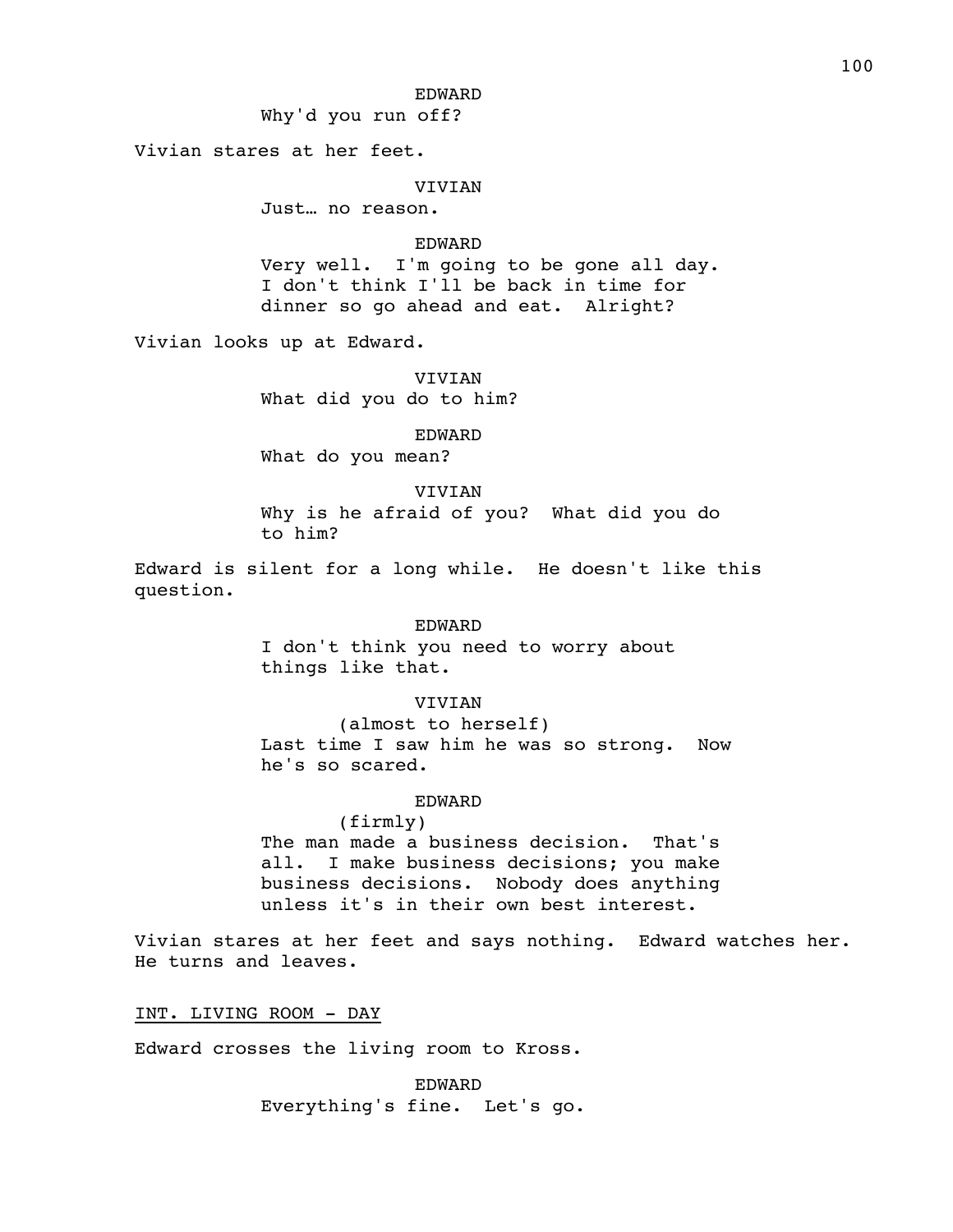EDWARD
Why'd you run off?

Vivian stares at her feet.

VIVIAN
Just… no reason.

EDWARD
Very well. I'm going to be gone all day. I don't think I'll be back in time for dinner so go ahead and eat. Alright?

Vivian looks up at Edward.

VIVIAN
What did you do to him?

EDWARD
What do you mean?

VIVIAN
Why is he afraid of you? What did you do to him?

Edward is silent for a long while. He doesn't like this question.

EDWARD
I don't think you need to worry about things like that.

VIVIAN
(almost to herself)
Last time I saw him he was so strong. Now he's so scared.

EDWARD
(firmly)
The man made a business decision. That's all. I make business decisions; you make business decisions. Nobody does anything unless it's in their own best interest.

Vivian stares at her feet and says nothing. Edward watches her. He turns and leaves.

INT. LIVING ROOM - DAY

Edward crosses the living room to Kross.

EDWARD
Everything's fine. Let's go.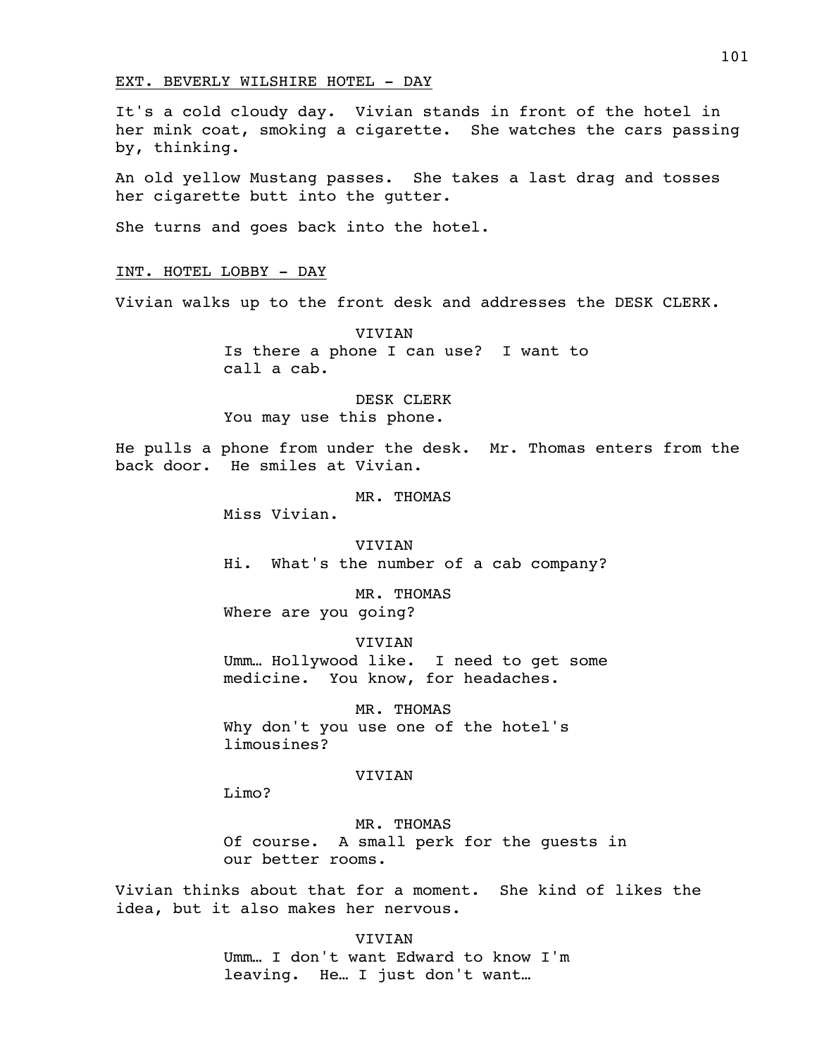EXT. BEVERLY WILSHIRE HOTEL - DAY

It's a cold cloudy day. Vivian stands in front of the hotel in her mink coat, smoking a cigarette. She watches the cars passing by, thinking.

An old yellow Mustang passes. She takes a last drag and tosses her cigarette butt into the gutter.

She turns and goes back into the hotel.

INT. HOTEL LOBBY - DAY

Vivian walks up to the front desk and addresses the DESK CLERK.

VIVIAN
Is there a phone I can use? I want to call a cab.

DESK CLERK
You may use this phone.

He pulls a phone from under the desk. Mr. Thomas enters from the back door. He smiles at Vivian.

MR. THOMAS
Miss Vivian.

VIVIAN
Hi. What's the number of a cab company?

MR. THOMAS
Where are you going?

VIVIAN
Umm… Hollywood like. I need to get some medicine. You know, for headaches.

MR. THOMAS
Why don't you use one of the hotel's limousines?

VIVIAN
Limo?

MR. THOMAS
Of course. A small perk for the guests in our better rooms.

Vivian thinks about that for a moment. She kind of likes the idea, but it also makes her nervous.

VIVIAN
Umm… I don't want Edward to know I'm leaving. He… I just don't want…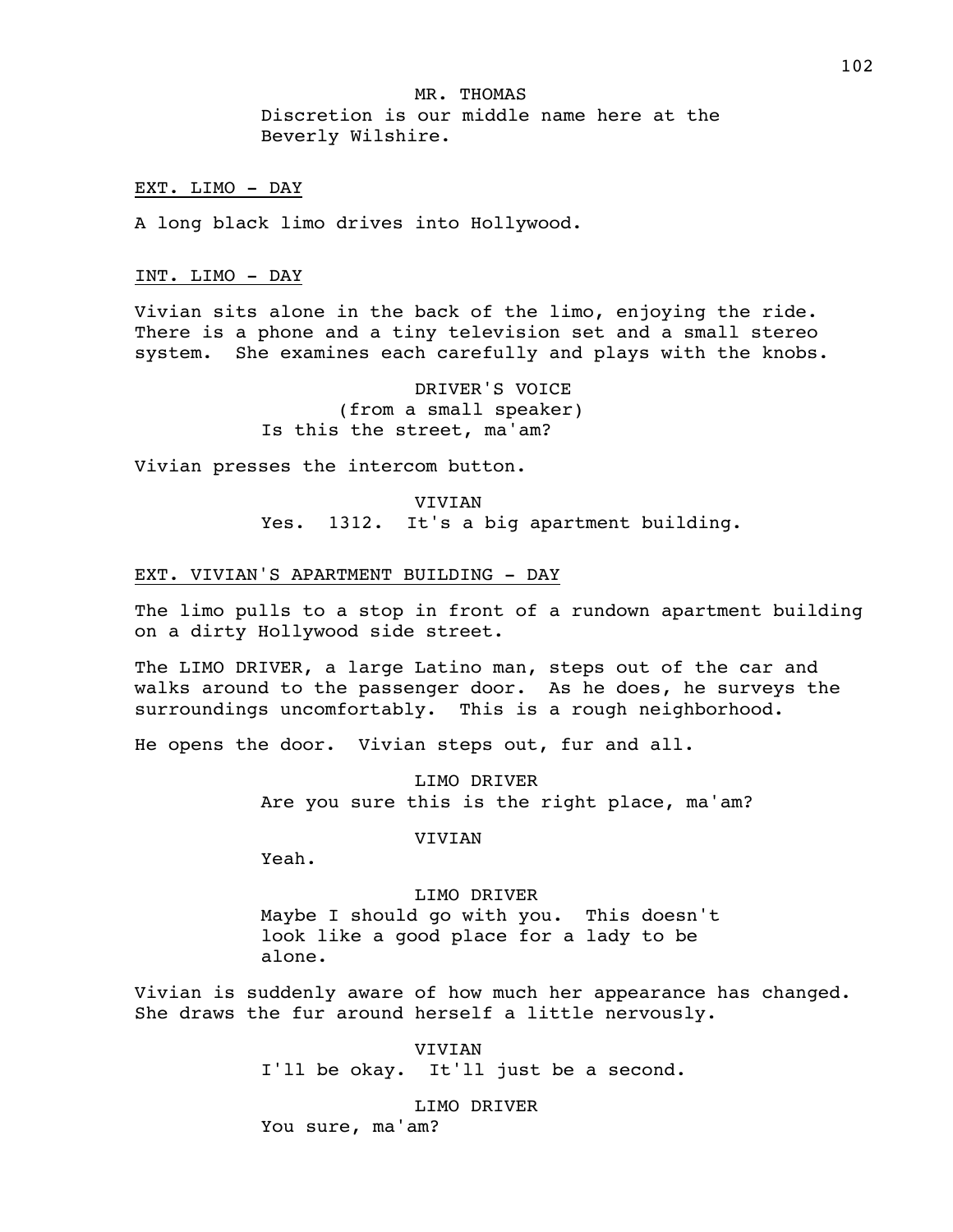MR. THOMAS

Discretion is our middle name here at the Beverly Wilshire.

EXT. LIMO - DAY

A long black limo drives into Hollywood.

INT. LIMO - DAY

Vivian sits alone in the back of the limo, enjoying the ride. There is a phone and a tiny television set and a small stereo system. She examines each carefully and plays with the knobs.

DRIVER'S VOICE

(from a small speaker)

Is this the street, ma'am?

Vivian presses the intercom button.

VIVIAN

Yes. 1312. It's a big apartment building.

EXT. VIVIAN'S APARTMENT BUILDING - DAY

The limo pulls to a stop in front of a rundown apartment building on a dirty Hollywood side street.

The LIMO DRIVER, a large Latino man, steps out of the car and walks around to the passenger door. As he does, he surveys the surroundings uncomfortably. This is a rough neighborhood.

He opens the door. Vivian steps out, fur and all.

LIMO DRIVER

Are you sure this is the right place, ma'am?

VIVIAN

Yeah.

LIMO DRIVER

Maybe I should go with you. This doesn't look like a good place for a lady to be alone.

Vivian is suddenly aware of how much her appearance has changed. She draws the fur around herself a little nervously.

VIVIAN

I'll be okay. It'll just be a second.

LIMO DRIVER

You sure, ma'am?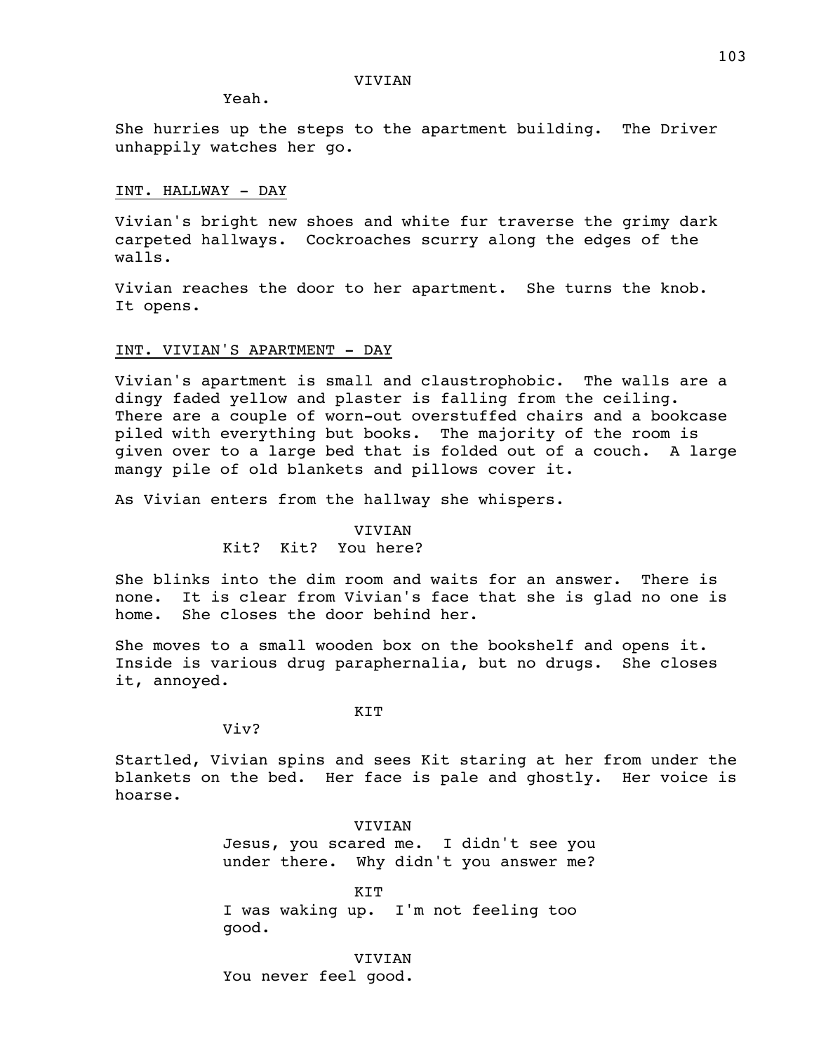VIVIAN

Yeah.

She hurries up the steps to the apartment building. The Driver unhappily watches her go.

INT. HALLWAY - DAY

Vivian's bright new shoes and white fur traverse the grimy dark carpeted hallways. Cockroaches scurry along the edges of the walls.

Vivian reaches the door to her apartment. She turns the knob. It opens.

INT. VIVIAN'S APARTMENT - DAY

Vivian's apartment is small and claustrophobic. The walls are a dingy faded yellow and plaster is falling from the ceiling. There are a couple of worn-out overstuffed chairs and a bookcase piled with everything but books. The majority of the room is given over to a large bed that is folded out of a couch. A large mangy pile of old blankets and pillows cover it.

As Vivian enters from the hallway she whispers.

VIVIAN

Kit? Kit? You here?

She blinks into the dim room and waits for an answer. There is none. It is clear from Vivian's face that she is glad no one is home. She closes the door behind her.

She moves to a small wooden box on the bookshelf and opens it. Inside is various drug paraphernalia, but no drugs. She closes it, annoyed.

KIT

Viv?

Startled, Vivian spins and sees Kit staring at her from under the blankets on the bed. Her face is pale and ghostly. Her voice is hoarse.

VIVIAN

Jesus, you scared me. I didn't see you under there. Why didn't you answer me?

KIT

I was waking up. I'm not feeling too good.

VIVIAN

You never feel good.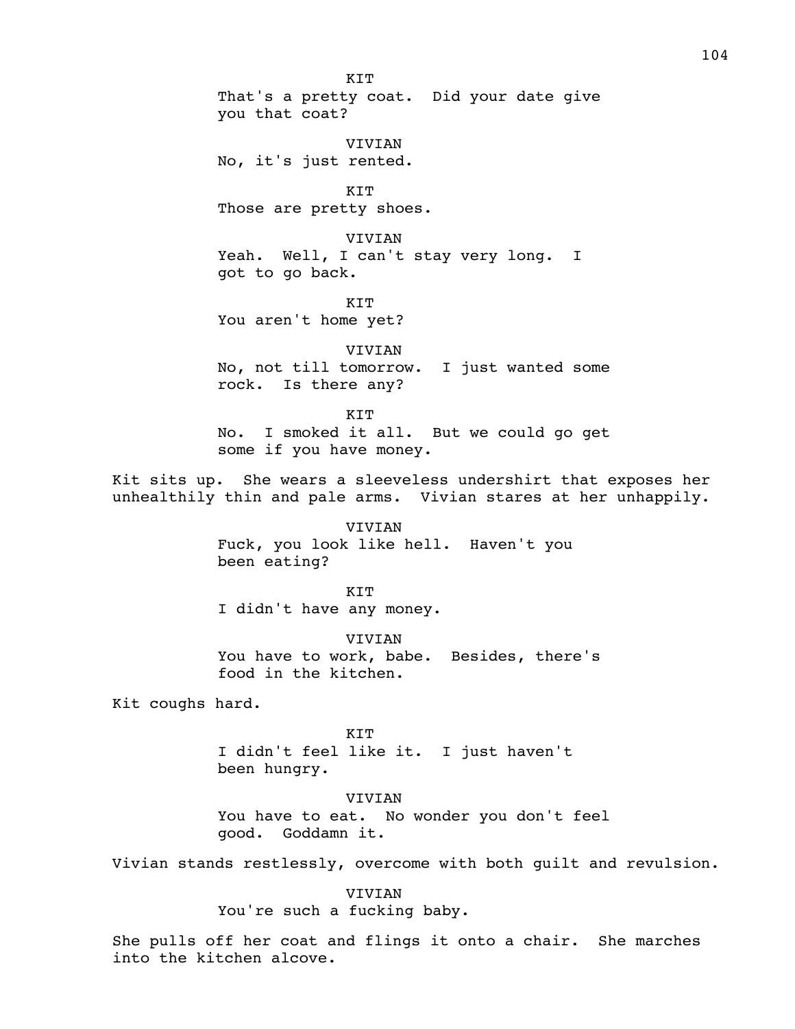KIT
That's a pretty coat. Did your date give you that coat?

VIVIAN
No, it's just rented.

KIT
Those are pretty shoes.

VIVIAN
Yeah. Well, I can't stay very long. I got to go back.

KIT
You aren't home yet?

VIVIAN
No, not till tomorrow. I just wanted some rock. Is there any?

KIT
No. I smoked it all. But we could go get some if you have money.

Kit sits up. She wears a sleeveless undershirt that exposes her unhealthily thin and pale arms. Vivian stares at her unhappily.

VIVIAN
Fuck, you look like hell. Haven't you been eating?

KIT
I didn't have any money.

VIVIAN
You have to work, babe. Besides, there's food in the kitchen.

Kit coughs hard.

KIT
I didn't feel like it. I just haven't been hungry.

VIVIAN
You have to eat. No wonder you don't feel good. Goddamn it.

Vivian stands restlessly, overcome with both guilt and revulsion.

VIVIAN
You're such a fucking baby.

She pulls off her coat and flings it onto a chair. She marches into the kitchen alcove.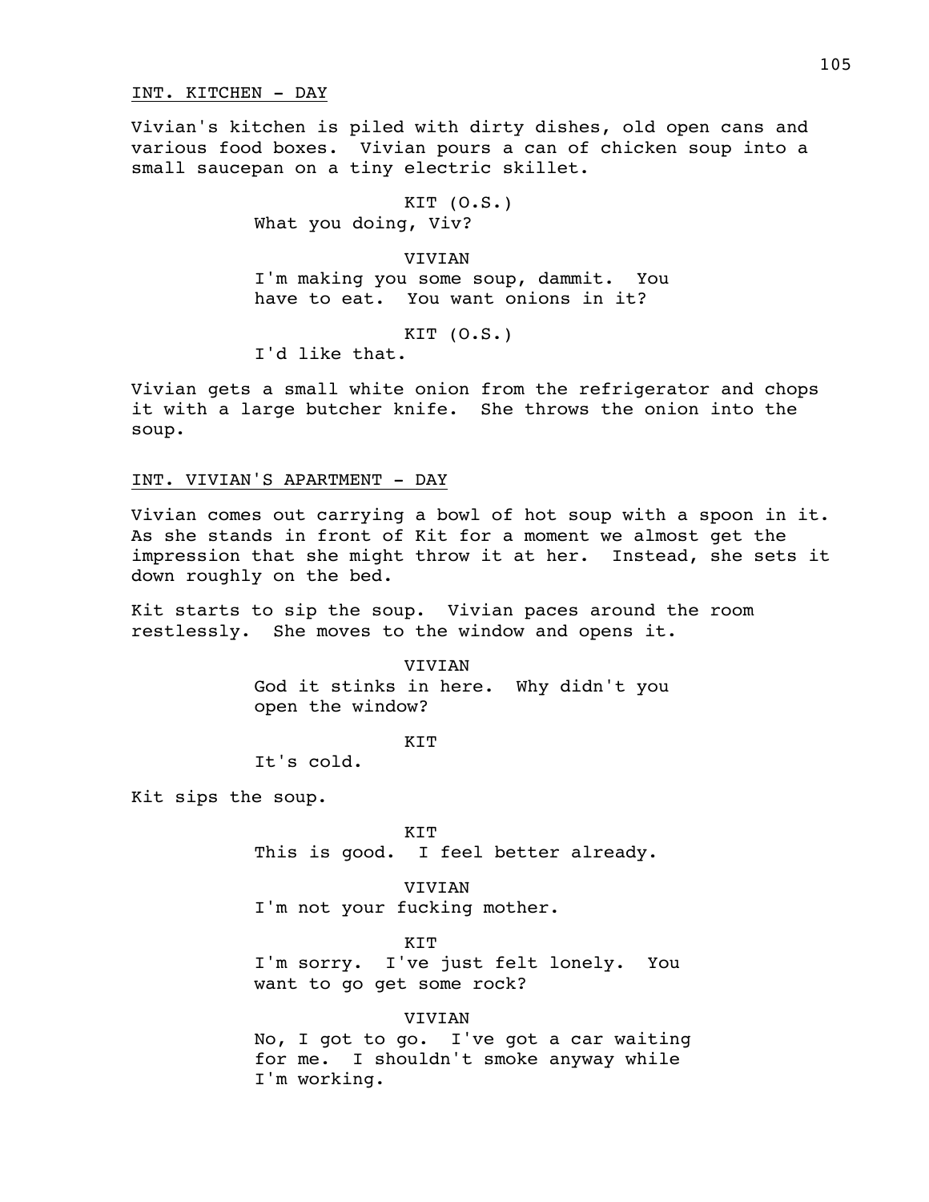INT. KITCHEN - DAY

Vivian's kitchen is piled with dirty dishes, old open cans and various food boxes. Vivian pours a can of chicken soup into a small saucepan on a tiny electric skillet.

KIT (O.S.)
What you doing, Viv?

VIVIAN
I'm making you some soup, dammit. You have to eat. You want onions in it?

KIT (O.S.)
I'd like that.

Vivian gets a small white onion from the refrigerator and chops it with a large butcher knife. She throws the onion into the soup.

INT. VIVIAN'S APARTMENT - DAY

Vivian comes out carrying a bowl of hot soup with a spoon in it. As she stands in front of Kit for a moment we almost get the impression that she might throw it at her. Instead, she sets it down roughly on the bed.

Kit starts to sip the soup. Vivian paces around the room restlessly. She moves to the window and opens it.

VIVIAN
God it stinks in here. Why didn't you open the window?

KIT
It's cold.

Kit sips the soup.

KIT
This is good. I feel better already.

VIVIAN
I'm not your fucking mother.

KIT
I'm sorry. I've just felt lonely. You want to go get some rock?

VIVIAN
No, I got to go. I've got a car waiting for me. I shouldn't smoke anyway while I'm working.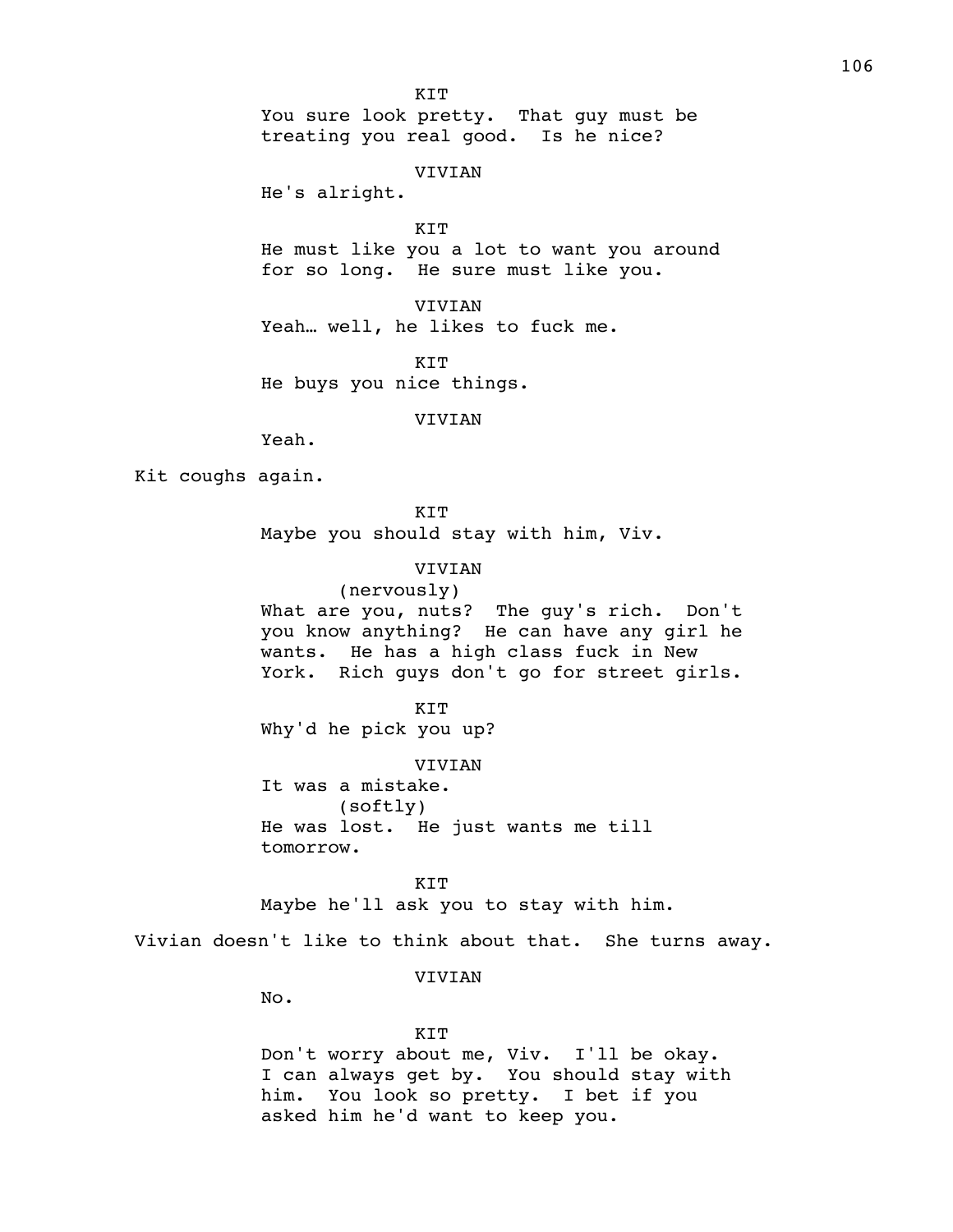KIT

You sure look pretty. That guy must be treating you real good. Is he nice?

VIVIAN

He's alright.

KIT

He must like you a lot to want you around for so long. He sure must like you.

VIVIAN

Yeah… well, he likes to fuck me.

KIT

He buys you nice things.

VIVIAN

Yeah.

Kit coughs again.

KIT

Maybe you should stay with him, Viv.

VIVIAN

(nervously)

What are you, nuts? The guy's rich. Don't you know anything? He can have any girl he wants. He has a high class fuck in New York. Rich guys don't go for street girls.

KIT

Why'd he pick you up?

VIVIAN

It was a mistake.

(softly)

He was lost. He just wants me till tomorrow.

KIT

Maybe he'll ask you to stay with him.

Vivian doesn't like to think about that. She turns away.

VIVIAN

No.

KIT

Don't worry about me, Viv. I'll be okay. I can always get by. You should stay with him. You look so pretty. I bet if you asked him he'd want to keep you.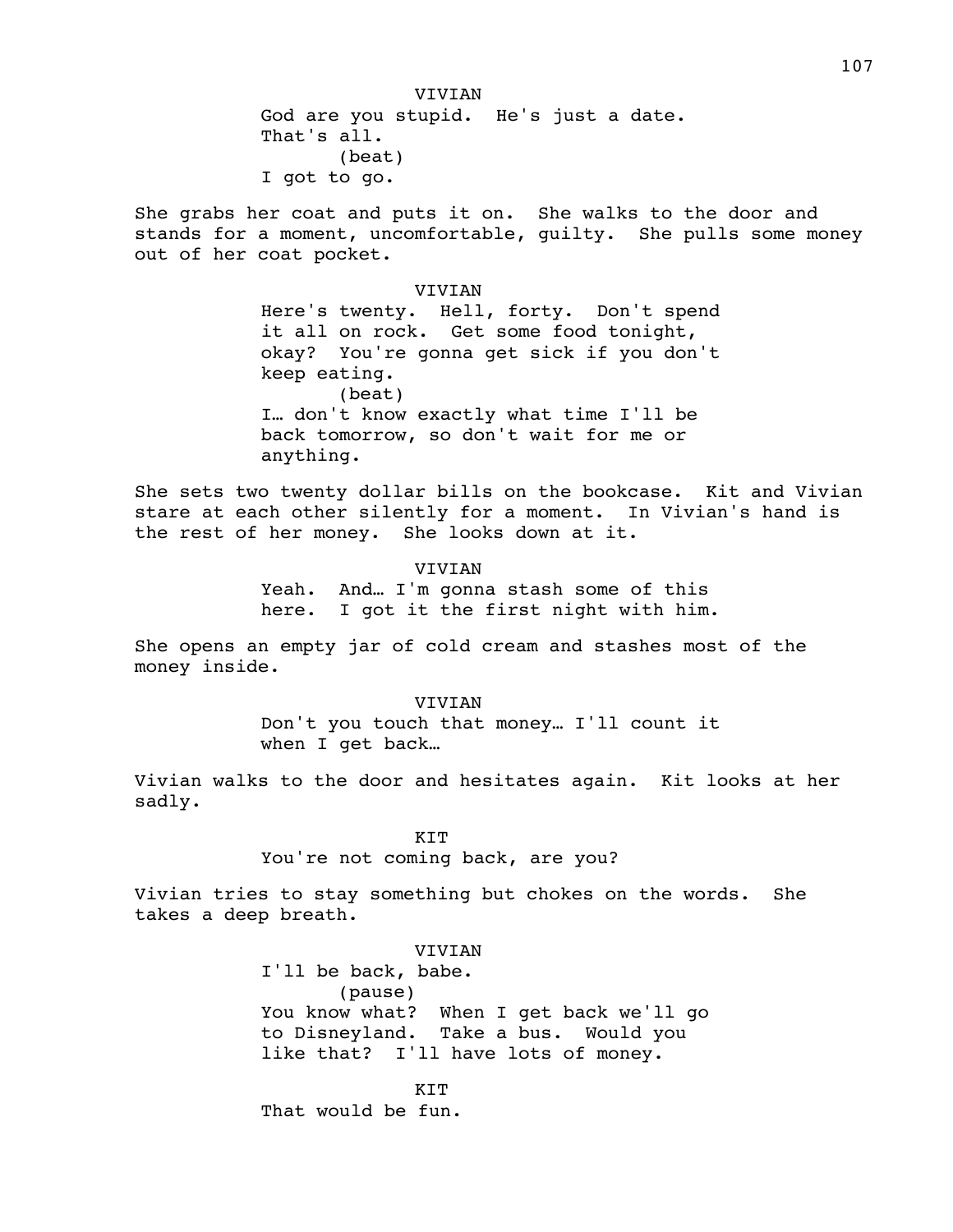VIVIAN

God are you stupid. He's just a date. That's all.

(beat)

I got to go.

She grabs her coat and puts it on. She walks to the door and stands for a moment, uncomfortable, guilty. She pulls some money out of her coat pocket.

VIVIAN

Here's twenty. Hell, forty. Don't spend it all on rock. Get some food tonight, okay? You're gonna get sick if you don't keep eating.

(beat)

I… don't know exactly what time I'll be back tomorrow, so don't wait for me or anything.

She sets two twenty dollar bills on the bookcase. Kit and Vivian stare at each other silently for a moment. In Vivian's hand is the rest of her money. She looks down at it.

VIVIAN

Yeah. And… I'm gonna stash some of this here. I got it the first night with him.

She opens an empty jar of cold cream and stashes most of the money inside.

VIVIAN

Don't you touch that money… I'll count it when I get back…

Vivian walks to the door and hesitates again. Kit looks at her sadly.

KIT

You're not coming back, are you?

Vivian tries to stay something but chokes on the words. She takes a deep breath.

VIVIAN

I'll be back, babe.

(pause)

You know what? When I get back we'll go to Disneyland. Take a bus. Would you like that? I'll have lots of money.

KIT

That would be fun.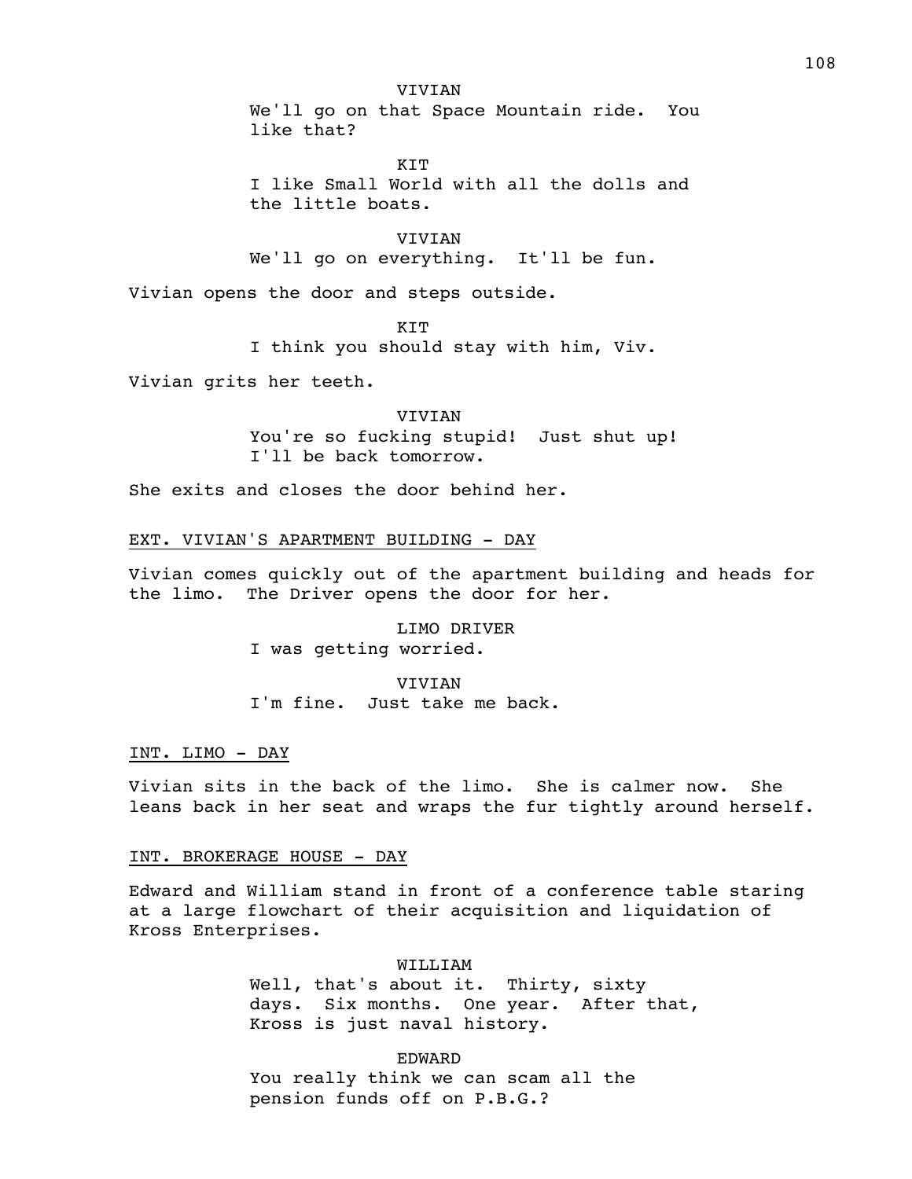VIVIAN

We'll go on that Space Mountain ride. You like that?

KIT

I like Small World with all the dolls and the little boats.

VIVIAN

We'll go on everything. It'll be fun.

Vivian opens the door and steps outside.

KIT

I think you should stay with him, Viv.

Vivian grits her teeth.

VIVIAN

You're so fucking stupid! Just shut up! I'll be back tomorrow.

She exits and closes the door behind her.

EXT. VIVIAN'S APARTMENT BUILDING - DAY

Vivian comes quickly out of the apartment building and heads for the limo. The Driver opens the door for her.

LIMO DRIVER

I was getting worried.

VIVIAN

I'm fine. Just take me back.

INT. LIMO - DAY

Vivian sits in the back of the limo. She is calmer now. She leans back in her seat and wraps the fur tightly around herself.

INT. BROKERAGE HOUSE - DAY

Edward and William stand in front of a conference table staring at a large flowchart of their acquisition and liquidation of Kross Enterprises.

WILLIAM

Well, that's about it. Thirty, sixty days. Six months. One year. After that, Kross is just naval history.

EDWARD

You really think we can scam all the pension funds off on P.B.G.?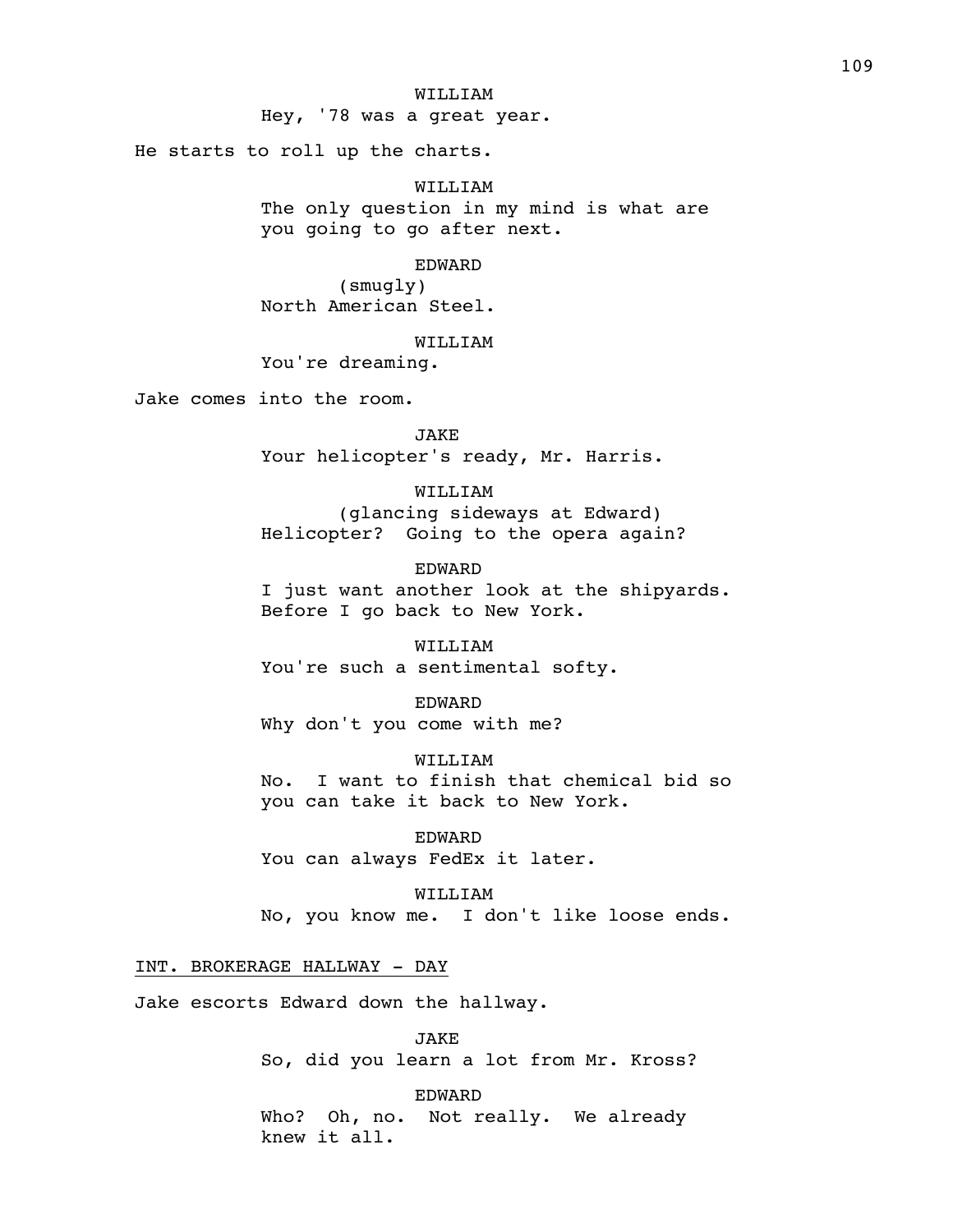WILLIAM

Hey, '78 was a great year.

He starts to roll up the charts.

WILLIAM

The only question in my mind is what are you going to go after next.

EDWARD

(smugly)

North American Steel.

WILLIAM

You're dreaming.

Jake comes into the room.

JAKE

Your helicopter's ready, Mr. Harris.

WILLIAM

(glancing sideways at Edward)

Helicopter? Going to the opera again?

EDWARD

I just want another look at the shipyards. Before I go back to New York.

WILLIAM

You're such a sentimental softy.

EDWARD

Why don't you come with me?

WILLIAM

No. I want to finish that chemical bid so you can take it back to New York.

EDWARD

You can always FedEx it later.

WILLIAM

No, you know me. I don't like loose ends.

INT. BROKERAGE HALLWAY - DAY

Jake escorts Edward down the hallway.

JAKE

So, did you learn a lot from Mr. Kross?

EDWARD

Who? Oh, no. Not really. We already knew it all.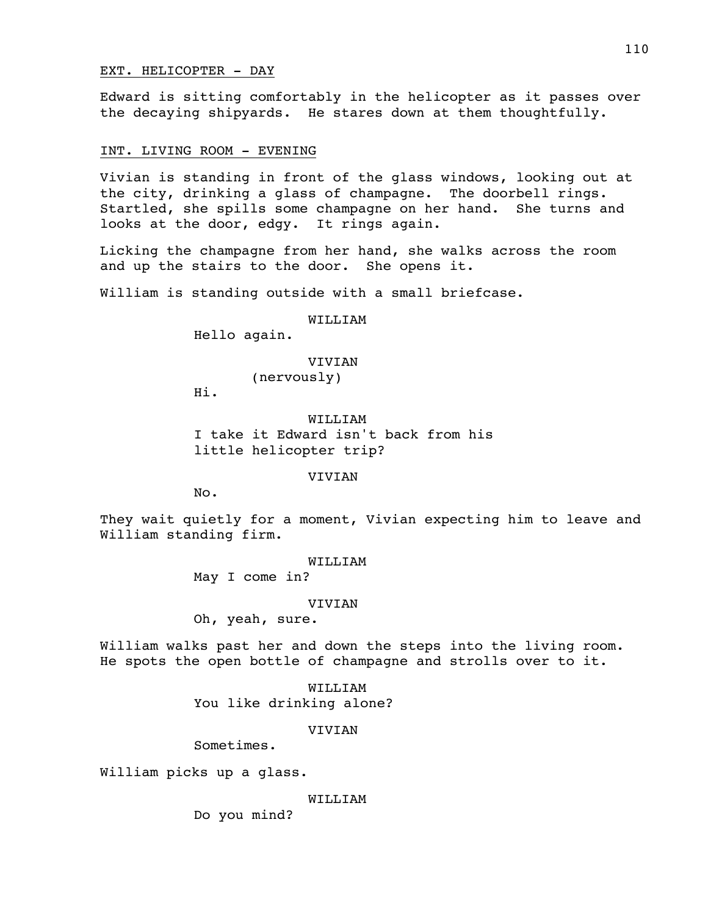EXT. HELICOPTER - DAY

Edward is sitting comfortably in the helicopter as it passes over the decaying shipyards. He stares down at them thoughtfully.

INT. LIVING ROOM - EVENING

Vivian is standing in front of the glass windows, looking out at the city, drinking a glass of champagne. The doorbell rings. Startled, she spills some champagne on her hand. She turns and looks at the door, edgy. It rings again.

Licking the champagne from her hand, she walks across the room and up the stairs to the door. She opens it.

William is standing outside with a small briefcase.

WILLIAM
Hello again.

VIVIAN
(nervously)
Hi.

WILLIAM
I take it Edward isn't back from his little helicopter trip?

VIVIAN
No.

They wait quietly for a moment, Vivian expecting him to leave and William standing firm.

WILLIAM
May I come in?

VIVIAN
Oh, yeah, sure.

William walks past her and down the steps into the living room. He spots the open bottle of champagne and strolls over to it.

WILLIAM
You like drinking alone?

VIVIAN
Sometimes.

William picks up a glass.

WILLIAM
Do you mind?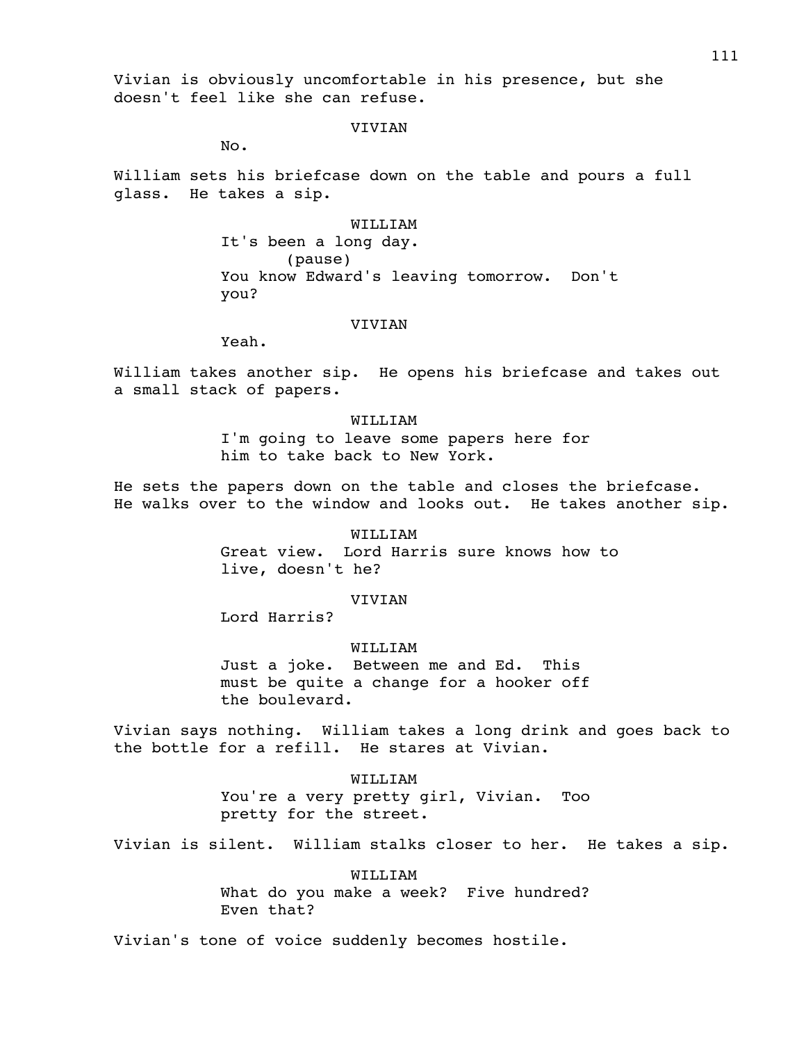Vivian is obviously uncomfortable in his presence, but she doesn't feel like she can refuse.

VIVIAN

No.

William sets his briefcase down on the table and pours a full glass. He takes a sip.

WILLIAM

It's been a long day.

(pause)

You know Edward's leaving tomorrow. Don't you?

VIVIAN

Yeah.

William takes another sip. He opens his briefcase and takes out a small stack of papers.

WILLIAM

I'm going to leave some papers here for him to take back to New York.

He sets the papers down on the table and closes the briefcase. He walks over to the window and looks out. He takes another sip.

WILLIAM

Great view. Lord Harris sure knows how to live, doesn't he?

VIVIAN

Lord Harris?

WILLIAM

Just a joke. Between me and Ed. This must be quite a change for a hooker off the boulevard.

Vivian says nothing. William takes a long drink and goes back to the bottle for a refill. He stares at Vivian.

WILLIAM

You're a very pretty girl, Vivian. Too pretty for the street.

Vivian is silent. William stalks closer to her. He takes a sip.

WILLIAM

What do you make a week? Five hundred? Even that?

Vivian's tone of voice suddenly becomes hostile.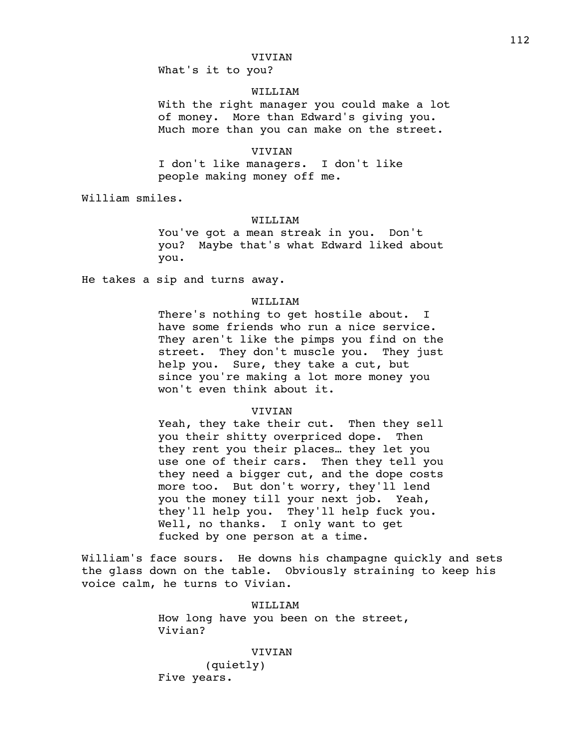VIVIAN

What's it to you?

WILLIAM

With the right manager you could make a lot of money. More than Edward's giving you. Much more than you can make on the street.

VIVIAN

I don't like managers. I don't like people making money off me.

William smiles.

WILLIAM

You've got a mean streak in you. Don't you? Maybe that's what Edward liked about you.

He takes a sip and turns away.

WILLIAM

There's nothing to get hostile about. I have some friends who run a nice service. They aren't like the pimps you find on the street. They don't muscle you. They just help you. Sure, they take a cut, but since you're making a lot more money you won't even think about it.

VIVIAN

Yeah, they take their cut. Then they sell you their shitty overpriced dope. Then they rent you their places… they let you use one of their cars. Then they tell you they need a bigger cut, and the dope costs more too. But don't worry, they'll lend you the money till your next job. Yeah, they'll help you. They'll help fuck you. Well, no thanks. I only want to get fucked by one person at a time.

William's face sours. He downs his champagne quickly and sets the glass down on the table. Obviously straining to keep his voice calm, he turns to Vivian.

WILLIAM

How long have you been on the street, Vivian?

VIVIAN

(quietly)

Five years.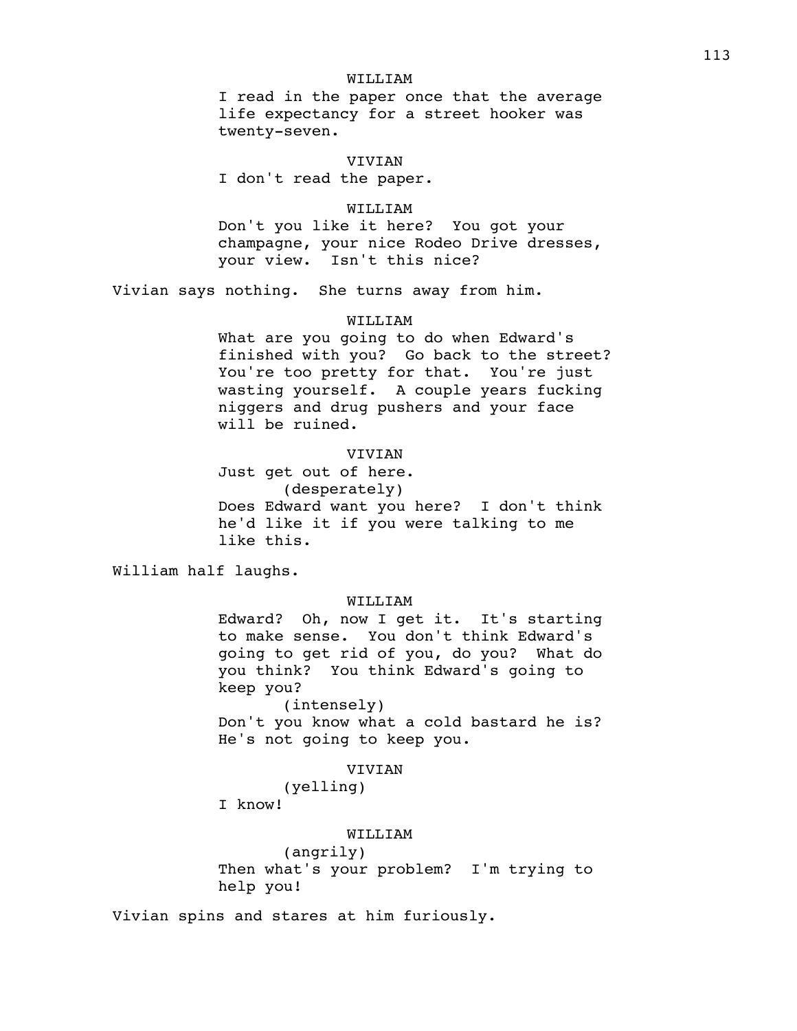WILLIAM

I read in the paper once that the average life expectancy for a street hooker was twenty-seven.

VIVIAN

I don't read the paper.

WILLIAM

Don't you like it here? You got your champagne, your nice Rodeo Drive dresses, your view. Isn't this nice?

Vivian says nothing. She turns away from him.

WILLIAM

What are you going to do when Edward's finished with you? Go back to the street? You're too pretty for that. You're just wasting yourself. A couple years fucking niggers and drug pushers and your face will be ruined.

VIVIAN

Just get out of here.
(desperately)
Does Edward want you here? I don't think he'd like it if you were talking to me like this.

William half laughs.

WILLIAM

Edward? Oh, now I get it. It's starting to make sense. You don't think Edward's going to get rid of you, do you? What do you think? You think Edward's going to keep you?
(intensely)
Don't you know what a cold bastard he is? He's not going to keep you.

VIVIAN

(yelling)
I know!

WILLIAM

(angrily)
Then what's your problem? I'm trying to help you!

Vivian spins and stares at him furiously.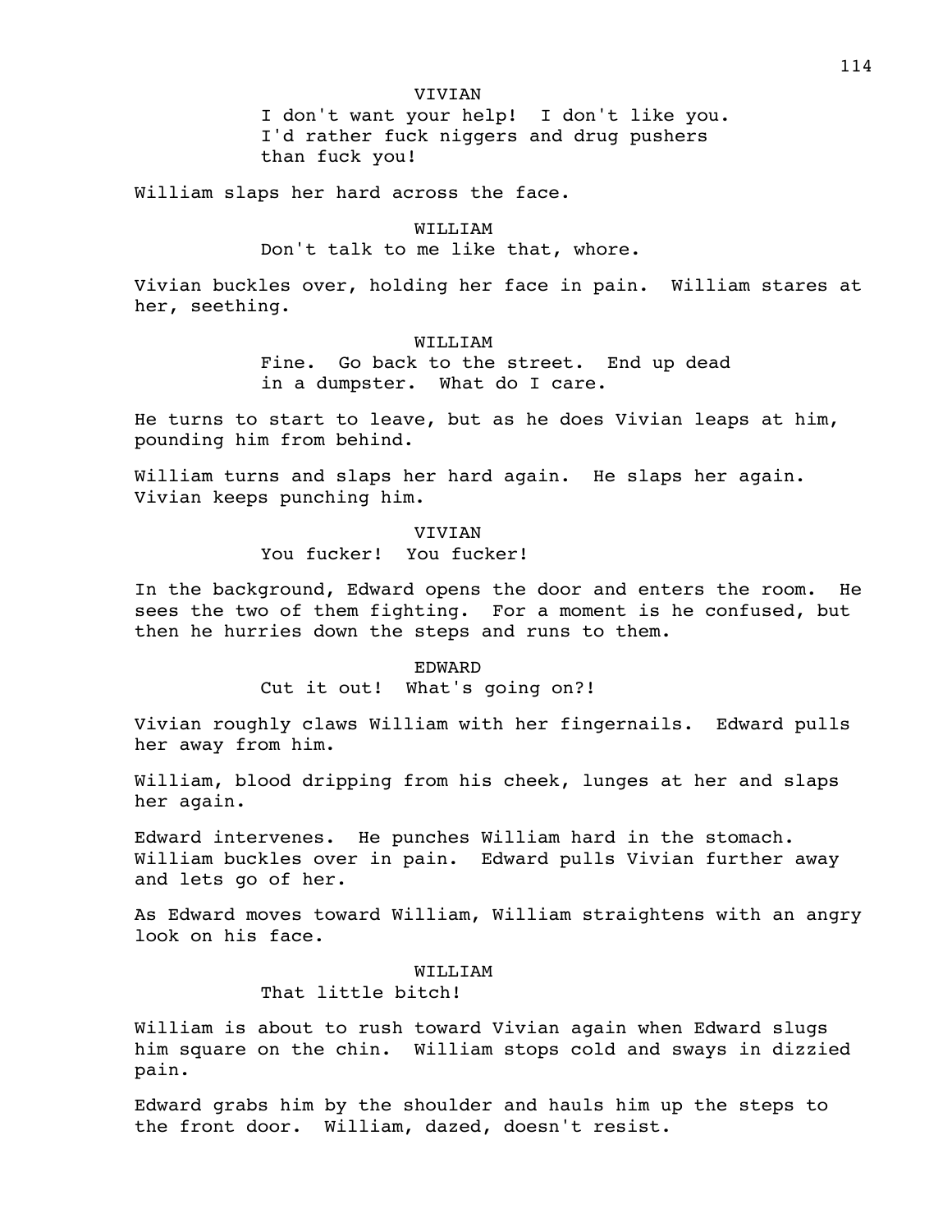VIVIAN

I don't want your help! I don't like you. I'd rather fuck niggers and drug pushers than fuck you!

William slaps her hard across the face.

WILLIAM

Don't talk to me like that, whore.

Vivian buckles over, holding her face in pain. William stares at her, seething.

WILLIAM

Fine. Go back to the street. End up dead in a dumpster. What do I care.

He turns to start to leave, but as he does Vivian leaps at him, pounding him from behind.

William turns and slaps her hard again. He slaps her again. Vivian keeps punching him.

VIVIAN

You fucker! You fucker!

In the background, Edward opens the door and enters the room. He sees the two of them fighting. For a moment is he confused, but then he hurries down the steps and runs to them.

EDWARD

Cut it out! What's going on?!

Vivian roughly claws William with her fingernails. Edward pulls her away from him.

William, blood dripping from his cheek, lunges at her and slaps her again.

Edward intervenes. He punches William hard in the stomach. William buckles over in pain. Edward pulls Vivian further away and lets go of her.

As Edward moves toward William, William straightens with an angry look on his face.

WILLIAM

That little bitch!

William is about to rush toward Vivian again when Edward slugs him square on the chin. William stops cold and sways in dizzied pain.

Edward grabs him by the shoulder and hauls him up the steps to the front door. William, dazed, doesn't resist.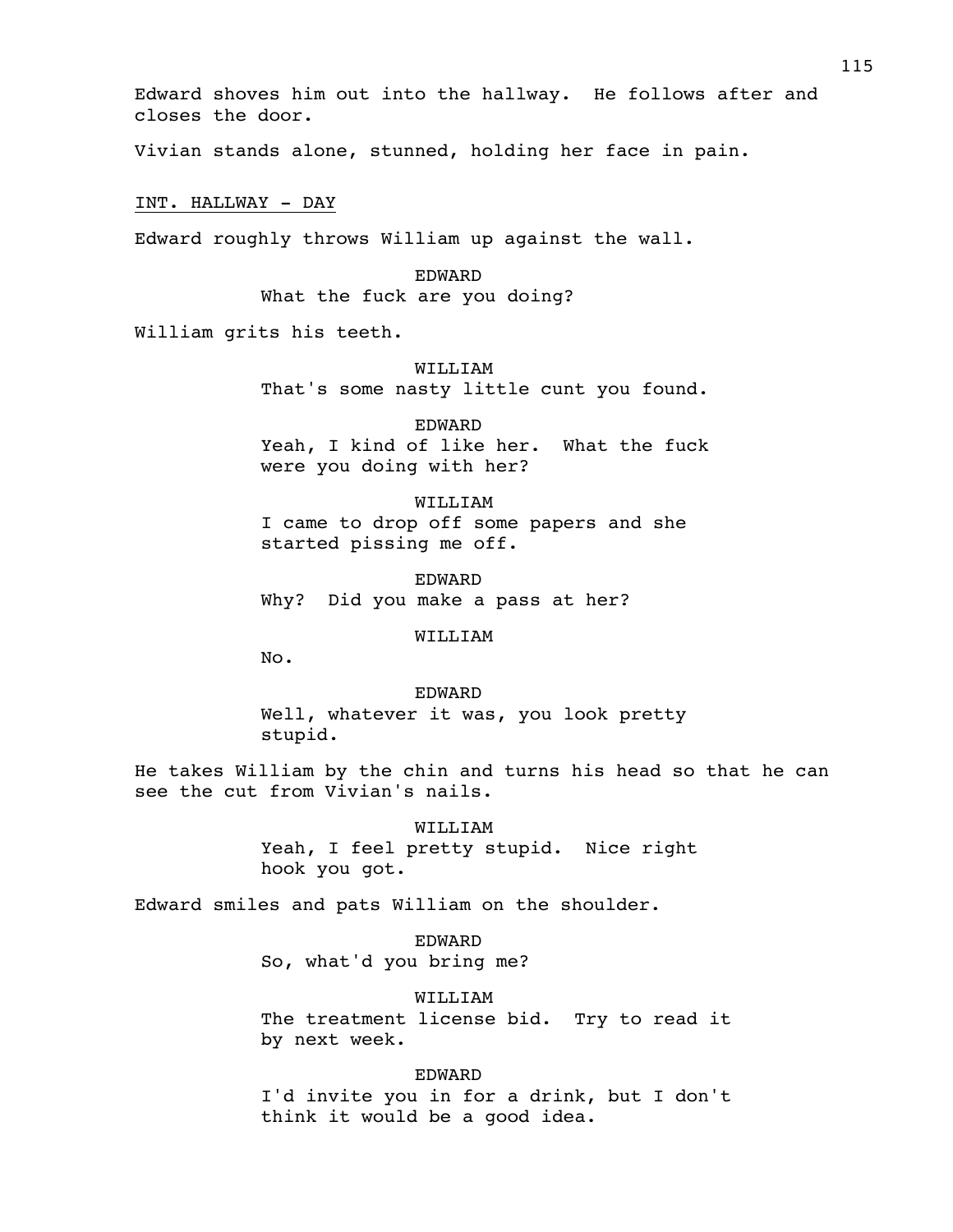Edward shoves him out into the hallway. He follows after and closes the door.

Vivian stands alone, stunned, holding her face in pain.

INT. HALLWAY - DAY

Edward roughly throws William up against the wall.

EDWARD
What the fuck are you doing?

William grits his teeth.

WILLIAM
That's some nasty little cunt you found.

EDWARD
Yeah, I kind of like her. What the fuck were you doing with her?

WILLIAM
I came to drop off some papers and she started pissing me off.

EDWARD
Why? Did you make a pass at her?

WILLIAM
No.

EDWARD
Well, whatever it was, you look pretty stupid.

He takes William by the chin and turns his head so that he can see the cut from Vivian's nails.

WILLIAM
Yeah, I feel pretty stupid. Nice right hook you got.

Edward smiles and pats William on the shoulder.

EDWARD
So, what'd you bring me?

WILLIAM
The treatment license bid. Try to read it by next week.

EDWARD
I'd invite you in for a drink, but I don't think it would be a good idea.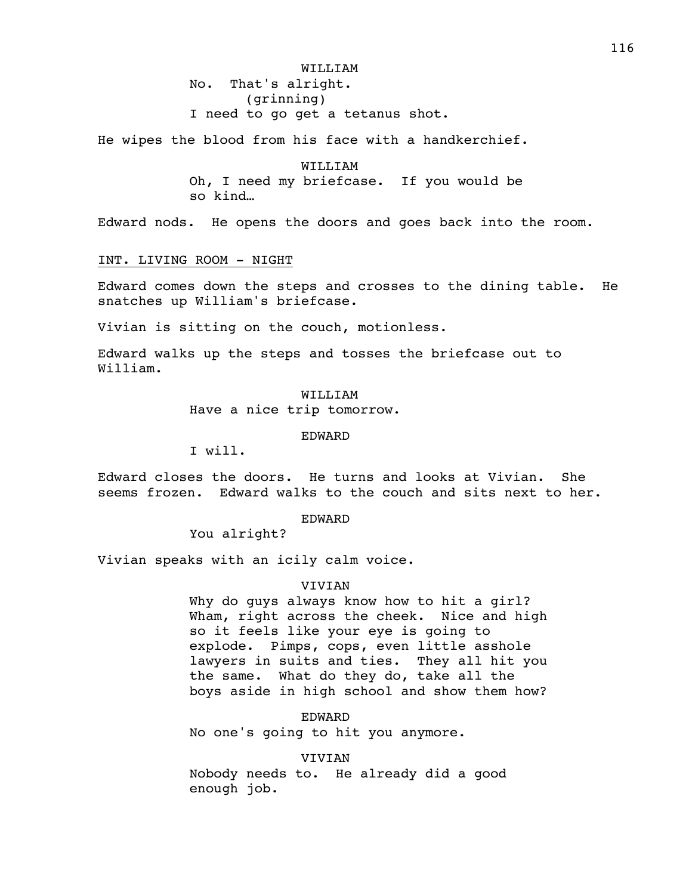WILLIAM

No. That's alright.

(grinning)

I need to go get a tetanus shot.

He wipes the blood from his face with a handkerchief.

WILLIAM

Oh, I need my briefcase. If you would be so kind…

Edward nods. He opens the doors and goes back into the room.

INT. LIVING ROOM - NIGHT

Edward comes down the steps and crosses to the dining table. He snatches up William's briefcase.

Vivian is sitting on the couch, motionless.

Edward walks up the steps and tosses the briefcase out to William.

WILLIAM

Have a nice trip tomorrow.

EDWARD

I will.

Edward closes the doors. He turns and looks at Vivian. She seems frozen. Edward walks to the couch and sits next to her.

EDWARD

You alright?

Vivian speaks with an icily calm voice.

VIVIAN

Why do guys always know how to hit a girl? Wham, right across the cheek. Nice and high so it feels like your eye is going to explode. Pimps, cops, even little asshole lawyers in suits and ties. They all hit you the same. What do they do, take all the boys aside in high school and show them how?

EDWARD

No one's going to hit you anymore.

VIVIAN

Nobody needs to. He already did a good enough job.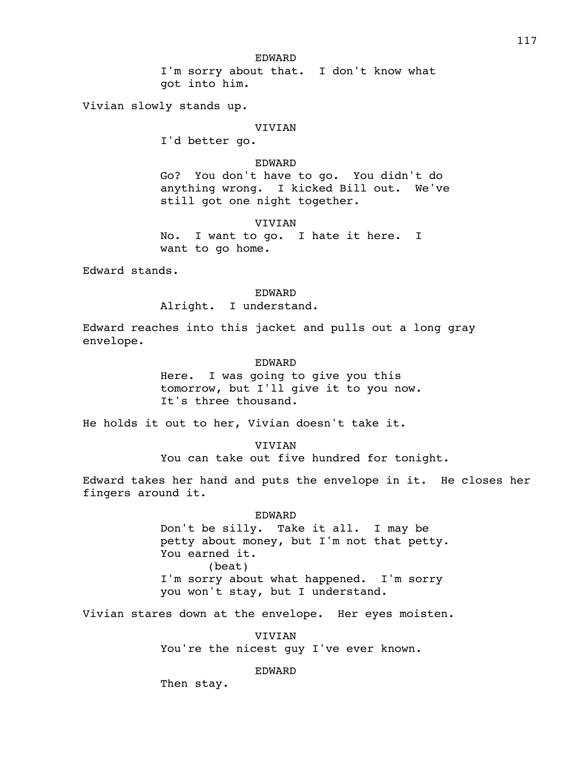EDWARD

I'm sorry about that. I don't know what got into him.

Vivian slowly stands up.

VIVIAN

I'd better go.

EDWARD

Go? You don't have to go. You didn't do anything wrong. I kicked Bill out. We've still got one night together.

VIVIAN

No. I want to go. I hate it here. I want to go home.

Edward stands.

EDWARD

Alright. I understand.

Edward reaches into this jacket and pulls out a long gray envelope.

EDWARD

Here. I was going to give you this tomorrow, but I'll give it to you now. It's three thousand.

He holds it out to her, Vivian doesn't take it.

VIVIAN

You can take out five hundred for tonight.

Edward takes her hand and puts the envelope in it. He closes her fingers around it.

EDWARD

Don't be silly. Take it all. I may be petty about money, but I'm not that petty. You earned it.

(beat)

I'm sorry about what happened. I'm sorry you won't stay, but I understand.

Vivian stares down at the envelope. Her eyes moisten.

VIVIAN

You're the nicest guy I've ever known.

EDWARD

Then stay.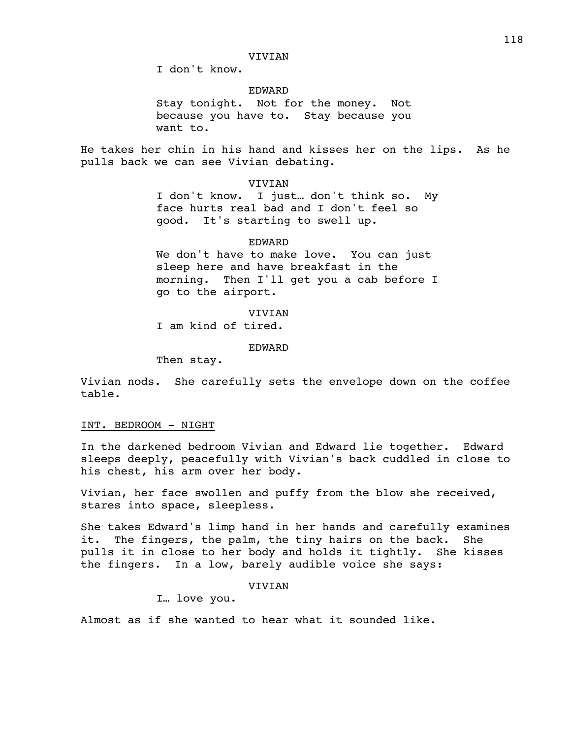VIVIAN

I don't know.

EDWARD

Stay tonight. Not for the money. Not because you have to. Stay because you want to.

He takes her chin in his hand and kisses her on the lips. As he pulls back we can see Vivian debating.

VIVIAN

I don't know. I just… don't think so. My face hurts real bad and I don't feel so good. It's starting to swell up.

EDWARD

We don't have to make love. You can just sleep here and have breakfast in the morning. Then I'll get you a cab before I go to the airport.

VIVIAN

I am kind of tired.

EDWARD

Then stay.

Vivian nods. She carefully sets the envelope down on the coffee table.

<u>INT. BEDROOM - NIGHT</u>

In the darkened bedroom Vivian and Edward lie together. Edward sleeps deeply, peacefully with Vivian's back cuddled in close to his chest, his arm over her body.

Vivian, her face swollen and puffy from the blow she received, stares into space, sleepless.

She takes Edward's limp hand in her hands and carefully examines it. The fingers, the palm, the tiny hairs on the back. She pulls it in close to her body and holds it tightly. She kisses the fingers. In a low, barely audible voice she says:

VIVIAN

I… love you.

Almost as if she wanted to hear what it sounded like.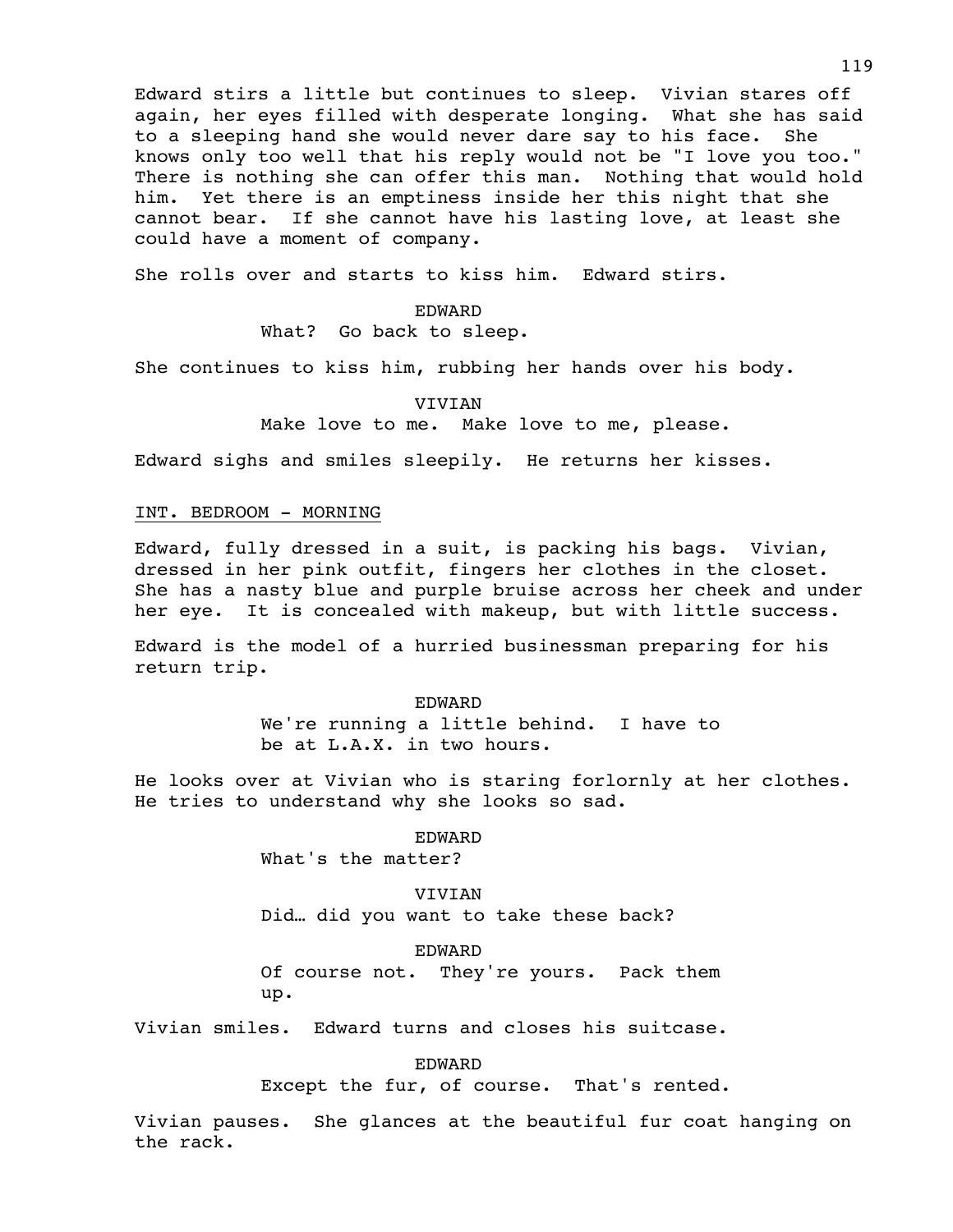Edward stirs a little but continues to sleep. Vivian stares off again, her eyes filled with desperate longing. What she has said to a sleeping hand she would never dare say to his face. She knows only too well that his reply would not be "I love you too." There is nothing she can offer this man. Nothing that would hold him. Yet there is an emptiness inside her this night that she cannot bear. If she cannot have his lasting love, at least she could have a moment of company.

She rolls over and starts to kiss him. Edward stirs.

EDWARD
What? Go back to sleep.

She continues to kiss him, rubbing her hands over his body.

VIVIAN
Make love to me. Make love to me, please.

Edward sighs and smiles sleepily. He returns her kisses.

INT. BEDROOM - MORNING

Edward, fully dressed in a suit, is packing his bags. Vivian, dressed in her pink outfit, fingers her clothes in the closet. She has a nasty blue and purple bruise across her cheek and under her eye. It is concealed with makeup, but with little success.

Edward is the model of a hurried businessman preparing for his return trip.

EDWARD
We're running a little behind. I have to be at L.A.X. in two hours.

He looks over at Vivian who is staring forlornly at her clothes. He tries to understand why she looks so sad.

EDWARD
What's the matter?

VIVIAN
Did… did you want to take these back?

EDWARD
Of course not. They're yours. Pack them up.

Vivian smiles. Edward turns and closes his suitcase.

EDWARD
Except the fur, of course. That's rented.

Vivian pauses. She glances at the beautiful fur coat hanging on the rack.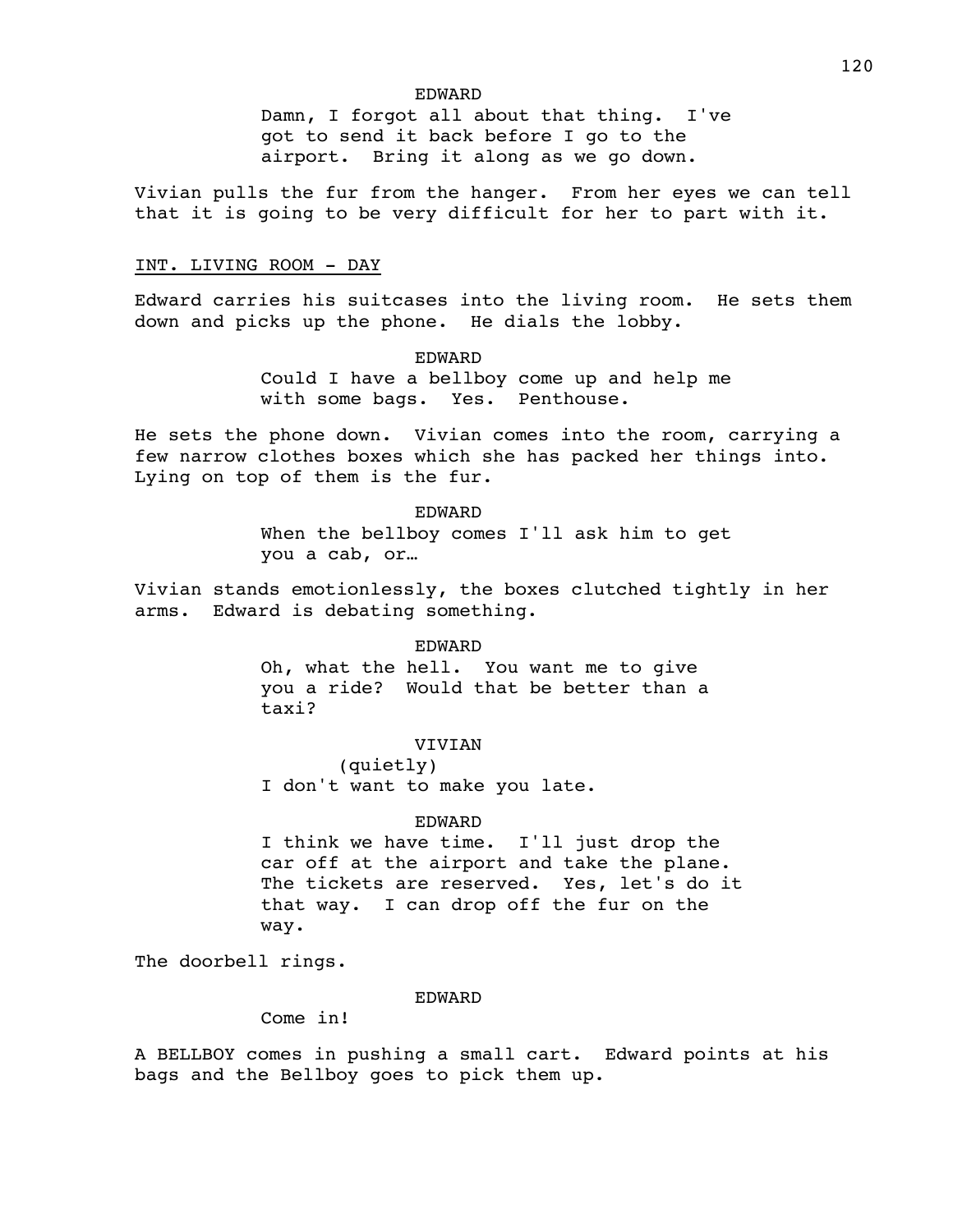EDWARD

Damn, I forgot all about that thing. I've got to send it back before I go to the airport. Bring it along as we go down.

Vivian pulls the fur from the hanger. From her eyes we can tell that it is going to be very difficult for her to part with it.

INT. LIVING ROOM - DAY

Edward carries his suitcases into the living room. He sets them down and picks up the phone. He dials the lobby.

EDWARD

Could I have a bellboy come up and help me with some bags. Yes. Penthouse.

He sets the phone down. Vivian comes into the room, carrying a few narrow clothes boxes which she has packed her things into. Lying on top of them is the fur.

EDWARD

When the bellboy comes I'll ask him to get you a cab, or…

Vivian stands emotionlessly, the boxes clutched tightly in her arms. Edward is debating something.

EDWARD

Oh, what the hell. You want me to give you a ride? Would that be better than a taxi?

VIVIAN

(quietly)

I don't want to make you late.

EDWARD

I think we have time. I'll just drop the car off at the airport and take the plane. The tickets are reserved. Yes, let's do it that way. I can drop off the fur on the way.

The doorbell rings.

EDWARD

Come in!

A BELLBOY comes in pushing a small cart. Edward points at his bags and the Bellboy goes to pick them up.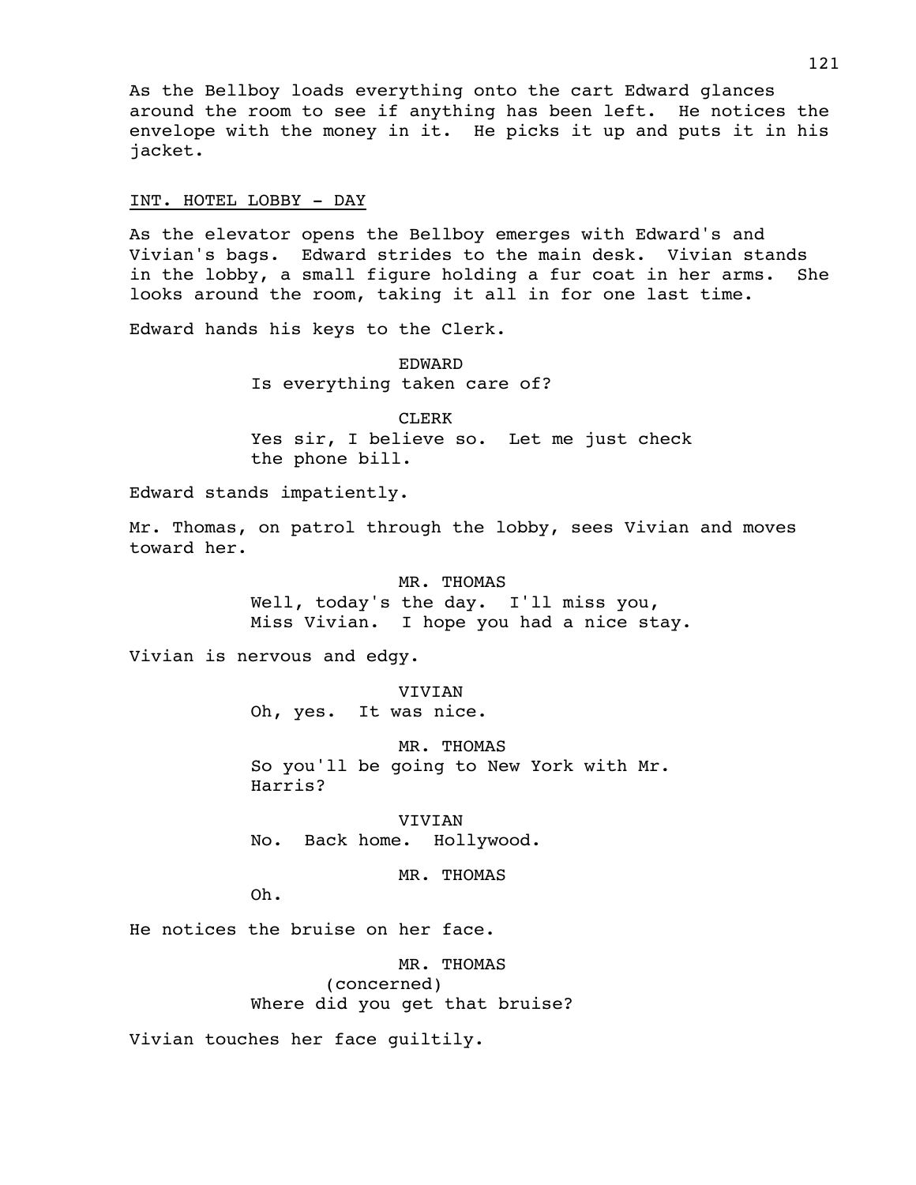As the Bellboy loads everything onto the cart Edward glances around the room to see if anything has been left. He notices the envelope with the money in it. He picks it up and puts it in his jacket.

INT. HOTEL LOBBY - DAY

As the elevator opens the Bellboy emerges with Edward's and Vivian's bags. Edward strides to the main desk. Vivian stands in the lobby, a small figure holding a fur coat in her arms. She looks around the room, taking it all in for one last time.

Edward hands his keys to the Clerk.

EDWARD
Is everything taken care of?

CLERK
Yes sir, I believe so. Let me just check the phone bill.

Edward stands impatiently.

Mr. Thomas, on patrol through the lobby, sees Vivian and moves toward her.

MR. THOMAS
Well, today's the day. I'll miss you, Miss Vivian. I hope you had a nice stay.

Vivian is nervous and edgy.

VIVIAN
Oh, yes. It was nice.

MR. THOMAS
So you'll be going to New York with Mr. Harris?

VIVIAN
No. Back home. Hollywood.

MR. THOMAS
Oh.

He notices the bruise on her face.

MR. THOMAS
(concerned)
Where did you get that bruise?

Vivian touches her face guiltily.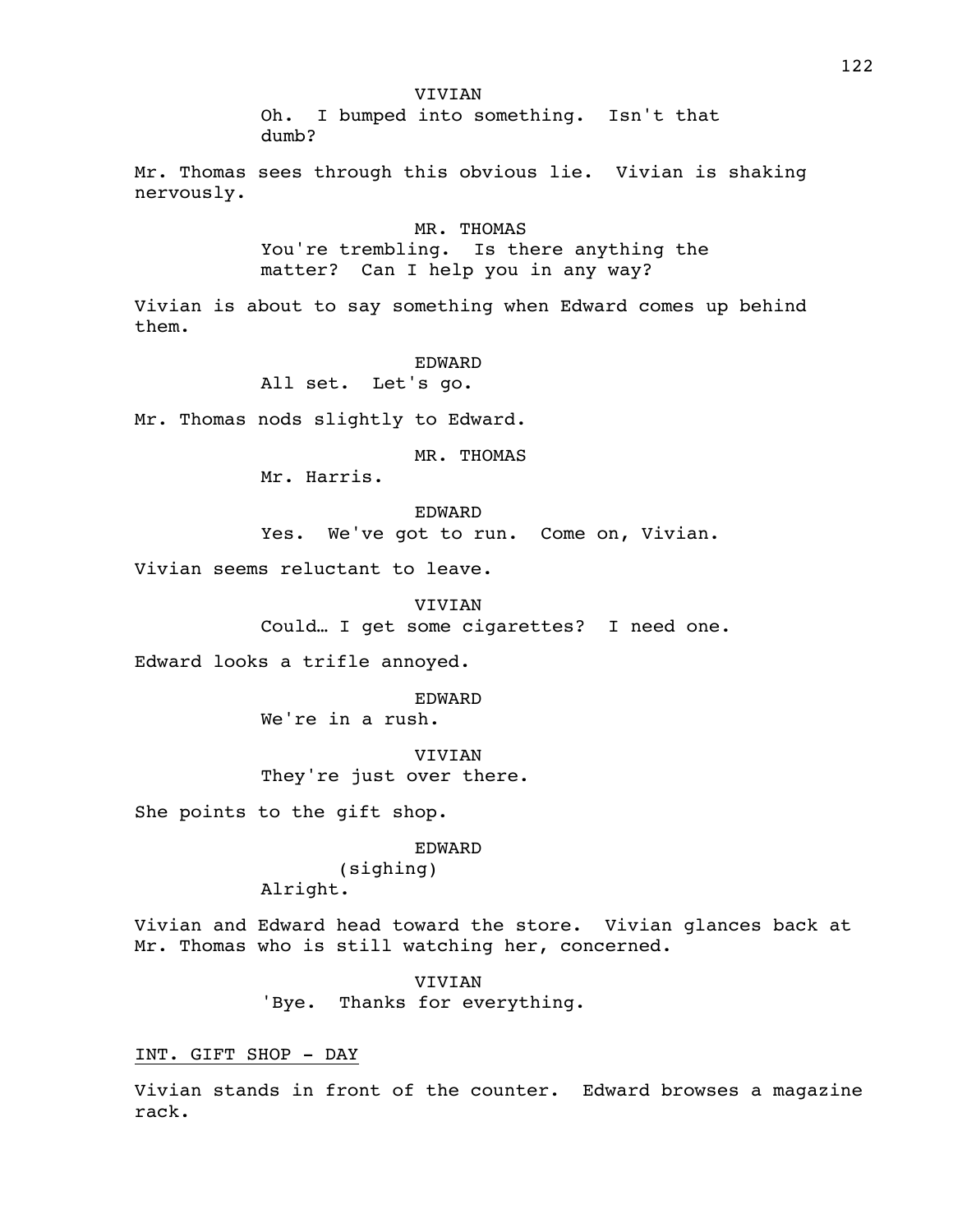VIVIAN

Oh. I bumped into something. Isn't that dumb?

Mr. Thomas sees through this obvious lie. Vivian is shaking nervously.

MR. THOMAS

You're trembling. Is there anything the matter? Can I help you in any way?

Vivian is about to say something when Edward comes up behind them.

EDWARD

All set. Let's go.

Mr. Thomas nods slightly to Edward.

MR. THOMAS

Mr. Harris.

EDWARD

Yes. We've got to run. Come on, Vivian.

Vivian seems reluctant to leave.

VIVIAN

Could… I get some cigarettes? I need one.

Edward looks a trifle annoyed.

EDWARD

We're in a rush.

VIVIAN

They're just over there.

She points to the gift shop.

EDWARD

(sighing)

Alright.

Vivian and Edward head toward the store. Vivian glances back at Mr. Thomas who is still watching her, concerned.

VIVIAN

'Bye. Thanks for everything.

<u>INT. GIFT SHOP - DAY</u>

Vivian stands in front of the counter. Edward browses a magazine rack.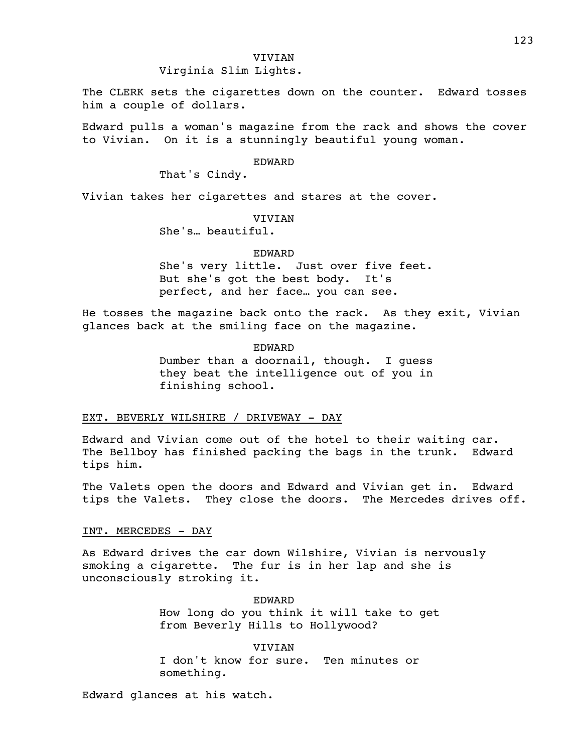VIVIAN

Virginia Slim Lights.

The CLERK sets the cigarettes down on the counter. Edward tosses him a couple of dollars.

Edward pulls a woman's magazine from the rack and shows the cover to Vivian. On it is a stunningly beautiful young woman.

EDWARD

That's Cindy.

Vivian takes her cigarettes and stares at the cover.

VIVIAN

She's… beautiful.

EDWARD

She's very little. Just over five feet. But she's got the best body. It's perfect, and her face… you can see.

He tosses the magazine back onto the rack. As they exit, Vivian glances back at the smiling face on the magazine.

EDWARD

Dumber than a doornail, though. I guess they beat the intelligence out of you in finishing school.

EXT. BEVERLY WILSHIRE / DRIVEWAY - DAY

Edward and Vivian come out of the hotel to their waiting car. The Bellboy has finished packing the bags in the trunk. Edward tips him.

The Valets open the doors and Edward and Vivian get in. Edward tips the Valets. They close the doors. The Mercedes drives off.

INT. MERCEDES - DAY

As Edward drives the car down Wilshire, Vivian is nervously smoking a cigarette. The fur is in her lap and she is unconsciously stroking it.

EDWARD

How long do you think it will take to get from Beverly Hills to Hollywood?

VIVIAN

I don't know for sure. Ten minutes or something.

Edward glances at his watch.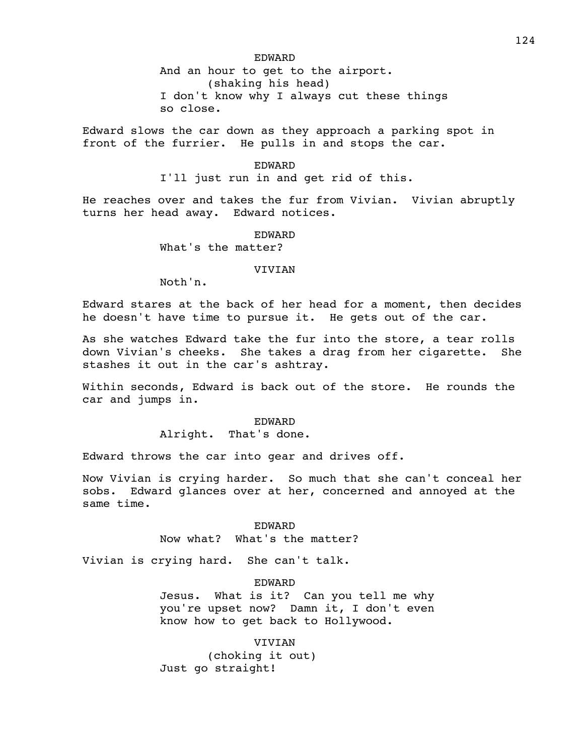EDWARD

And an hour to get to the airport.

(shaking his head)

I don't know why I always cut these things so close.

Edward slows the car down as they approach a parking spot in front of the furrier. He pulls in and stops the car.

EDWARD

I'll just run in and get rid of this.

He reaches over and takes the fur from Vivian. Vivian abruptly turns her head away. Edward notices.

EDWARD

What's the matter?

VIVIAN

Noth'n.

Edward stares at the back of her head for a moment, then decides he doesn't have time to pursue it. He gets out of the car.

As she watches Edward take the fur into the store, a tear rolls down Vivian's cheeks. She takes a drag from her cigarette. She stashes it out in the car's ashtray.

Within seconds, Edward is back out of the store. He rounds the car and jumps in.

EDWARD

Alright. That's done.

Edward throws the car into gear and drives off.

Now Vivian is crying harder. So much that she can't conceal her sobs. Edward glances over at her, concerned and annoyed at the same time.

EDWARD

Now what? What's the matter?

Vivian is crying hard. She can't talk.

EDWARD

Jesus. What is it? Can you tell me why you're upset now? Damn it, I don't even know how to get back to Hollywood.

VIVIAN

(choking it out)

Just go straight!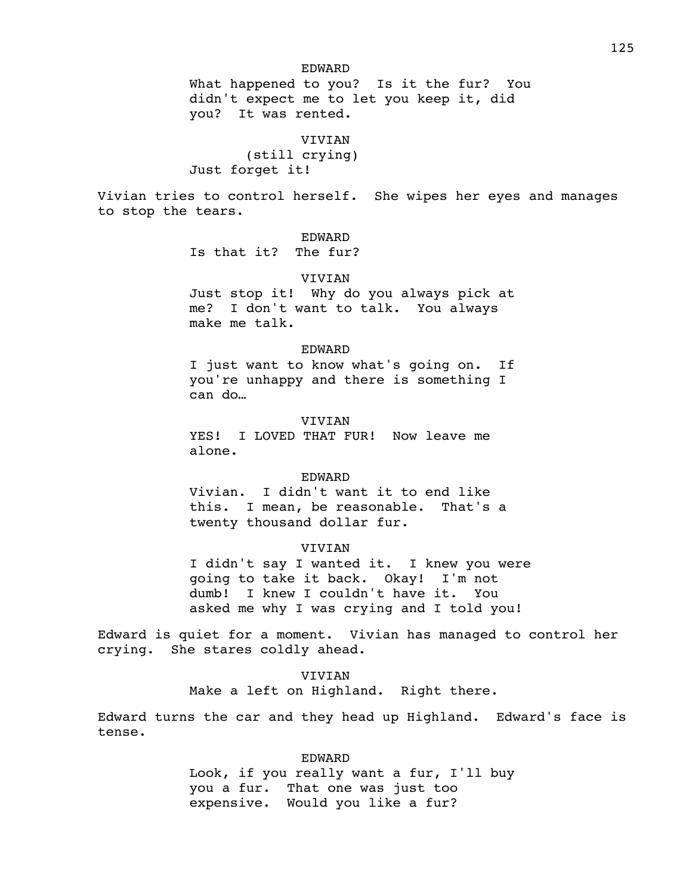EDWARD

What happened to you? Is it the fur? You didn't expect me to let you keep it, did you? It was rented.

VIVIAN

(still crying)

Just forget it!

Vivian tries to control herself. She wipes her eyes and manages to stop the tears.

EDWARD

Is that it? The fur?

VIVIAN

Just stop it! Why do you always pick at me? I don't want to talk. You always make me talk.

EDWARD

I just want to know what's going on. If you're unhappy and there is something I can do…

VIVIAN

YES! I LOVED THAT FUR! Now leave me alone.

EDWARD

Vivian. I didn't want it to end like this. I mean, be reasonable. That's a twenty thousand dollar fur.

VIVIAN

I didn't say I wanted it. I knew you were going to take it back. Okay! I'm not dumb! I knew I couldn't have it. You asked me why I was crying and I told you!

Edward is quiet for a moment. Vivian has managed to control her crying. She stares coldly ahead.

VIVIAN

Make a left on Highland. Right there.

Edward turns the car and they head up Highland. Edward's face is tense.

EDWARD

Look, if you really want a fur, I'll buy you a fur. That one was just too expensive. Would you like a fur?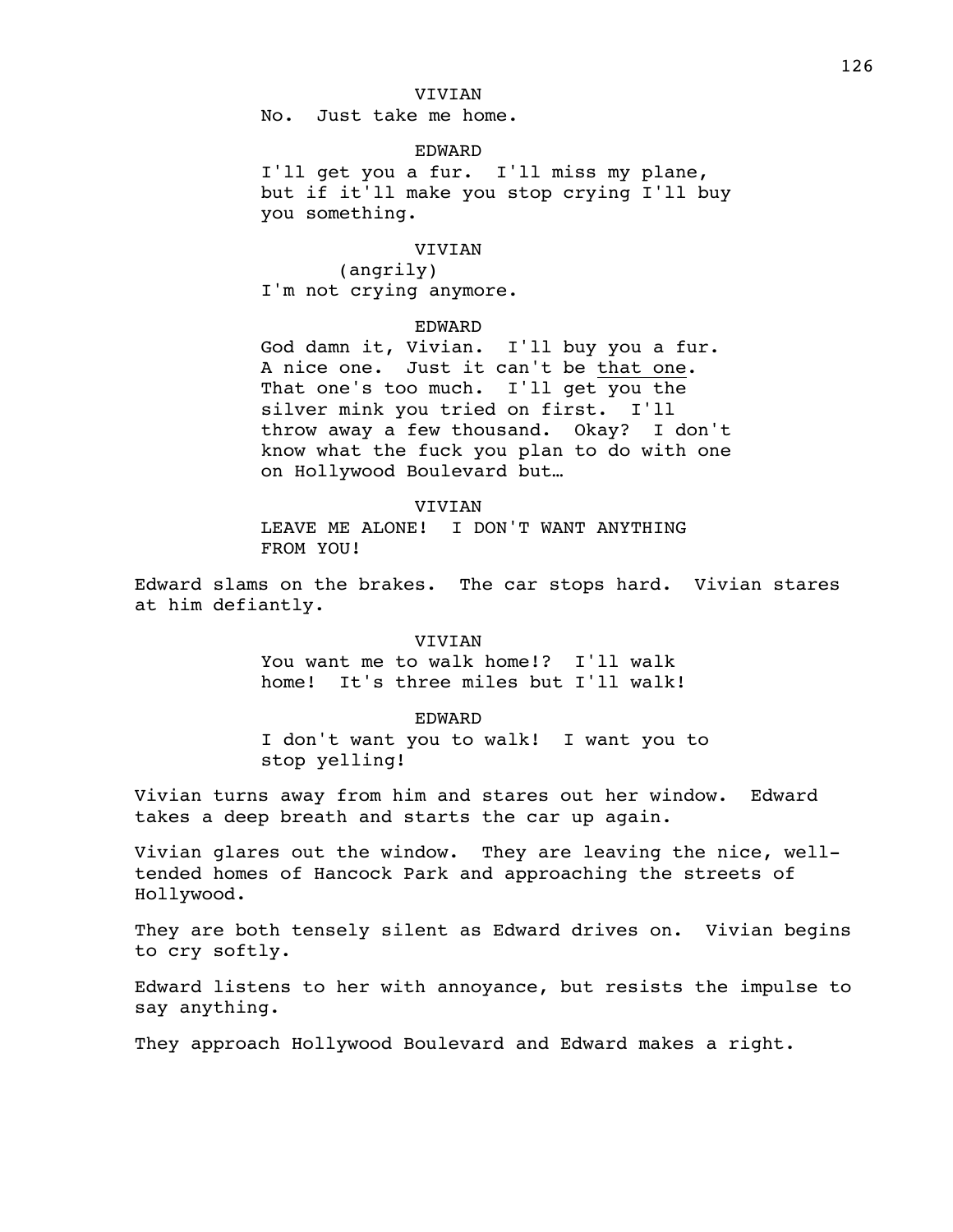VIVIAN

No. Just take me home.

EDWARD

I'll get you a fur. I'll miss my plane, but if it'll make you stop crying I'll buy you something.

VIVIAN

(angrily)

I'm not crying anymore.

EDWARD

God damn it, Vivian. I'll buy you a fur. A nice one. Just it can't be <u>that one</u>. That one's too much. I'll get you the silver mink you tried on first. I'll throw away a few thousand. Okay? I don't know what the fuck you plan to do with one on Hollywood Boulevard but…

VIVIAN

LEAVE ME ALONE! I DON'T WANT ANYTHING FROM YOU!

Edward slams on the brakes. The car stops hard. Vivian stares at him defiantly.

VIVIAN

You want me to walk home!? I'll walk home! It's three miles but I'll walk!

EDWARD

I don't want you to walk! I want you to stop yelling!

Vivian turns away from him and stares out her window. Edward takes a deep breath and starts the car up again.

Vivian glares out the window. They are leaving the nice, well-tended homes of Hancock Park and approaching the streets of Hollywood.

They are both tensely silent as Edward drives on. Vivian begins to cry softly.

Edward listens to her with annoyance, but resists the impulse to say anything.

They approach Hollywood Boulevard and Edward makes a right.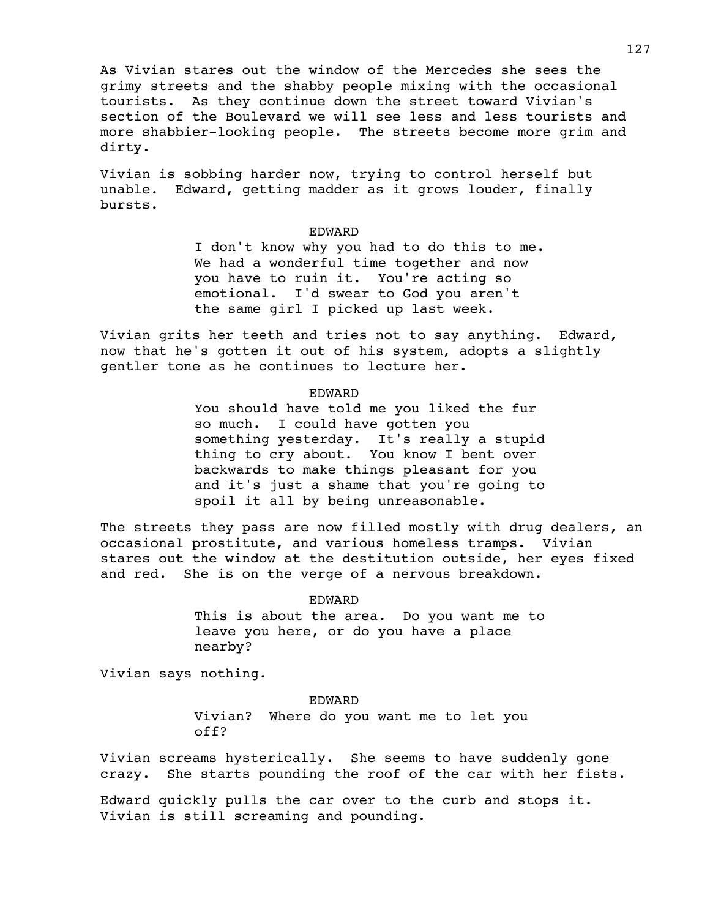As Vivian stares out the window of the Mercedes she sees the grimy streets and the shabby people mixing with the occasional tourists. As they continue down the street toward Vivian's section of the Boulevard we will see less and less tourists and more shabbier-looking people. The streets become more grim and dirty.

Vivian is sobbing harder now, trying to control herself but unable. Edward, getting madder as it grows louder, finally bursts.

EDWARD

I don't know why you had to do this to me. We had a wonderful time together and now you have to ruin it. You're acting so emotional. I'd swear to God you aren't the same girl I picked up last week.

Vivian grits her teeth and tries not to say anything. Edward, now that he's gotten it out of his system, adopts a slightly gentler tone as he continues to lecture her.

EDWARD

You should have told me you liked the fur so much. I could have gotten you something yesterday. It's really a stupid thing to cry about. You know I bent over backwards to make things pleasant for you and it's just a shame that you're going to spoil it all by being unreasonable.

The streets they pass are now filled mostly with drug dealers, an occasional prostitute, and various homeless tramps. Vivian stares out the window at the destitution outside, her eyes fixed and red. She is on the verge of a nervous breakdown.

EDWARD

This is about the area. Do you want me to leave you here, or do you have a place nearby?

Vivian says nothing.

EDWARD

Vivian? Where do you want me to let you off?

Vivian screams hysterically. She seems to have suddenly gone crazy. She starts pounding the roof of the car with her fists.

Edward quickly pulls the car over to the curb and stops it. Vivian is still screaming and pounding.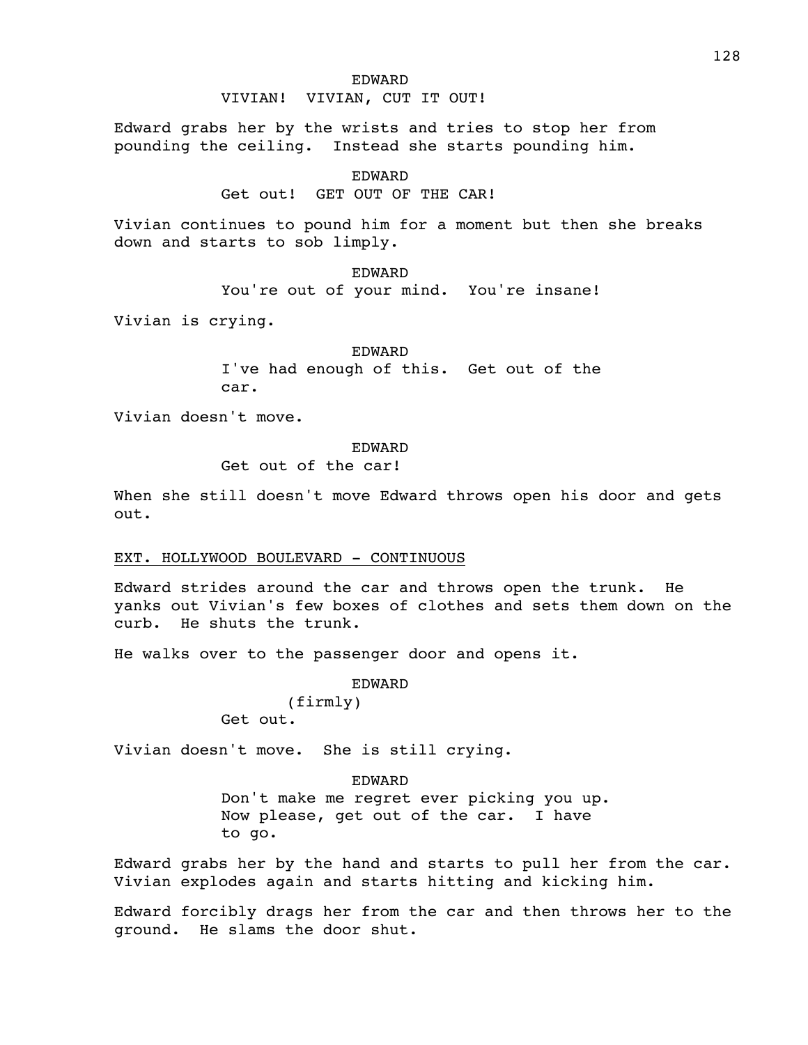EDWARD

VIVIAN! VIVIAN, CUT IT OUT!

Edward grabs her by the wrists and tries to stop her from pounding the ceiling. Instead she starts pounding him.

EDWARD

Get out! GET OUT OF THE CAR!

Vivian continues to pound him for a moment but then she breaks down and starts to sob limply.

EDWARD

You're out of your mind. You're insane!

Vivian is crying.

EDWARD

I've had enough of this. Get out of the car.

Vivian doesn't move.

EDWARD

Get out of the car!

When she still doesn't move Edward throws open his door and gets out.

EXT. HOLLYWOOD BOULEVARD - CONTINUOUS

Edward strides around the car and throws open the trunk. He yanks out Vivian's few boxes of clothes and sets them down on the curb. He shuts the trunk.

He walks over to the passenger door and opens it.

EDWARD

(firmly)

Get out.

Vivian doesn't move. She is still crying.

EDWARD

Don't make me regret ever picking you up. Now please, get out of the car. I have to go.

Edward grabs her by the hand and starts to pull her from the car. Vivian explodes again and starts hitting and kicking him.

Edward forcibly drags her from the car and then throws her to the ground. He slams the door shut.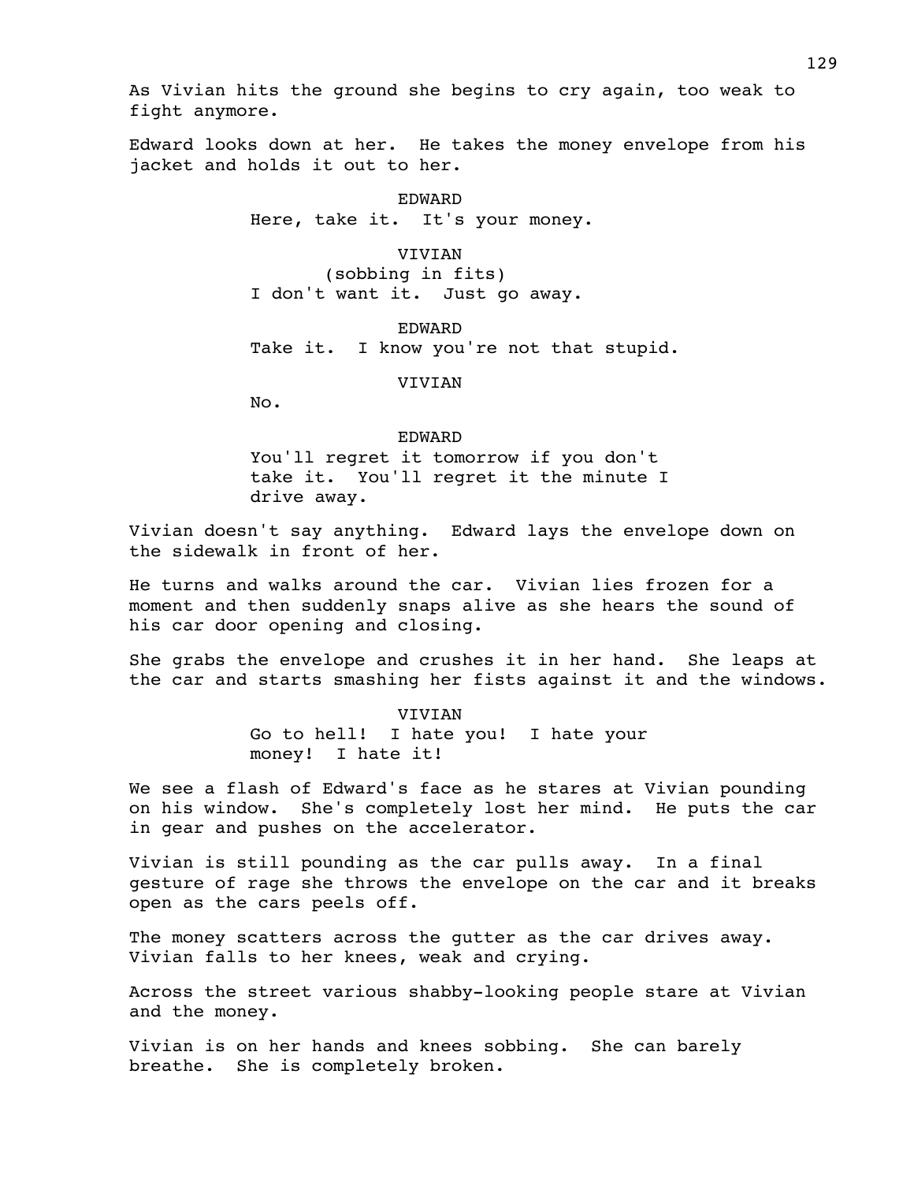As Vivian hits the ground she begins to cry again, too weak to fight anymore.

Edward looks down at her. He takes the money envelope from his jacket and holds it out to her.

EDWARD
Here, take it. It's your money.

VIVIAN
(sobbing in fits)
I don't want it. Just go away.

EDWARD
Take it. I know you're not that stupid.

VIVIAN
No.

EDWARD
You'll regret it tomorrow if you don't take it. You'll regret it the minute I drive away.

Vivian doesn't say anything. Edward lays the envelope down on the sidewalk in front of her.

He turns and walks around the car. Vivian lies frozen for a moment and then suddenly snaps alive as she hears the sound of his car door opening and closing.

She grabs the envelope and crushes it in her hand. She leaps at the car and starts smashing her fists against it and the windows.

VIVIAN
Go to hell! I hate you! I hate your money! I hate it!

We see a flash of Edward's face as he stares at Vivian pounding on his window. She's completely lost her mind. He puts the car in gear and pushes on the accelerator.

Vivian is still pounding as the car pulls away. In a final gesture of rage she throws the envelope on the car and it breaks open as the cars peels off.

The money scatters across the gutter as the car drives away. Vivian falls to her knees, weak and crying.

Across the street various shabby-looking people stare at Vivian and the money.

Vivian is on her hands and knees sobbing. She can barely breathe. She is completely broken.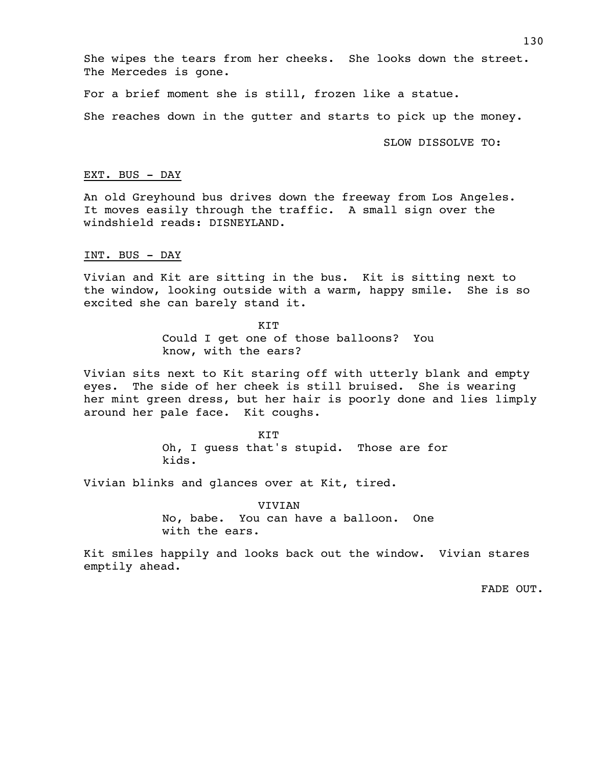She wipes the tears from her cheeks. She looks down the street. The Mercedes is gone.

For a brief moment she is still, frozen like a statue.

She reaches down in the gutter and starts to pick up the money.

SLOW DISSOLVE TO:

EXT. BUS - DAY

An old Greyhound bus drives down the freeway from Los Angeles. It moves easily through the traffic. A small sign over the windshield reads: DISNEYLAND.

INT. BUS - DAY

Vivian and Kit are sitting in the bus. Kit is sitting next to the window, looking outside with a warm, happy smile. She is so excited she can barely stand it.

KIT
Could I get one of those balloons? You know, with the ears?

Vivian sits next to Kit staring off with utterly blank and empty eyes. The side of her cheek is still bruised. She is wearing her mint green dress, but her hair is poorly done and lies limply around her pale face. Kit coughs.

KIT
Oh, I guess that's stupid. Those are for kids.

Vivian blinks and glances over at Kit, tired.

VIVIAN
No, babe. You can have a balloon. One with the ears.

Kit smiles happily and looks back out the window. Vivian stares emptily ahead.

FADE OUT.